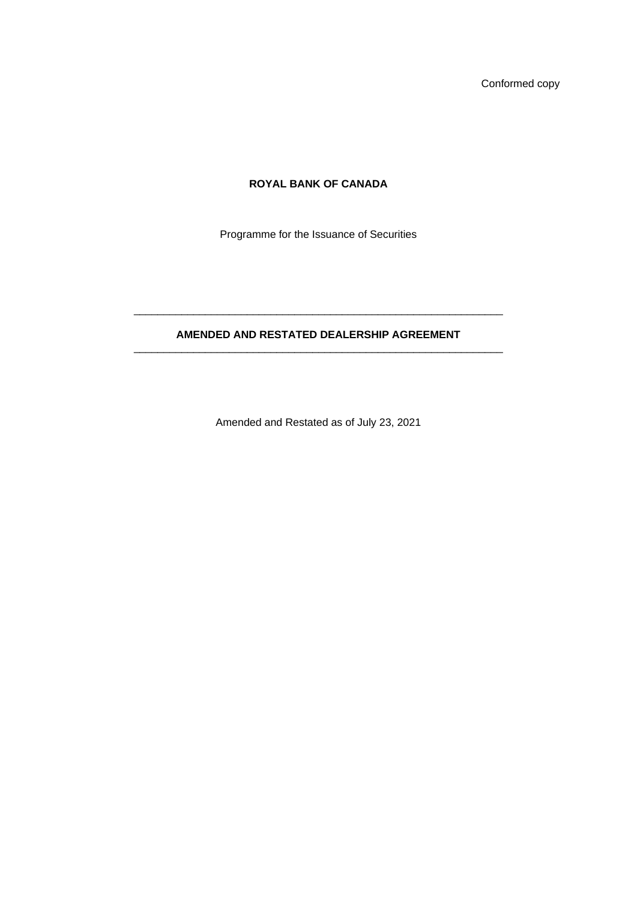Conformed copy

**ROYAL BANK OF CANADA**

Programme for the Issuance of Securities

---

**AMENDED AND RESTATED DEALERSHIP AGREEMENT**

---

Amended and Restated as of July 23, 2021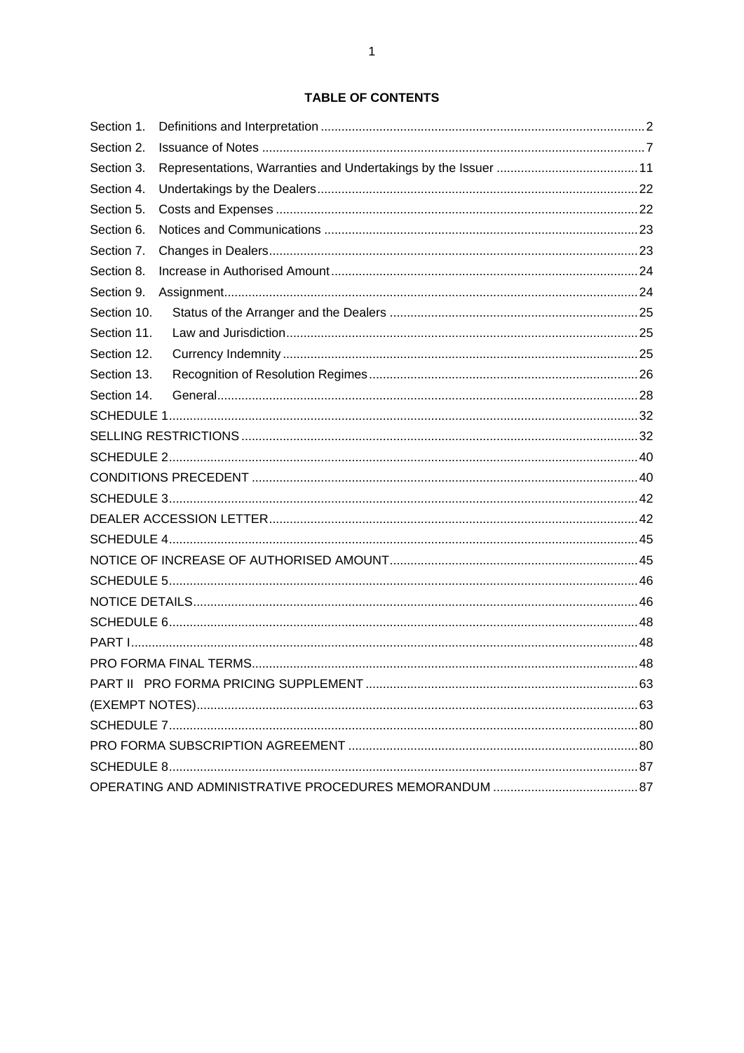# TABLE OF CONTENTS

| | | |
|---|---|---|
| Section 1. | Definitions and Interpretation | 2 |
| Section 2. | Issuance of Notes | 7 |
| Section 3. | Representations, Warranties and Undertakings by the Issuer | 11 |
| Section 4. | Undertakings by the Dealers | 22 |
| Section 5. | Costs and Expenses | 22 |
| Section 6. | Notices and Communications | 23 |
| Section 7. | Changes in Dealers | 23 |
| Section 8. | Increase in Authorised Amount | 24 |
| Section 9. | Assignment | 24 |
| Section 10. | Status of the Arranger and the Dealers | 25 |
| Section 11. | Law and Jurisdiction | 25 |
| Section 12. | Currency Indemnity | 25 |
| Section 13. | Recognition of Resolution Regimes | 26 |
| Section 14. | General | 28 |
| SCHEDULE 1 | | 32 |
| SELLING RESTRICTIONS | | 32 |
| SCHEDULE 2 | | 40 |
| CONDITIONS PRECEDENT | | 40 |
| SCHEDULE 3 | | 42 |
| DEALER ACCESSION LETTER | | 42 |
| SCHEDULE 4 | | 45 |
| NOTICE OF INCREASE OF AUTHORISED AMOUNT | | 45 |
| SCHEDULE 5 | | 46 |
| NOTICE DETAILS | | 46 |
| SCHEDULE 6 | | 48 |
| PART I | | 48 |
| PRO FORMA FINAL TERMS | | 48 |
| PART II PRO FORMA PRICING SUPPLEMENT | | 63 |
| (EXEMPT NOTES) | | 63 |
| SCHEDULE 7 | | 80 |
| PRO FORMA SUBSCRIPTION AGREEMENT | | 80 |
| SCHEDULE 8 | | 87 |
| OPERATING AND ADMINISTRATIVE PROCEDURES MEMORANDUM | | 87 |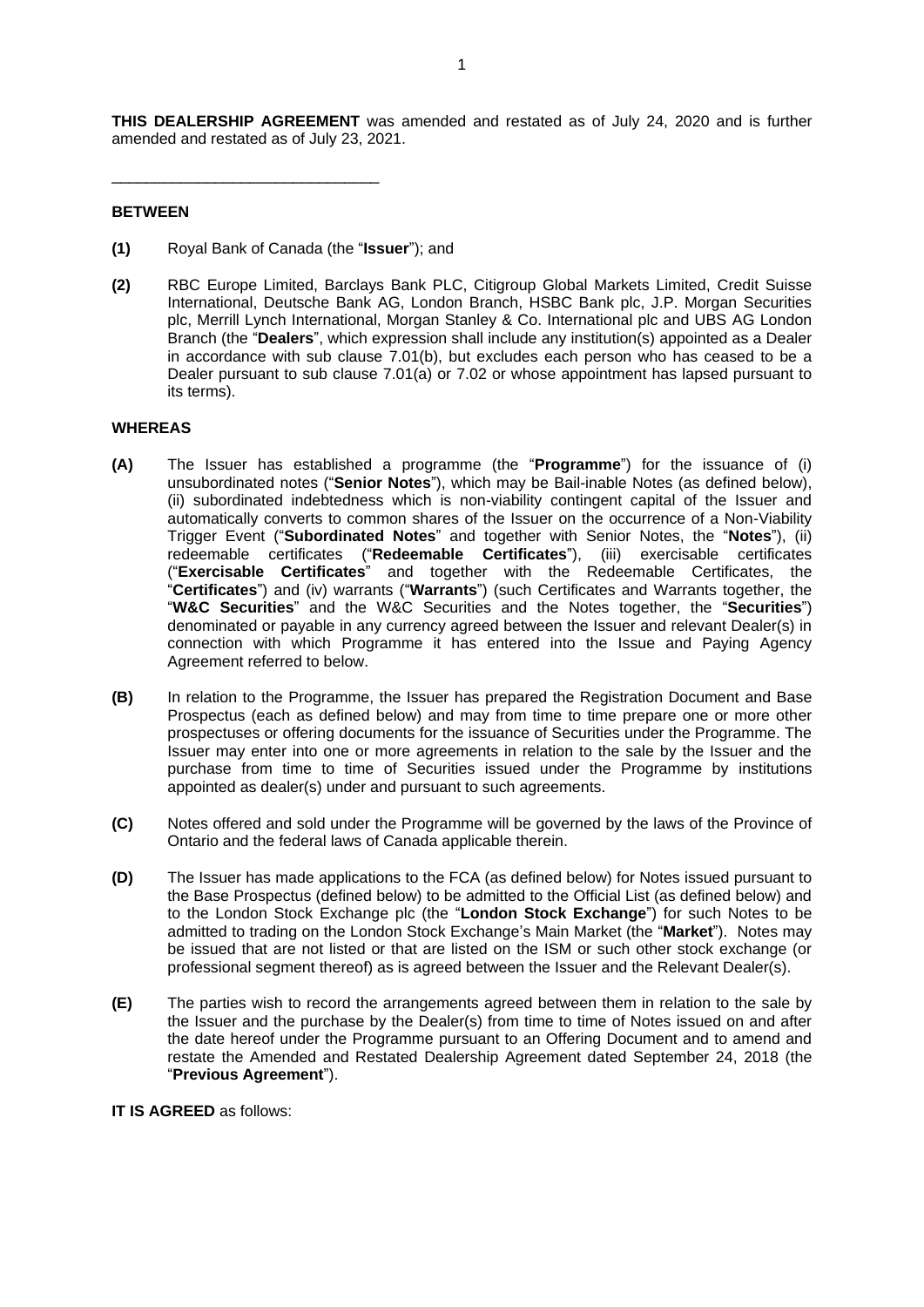**THIS DEALERSHIP AGREEMENT** was amended and restated as of July 24, 2020 and is further amended and restated as of July 23, 2021.

______________________________

**BETWEEN**

**(1)** Royal Bank of Canada (the "**Issuer**"); and

**(2)** RBC Europe Limited, Barclays Bank PLC, Citigroup Global Markets Limited, Credit Suisse International, Deutsche Bank AG, London Branch, HSBC Bank plc, J.P. Morgan Securities plc, Merrill Lynch International, Morgan Stanley & Co. International plc and UBS AG London Branch (the "**Dealers**", which expression shall include any institution(s) appointed as a Dealer in accordance with sub clause 7.01(b), but excludes each person who has ceased to be a Dealer pursuant to sub clause 7.01(a) or 7.02 or whose appointment has lapsed pursuant to its terms).

**WHEREAS**

**(A)** The Issuer has established a programme (the "**Programme**") for the issuance of (i) unsubordinated notes ("**Senior Notes**"), which may be Bail-inable Notes (as defined below), (ii) subordinated indebtedness which is non-viability contingent capital of the Issuer and automatically converts to common shares of the Issuer on the occurrence of a Non-Viability Trigger Event ("**Subordinated Notes**" and together with Senior Notes, the "**Notes**"), (ii) redeemable certificates ("**Redeemable Certificates**"), (iii) exercisable certificates ("**Exercisable Certificates**" and together with the Redeemable Certificates, the "**Certificates**") and (iv) warrants ("**Warrants**") (such Certificates and Warrants together, the "**W&C Securities**" and the W&C Securities and the Notes together, the "**Securities**") denominated or payable in any currency agreed between the Issuer and relevant Dealer(s) in connection with which Programme it has entered into the Issue and Paying Agency Agreement referred to below.

**(B)** In relation to the Programme, the Issuer has prepared the Registration Document and Base Prospectus (each as defined below) and may from time to time prepare one or more other prospectuses or offering documents for the issuance of Securities under the Programme. The Issuer may enter into one or more agreements in relation to the sale by the Issuer and the purchase from time to time of Securities issued under the Programme by institutions appointed as dealer(s) under and pursuant to such agreements.

**(C)** Notes offered and sold under the Programme will be governed by the laws of the Province of Ontario and the federal laws of Canada applicable therein.

**(D)** The Issuer has made applications to the FCA (as defined below) for Notes issued pursuant to the Base Prospectus (defined below) to be admitted to the Official List (as defined below) and to the London Stock Exchange plc (the "**London Stock Exchange**") for such Notes to be admitted to trading on the London Stock Exchange's Main Market (the "**Market**"). Notes may be issued that are not listed or that are listed on the ISM or such other stock exchange (or professional segment thereof) as is agreed between the Issuer and the Relevant Dealer(s).

**(E)** The parties wish to record the arrangements agreed between them in relation to the sale by the Issuer and the purchase by the Dealer(s) from time to time of Notes issued on and after the date hereof under the Programme pursuant to an Offering Document and to amend and restate the Amended and Restated Dealership Agreement dated September 24, 2018 (the "**Previous Agreement**").

**IT IS AGREED** as follows: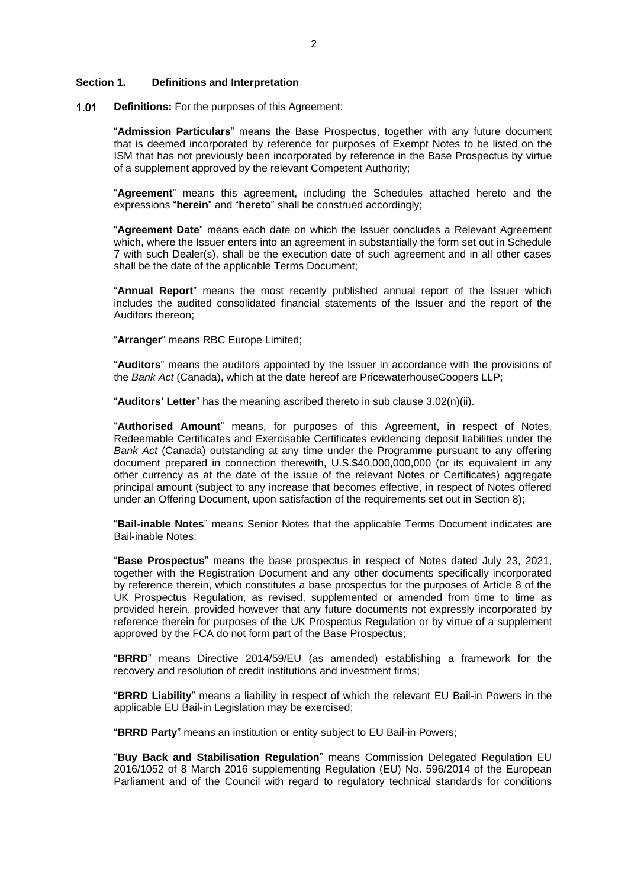**Section 1. Definitions and Interpretation**

**1.01 Definitions:** For the purposes of this Agreement:

"**Admission Particulars**" means the Base Prospectus, together with any future document that is deemed incorporated by reference for purposes of Exempt Notes to be listed on the ISM that has not previously been incorporated by reference in the Base Prospectus by virtue of a supplement approved by the relevant Competent Authority;

"**Agreement**" means this agreement, including the Schedules attached hereto and the expressions "**herein**" and "**hereto**" shall be construed accordingly;

"**Agreement Date**" means each date on which the Issuer concludes a Relevant Agreement which, where the Issuer enters into an agreement in substantially the form set out in Schedule 7 with such Dealer(s), shall be the execution date of such agreement and in all other cases shall be the date of the applicable Terms Document;

"**Annual Report**" means the most recently published annual report of the Issuer which includes the audited consolidated financial statements of the Issuer and the report of the Auditors thereon;

"**Arranger**" means RBC Europe Limited;

"**Auditors**" means the auditors appointed by the Issuer in accordance with the provisions of the *Bank Act* (Canada), which at the date hereof are PricewaterhouseCoopers LLP;

"**Auditors' Letter**" has the meaning ascribed thereto in sub clause 3.02(n)(ii).

"**Authorised Amount**" means, for purposes of this Agreement, in respect of Notes, Redeemable Certificates and Exercisable Certificates evidencing deposit liabilities under the *Bank Act* (Canada) outstanding at any time under the Programme pursuant to any offering document prepared in connection therewith, U.S.$40,000,000,000 (or its equivalent in any other currency as at the date of the issue of the relevant Notes or Certificates) aggregate principal amount (subject to any increase that becomes effective, in respect of Notes offered under an Offering Document, upon satisfaction of the requirements set out in Section 8);

"**Bail-inable Notes**" means Senior Notes that the applicable Terms Document indicates are Bail-inable Notes;

"**Base Prospectus**" means the base prospectus in respect of Notes dated July 23, 2021, together with the Registration Document and any other documents specifically incorporated by reference therein, which constitutes a base prospectus for the purposes of Article 8 of the UK Prospectus Regulation, as revised, supplemented or amended from time to time as provided herein, provided however that any future documents not expressly incorporated by reference therein for purposes of the UK Prospectus Regulation or by virtue of a supplement approved by the FCA do not form part of the Base Prospectus;

"**BRRD**" means Directive 2014/59/EU (as amended) establishing a framework for the recovery and resolution of credit institutions and investment firms;

"**BRRD Liability**" means a liability in respect of which the relevant EU Bail-in Powers in the applicable EU Bail-in Legislation may be exercised;

"**BRRD Party**" means an institution or entity subject to EU Bail-in Powers;

"**Buy Back and Stabilisation Regulation**" means Commission Delegated Regulation EU 2016/1052 of 8 March 2016 supplementing Regulation (EU) No. 596/2014 of the European Parliament and of the Council with regard to regulatory technical standards for conditions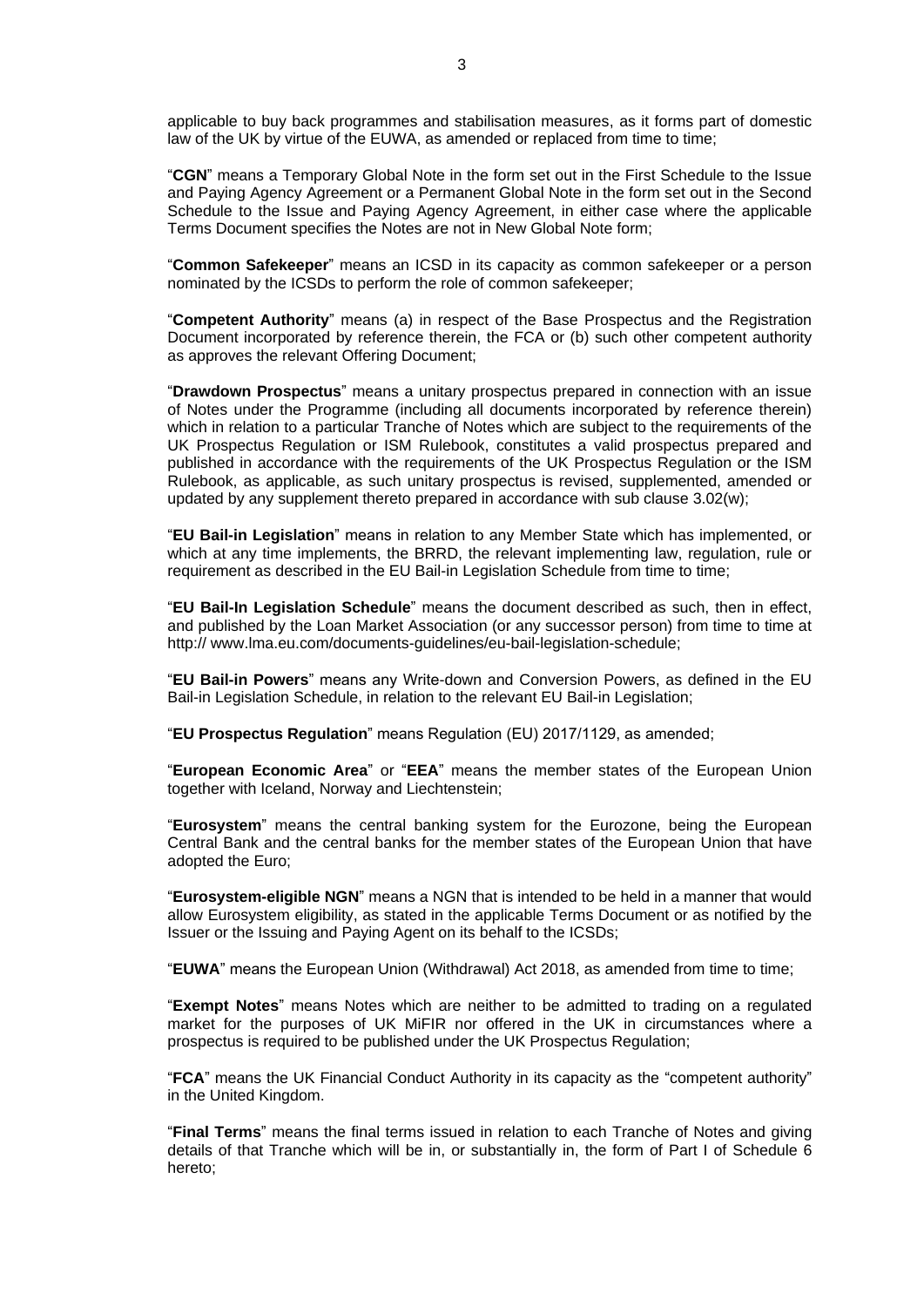applicable to buy back programmes and stabilisation measures, as it forms part of domestic law of the UK by virtue of the EUWA, as amended or replaced from time to time;

"**CGN**" means a Temporary Global Note in the form set out in the First Schedule to the Issue and Paying Agency Agreement or a Permanent Global Note in the form set out in the Second Schedule to the Issue and Paying Agency Agreement, in either case where the applicable Terms Document specifies the Notes are not in New Global Note form;

"**Common Safekeeper**" means an ICSD in its capacity as common safekeeper or a person nominated by the ICSDs to perform the role of common safekeeper;

"**Competent Authority**" means (a) in respect of the Base Prospectus and the Registration Document incorporated by reference therein, the FCA or (b) such other competent authority as approves the relevant Offering Document;

"**Drawdown Prospectus**" means a unitary prospectus prepared in connection with an issue of Notes under the Programme (including all documents incorporated by reference therein) which in relation to a particular Tranche of Notes which are subject to the requirements of the UK Prospectus Regulation or ISM Rulebook, constitutes a valid prospectus prepared and published in accordance with the requirements of the UK Prospectus Regulation or the ISM Rulebook, as applicable, as such unitary prospectus is revised, supplemented, amended or updated by any supplement thereto prepared in accordance with sub clause 3.02(w);

"**EU Bail-in Legislation**" means in relation to any Member State which has implemented, or which at any time implements, the BRRD, the relevant implementing law, regulation, rule or requirement as described in the EU Bail-in Legislation Schedule from time to time;

"**EU Bail-In Legislation Schedule**" means the document described as such, then in effect, and published by the Loan Market Association (or any successor person) from time to time at http:// www.lma.eu.com/documents-guidelines/eu-bail-legislation-schedule;

"**EU Bail-in Powers**" means any Write-down and Conversion Powers, as defined in the EU Bail-in Legislation Schedule, in relation to the relevant EU Bail-in Legislation;

"**EU Prospectus Regulation**" means Regulation (EU) 2017/1129, as amended;

"**European Economic Area**" or "**EEA**" means the member states of the European Union together with Iceland, Norway and Liechtenstein;

"**Eurosystem**" means the central banking system for the Eurozone, being the European Central Bank and the central banks for the member states of the European Union that have adopted the Euro;

"**Eurosystem-eligible NGN**" means a NGN that is intended to be held in a manner that would allow Eurosystem eligibility, as stated in the applicable Terms Document or as notified by the Issuer or the Issuing and Paying Agent on its behalf to the ICSDs;

"**EUWA**" means the European Union (Withdrawal) Act 2018, as amended from time to time;

"**Exempt Notes**" means Notes which are neither to be admitted to trading on a regulated market for the purposes of UK MiFIR nor offered in the UK in circumstances where a prospectus is required to be published under the UK Prospectus Regulation;

"**FCA**" means the UK Financial Conduct Authority in its capacity as the "competent authority" in the United Kingdom.

"**Final Terms**" means the final terms issued in relation to each Tranche of Notes and giving details of that Tranche which will be in, or substantially in, the form of Part I of Schedule 6 hereto;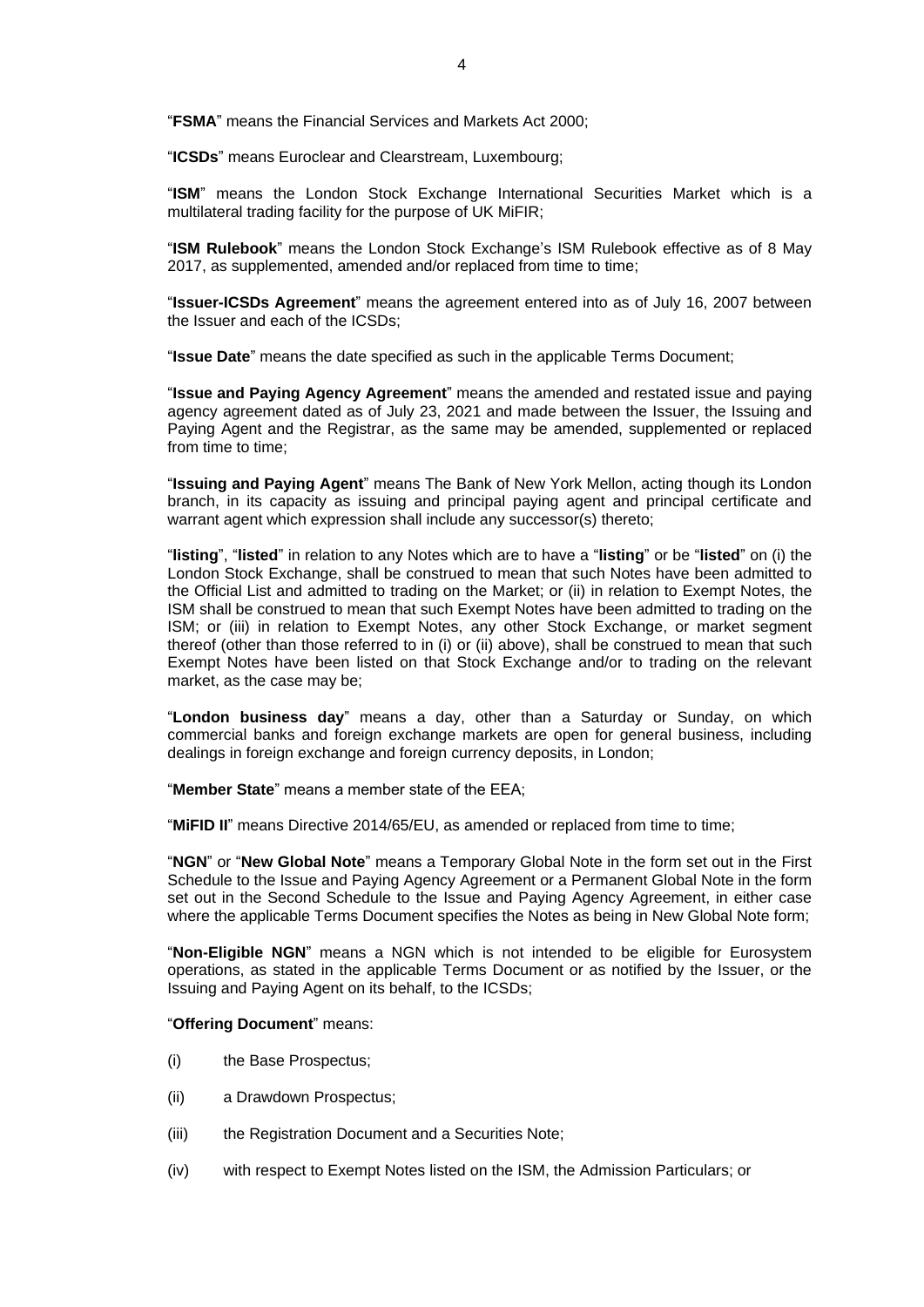"**FSMA**" means the Financial Services and Markets Act 2000;

"**ICSDs**" means Euroclear and Clearstream, Luxembourg;

"**ISM**" means the London Stock Exchange International Securities Market which is a multilateral trading facility for the purpose of UK MiFIR;

"**ISM Rulebook**" means the London Stock Exchange's ISM Rulebook effective as of 8 May 2017, as supplemented, amended and/or replaced from time to time;

"**Issuer-ICSDs Agreement**" means the agreement entered into as of July 16, 2007 between the Issuer and each of the ICSDs;

"**Issue Date**" means the date specified as such in the applicable Terms Document;

"**Issue and Paying Agency Agreement**" means the amended and restated issue and paying agency agreement dated as of July 23, 2021 and made between the Issuer, the Issuing and Paying Agent and the Registrar, as the same may be amended, supplemented or replaced from time to time;

"**Issuing and Paying Agent**" means The Bank of New York Mellon, acting though its London branch, in its capacity as issuing and principal paying agent and principal certificate and warrant agent which expression shall include any successor(s) thereto;

"**listing**", "**listed**" in relation to any Notes which are to have a "**listing**" or be "**listed**" on (i) the London Stock Exchange, shall be construed to mean that such Notes have been admitted to the Official List and admitted to trading on the Market; or (ii) in relation to Exempt Notes, the ISM shall be construed to mean that such Exempt Notes have been admitted to trading on the ISM; or (iii) in relation to Exempt Notes, any other Stock Exchange, or market segment thereof (other than those referred to in (i) or (ii) above), shall be construed to mean that such Exempt Notes have been listed on that Stock Exchange and/or to trading on the relevant market, as the case may be;

"**London business day**" means a day, other than a Saturday or Sunday, on which commercial banks and foreign exchange markets are open for general business, including dealings in foreign exchange and foreign currency deposits, in London;

"**Member State**" means a member state of the EEA;

"**MiFID II**" means Directive 2014/65/EU, as amended or replaced from time to time;

"**NGN**" or "**New Global Note**" means a Temporary Global Note in the form set out in the First Schedule to the Issue and Paying Agency Agreement or a Permanent Global Note in the form set out in the Second Schedule to the Issue and Paying Agency Agreement, in either case where the applicable Terms Document specifies the Notes as being in New Global Note form;

"**Non-Eligible NGN**" means a NGN which is not intended to be eligible for Eurosystem operations, as stated in the applicable Terms Document or as notified by the Issuer, or the Issuing and Paying Agent on its behalf, to the ICSDs;

"**Offering Document**" means:

(i) the Base Prospectus;

(ii) a Drawdown Prospectus;

(iii) the Registration Document and a Securities Note;

(iv) with respect to Exempt Notes listed on the ISM, the Admission Particulars; or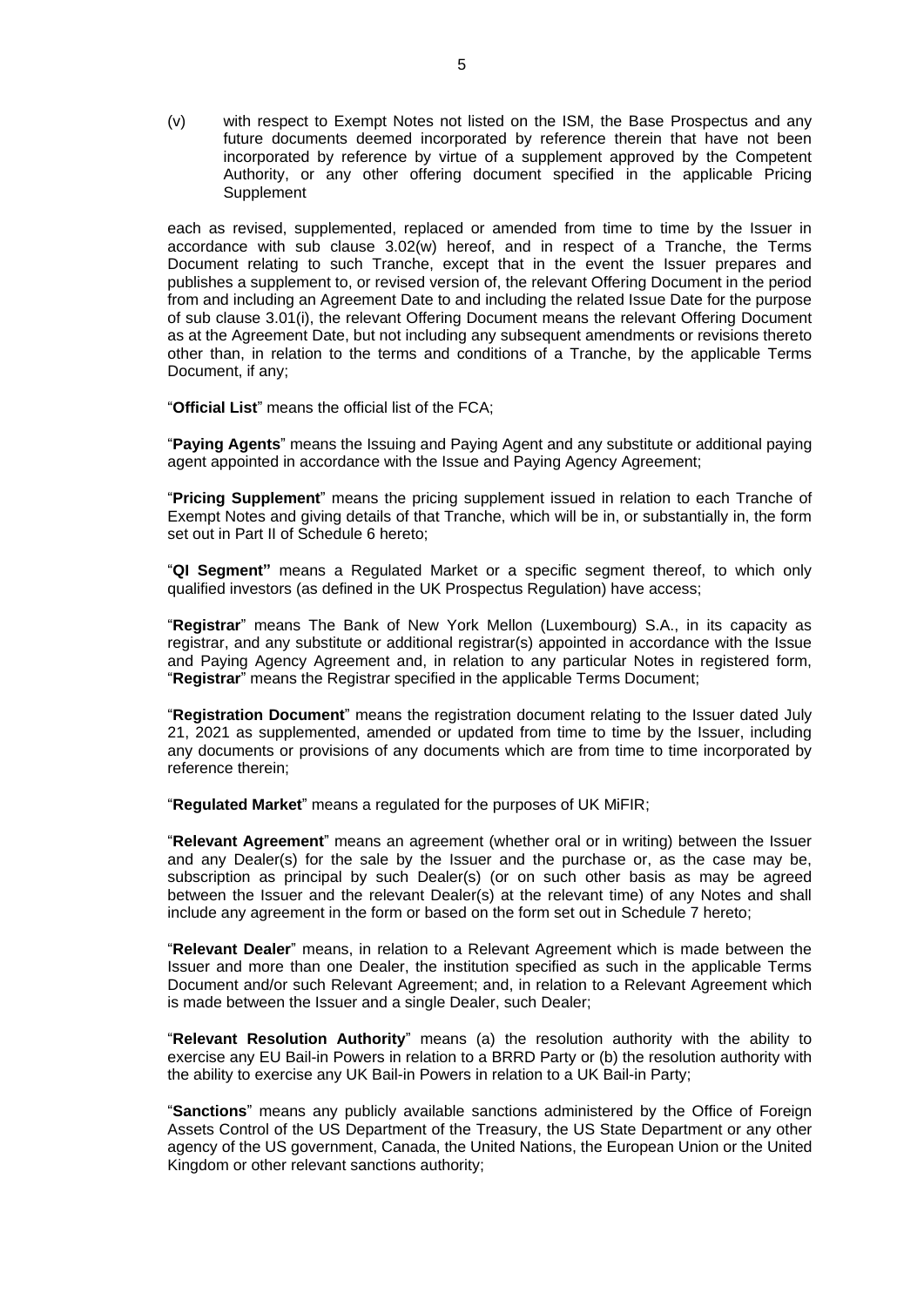(v) with respect to Exempt Notes not listed on the ISM, the Base Prospectus and any future documents deemed incorporated by reference therein that have not been incorporated by reference by virtue of a supplement approved by the Competent Authority, or any other offering document specified in the applicable Pricing Supplement

each as revised, supplemented, replaced or amended from time to time by the Issuer in accordance with sub clause 3.02(w) hereof, and in respect of a Tranche, the Terms Document relating to such Tranche, except that in the event the Issuer prepares and publishes a supplement to, or revised version of, the relevant Offering Document in the period from and including an Agreement Date to and including the related Issue Date for the purpose of sub clause 3.01(i), the relevant Offering Document means the relevant Offering Document as at the Agreement Date, but not including any subsequent amendments or revisions thereto other than, in relation to the terms and conditions of a Tranche, by the applicable Terms Document, if any;

"**Official List**" means the official list of the FCA;

"**Paying Agents**" means the Issuing and Paying Agent and any substitute or additional paying agent appointed in accordance with the Issue and Paying Agency Agreement;

"**Pricing Supplement**" means the pricing supplement issued in relation to each Tranche of Exempt Notes and giving details of that Tranche, which will be in, or substantially in, the form set out in Part II of Schedule 6 hereto;

"**QI Segment"** means a Regulated Market or a specific segment thereof, to which only qualified investors (as defined in the UK Prospectus Regulation) have access;

"**Registrar**" means The Bank of New York Mellon (Luxembourg) S.A., in its capacity as registrar, and any substitute or additional registrar(s) appointed in accordance with the Issue and Paying Agency Agreement and, in relation to any particular Notes in registered form, "**Registrar**" means the Registrar specified in the applicable Terms Document;

"**Registration Document**" means the registration document relating to the Issuer dated July 21, 2021 as supplemented, amended or updated from time to time by the Issuer, including any documents or provisions of any documents which are from time to time incorporated by reference therein;

"**Regulated Market**" means a regulated for the purposes of UK MiFIR;

"**Relevant Agreement**" means an agreement (whether oral or in writing) between the Issuer and any Dealer(s) for the sale by the Issuer and the purchase or, as the case may be, subscription as principal by such Dealer(s) (or on such other basis as may be agreed between the Issuer and the relevant Dealer(s) at the relevant time) of any Notes and shall include any agreement in the form or based on the form set out in Schedule 7 hereto;

"**Relevant Dealer**" means, in relation to a Relevant Agreement which is made between the Issuer and more than one Dealer, the institution specified as such in the applicable Terms Document and/or such Relevant Agreement; and, in relation to a Relevant Agreement which is made between the Issuer and a single Dealer, such Dealer;

"**Relevant Resolution Authority**" means (a) the resolution authority with the ability to exercise any EU Bail-in Powers in relation to a BRRD Party or (b) the resolution authority with the ability to exercise any UK Bail-in Powers in relation to a UK Bail-in Party;

"**Sanctions**" means any publicly available sanctions administered by the Office of Foreign Assets Control of the US Department of the Treasury, the US State Department or any other agency of the US government, Canada, the United Nations, the European Union or the United Kingdom or other relevant sanctions authority;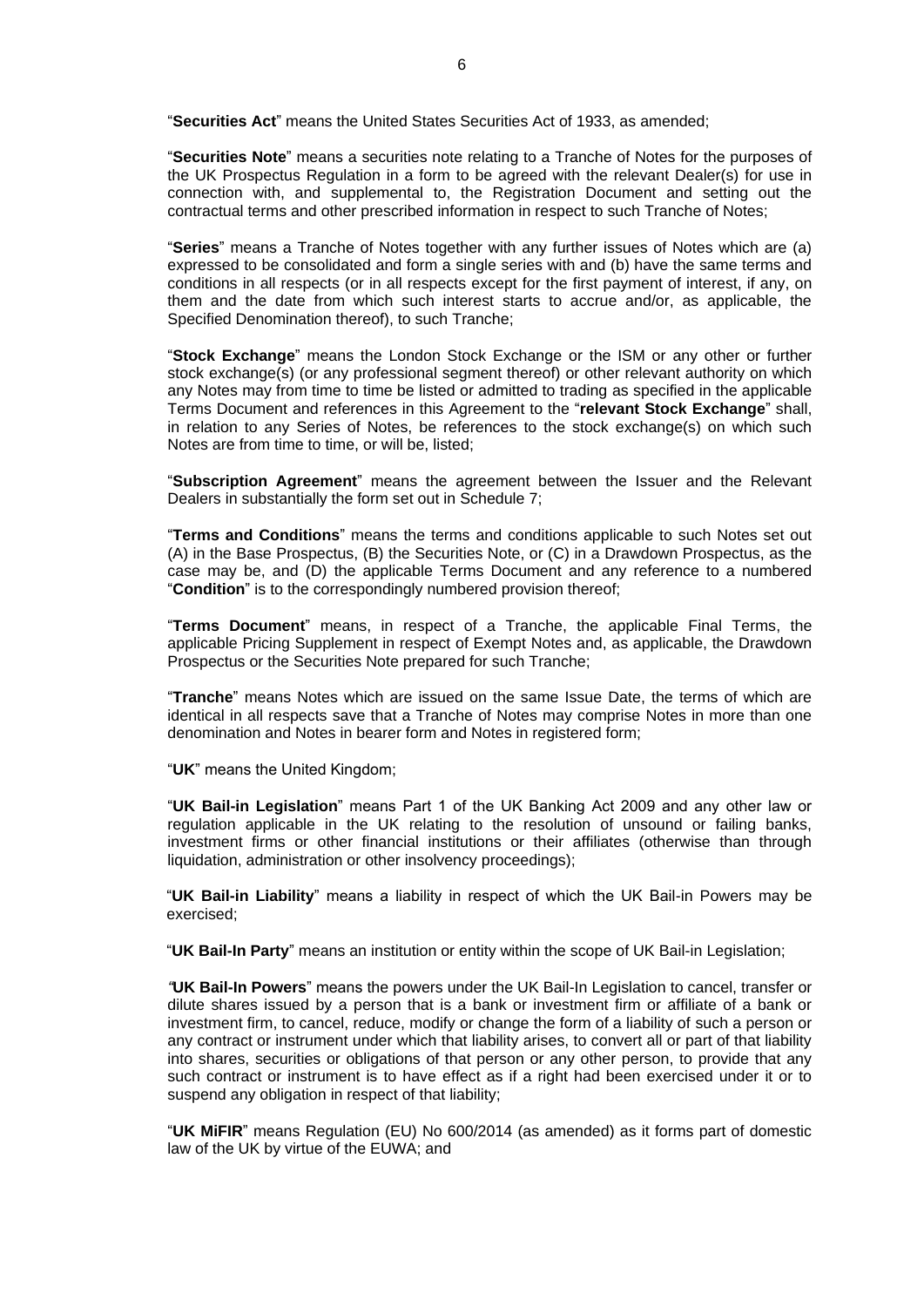"**Securities Act**" means the United States Securities Act of 1933, as amended;

"**Securities Note**" means a securities note relating to a Tranche of Notes for the purposes of the UK Prospectus Regulation in a form to be agreed with the relevant Dealer(s) for use in connection with, and supplemental to, the Registration Document and setting out the contractual terms and other prescribed information in respect to such Tranche of Notes;

"**Series**" means a Tranche of Notes together with any further issues of Notes which are (a) expressed to be consolidated and form a single series with and (b) have the same terms and conditions in all respects (or in all respects except for the first payment of interest, if any, on them and the date from which such interest starts to accrue and/or, as applicable, the Specified Denomination thereof), to such Tranche;

"**Stock Exchange**" means the London Stock Exchange or the ISM or any other or further stock exchange(s) (or any professional segment thereof) or other relevant authority on which any Notes may from time to time be listed or admitted to trading as specified in the applicable Terms Document and references in this Agreement to the "**relevant Stock Exchange**" shall, in relation to any Series of Notes, be references to the stock exchange(s) on which such Notes are from time to time, or will be, listed;

"**Subscription Agreement**" means the agreement between the Issuer and the Relevant Dealers in substantially the form set out in Schedule 7;

"**Terms and Conditions**" means the terms and conditions applicable to such Notes set out (A) in the Base Prospectus, (B) the Securities Note, or (C) in a Drawdown Prospectus, as the case may be, and (D) the applicable Terms Document and any reference to a numbered "**Condition**" is to the correspondingly numbered provision thereof;

"**Terms Document**" means, in respect of a Tranche, the applicable Final Terms, the applicable Pricing Supplement in respect of Exempt Notes and, as applicable, the Drawdown Prospectus or the Securities Note prepared for such Tranche;

"**Tranche**" means Notes which are issued on the same Issue Date, the terms of which are identical in all respects save that a Tranche of Notes may comprise Notes in more than one denomination and Notes in bearer form and Notes in registered form;

"**UK**" means the United Kingdom;

"**UK Bail-in Legislation**" means Part 1 of the UK Banking Act 2009 and any other law or regulation applicable in the UK relating to the resolution of unsound or failing banks, investment firms or other financial institutions or their affiliates (otherwise than through liquidation, administration or other insolvency proceedings);

"**UK Bail-in Liability**" means a liability in respect of which the UK Bail-in Powers may be exercised;

"**UK Bail-In Party**" means an institution or entity within the scope of UK Bail-in Legislation;

"**UK Bail-In Powers**" means the powers under the UK Bail-In Legislation to cancel, transfer or dilute shares issued by a person that is a bank or investment firm or affiliate of a bank or investment firm, to cancel, reduce, modify or change the form of a liability of such a person or any contract or instrument under which that liability arises, to convert all or part of that liability into shares, securities or obligations of that person or any other person, to provide that any such contract or instrument is to have effect as if a right had been exercised under it or to suspend any obligation in respect of that liability;

"**UK MiFIR**" means Regulation (EU) No 600/2014 (as amended) as it forms part of domestic law of the UK by virtue of the EUWA; and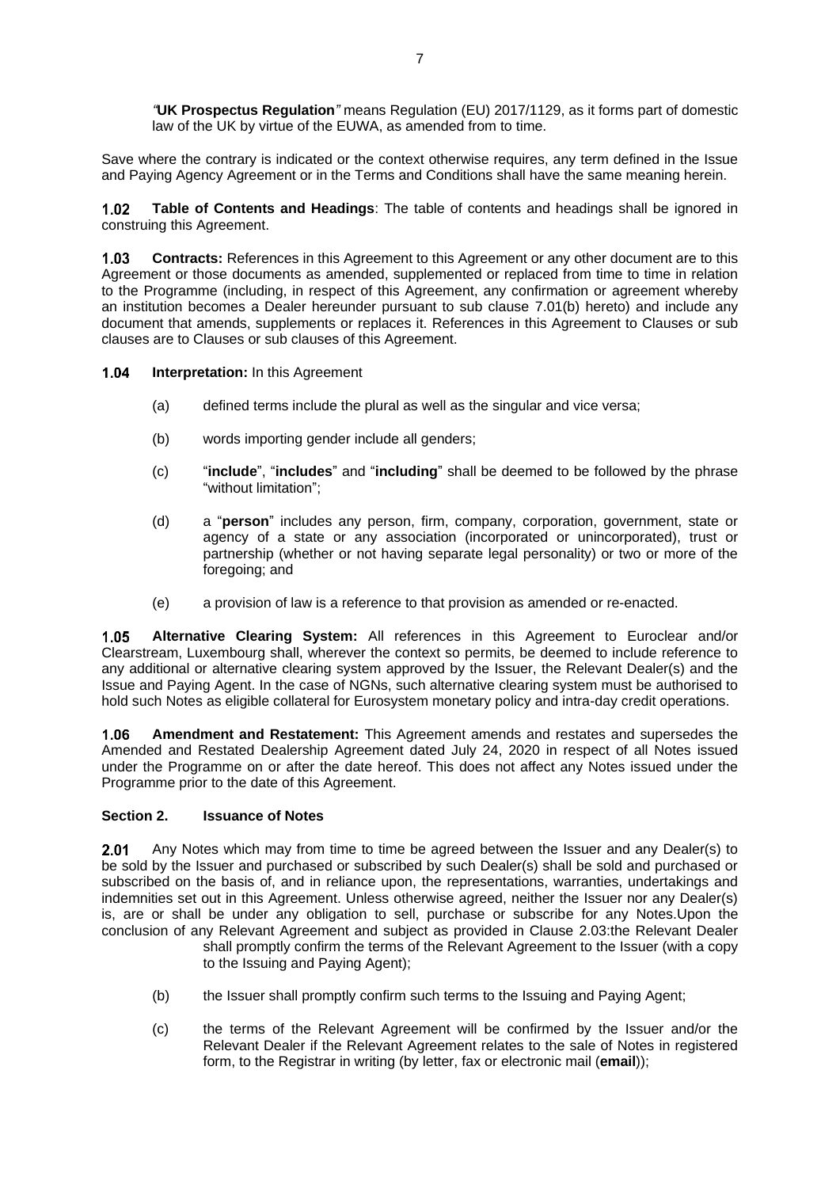"**UK Prospectus Regulation**" means Regulation (EU) 2017/1129, as it forms part of domestic law of the UK by virtue of the EUWA, as amended from to time.

Save where the contrary is indicated or the context otherwise requires, any term defined in the Issue and Paying Agency Agreement or in the Terms and Conditions shall have the same meaning herein.

**1.02** **Table of Contents and Headings**: The table of contents and headings shall be ignored in construing this Agreement.

**1.03** **Contracts:** References in this Agreement to this Agreement or any other document are to this Agreement or those documents as amended, supplemented or replaced from time to time in relation to the Programme (including, in respect of this Agreement, any confirmation or agreement whereby an institution becomes a Dealer hereunder pursuant to sub clause 7.01(b) hereto) and include any document that amends, supplements or replaces it. References in this Agreement to Clauses or sub clauses are to Clauses or sub clauses of this Agreement.

**1.04** **Interpretation:** In this Agreement

(a) defined terms include the plural as well as the singular and vice versa;

(b) words importing gender include all genders;

(c) "**include**", "**includes**" and "**including**" shall be deemed to be followed by the phrase "without limitation";

(d) a "**person**" includes any person, firm, company, corporation, government, state or agency of a state or any association (incorporated or unincorporated), trust or partnership (whether or not having separate legal personality) or two or more of the foregoing; and

(e) a provision of law is a reference to that provision as amended or re-enacted.

**1.05** **Alternative Clearing System:** All references in this Agreement to Euroclear and/or Clearstream, Luxembourg shall, wherever the context so permits, be deemed to include reference to any additional or alternative clearing system approved by the Issuer, the Relevant Dealer(s) and the Issue and Paying Agent. In the case of NGNs, such alternative clearing system must be authorised to hold such Notes as eligible collateral for Eurosystem monetary policy and intra-day credit operations.

**1.06** **Amendment and Restatement:** This Agreement amends and restates and supersedes the Amended and Restated Dealership Agreement dated July 24, 2020 in respect of all Notes issued under the Programme on or after the date hereof. This does not affect any Notes issued under the Programme prior to the date of this Agreement.

## Section 2. Issuance of Notes

**2.01** Any Notes which may from time to time be agreed between the Issuer and any Dealer(s) to be sold by the Issuer and purchased or subscribed by such Dealer(s) shall be sold and purchased or subscribed on the basis of, and in reliance upon, the representations, warranties, undertakings and indemnities set out in this Agreement. Unless otherwise agreed, neither the Issuer nor any Dealer(s) is, are or shall be under any obligation to sell, purchase or subscribe for any Notes.Upon the conclusion of any Relevant Agreement and subject as provided in Clause 2.03:the Relevant Dealer shall promptly confirm the terms of the Relevant Agreement to the Issuer (with a copy to the Issuing and Paying Agent);

(b) the Issuer shall promptly confirm such terms to the Issuing and Paying Agent;

(c) the terms of the Relevant Agreement will be confirmed by the Issuer and/or the Relevant Dealer if the Relevant Agreement relates to the sale of Notes in registered form, to the Registrar in writing (by letter, fax or electronic mail (**email**));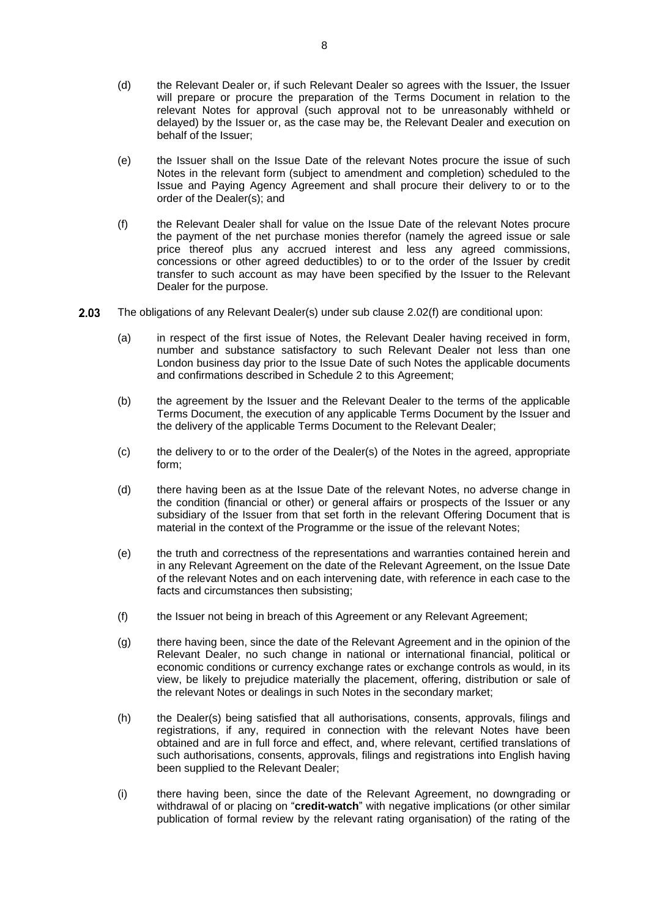(d) the Relevant Dealer or, if such Relevant Dealer so agrees with the Issuer, the Issuer will prepare or procure the preparation of the Terms Document in relation to the relevant Notes for approval (such approval not to be unreasonably withheld or delayed) by the Issuer or, as the case may be, the Relevant Dealer and execution on behalf of the Issuer;

(e) the Issuer shall on the Issue Date of the relevant Notes procure the issue of such Notes in the relevant form (subject to amendment and completion) scheduled to the Issue and Paying Agency Agreement and shall procure their delivery to or to the order of the Dealer(s); and

(f) the Relevant Dealer shall for value on the Issue Date of the relevant Notes procure the payment of the net purchase monies therefor (namely the agreed issue or sale price thereof plus any accrued interest and less any agreed commissions, concessions or other agreed deductibles) to or to the order of the Issuer by credit transfer to such account as may have been specified by the Issuer to the Relevant Dealer for the purpose.

**2.03** The obligations of any Relevant Dealer(s) under sub clause 2.02(f) are conditional upon:

(a) in respect of the first issue of Notes, the Relevant Dealer having received in form, number and substance satisfactory to such Relevant Dealer not less than one London business day prior to the Issue Date of such Notes the applicable documents and confirmations described in Schedule 2 to this Agreement;

(b) the agreement by the Issuer and the Relevant Dealer to the terms of the applicable Terms Document, the execution of any applicable Terms Document by the Issuer and the delivery of the applicable Terms Document to the Relevant Dealer;

(c) the delivery to or to the order of the Dealer(s) of the Notes in the agreed, appropriate form;

(d) there having been as at the Issue Date of the relevant Notes, no adverse change in the condition (financial or other) or general affairs or prospects of the Issuer or any subsidiary of the Issuer from that set forth in the relevant Offering Document that is material in the context of the Programme or the issue of the relevant Notes;

(e) the truth and correctness of the representations and warranties contained herein and in any Relevant Agreement on the date of the Relevant Agreement, on the Issue Date of the relevant Notes and on each intervening date, with reference in each case to the facts and circumstances then subsisting;

(f) the Issuer not being in breach of this Agreement or any Relevant Agreement;

(g) there having been, since the date of the Relevant Agreement and in the opinion of the Relevant Dealer, no such change in national or international financial, political or economic conditions or currency exchange rates or exchange controls as would, in its view, be likely to prejudice materially the placement, offering, distribution or sale of the relevant Notes or dealings in such Notes in the secondary market;

(h) the Dealer(s) being satisfied that all authorisations, consents, approvals, filings and registrations, if any, required in connection with the relevant Notes have been obtained and are in full force and effect, and, where relevant, certified translations of such authorisations, consents, approvals, filings and registrations into English having been supplied to the Relevant Dealer;

(i) there having been, since the date of the Relevant Agreement, no downgrading or withdrawal of or placing on "**credit-watch**" with negative implications (or other similar publication of formal review by the relevant rating organisation) of the rating of the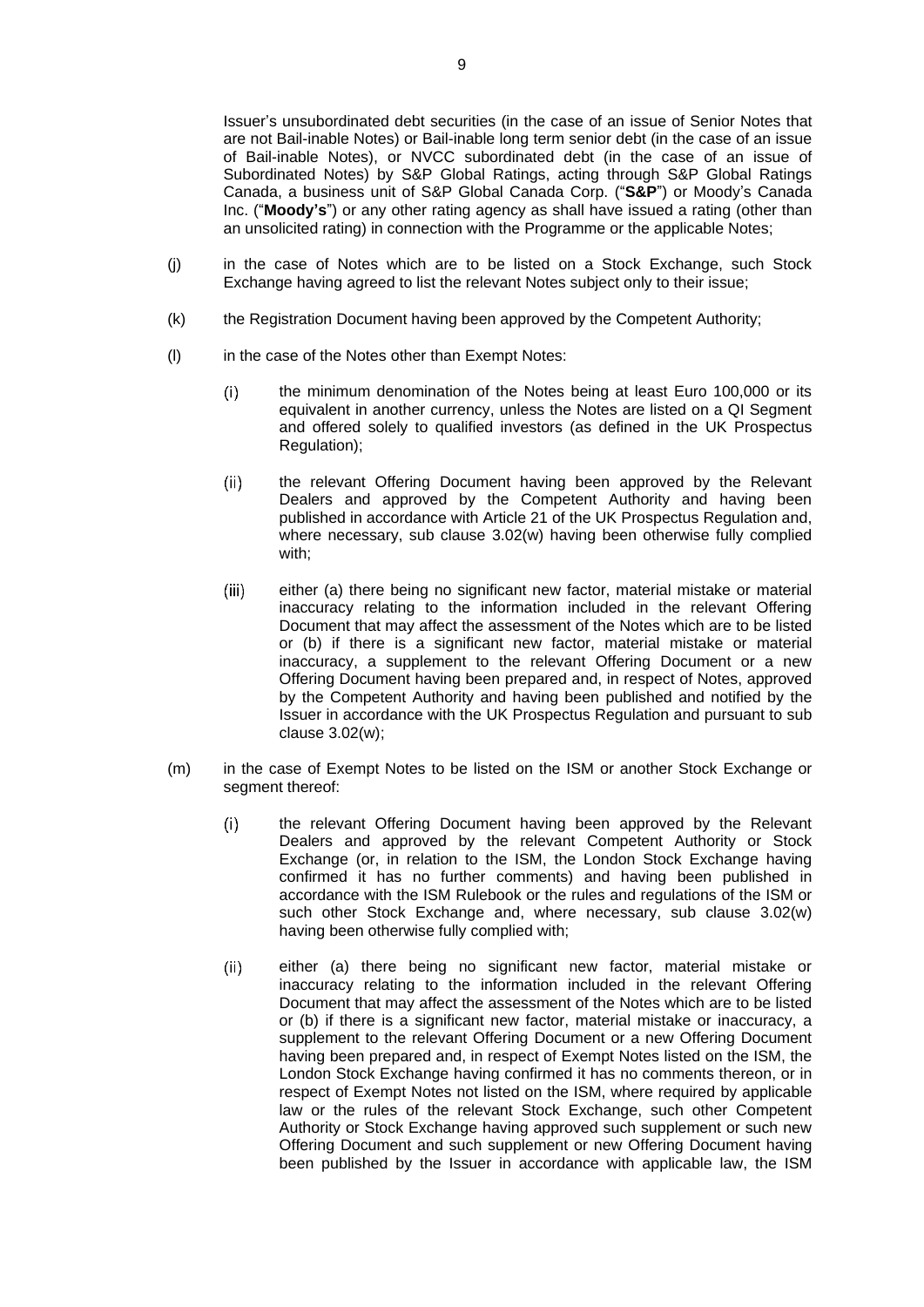Issuer's unsubordinated debt securities (in the case of an issue of Senior Notes that are not Bail-inable Notes) or Bail-inable long term senior debt (in the case of an issue of Bail-inable Notes), or NVCC subordinated debt (in the case of an issue of Subordinated Notes) by S&P Global Ratings, acting through S&P Global Ratings Canada, a business unit of S&P Global Canada Corp. ("**S&P**") or Moody's Canada Inc. ("**Moody's**") or any other rating agency as shall have issued a rating (other than an unsolicited rating) in connection with the Programme or the applicable Notes;

(j) in the case of Notes which are to be listed on a Stock Exchange, such Stock Exchange having agreed to list the relevant Notes subject only to their issue;

(k) the Registration Document having been approved by the Competent Authority;

(l) in the case of the Notes other than Exempt Notes:

(i) the minimum denomination of the Notes being at least Euro 100,000 or its equivalent in another currency, unless the Notes are listed on a QI Segment and offered solely to qualified investors (as defined in the UK Prospectus Regulation);

(ii) the relevant Offering Document having been approved by the Relevant Dealers and approved by the Competent Authority and having been published in accordance with Article 21 of the UK Prospectus Regulation and, where necessary, sub clause 3.02(w) having been otherwise fully complied with;

(iii) either (a) there being no significant new factor, material mistake or material inaccuracy relating to the information included in the relevant Offering Document that may affect the assessment of the Notes which are to be listed or (b) if there is a significant new factor, material mistake or material inaccuracy, a supplement to the relevant Offering Document or a new Offering Document having been prepared and, in respect of Notes, approved by the Competent Authority and having been published and notified by the Issuer in accordance with the UK Prospectus Regulation and pursuant to sub clause 3.02(w);

(m) in the case of Exempt Notes to be listed on the ISM or another Stock Exchange or segment thereof:

(i) the relevant Offering Document having been approved by the Relevant Dealers and approved by the relevant Competent Authority or Stock Exchange (or, in relation to the ISM, the London Stock Exchange having confirmed it has no further comments) and having been published in accordance with the ISM Rulebook or the rules and regulations of the ISM or such other Stock Exchange and, where necessary, sub clause 3.02(w) having been otherwise fully complied with;

(ii) either (a) there being no significant new factor, material mistake or inaccuracy relating to the information included in the relevant Offering Document that may affect the assessment of the Notes which are to be listed or (b) if there is a significant new factor, material mistake or inaccuracy, a supplement to the relevant Offering Document or a new Offering Document having been prepared and, in respect of Exempt Notes listed on the ISM, the London Stock Exchange having confirmed it has no comments thereon, or in respect of Exempt Notes not listed on the ISM, where required by applicable law or the rules of the relevant Stock Exchange, such other Competent Authority or Stock Exchange having approved such supplement or such new Offering Document and such supplement or new Offering Document having been published by the Issuer in accordance with applicable law, the ISM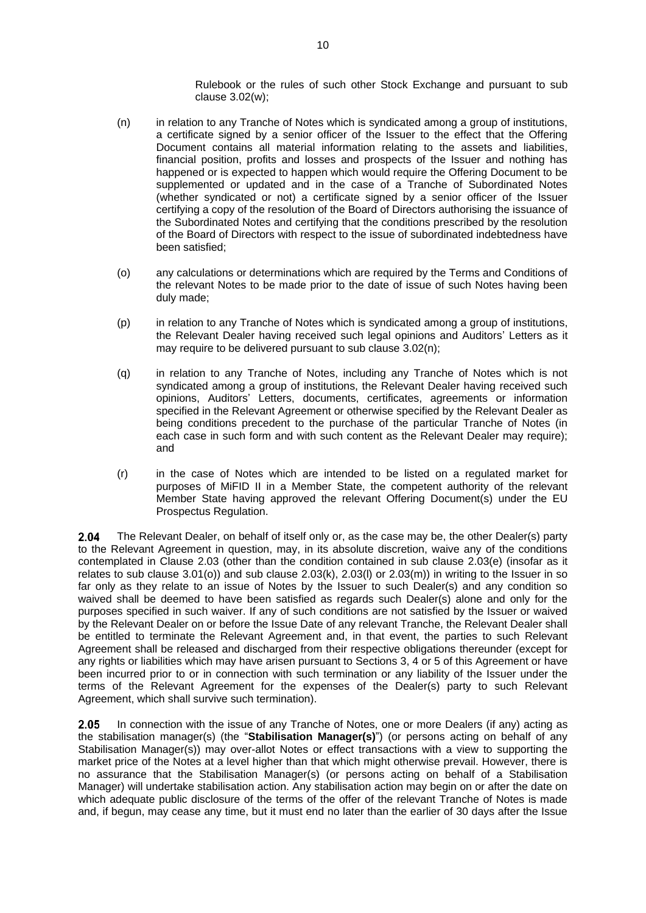Rulebook or the rules of such other Stock Exchange and pursuant to sub clause 3.02(w);

(n) in relation to any Tranche of Notes which is syndicated among a group of institutions, a certificate signed by a senior officer of the Issuer to the effect that the Offering Document contains all material information relating to the assets and liabilities, financial position, profits and losses and prospects of the Issuer and nothing has happened or is expected to happen which would require the Offering Document to be supplemented or updated and in the case of a Tranche of Subordinated Notes (whether syndicated or not) a certificate signed by a senior officer of the Issuer certifying a copy of the resolution of the Board of Directors authorising the issuance of the Subordinated Notes and certifying that the conditions prescribed by the resolution of the Board of Directors with respect to the issue of subordinated indebtedness have been satisfied;

(o) any calculations or determinations which are required by the Terms and Conditions of the relevant Notes to be made prior to the date of issue of such Notes having been duly made;

(p) in relation to any Tranche of Notes which is syndicated among a group of institutions, the Relevant Dealer having received such legal opinions and Auditors' Letters as it may require to be delivered pursuant to sub clause 3.02(n);

(q) in relation to any Tranche of Notes, including any Tranche of Notes which is not syndicated among a group of institutions, the Relevant Dealer having received such opinions, Auditors' Letters, documents, certificates, agreements or information specified in the Relevant Agreement or otherwise specified by the Relevant Dealer as being conditions precedent to the purchase of the particular Tranche of Notes (in each case in such form and with such content as the Relevant Dealer may require); and

(r) in the case of Notes which are intended to be listed on a regulated market for purposes of MiFID II in a Member State, the competent authority of the relevant Member State having approved the relevant Offering Document(s) under the EU Prospectus Regulation.

**2.04** The Relevant Dealer, on behalf of itself only or, as the case may be, the other Dealer(s) party to the Relevant Agreement in question, may, in its absolute discretion, waive any of the conditions contemplated in Clause 2.03 (other than the condition contained in sub clause 2.03(e) (insofar as it relates to sub clause 3.01(o)) and sub clause 2.03(k), 2.03(l) or 2.03(m)) in writing to the Issuer in so far only as they relate to an issue of Notes by the Issuer to such Dealer(s) and any condition so waived shall be deemed to have been satisfied as regards such Dealer(s) alone and only for the purposes specified in such waiver. If any of such conditions are not satisfied by the Issuer or waived by the Relevant Dealer on or before the Issue Date of any relevant Tranche, the Relevant Dealer shall be entitled to terminate the Relevant Agreement and, in that event, the parties to such Relevant Agreement shall be released and discharged from their respective obligations thereunder (except for any rights or liabilities which may have arisen pursuant to Sections 3, 4 or 5 of this Agreement or have been incurred prior to or in connection with such termination or any liability of the Issuer under the terms of the Relevant Agreement for the expenses of the Dealer(s) party to such Relevant Agreement, which shall survive such termination).

**2.05** In connection with the issue of any Tranche of Notes, one or more Dealers (if any) acting as the stabilisation manager(s) (the "**Stabilisation Manager(s)**") (or persons acting on behalf of any Stabilisation Manager(s)) may over-allot Notes or effect transactions with a view to supporting the market price of the Notes at a level higher than that which might otherwise prevail. However, there is no assurance that the Stabilisation Manager(s) (or persons acting on behalf of a Stabilisation Manager) will undertake stabilisation action. Any stabilisation action may begin on or after the date on which adequate public disclosure of the terms of the offer of the relevant Tranche of Notes is made and, if begun, may cease any time, but it must end no later than the earlier of 30 days after the Issue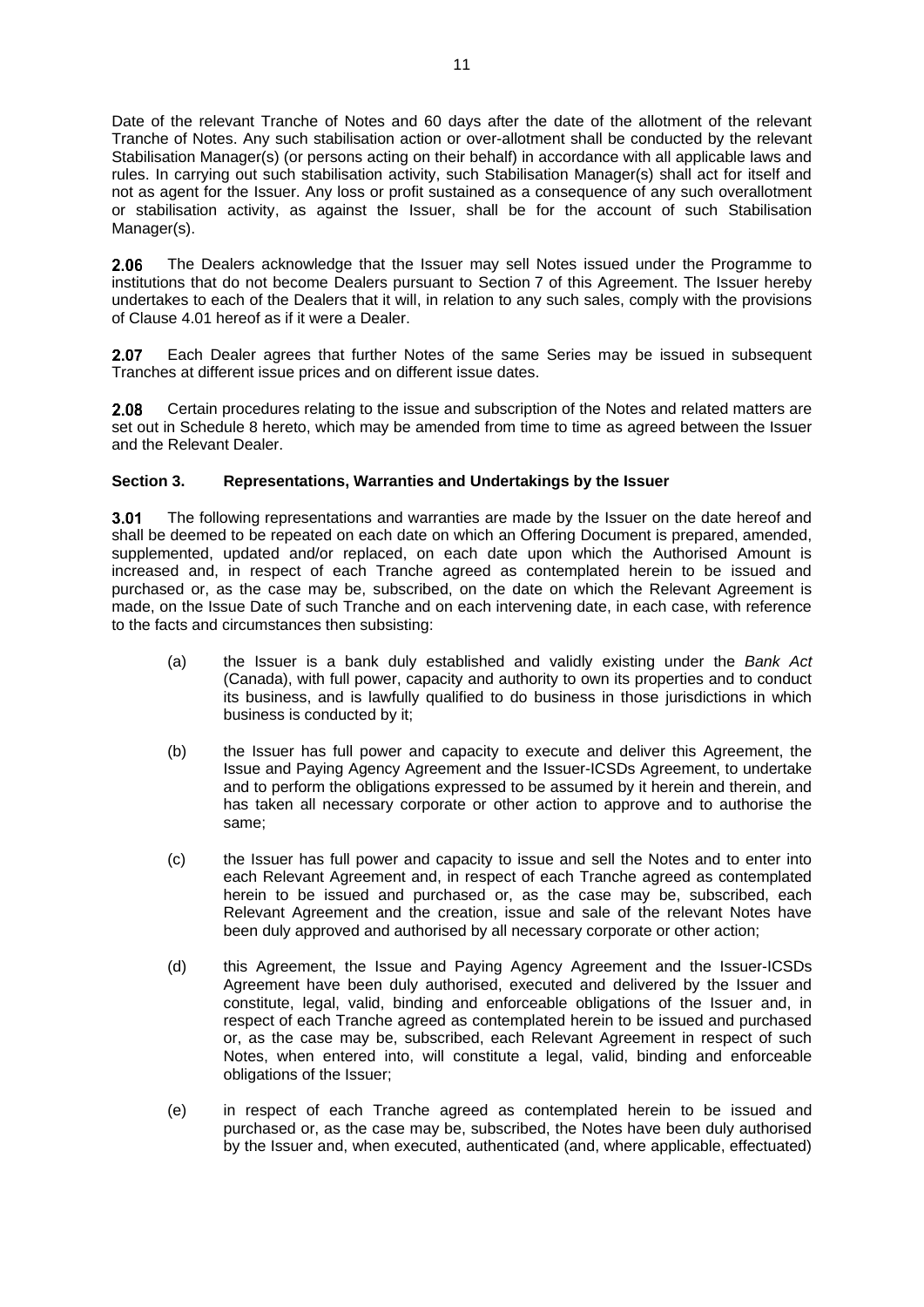Date of the relevant Tranche of Notes and 60 days after the date of the allotment of the relevant Tranche of Notes. Any such stabilisation action or over-allotment shall be conducted by the relevant Stabilisation Manager(s) (or persons acting on their behalf) in accordance with all applicable laws and rules. In carrying out such stabilisation activity, such Stabilisation Manager(s) shall act for itself and not as agent for the Issuer. Any loss or profit sustained as a consequence of any such overallotment or stabilisation activity, as against the Issuer, shall be for the account of such Stabilisation Manager(s).

**2.06** The Dealers acknowledge that the Issuer may sell Notes issued under the Programme to institutions that do not become Dealers pursuant to Section 7 of this Agreement. The Issuer hereby undertakes to each of the Dealers that it will, in relation to any such sales, comply with the provisions of Clause 4.01 hereof as if it were a Dealer.

**2.07** Each Dealer agrees that further Notes of the same Series may be issued in subsequent Tranches at different issue prices and on different issue dates.

**2.08** Certain procedures relating to the issue and subscription of the Notes and related matters are set out in Schedule 8 hereto, which may be amended from time to time as agreed between the Issuer and the Relevant Dealer.

### Section 3. Representations, Warranties and Undertakings by the Issuer

**3.01** The following representations and warranties are made by the Issuer on the date hereof and shall be deemed to be repeated on each date on which an Offering Document is prepared, amended, supplemented, updated and/or replaced, on each date upon which the Authorised Amount is increased and, in respect of each Tranche agreed as contemplated herein to be issued and purchased or, as the case may be, subscribed, on the date on which the Relevant Agreement is made, on the Issue Date of such Tranche and on each intervening date, in each case, with reference to the facts and circumstances then subsisting:

(a) the Issuer is a bank duly established and validly existing under the *Bank Act* (Canada), with full power, capacity and authority to own its properties and to conduct its business, and is lawfully qualified to do business in those jurisdictions in which business is conducted by it;

(b) the Issuer has full power and capacity to execute and deliver this Agreement, the Issue and Paying Agency Agreement and the Issuer-ICSDs Agreement, to undertake and to perform the obligations expressed to be assumed by it herein and therein, and has taken all necessary corporate or other action to approve and to authorise the same;

(c) the Issuer has full power and capacity to issue and sell the Notes and to enter into each Relevant Agreement and, in respect of each Tranche agreed as contemplated herein to be issued and purchased or, as the case may be, subscribed, each Relevant Agreement and the creation, issue and sale of the relevant Notes have been duly approved and authorised by all necessary corporate or other action;

(d) this Agreement, the Issue and Paying Agency Agreement and the Issuer-ICSDs Agreement have been duly authorised, executed and delivered by the Issuer and constitute, legal, valid, binding and enforceable obligations of the Issuer and, in respect of each Tranche agreed as contemplated herein to be issued and purchased or, as the case may be, subscribed, each Relevant Agreement in respect of such Notes, when entered into, will constitute a legal, valid, binding and enforceable obligations of the Issuer;

(e) in respect of each Tranche agreed as contemplated herein to be issued and purchased or, as the case may be, subscribed, the Notes have been duly authorised by the Issuer and, when executed, authenticated (and, where applicable, effectuated)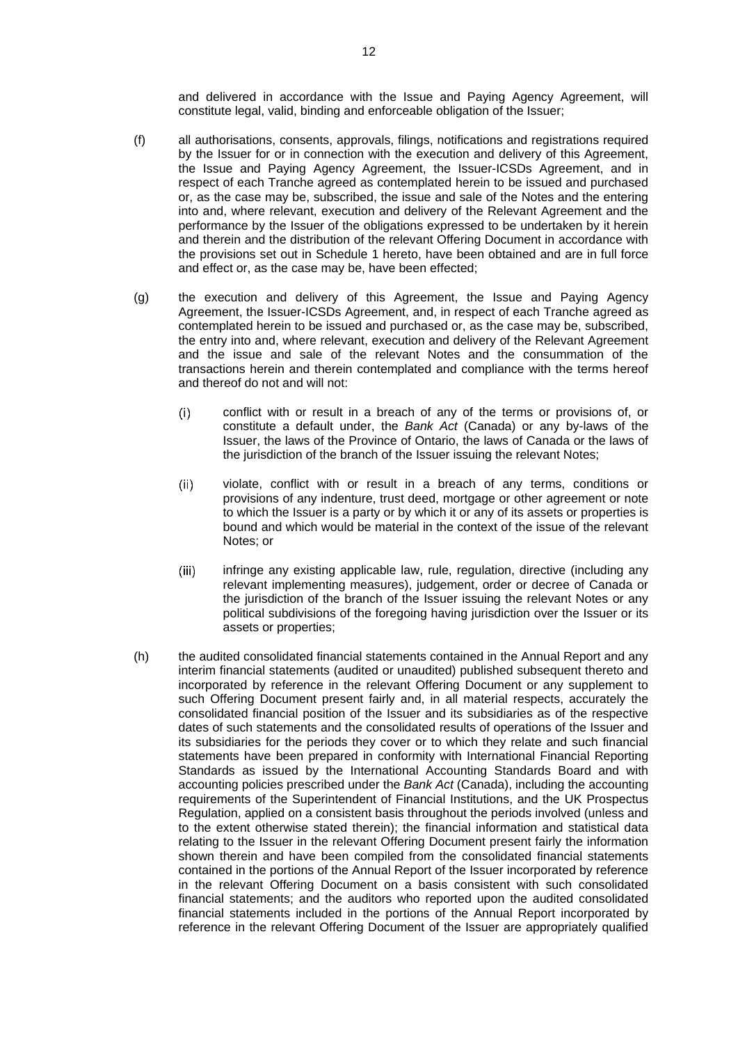and delivered in accordance with the Issue and Paying Agency Agreement, will constitute legal, valid, binding and enforceable obligation of the Issuer;

(f) all authorisations, consents, approvals, filings, notifications and registrations required by the Issuer for or in connection with the execution and delivery of this Agreement, the Issue and Paying Agency Agreement, the Issuer-ICSDs Agreement, and in respect of each Tranche agreed as contemplated herein to be issued and purchased or, as the case may be, subscribed, the issue and sale of the Notes and the entering into and, where relevant, execution and delivery of the Relevant Agreement and the performance by the Issuer of the obligations expressed to be undertaken by it herein and therein and the distribution of the relevant Offering Document in accordance with the provisions set out in Schedule 1 hereto, have been obtained and are in full force and effect or, as the case may be, have been effected;

(g) the execution and delivery of this Agreement, the Issue and Paying Agency Agreement, the Issuer-ICSDs Agreement, and, in respect of each Tranche agreed as contemplated herein to be issued and purchased or, as the case may be, subscribed, the entry into and, where relevant, execution and delivery of the Relevant Agreement and the issue and sale of the relevant Notes and the consummation of the transactions herein and therein contemplated and compliance with the terms hereof and thereof do not and will not:

   (i) conflict with or result in a breach of any of the terms or provisions of, or constitute a default under, the *Bank Act* (Canada) or any by-laws of the Issuer, the laws of the Province of Ontario, the laws of Canada or the laws of the jurisdiction of the branch of the Issuer issuing the relevant Notes;

   (ii) violate, conflict with or result in a breach of any terms, conditions or provisions of any indenture, trust deed, mortgage or other agreement or note to which the Issuer is a party or by which it or any of its assets or properties is bound and which would be material in the context of the issue of the relevant Notes; or

   (iii) infringe any existing applicable law, rule, regulation, directive (including any relevant implementing measures), judgement, order or decree of Canada or the jurisdiction of the branch of the Issuer issuing the relevant Notes or any political subdivisions of the foregoing having jurisdiction over the Issuer or its assets or properties;

(h) the audited consolidated financial statements contained in the Annual Report and any interim financial statements (audited or unaudited) published subsequent thereto and incorporated by reference in the relevant Offering Document or any supplement to such Offering Document present fairly and, in all material respects, accurately the consolidated financial position of the Issuer and its subsidiaries as of the respective dates of such statements and the consolidated results of operations of the Issuer and its subsidiaries for the periods they cover or to which they relate and such financial statements have been prepared in conformity with International Financial Reporting Standards as issued by the International Accounting Standards Board and with accounting policies prescribed under the *Bank Act* (Canada), including the accounting requirements of the Superintendent of Financial Institutions, and the UK Prospectus Regulation, applied on a consistent basis throughout the periods involved (unless and to the extent otherwise stated therein); the financial information and statistical data relating to the Issuer in the relevant Offering Document present fairly the information shown therein and have been compiled from the consolidated financial statements contained in the portions of the Annual Report of the Issuer incorporated by reference in the relevant Offering Document on a basis consistent with such consolidated financial statements; and the auditors who reported upon the audited consolidated financial statements included in the portions of the Annual Report incorporated by reference in the relevant Offering Document of the Issuer are appropriately qualified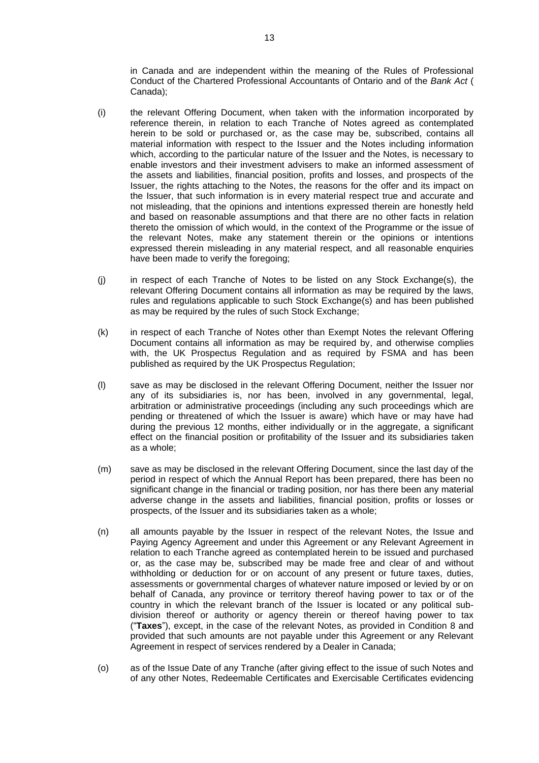in Canada and are independent within the meaning of the Rules of Professional Conduct of the Chartered Professional Accountants of Ontario and of the *Bank Act* ( Canada);

(i) the relevant Offering Document, when taken with the information incorporated by reference therein, in relation to each Tranche of Notes agreed as contemplated herein to be sold or purchased or, as the case may be, subscribed, contains all material information with respect to the Issuer and the Notes including information which, according to the particular nature of the Issuer and the Notes, is necessary to enable investors and their investment advisers to make an informed assessment of the assets and liabilities, financial position, profits and losses, and prospects of the Issuer, the rights attaching to the Notes, the reasons for the offer and its impact on the Issuer, that such information is in every material respect true and accurate and not misleading, that the opinions and intentions expressed therein are honestly held and based on reasonable assumptions and that there are no other facts in relation thereto the omission of which would, in the context of the Programme or the issue of the relevant Notes, make any statement therein or the opinions or intentions expressed therein misleading in any material respect, and all reasonable enquiries have been made to verify the foregoing;

(j) in respect of each Tranche of Notes to be listed on any Stock Exchange(s), the relevant Offering Document contains all information as may be required by the laws, rules and regulations applicable to such Stock Exchange(s) and has been published as may be required by the rules of such Stock Exchange;

(k) in respect of each Tranche of Notes other than Exempt Notes the relevant Offering Document contains all information as may be required by, and otherwise complies with, the UK Prospectus Regulation and as required by FSMA and has been published as required by the UK Prospectus Regulation;

(l) save as may be disclosed in the relevant Offering Document, neither the Issuer nor any of its subsidiaries is, nor has been, involved in any governmental, legal, arbitration or administrative proceedings (including any such proceedings which are pending or threatened of which the Issuer is aware) which have or may have had during the previous 12 months, either individually or in the aggregate, a significant effect on the financial position or profitability of the Issuer and its subsidiaries taken as a whole;

(m) save as may be disclosed in the relevant Offering Document, since the last day of the period in respect of which the Annual Report has been prepared, there has been no significant change in the financial or trading position, nor has there been any material adverse change in the assets and liabilities, financial position, profits or losses or prospects, of the Issuer and its subsidiaries taken as a whole;

(n) all amounts payable by the Issuer in respect of the relevant Notes, the Issue and Paying Agency Agreement and under this Agreement or any Relevant Agreement in relation to each Tranche agreed as contemplated herein to be issued and purchased or, as the case may be, subscribed may be made free and clear of and without withholding or deduction for or on account of any present or future taxes, duties, assessments or governmental charges of whatever nature imposed or levied by or on behalf of Canada, any province or territory thereof having power to tax or of the country in which the relevant branch of the Issuer is located or any political sub-division thereof or authority or agency therein or thereof having power to tax ("**Taxes**"), except, in the case of the relevant Notes, as provided in Condition 8 and provided that such amounts are not payable under this Agreement or any Relevant Agreement in respect of services rendered by a Dealer in Canada;

(o) as of the Issue Date of any Tranche (after giving effect to the issue of such Notes and of any other Notes, Redeemable Certificates and Exercisable Certificates evidencing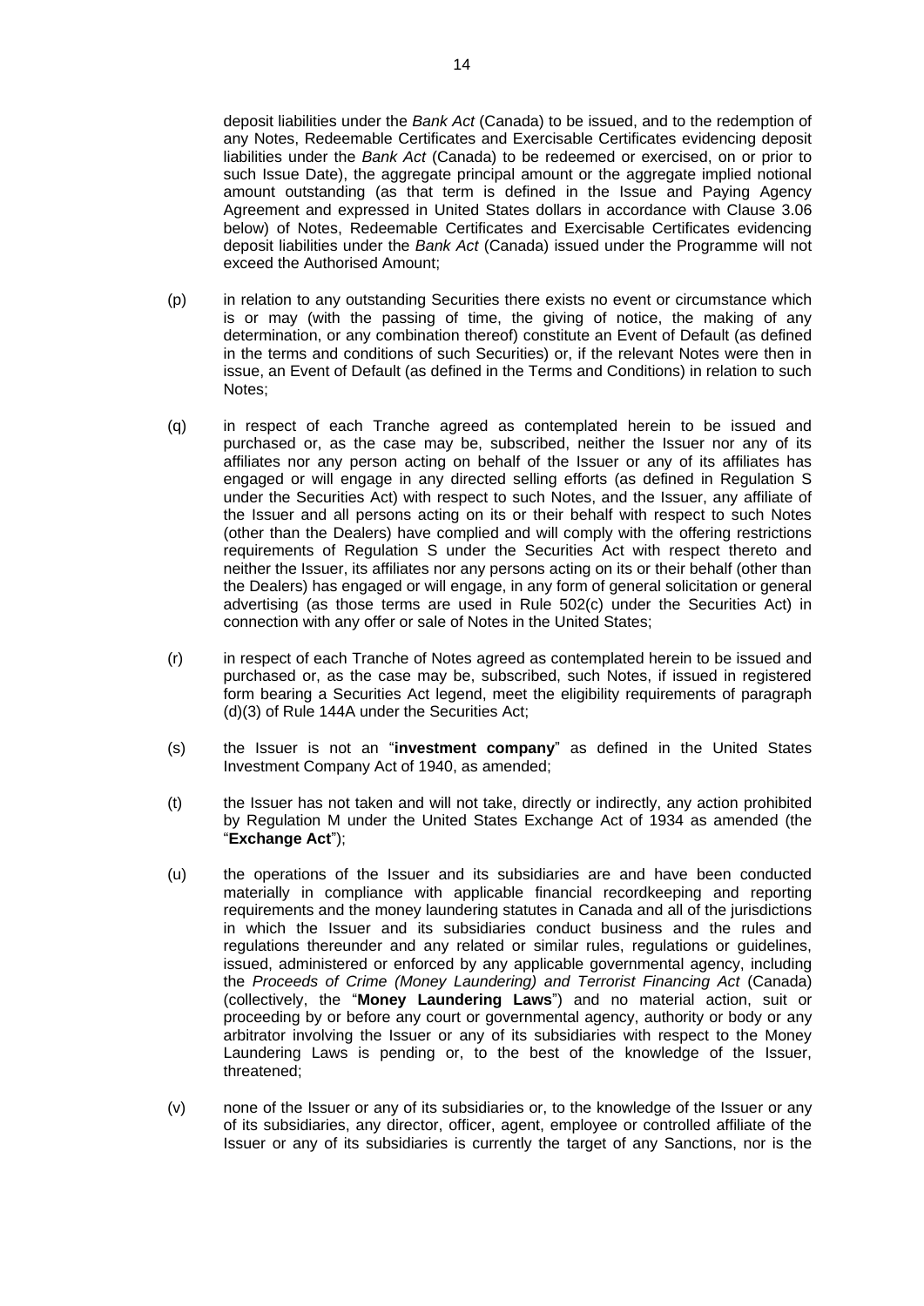deposit liabilities under the *Bank Act* (Canada) to be issued, and to the redemption of any Notes, Redeemable Certificates and Exercisable Certificates evidencing deposit liabilities under the *Bank Act* (Canada) to be redeemed or exercised, on or prior to such Issue Date), the aggregate principal amount or the aggregate implied notional amount outstanding (as that term is defined in the Issue and Paying Agency Agreement and expressed in United States dollars in accordance with Clause 3.06 below) of Notes, Redeemable Certificates and Exercisable Certificates evidencing deposit liabilities under the *Bank Act* (Canada) issued under the Programme will not exceed the Authorised Amount;

(p) in relation to any outstanding Securities there exists no event or circumstance which is or may (with the passing of time, the giving of notice, the making of any determination, or any combination thereof) constitute an Event of Default (as defined in the terms and conditions of such Securities) or, if the relevant Notes were then in issue, an Event of Default (as defined in the Terms and Conditions) in relation to such Notes;

(q) in respect of each Tranche agreed as contemplated herein to be issued and purchased or, as the case may be, subscribed, neither the Issuer nor any of its affiliates nor any person acting on behalf of the Issuer or any of its affiliates has engaged or will engage in any directed selling efforts (as defined in Regulation S under the Securities Act) with respect to such Notes, and the Issuer, any affiliate of the Issuer and all persons acting on its or their behalf with respect to such Notes (other than the Dealers) have complied and will comply with the offering restrictions requirements of Regulation S under the Securities Act with respect thereto and neither the Issuer, its affiliates nor any persons acting on its or their behalf (other than the Dealers) has engaged or will engage, in any form of general solicitation or general advertising (as those terms are used in Rule 502(c) under the Securities Act) in connection with any offer or sale of Notes in the United States;

(r) in respect of each Tranche of Notes agreed as contemplated herein to be issued and purchased or, as the case may be, subscribed, such Notes, if issued in registered form bearing a Securities Act legend, meet the eligibility requirements of paragraph (d)(3) of Rule 144A under the Securities Act;

(s) the Issuer is not an "**investment company**" as defined in the United States Investment Company Act of 1940, as amended;

(t) the Issuer has not taken and will not take, directly or indirectly, any action prohibited by Regulation M under the United States Exchange Act of 1934 as amended (the "**Exchange Act**");

(u) the operations of the Issuer and its subsidiaries are and have been conducted materially in compliance with applicable financial recordkeeping and reporting requirements and the money laundering statutes in Canada and all of the jurisdictions in which the Issuer and its subsidiaries conduct business and the rules and regulations thereunder and any related or similar rules, regulations or guidelines, issued, administered or enforced by any applicable governmental agency, including the *Proceeds of Crime (Money Laundering) and Terrorist Financing Act* (Canada) (collectively, the "**Money Laundering Laws**") and no material action, suit or proceeding by or before any court or governmental agency, authority or body or any arbitrator involving the Issuer or any of its subsidiaries with respect to the Money Laundering Laws is pending or, to the best of the knowledge of the Issuer, threatened;

(v) none of the Issuer or any of its subsidiaries or, to the knowledge of the Issuer or any of its subsidiaries, any director, officer, agent, employee or controlled affiliate of the Issuer or any of its subsidiaries is currently the target of any Sanctions, nor is the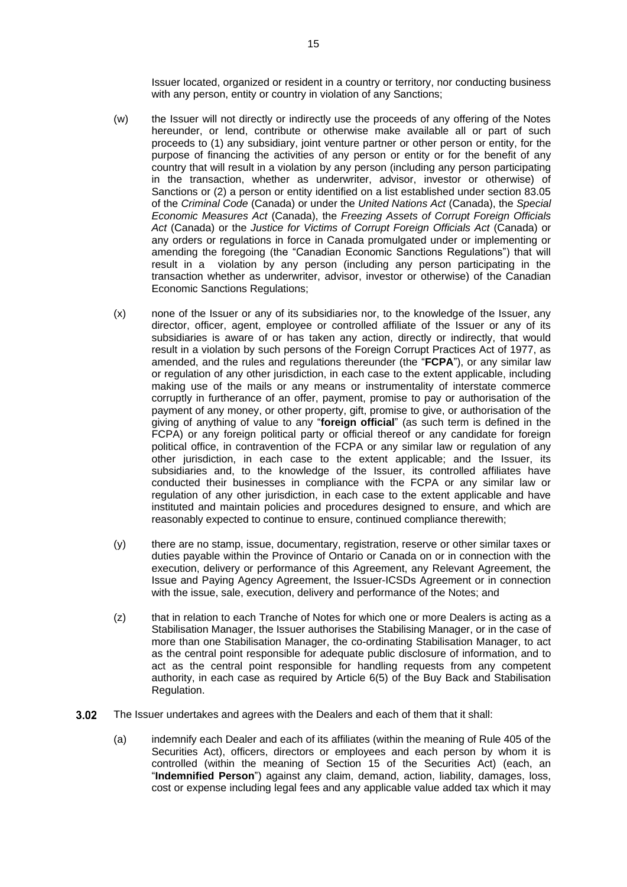Issuer located, organized or resident in a country or territory, nor conducting business with any person, entity or country in violation of any Sanctions;

(w) the Issuer will not directly or indirectly use the proceeds of any offering of the Notes hereunder, or lend, contribute or otherwise make available all or part of such proceeds to (1) any subsidiary, joint venture partner or other person or entity, for the purpose of financing the activities of any person or entity or for the benefit of any country that will result in a violation by any person (including any person participating in the transaction, whether as underwriter, advisor, investor or otherwise) of Sanctions or (2) a person or entity identified on a list established under section 83.05 of the *Criminal Code* (Canada) or under the *United Nations Act* (Canada), the *Special Economic Measures Act* (Canada), the *Freezing Assets of Corrupt Foreign Officials Act* (Canada) or the *Justice for Victims of Corrupt Foreign Officials Act* (Canada) or any orders or regulations in force in Canada promulgated under or implementing or amending the foregoing (the "Canadian Economic Sanctions Regulations") that will result in a violation by any person (including any person participating in the transaction whether as underwriter, advisor, investor or otherwise) of the Canadian Economic Sanctions Regulations;

(x) none of the Issuer or any of its subsidiaries nor, to the knowledge of the Issuer, any director, officer, agent, employee or controlled affiliate of the Issuer or any of its subsidiaries is aware of or has taken any action, directly or indirectly, that would result in a violation by such persons of the Foreign Corrupt Practices Act of 1977, as amended, and the rules and regulations thereunder (the "**FCPA**"), or any similar law or regulation of any other jurisdiction, in each case to the extent applicable, including making use of the mails or any means or instrumentality of interstate commerce corruptly in furtherance of an offer, payment, promise to pay or authorisation of the payment of any money, or other property, gift, promise to give, or authorisation of the giving of anything of value to any "**foreign official**" (as such term is defined in the FCPA) or any foreign political party or official thereof or any candidate for foreign political office, in contravention of the FCPA or any similar law or regulation of any other jurisdiction, in each case to the extent applicable; and the Issuer, its subsidiaries and, to the knowledge of the Issuer, its controlled affiliates have conducted their businesses in compliance with the FCPA or any similar law or regulation of any other jurisdiction, in each case to the extent applicable and have instituted and maintain policies and procedures designed to ensure, and which are reasonably expected to continue to ensure, continued compliance therewith;

(y) there are no stamp, issue, documentary, registration, reserve or other similar taxes or duties payable within the Province of Ontario or Canada on or in connection with the execution, delivery or performance of this Agreement, any Relevant Agreement, the Issue and Paying Agency Agreement, the Issuer-ICSDs Agreement or in connection with the issue, sale, execution, delivery and performance of the Notes; and

(z) that in relation to each Tranche of Notes for which one or more Dealers is acting as a Stabilisation Manager, the Issuer authorises the Stabilising Manager, or in the case of more than one Stabilisation Manager, the co-ordinating Stabilisation Manager, to act as the central point responsible for adequate public disclosure of information, and to act as the central point responsible for handling requests from any competent authority, in each case as required by Article 6(5) of the Buy Back and Stabilisation Regulation.

**3.02** The Issuer undertakes and agrees with the Dealers and each of them that it shall:

(a) indemnify each Dealer and each of its affiliates (within the meaning of Rule 405 of the Securities Act), officers, directors or employees and each person by whom it is controlled (within the meaning of Section 15 of the Securities Act) (each, an "**Indemnified Person**") against any claim, demand, action, liability, damages, loss, cost or expense including legal fees and any applicable value added tax which it may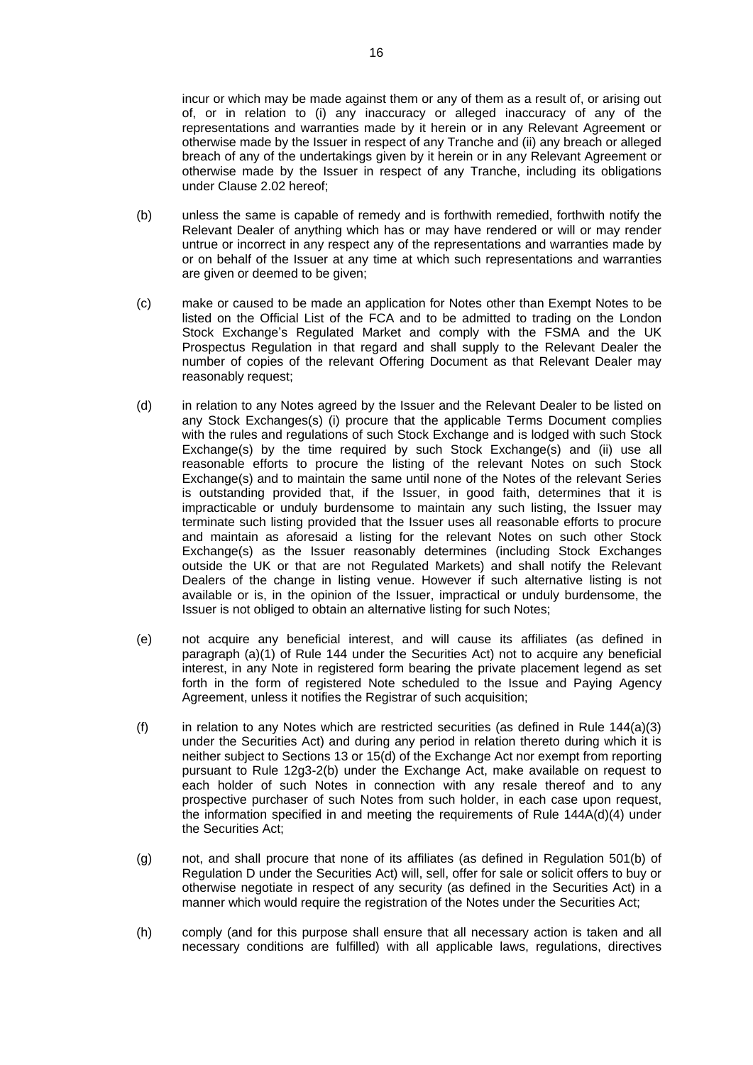incur or which may be made against them or any of them as a result of, or arising out of, or in relation to (i) any inaccuracy or alleged inaccuracy of any of the representations and warranties made by it herein or in any Relevant Agreement or otherwise made by the Issuer in respect of any Tranche and (ii) any breach or alleged breach of any of the undertakings given by it herein or in any Relevant Agreement or otherwise made by the Issuer in respect of any Tranche, including its obligations under Clause 2.02 hereof;

(b) unless the same is capable of remedy and is forthwith remedied, forthwith notify the Relevant Dealer of anything which has or may have rendered or will or may render untrue or incorrect in any respect any of the representations and warranties made by or on behalf of the Issuer at any time at which such representations and warranties are given or deemed to be given;

(c) make or caused to be made an application for Notes other than Exempt Notes to be listed on the Official List of the FCA and to be admitted to trading on the London Stock Exchange's Regulated Market and comply with the FSMA and the UK Prospectus Regulation in that regard and shall supply to the Relevant Dealer the number of copies of the relevant Offering Document as that Relevant Dealer may reasonably request;

(d) in relation to any Notes agreed by the Issuer and the Relevant Dealer to be listed on any Stock Exchanges(s) (i) procure that the applicable Terms Document complies with the rules and regulations of such Stock Exchange and is lodged with such Stock Exchange(s) by the time required by such Stock Exchange(s) and (ii) use all reasonable efforts to procure the listing of the relevant Notes on such Stock Exchange(s) and to maintain the same until none of the Notes of the relevant Series is outstanding provided that, if the Issuer, in good faith, determines that it is impracticable or unduly burdensome to maintain any such listing, the Issuer may terminate such listing provided that the Issuer uses all reasonable efforts to procure and maintain as aforesaid a listing for the relevant Notes on such other Stock Exchange(s) as the Issuer reasonably determines (including Stock Exchanges outside the UK or that are not Regulated Markets) and shall notify the Relevant Dealers of the change in listing venue. However if such alternative listing is not available or is, in the opinion of the Issuer, impractical or unduly burdensome, the Issuer is not obliged to obtain an alternative listing for such Notes;

(e) not acquire any beneficial interest, and will cause its affiliates (as defined in paragraph (a)(1) of Rule 144 under the Securities Act) not to acquire any beneficial interest, in any Note in registered form bearing the private placement legend as set forth in the form of registered Note scheduled to the Issue and Paying Agency Agreement, unless it notifies the Registrar of such acquisition;

(f) in relation to any Notes which are restricted securities (as defined in Rule 144(a)(3) under the Securities Act) and during any period in relation thereto during which it is neither subject to Sections 13 or 15(d) of the Exchange Act nor exempt from reporting pursuant to Rule 12g3-2(b) under the Exchange Act, make available on request to each holder of such Notes in connection with any resale thereof and to any prospective purchaser of such Notes from such holder, in each case upon request, the information specified in and meeting the requirements of Rule 144A(d)(4) under the Securities Act;

(g) not, and shall procure that none of its affiliates (as defined in Regulation 501(b) of Regulation D under the Securities Act) will, sell, offer for sale or solicit offers to buy or otherwise negotiate in respect of any security (as defined in the Securities Act) in a manner which would require the registration of the Notes under the Securities Act;

(h) comply (and for this purpose shall ensure that all necessary action is taken and all necessary conditions are fulfilled) with all applicable laws, regulations, directives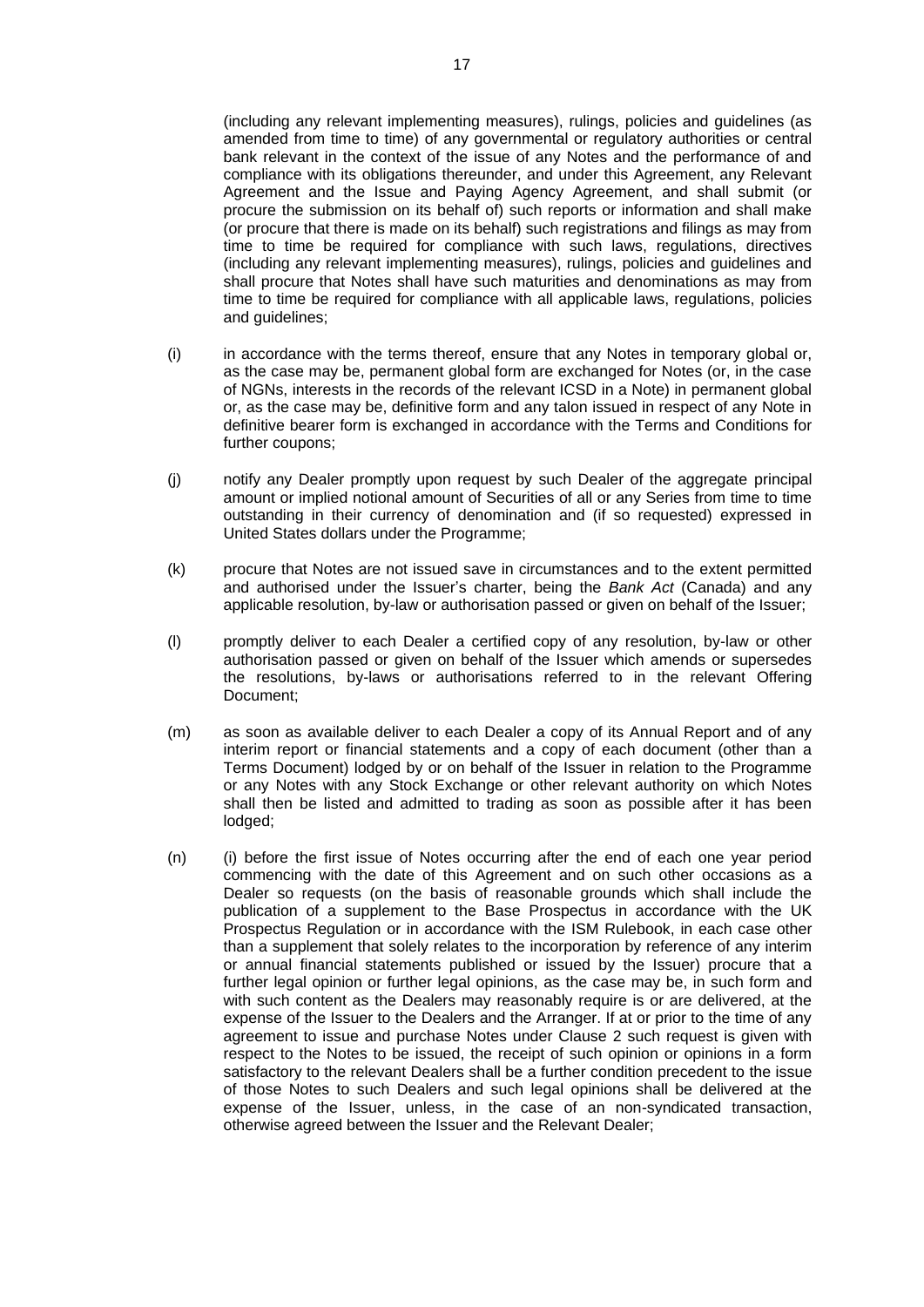(including any relevant implementing measures), rulings, policies and guidelines (as amended from time to time) of any governmental or regulatory authorities or central bank relevant in the context of the issue of any Notes and the performance of and compliance with its obligations thereunder, and under this Agreement, any Relevant Agreement and the Issue and Paying Agency Agreement, and shall submit (or procure the submission on its behalf of) such reports or information and shall make (or procure that there is made on its behalf) such registrations and filings as may from time to time be required for compliance with such laws, regulations, directives (including any relevant implementing measures), rulings, policies and guidelines and shall procure that Notes shall have such maturities and denominations as may from time to time be required for compliance with all applicable laws, regulations, policies and guidelines;

(i) in accordance with the terms thereof, ensure that any Notes in temporary global or, as the case may be, permanent global form are exchanged for Notes (or, in the case of NGNs, interests in the records of the relevant ICSD in a Note) in permanent global or, as the case may be, definitive form and any talon issued in respect of any Note in definitive bearer form is exchanged in accordance with the Terms and Conditions for further coupons;

(j) notify any Dealer promptly upon request by such Dealer of the aggregate principal amount or implied notional amount of Securities of all or any Series from time to time outstanding in their currency of denomination and (if so requested) expressed in United States dollars under the Programme;

(k) procure that Notes are not issued save in circumstances and to the extent permitted and authorised under the Issuer's charter, being the *Bank Act* (Canada) and any applicable resolution, by-law or authorisation passed or given on behalf of the Issuer;

(l) promptly deliver to each Dealer a certified copy of any resolution, by-law or other authorisation passed or given on behalf of the Issuer which amends or supersedes the resolutions, by-laws or authorisations referred to in the relevant Offering Document;

(m) as soon as available deliver to each Dealer a copy of its Annual Report and of any interim report or financial statements and a copy of each document (other than a Terms Document) lodged by or on behalf of the Issuer in relation to the Programme or any Notes with any Stock Exchange or other relevant authority on which Notes shall then be listed and admitted to trading as soon as possible after it has been lodged;

(n) (i) before the first issue of Notes occurring after the end of each one year period commencing with the date of this Agreement and on such other occasions as a Dealer so requests (on the basis of reasonable grounds which shall include the publication of a supplement to the Base Prospectus in accordance with the UK Prospectus Regulation or in accordance with the ISM Rulebook, in each case other than a supplement that solely relates to the incorporation by reference of any interim or annual financial statements published or issued by the Issuer) procure that a further legal opinion or further legal opinions, as the case may be, in such form and with such content as the Dealers may reasonably require is or are delivered, at the expense of the Issuer to the Dealers and the Arranger. If at or prior to the time of any agreement to issue and purchase Notes under Clause 2 such request is given with respect to the Notes to be issued, the receipt of such opinion or opinions in a form satisfactory to the relevant Dealers shall be a further condition precedent to the issue of those Notes to such Dealers and such legal opinions shall be delivered at the expense of the Issuer, unless, in the case of an non-syndicated transaction, otherwise agreed between the Issuer and the Relevant Dealer;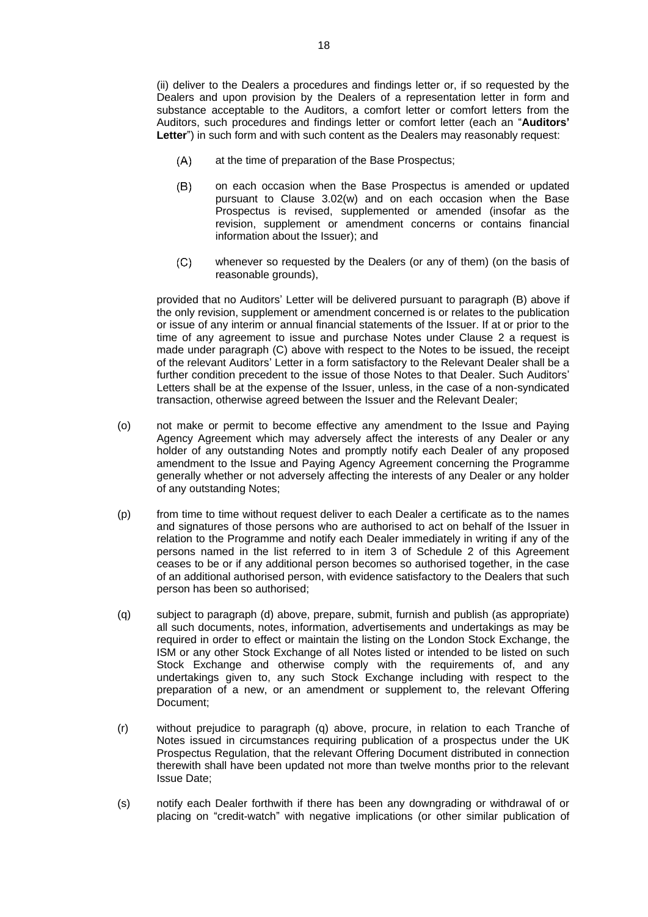(ii) deliver to the Dealers a procedures and findings letter or, if so requested by the Dealers and upon provision by the Dealers of a representation letter in form and substance acceptable to the Auditors, a comfort letter or comfort letters from the Auditors, such procedures and findings letter or comfort letter (each an "**Auditors' Letter**") in such form and with such content as the Dealers may reasonably request:

(A) at the time of preparation of the Base Prospectus;

(B) on each occasion when the Base Prospectus is amended or updated pursuant to Clause 3.02(w) and on each occasion when the Base Prospectus is revised, supplemented or amended (insofar as the revision, supplement or amendment concerns or contains financial information about the Issuer); and

(C) whenever so requested by the Dealers (or any of them) (on the basis of reasonable grounds),

provided that no Auditors' Letter will be delivered pursuant to paragraph (B) above if the only revision, supplement or amendment concerned is or relates to the publication or issue of any interim or annual financial statements of the Issuer. If at or prior to the time of any agreement to issue and purchase Notes under Clause 2 a request is made under paragraph (C) above with respect to the Notes to be issued, the receipt of the relevant Auditors' Letter in a form satisfactory to the Relevant Dealer shall be a further condition precedent to the issue of those Notes to that Dealer. Such Auditors' Letters shall be at the expense of the Issuer, unless, in the case of a non-syndicated transaction, otherwise agreed between the Issuer and the Relevant Dealer;

(o) not make or permit to become effective any amendment to the Issue and Paying Agency Agreement which may adversely affect the interests of any Dealer or any holder of any outstanding Notes and promptly notify each Dealer of any proposed amendment to the Issue and Paying Agency Agreement concerning the Programme generally whether or not adversely affecting the interests of any Dealer or any holder of any outstanding Notes;

(p) from time to time without request deliver to each Dealer a certificate as to the names and signatures of those persons who are authorised to act on behalf of the Issuer in relation to the Programme and notify each Dealer immediately in writing if any of the persons named in the list referred to in item 3 of Schedule 2 of this Agreement ceases to be or if any additional person becomes so authorised together, in the case of an additional authorised person, with evidence satisfactory to the Dealers that such person has been so authorised;

(q) subject to paragraph (d) above, prepare, submit, furnish and publish (as appropriate) all such documents, notes, information, advertisements and undertakings as may be required in order to effect or maintain the listing on the London Stock Exchange, the ISM or any other Stock Exchange of all Notes listed or intended to be listed on such Stock Exchange and otherwise comply with the requirements of, and any undertakings given to, any such Stock Exchange including with respect to the preparation of a new, or an amendment or supplement to, the relevant Offering Document;

(r) without prejudice to paragraph (q) above, procure, in relation to each Tranche of Notes issued in circumstances requiring publication of a prospectus under the UK Prospectus Regulation, that the relevant Offering Document distributed in connection therewith shall have been updated not more than twelve months prior to the relevant Issue Date;

(s) notify each Dealer forthwith if there has been any downgrading or withdrawal of or placing on "credit-watch" with negative implications (or other similar publication of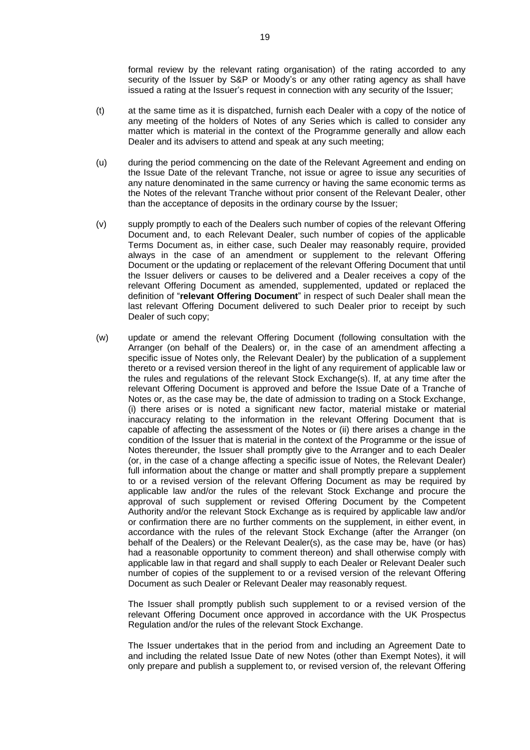formal review by the relevant rating organisation) of the rating accorded to any security of the Issuer by S&P or Moody's or any other rating agency as shall have issued a rating at the Issuer's request in connection with any security of the Issuer;

(t) at the same time as it is dispatched, furnish each Dealer with a copy of the notice of any meeting of the holders of Notes of any Series which is called to consider any matter which is material in the context of the Programme generally and allow each Dealer and its advisers to attend and speak at any such meeting;

(u) during the period commencing on the date of the Relevant Agreement and ending on the Issue Date of the relevant Tranche, not issue or agree to issue any securities of any nature denominated in the same currency or having the same economic terms as the Notes of the relevant Tranche without prior consent of the Relevant Dealer, other than the acceptance of deposits in the ordinary course by the Issuer;

(v) supply promptly to each of the Dealers such number of copies of the relevant Offering Document and, to each Relevant Dealer, such number of copies of the applicable Terms Document as, in either case, such Dealer may reasonably require, provided always in the case of an amendment or supplement to the relevant Offering Document or the updating or replacement of the relevant Offering Document that until the Issuer delivers or causes to be delivered and a Dealer receives a copy of the relevant Offering Document as amended, supplemented, updated or replaced the definition of "**relevant Offering Document**" in respect of such Dealer shall mean the last relevant Offering Document delivered to such Dealer prior to receipt by such Dealer of such copy;

(w) update or amend the relevant Offering Document (following consultation with the Arranger (on behalf of the Dealers) or, in the case of an amendment affecting a specific issue of Notes only, the Relevant Dealer) by the publication of a supplement thereto or a revised version thereof in the light of any requirement of applicable law or the rules and regulations of the relevant Stock Exchange(s). If, at any time after the relevant Offering Document is approved and before the Issue Date of a Tranche of Notes or, as the case may be, the date of admission to trading on a Stock Exchange, (i) there arises or is noted a significant new factor, material mistake or material inaccuracy relating to the information in the relevant Offering Document that is capable of affecting the assessment of the Notes or (ii) there arises a change in the condition of the Issuer that is material in the context of the Programme or the issue of Notes thereunder, the Issuer shall promptly give to the Arranger and to each Dealer (or, in the case of a change affecting a specific issue of Notes, the Relevant Dealer) full information about the change or matter and shall promptly prepare a supplement to or a revised version of the relevant Offering Document as may be required by applicable law and/or the rules of the relevant Stock Exchange and procure the approval of such supplement or revised Offering Document by the Competent Authority and/or the relevant Stock Exchange as is required by applicable law and/or or confirmation there are no further comments on the supplement, in either event, in accordance with the rules of the relevant Stock Exchange (after the Arranger (on behalf of the Dealers) or the Relevant Dealer(s), as the case may be, have (or has) had a reasonable opportunity to comment thereon) and shall otherwise comply with applicable law in that regard and shall supply to each Dealer or Relevant Dealer such number of copies of the supplement to or a revised version of the relevant Offering Document as such Dealer or Relevant Dealer may reasonably request.

The Issuer shall promptly publish such supplement to or a revised version of the relevant Offering Document once approved in accordance with the UK Prospectus Regulation and/or the rules of the relevant Stock Exchange.

The Issuer undertakes that in the period from and including an Agreement Date to and including the related Issue Date of new Notes (other than Exempt Notes), it will only prepare and publish a supplement to, or revised version of, the relevant Offering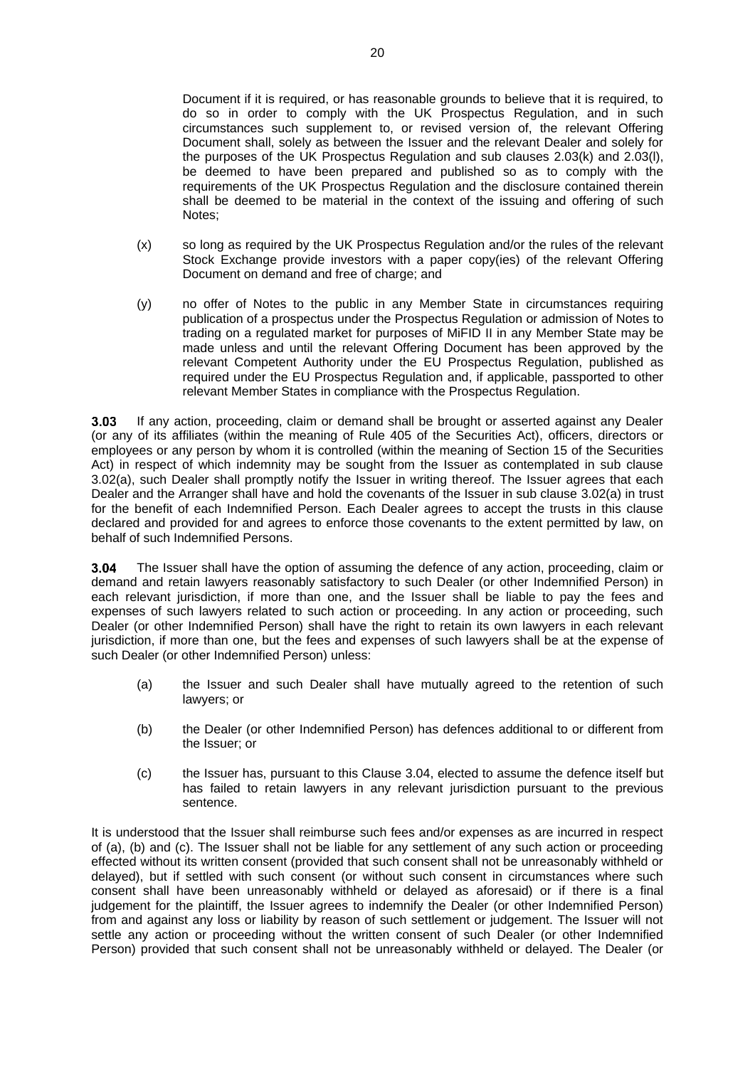Document if it is required, or has reasonable grounds to believe that it is required, to do so in order to comply with the UK Prospectus Regulation, and in such circumstances such supplement to, or revised version of, the relevant Offering Document shall, solely as between the Issuer and the relevant Dealer and solely for the purposes of the UK Prospectus Regulation and sub clauses 2.03(k) and 2.03(l), be deemed to have been prepared and published so as to comply with the requirements of the UK Prospectus Regulation and the disclosure contained therein shall be deemed to be material in the context of the issuing and offering of such Notes;

(x) so long as required by the UK Prospectus Regulation and/or the rules of the relevant Stock Exchange provide investors with a paper copy(ies) of the relevant Offering Document on demand and free of charge; and

(y) no offer of Notes to the public in any Member State in circumstances requiring publication of a prospectus under the Prospectus Regulation or admission of Notes to trading on a regulated market for purposes of MiFID II in any Member State may be made unless and until the relevant Offering Document has been approved by the relevant Competent Authority under the EU Prospectus Regulation, published as required under the EU Prospectus Regulation and, if applicable, passported to other relevant Member States in compliance with the Prospectus Regulation.

**3.03** If any action, proceeding, claim or demand shall be brought or asserted against any Dealer (or any of its affiliates (within the meaning of Rule 405 of the Securities Act), officers, directors or employees or any person by whom it is controlled (within the meaning of Section 15 of the Securities Act) in respect of which indemnity may be sought from the Issuer as contemplated in sub clause 3.02(a), such Dealer shall promptly notify the Issuer in writing thereof. The Issuer agrees that each Dealer and the Arranger shall have and hold the covenants of the Issuer in sub clause 3.02(a) in trust for the benefit of each Indemnified Person. Each Dealer agrees to accept the trusts in this clause declared and provided for and agrees to enforce those covenants to the extent permitted by law, on behalf of such Indemnified Persons.

**3.04** The Issuer shall have the option of assuming the defence of any action, proceeding, claim or demand and retain lawyers reasonably satisfactory to such Dealer (or other Indemnified Person) in each relevant jurisdiction, if more than one, and the Issuer shall be liable to pay the fees and expenses of such lawyers related to such action or proceeding. In any action or proceeding, such Dealer (or other Indemnified Person) shall have the right to retain its own lawyers in each relevant jurisdiction, if more than one, but the fees and expenses of such lawyers shall be at the expense of such Dealer (or other Indemnified Person) unless:

(a) the Issuer and such Dealer shall have mutually agreed to the retention of such lawyers; or

(b) the Dealer (or other Indemnified Person) has defences additional to or different from the Issuer; or

(c) the Issuer has, pursuant to this Clause 3.04, elected to assume the defence itself but has failed to retain lawyers in any relevant jurisdiction pursuant to the previous sentence.

It is understood that the Issuer shall reimburse such fees and/or expenses as are incurred in respect of (a), (b) and (c). The Issuer shall not be liable for any settlement of any such action or proceeding effected without its written consent (provided that such consent shall not be unreasonably withheld or delayed), but if settled with such consent (or without such consent in circumstances where such consent shall have been unreasonably withheld or delayed as aforesaid) or if there is a final judgement for the plaintiff, the Issuer agrees to indemnify the Dealer (or other Indemnified Person) from and against any loss or liability by reason of such settlement or judgement. The Issuer will not settle any action or proceeding without the written consent of such Dealer (or other Indemnified Person) provided that such consent shall not be unreasonably withheld or delayed. The Dealer (or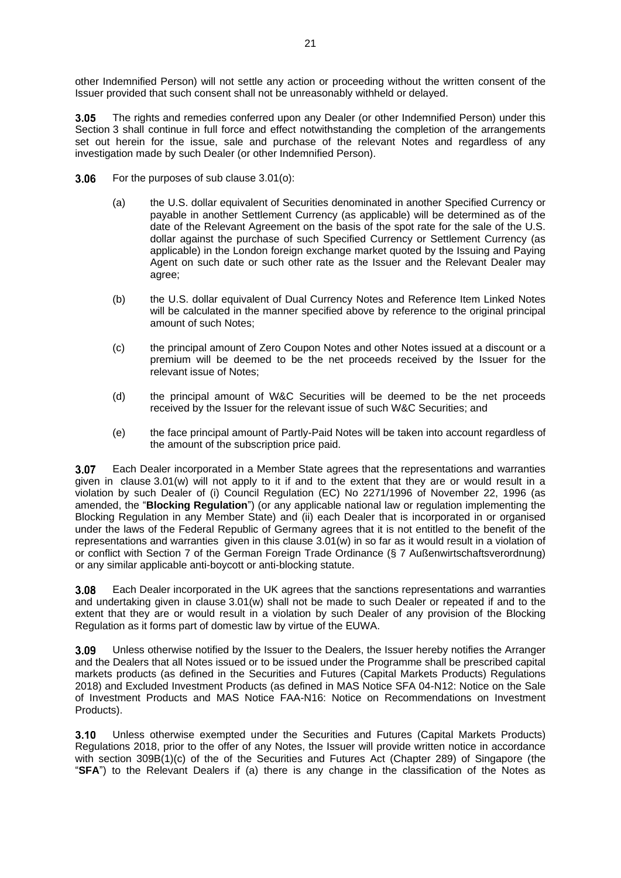other Indemnified Person) will not settle any action or proceeding without the written consent of the Issuer provided that such consent shall not be unreasonably withheld or delayed.

**3.05** The rights and remedies conferred upon any Dealer (or other Indemnified Person) under this Section 3 shall continue in full force and effect notwithstanding the completion of the arrangements set out herein for the issue, sale and purchase of the relevant Notes and regardless of any investigation made by such Dealer (or other Indemnified Person).

**3.06** For the purposes of sub clause 3.01(o):

(a) the U.S. dollar equivalent of Securities denominated in another Specified Currency or payable in another Settlement Currency (as applicable) will be determined as of the date of the Relevant Agreement on the basis of the spot rate for the sale of the U.S. dollar against the purchase of such Specified Currency or Settlement Currency (as applicable) in the London foreign exchange market quoted by the Issuing and Paying Agent on such date or such other rate as the Issuer and the Relevant Dealer may agree;

(b) the U.S. dollar equivalent of Dual Currency Notes and Reference Item Linked Notes will be calculated in the manner specified above by reference to the original principal amount of such Notes;

(c) the principal amount of Zero Coupon Notes and other Notes issued at a discount or a premium will be deemed to be the net proceeds received by the Issuer for the relevant issue of Notes;

(d) the principal amount of W&C Securities will be deemed to be the net proceeds received by the Issuer for the relevant issue of such W&C Securities; and

(e) the face principal amount of Partly-Paid Notes will be taken into account regardless of the amount of the subscription price paid.

**3.07** Each Dealer incorporated in a Member State agrees that the representations and warranties given in clause 3.01(w) will not apply to it if and to the extent that they are or would result in a violation by such Dealer of (i) Council Regulation (EC) No 2271/1996 of November 22, 1996 (as amended, the "**Blocking Regulation**") (or any applicable national law or regulation implementing the Blocking Regulation in any Member State) and (ii) each Dealer that is incorporated in or organised under the laws of the Federal Republic of Germany agrees that it is not entitled to the benefit of the representations and warranties given in this clause 3.01(w) in so far as it would result in a violation of or conflict with Section 7 of the German Foreign Trade Ordinance (§ 7 Außenwirtschaftsverordnung) or any similar applicable anti-boycott or anti-blocking statute.

**3.08** Each Dealer incorporated in the UK agrees that the sanctions representations and warranties and undertaking given in clause 3.01(w) shall not be made to such Dealer or repeated if and to the extent that they are or would result in a violation by such Dealer of any provision of the Blocking Regulation as it forms part of domestic law by virtue of the EUWA.

**3.09** Unless otherwise notified by the Issuer to the Dealers, the Issuer hereby notifies the Arranger and the Dealers that all Notes issued or to be issued under the Programme shall be prescribed capital markets products (as defined in the Securities and Futures (Capital Markets Products) Regulations 2018) and Excluded Investment Products (as defined in MAS Notice SFA 04-N12: Notice on the Sale of Investment Products and MAS Notice FAA-N16: Notice on Recommendations on Investment Products).

**3.10** Unless otherwise exempted under the Securities and Futures (Capital Markets Products) Regulations 2018, prior to the offer of any Notes, the Issuer will provide written notice in accordance with section 309B(1)(c) of the of the Securities and Futures Act (Chapter 289) of Singapore (the "**SFA**") to the Relevant Dealers if (a) there is any change in the classification of the Notes as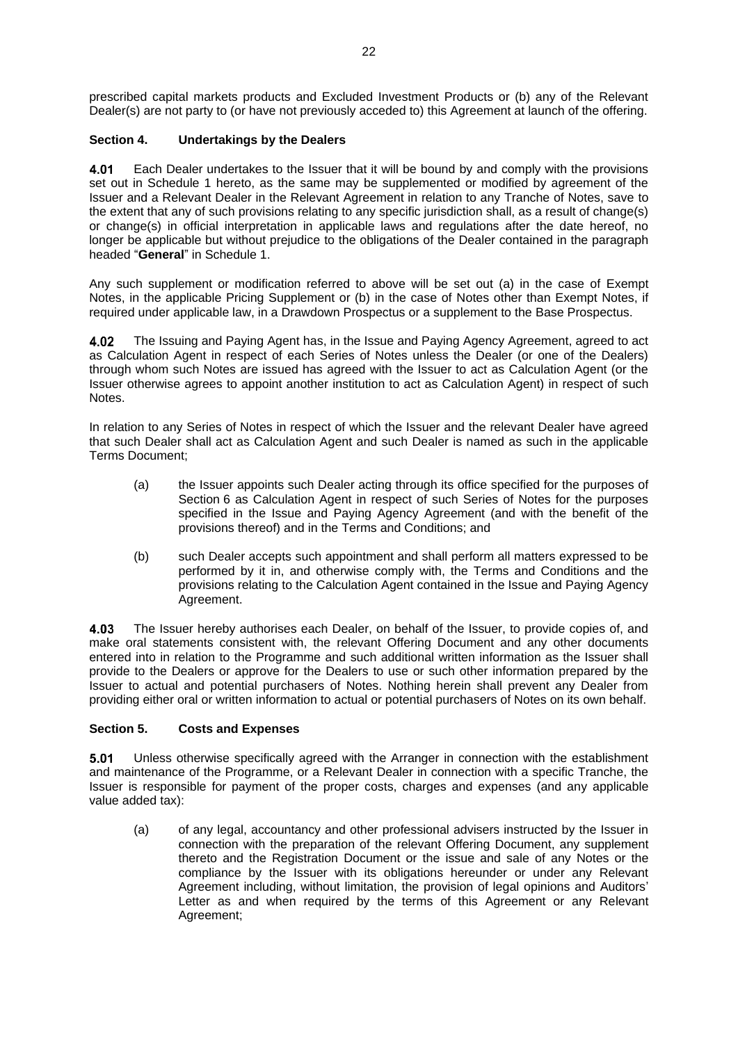prescribed capital markets products and Excluded Investment Products or (b) any of the Relevant Dealer(s) are not party to (or have not previously acceded to) this Agreement at launch of the offering.

### Section 4. Undertakings by the Dealers

**4.01** Each Dealer undertakes to the Issuer that it will be bound by and comply with the provisions set out in Schedule 1 hereto, as the same may be supplemented or modified by agreement of the Issuer and a Relevant Dealer in the Relevant Agreement in relation to any Tranche of Notes, save to the extent that any of such provisions relating to any specific jurisdiction shall, as a result of change(s) or change(s) in official interpretation in applicable laws and regulations after the date hereof, no longer be applicable but without prejudice to the obligations of the Dealer contained in the paragraph headed "**General**" in Schedule 1.

Any such supplement or modification referred to above will be set out (a) in the case of Exempt Notes, in the applicable Pricing Supplement or (b) in the case of Notes other than Exempt Notes, if required under applicable law, in a Drawdown Prospectus or a supplement to the Base Prospectus.

**4.02** The Issuing and Paying Agent has, in the Issue and Paying Agency Agreement, agreed to act as Calculation Agent in respect of each Series of Notes unless the Dealer (or one of the Dealers) through whom such Notes are issued has agreed with the Issuer to act as Calculation Agent (or the Issuer otherwise agrees to appoint another institution to act as Calculation Agent) in respect of such Notes.

In relation to any Series of Notes in respect of which the Issuer and the relevant Dealer have agreed that such Dealer shall act as Calculation Agent and such Dealer is named as such in the applicable Terms Document;

(a) the Issuer appoints such Dealer acting through its office specified for the purposes of Section 6 as Calculation Agent in respect of such Series of Notes for the purposes specified in the Issue and Paying Agency Agreement (and with the benefit of the provisions thereof) and in the Terms and Conditions; and

(b) such Dealer accepts such appointment and shall perform all matters expressed to be performed by it in, and otherwise comply with, the Terms and Conditions and the provisions relating to the Calculation Agent contained in the Issue and Paying Agency Agreement.

**4.03** The Issuer hereby authorises each Dealer, on behalf of the Issuer, to provide copies of, and make oral statements consistent with, the relevant Offering Document and any other documents entered into in relation to the Programme and such additional written information as the Issuer shall provide to the Dealers or approve for the Dealers to use or such other information prepared by the Issuer to actual and potential purchasers of Notes. Nothing herein shall prevent any Dealer from providing either oral or written information to actual or potential purchasers of Notes on its own behalf.

### Section 5. Costs and Expenses

**5.01** Unless otherwise specifically agreed with the Arranger in connection with the establishment and maintenance of the Programme, or a Relevant Dealer in connection with a specific Tranche, the Issuer is responsible for payment of the proper costs, charges and expenses (and any applicable value added tax):

(a) of any legal, accountancy and other professional advisers instructed by the Issuer in connection with the preparation of the relevant Offering Document, any supplement thereto and the Registration Document or the issue and sale of any Notes or the compliance by the Issuer with its obligations hereunder or under any Relevant Agreement including, without limitation, the provision of legal opinions and Auditors' Letter as and when required by the terms of this Agreement or any Relevant Agreement;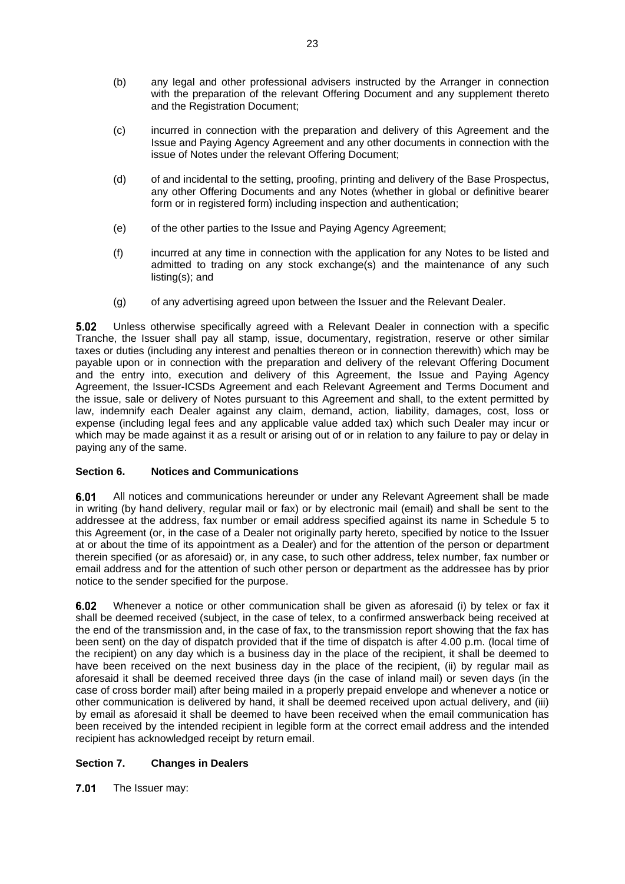(b) any legal and other professional advisers instructed by the Arranger in connection with the preparation of the relevant Offering Document and any supplement thereto and the Registration Document;

(c) incurred in connection with the preparation and delivery of this Agreement and the Issue and Paying Agency Agreement and any other documents in connection with the issue of Notes under the relevant Offering Document;

(d) of and incidental to the setting, proofing, printing and delivery of the Base Prospectus, any other Offering Documents and any Notes (whether in global or definitive bearer form or in registered form) including inspection and authentication;

(e) of the other parties to the Issue and Paying Agency Agreement;

(f) incurred at any time in connection with the application for any Notes to be listed and admitted to trading on any stock exchange(s) and the maintenance of any such listing(s); and

(g) of any advertising agreed upon between the Issuer and the Relevant Dealer.

**5.02** Unless otherwise specifically agreed with a Relevant Dealer in connection with a specific Tranche, the Issuer shall pay all stamp, issue, documentary, registration, reserve or other similar taxes or duties (including any interest and penalties thereon or in connection therewith) which may be payable upon or in connection with the preparation and delivery of the relevant Offering Document and the entry into, execution and delivery of this Agreement, the Issue and Paying Agency Agreement, the Issuer-ICSDs Agreement and each Relevant Agreement and Terms Document and the issue, sale or delivery of Notes pursuant to this Agreement and shall, to the extent permitted by law, indemnify each Dealer against any claim, demand, action, liability, damages, cost, loss or expense (including legal fees and any applicable value added tax) which such Dealer may incur or which may be made against it as a result or arising out of or in relation to any failure to pay or delay in paying any of the same.

## Section 6. Notices and Communications

**6.01** All notices and communications hereunder or under any Relevant Agreement shall be made in writing (by hand delivery, regular mail or fax) or by electronic mail (email) and shall be sent to the addressee at the address, fax number or email address specified against its name in Schedule 5 to this Agreement (or, in the case of a Dealer not originally party hereto, specified by notice to the Issuer at or about the time of its appointment as a Dealer) and for the attention of the person or department therein specified (or as aforesaid) or, in any case, to such other address, telex number, fax number or email address and for the attention of such other person or department as the addressee has by prior notice to the sender specified for the purpose.

**6.02** Whenever a notice or other communication shall be given as aforesaid (i) by telex or fax it shall be deemed received (subject, in the case of telex, to a confirmed answerback being received at the end of the transmission and, in the case of fax, to the transmission report showing that the fax has been sent) on the day of dispatch provided that if the time of dispatch is after 4.00 p.m. (local time of the recipient) on any day which is a business day in the place of the recipient, it shall be deemed to have been received on the next business day in the place of the recipient, (ii) by regular mail as aforesaid it shall be deemed received three days (in the case of inland mail) or seven days (in the case of cross border mail) after being mailed in a properly prepaid envelope and whenever a notice or other communication is delivered by hand, it shall be deemed received upon actual delivery, and (iii) by email as aforesaid it shall be deemed to have been received when the email communication has been received by the intended recipient in legible form at the correct email address and the intended recipient has acknowledged receipt by return email.

## Section 7. Changes in Dealers

**7.01** The Issuer may: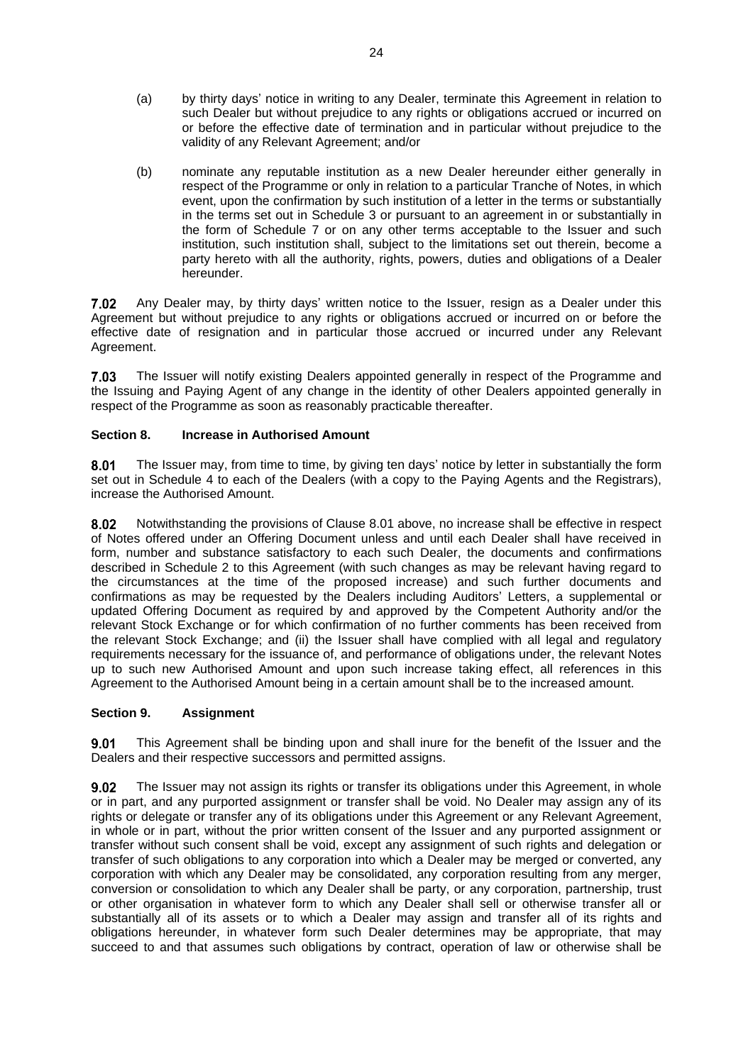(a) by thirty days' notice in writing to any Dealer, terminate this Agreement in relation to such Dealer but without prejudice to any rights or obligations accrued or incurred on or before the effective date of termination and in particular without prejudice to the validity of any Relevant Agreement; and/or

(b) nominate any reputable institution as a new Dealer hereunder either generally in respect of the Programme or only in relation to a particular Tranche of Notes, in which event, upon the confirmation by such institution of a letter in the terms or substantially in the terms set out in Schedule 3 or pursuant to an agreement in or substantially in the form of Schedule 7 or on any other terms acceptable to the Issuer and such institution, such institution shall, subject to the limitations set out therein, become a party hereto with all the authority, rights, powers, duties and obligations of a Dealer hereunder.

**7.02** Any Dealer may, by thirty days' written notice to the Issuer, resign as a Dealer under this Agreement but without prejudice to any rights or obligations accrued or incurred on or before the effective date of resignation and in particular those accrued or incurred under any Relevant Agreement.

**7.03** The Issuer will notify existing Dealers appointed generally in respect of the Programme and the Issuing and Paying Agent of any change in the identity of other Dealers appointed generally in respect of the Programme as soon as reasonably practicable thereafter.

### Section 8. Increase in Authorised Amount

**8.01** The Issuer may, from time to time, by giving ten days' notice by letter in substantially the form set out in Schedule 4 to each of the Dealers (with a copy to the Paying Agents and the Registrars), increase the Authorised Amount.

**8.02** Notwithstanding the provisions of Clause 8.01 above, no increase shall be effective in respect of Notes offered under an Offering Document unless and until each Dealer shall have received in form, number and substance satisfactory to each such Dealer, the documents and confirmations described in Schedule 2 to this Agreement (with such changes as may be relevant having regard to the circumstances at the time of the proposed increase) and such further documents and confirmations as may be requested by the Dealers including Auditors' Letters, a supplemental or updated Offering Document as required by and approved by the Competent Authority and/or the relevant Stock Exchange or for which confirmation of no further comments has been received from the relevant Stock Exchange; and (ii) the Issuer shall have complied with all legal and regulatory requirements necessary for the issuance of, and performance of obligations under, the relevant Notes up to such new Authorised Amount and upon such increase taking effect, all references in this Agreement to the Authorised Amount being in a certain amount shall be to the increased amount.

### Section 9. Assignment

**9.01** This Agreement shall be binding upon and shall inure for the benefit of the Issuer and the Dealers and their respective successors and permitted assigns.

**9.02** The Issuer may not assign its rights or transfer its obligations under this Agreement, in whole or in part, and any purported assignment or transfer shall be void. No Dealer may assign any of its rights or delegate or transfer any of its obligations under this Agreement or any Relevant Agreement, in whole or in part, without the prior written consent of the Issuer and any purported assignment or transfer without such consent shall be void, except any assignment of such rights and delegation or transfer of such obligations to any corporation into which a Dealer may be merged or converted, any corporation with which any Dealer may be consolidated, any corporation resulting from any merger, conversion or consolidation to which any Dealer shall be party, or any corporation, partnership, trust or other organisation in whatever form to which any Dealer shall sell or otherwise transfer all or substantially all of its assets or to which a Dealer may assign and transfer all of its rights and obligations hereunder, in whatever form such Dealer determines may be appropriate, that may succeed to and that assumes such obligations by contract, operation of law or otherwise shall be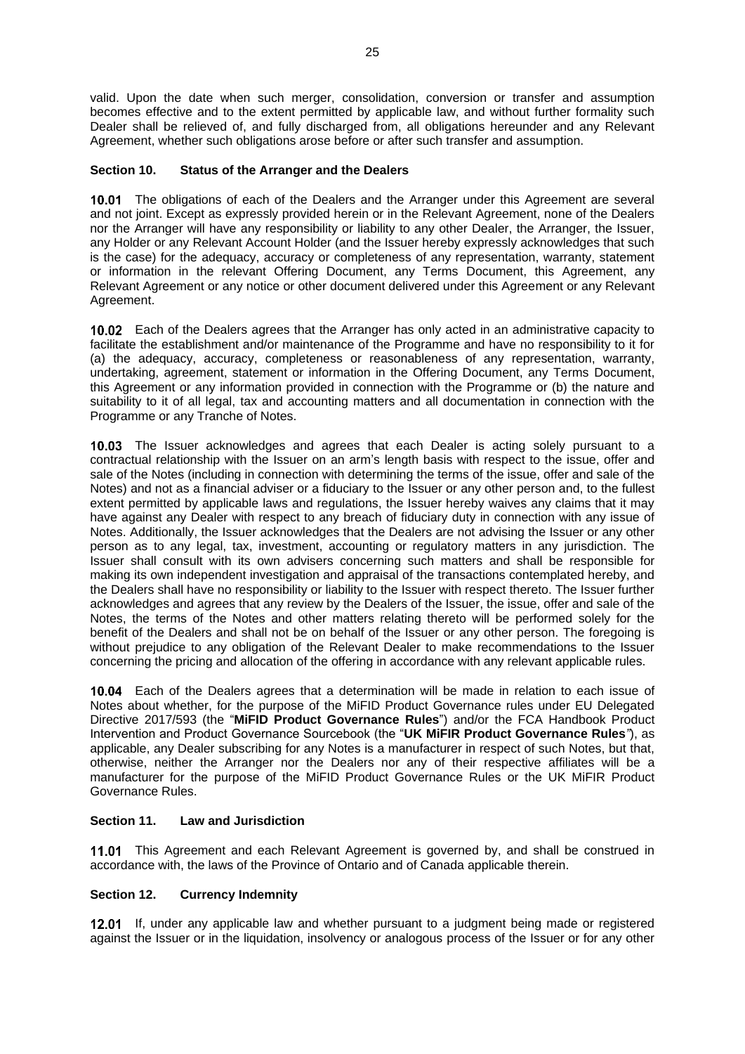valid. Upon the date when such merger, consolidation, conversion or transfer and assumption becomes effective and to the extent permitted by applicable law, and without further formality such Dealer shall be relieved of, and fully discharged from, all obligations hereunder and any Relevant Agreement, whether such obligations arose before or after such transfer and assumption.

### Section 10. Status of the Arranger and the Dealers

**10.01** The obligations of each of the Dealers and the Arranger under this Agreement are several and not joint. Except as expressly provided herein or in the Relevant Agreement, none of the Dealers nor the Arranger will have any responsibility or liability to any other Dealer, the Arranger, the Issuer, any Holder or any Relevant Account Holder (and the Issuer hereby expressly acknowledges that such is the case) for the adequacy, accuracy or completeness of any representation, warranty, statement or information in the relevant Offering Document, any Terms Document, this Agreement, any Relevant Agreement or any notice or other document delivered under this Agreement or any Relevant Agreement.

**10.02** Each of the Dealers agrees that the Arranger has only acted in an administrative capacity to facilitate the establishment and/or maintenance of the Programme and have no responsibility to it for (a) the adequacy, accuracy, completeness or reasonableness of any representation, warranty, undertaking, agreement, statement or information in the Offering Document, any Terms Document, this Agreement or any information provided in connection with the Programme or (b) the nature and suitability to it of all legal, tax and accounting matters and all documentation in connection with the Programme or any Tranche of Notes.

**10.03** The Issuer acknowledges and agrees that each Dealer is acting solely pursuant to a contractual relationship with the Issuer on an arm's length basis with respect to the issue, offer and sale of the Notes (including in connection with determining the terms of the issue, offer and sale of the Notes) and not as a financial adviser or a fiduciary to the Issuer or any other person and, to the fullest extent permitted by applicable laws and regulations, the Issuer hereby waives any claims that it may have against any Dealer with respect to any breach of fiduciary duty in connection with any issue of Notes. Additionally, the Issuer acknowledges that the Dealers are not advising the Issuer or any other person as to any legal, tax, investment, accounting or regulatory matters in any jurisdiction. The Issuer shall consult with its own advisers concerning such matters and shall be responsible for making its own independent investigation and appraisal of the transactions contemplated hereby, and the Dealers shall have no responsibility or liability to the Issuer with respect thereto. The Issuer further acknowledges and agrees that any review by the Dealers of the Issuer, the issue, offer and sale of the Notes, the terms of the Notes and other matters relating thereto will be performed solely for the benefit of the Dealers and shall not be on behalf of the Issuer or any other person. The foregoing is without prejudice to any obligation of the Relevant Dealer to make recommendations to the Issuer concerning the pricing and allocation of the offering in accordance with any relevant applicable rules.

**10.04** Each of the Dealers agrees that a determination will be made in relation to each issue of Notes about whether, for the purpose of the MiFID Product Governance rules under EU Delegated Directive 2017/593 (the "**MiFID Product Governance Rules**") and/or the FCA Handbook Product Intervention and Product Governance Sourcebook (the "**UK MiFIR Product Governance Rules**"), as applicable, any Dealer subscribing for any Notes is a manufacturer in respect of such Notes, but that, otherwise, neither the Arranger nor the Dealers nor any of their respective affiliates will be a manufacturer for the purpose of the MiFID Product Governance Rules or the UK MiFIR Product Governance Rules.

### Section 11. Law and Jurisdiction

**11.01** This Agreement and each Relevant Agreement is governed by, and shall be construed in accordance with, the laws of the Province of Ontario and of Canada applicable therein.

### Section 12. Currency Indemnity

**12.01** If, under any applicable law and whether pursuant to a judgment being made or registered against the Issuer or in the liquidation, insolvency or analogous process of the Issuer or for any other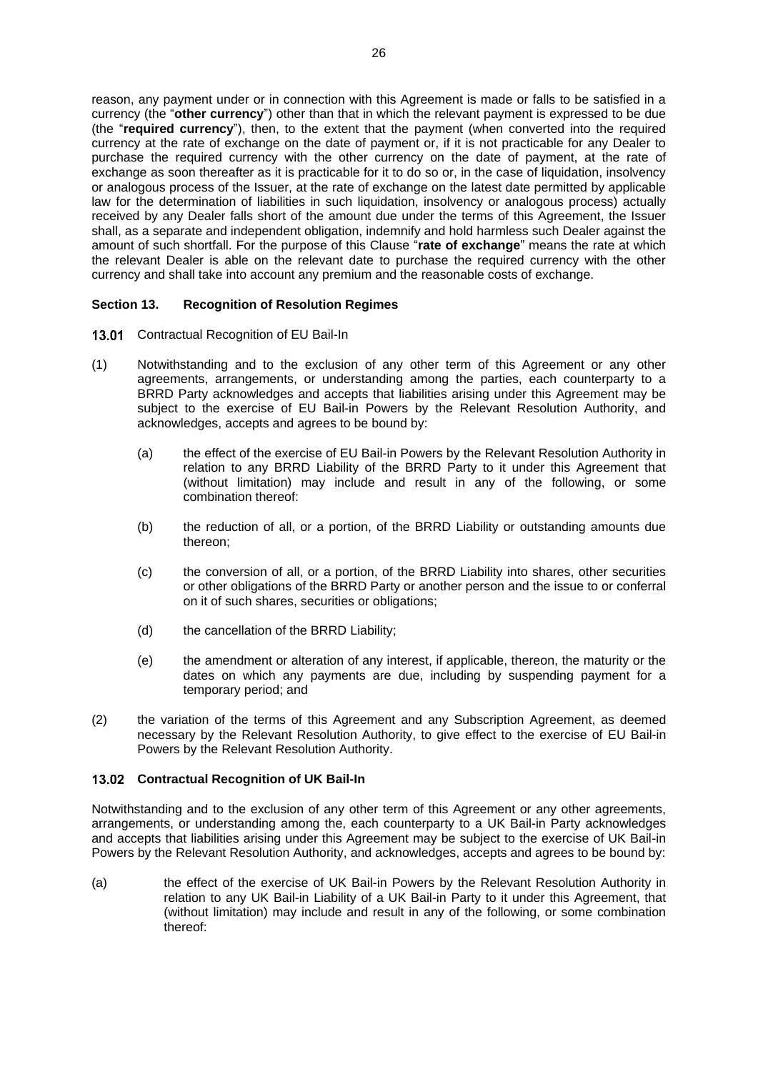reason, any payment under or in connection with this Agreement is made or falls to be satisfied in a currency (the "**other currency**") other than that in which the relevant payment is expressed to be due (the "**required currency**"), then, to the extent that the payment (when converted into the required currency at the rate of exchange on the date of payment or, if it is not practicable for any Dealer to purchase the required currency with the other currency on the date of payment, at the rate of exchange as soon thereafter as it is practicable for it to do so or, in the case of liquidation, insolvency or analogous process of the Issuer, at the rate of exchange on the latest date permitted by applicable law for the determination of liabilities in such liquidation, insolvency or analogous process) actually received by any Dealer falls short of the amount due under the terms of this Agreement, the Issuer shall, as a separate and independent obligation, indemnify and hold harmless such Dealer against the amount of such shortfall. For the purpose of this Clause "**rate of exchange**" means the rate at which the relevant Dealer is able on the relevant date to purchase the required currency with the other currency and shall take into account any premium and the reasonable costs of exchange.

### Section 13. Recognition of Resolution Regimes

**13.01** Contractual Recognition of EU Bail-In

(1) Notwithstanding and to the exclusion of any other term of this Agreement or any other agreements, arrangements, or understanding among the parties, each counterparty to a BRRD Party acknowledges and accepts that liabilities arising under this Agreement may be subject to the exercise of EU Bail-in Powers by the Relevant Resolution Authority, and acknowledges, accepts and agrees to be bound by:

  (a) the effect of the exercise of EU Bail-in Powers by the Relevant Resolution Authority in relation to any BRRD Liability of the BRRD Party to it under this Agreement that (without limitation) may include and result in any of the following, or some combination thereof:

  (b) the reduction of all, or a portion, of the BRRD Liability or outstanding amounts due thereon;

  (c) the conversion of all, or a portion, of the BRRD Liability into shares, other securities or other obligations of the BRRD Party or another person and the issue to or conferral on it of such shares, securities or obligations;

  (d) the cancellation of the BRRD Liability;

  (e) the amendment or alteration of any interest, if applicable, thereon, the maturity or the dates on which any payments are due, including by suspending payment for a temporary period; and

(2) the variation of the terms of this Agreement and any Subscription Agreement, as deemed necessary by the Relevant Resolution Authority, to give effect to the exercise of EU Bail-in Powers by the Relevant Resolution Authority.

**13.02 Contractual Recognition of UK Bail-In**

Notwithstanding and to the exclusion of any other term of this Agreement or any other agreements, arrangements, or understanding among the, each counterparty to a UK Bail-in Party acknowledges and accepts that liabilities arising under this Agreement may be subject to the exercise of UK Bail-in Powers by the Relevant Resolution Authority, and acknowledges, accepts and agrees to be bound by:

(a) the effect of the exercise of UK Bail-in Powers by the Relevant Resolution Authority in relation to any UK Bail-in Liability of a UK Bail-in Party to it under this Agreement, that (without limitation) may include and result in any of the following, or some combination thereof: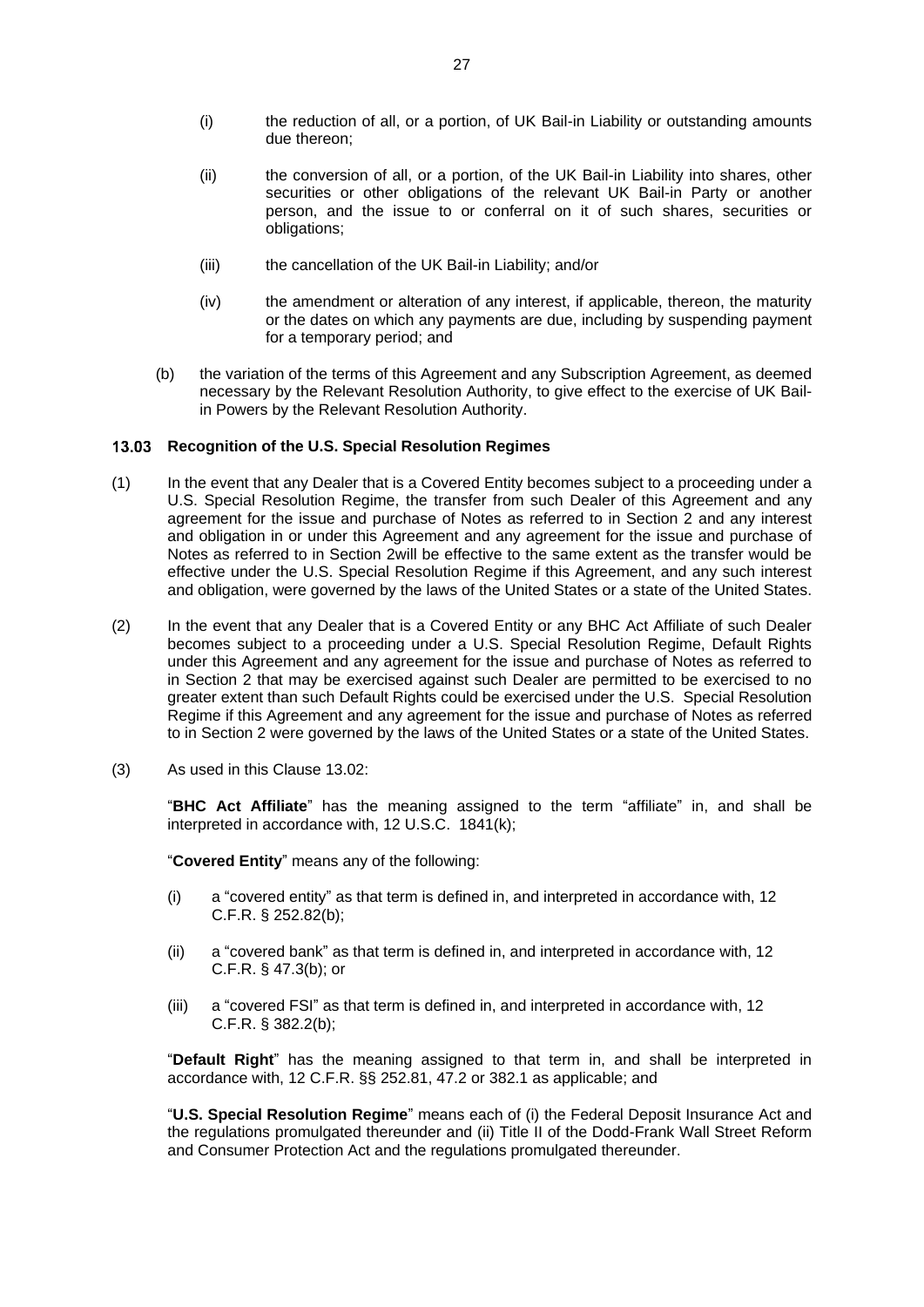(i) the reduction of all, or a portion, of UK Bail-in Liability or outstanding amounts due thereon;

(ii) the conversion of all, or a portion, of the UK Bail-in Liability into shares, other securities or other obligations of the relevant UK Bail-in Party or another person, and the issue to or conferral on it of such shares, securities or obligations;

(iii) the cancellation of the UK Bail-in Liability; and/or

(iv) the amendment or alteration of any interest, if applicable, thereon, the maturity or the dates on which any payments are due, including by suspending payment for a temporary period; and

(b) the variation of the terms of this Agreement and any Subscription Agreement, as deemed necessary by the Relevant Resolution Authority, to give effect to the exercise of UK Bail-in Powers by the Relevant Resolution Authority.

### 13.03 Recognition of the U.S. Special Resolution Regimes

(1) In the event that any Dealer that is a Covered Entity becomes subject to a proceeding under a U.S. Special Resolution Regime, the transfer from such Dealer of this Agreement and any agreement for the issue and purchase of Notes as referred to in Section 2 and any interest and obligation in or under this Agreement and any agreement for the issue and purchase of Notes as referred to in Section 2will be effective to the same extent as the transfer would be effective under the U.S. Special Resolution Regime if this Agreement, and any such interest and obligation, were governed by the laws of the United States or a state of the United States.

(2) In the event that any Dealer that is a Covered Entity or any BHC Act Affiliate of such Dealer becomes subject to a proceeding under a U.S. Special Resolution Regime, Default Rights under this Agreement and any agreement for the issue and purchase of Notes as referred to in Section 2 that may be exercised against such Dealer are permitted to be exercised to no greater extent than such Default Rights could be exercised under the U.S. Special Resolution Regime if this Agreement and any agreement for the issue and purchase of Notes as referred to in Section 2 were governed by the laws of the United States or a state of the United States.

(3) As used in this Clause 13.02:

"**BHC Act Affiliate**" has the meaning assigned to the term "affiliate" in, and shall be interpreted in accordance with, 12 U.S.C. 1841(k);

"**Covered Entity**" means any of the following:

(i) a "covered entity" as that term is defined in, and interpreted in accordance with, 12 C.F.R. § 252.82(b);

(ii) a "covered bank" as that term is defined in, and interpreted in accordance with, 12 C.F.R. § 47.3(b); or

(iii) a "covered FSI" as that term is defined in, and interpreted in accordance with, 12 C.F.R. § 382.2(b);

"**Default Right**" has the meaning assigned to that term in, and shall be interpreted in accordance with, 12 C.F.R. §§ 252.81, 47.2 or 382.1 as applicable; and

"**U.S. Special Resolution Regime**" means each of (i) the Federal Deposit Insurance Act and the regulations promulgated thereunder and (ii) Title II of the Dodd-Frank Wall Street Reform and Consumer Protection Act and the regulations promulgated thereunder.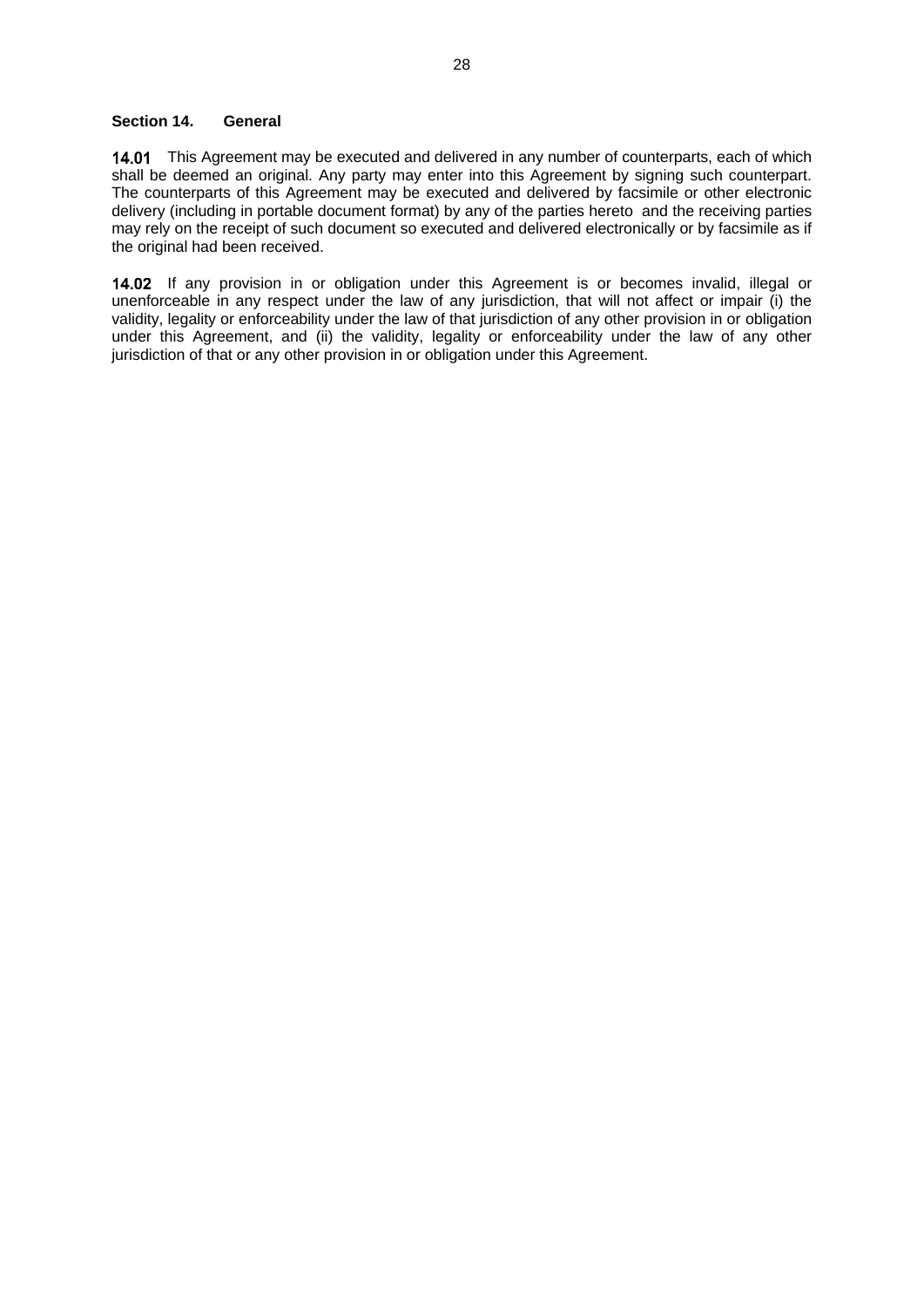**Section 14. General**

**14.01** This Agreement may be executed and delivered in any number of counterparts, each of which shall be deemed an original. Any party may enter into this Agreement by signing such counterpart. The counterparts of this Agreement may be executed and delivered by facsimile or other electronic delivery (including in portable document format) by any of the parties hereto and the receiving parties may rely on the receipt of such document so executed and delivered electronically or by facsimile as if the original had been received.

**14.02** If any provision in or obligation under this Agreement is or becomes invalid, illegal or unenforceable in any respect under the law of any jurisdiction, that will not affect or impair (i) the validity, legality or enforceability under the law of that jurisdiction of any other provision in or obligation under this Agreement, and (ii) the validity, legality or enforceability under the law of any other jurisdiction of that or any other provision in or obligation under this Agreement.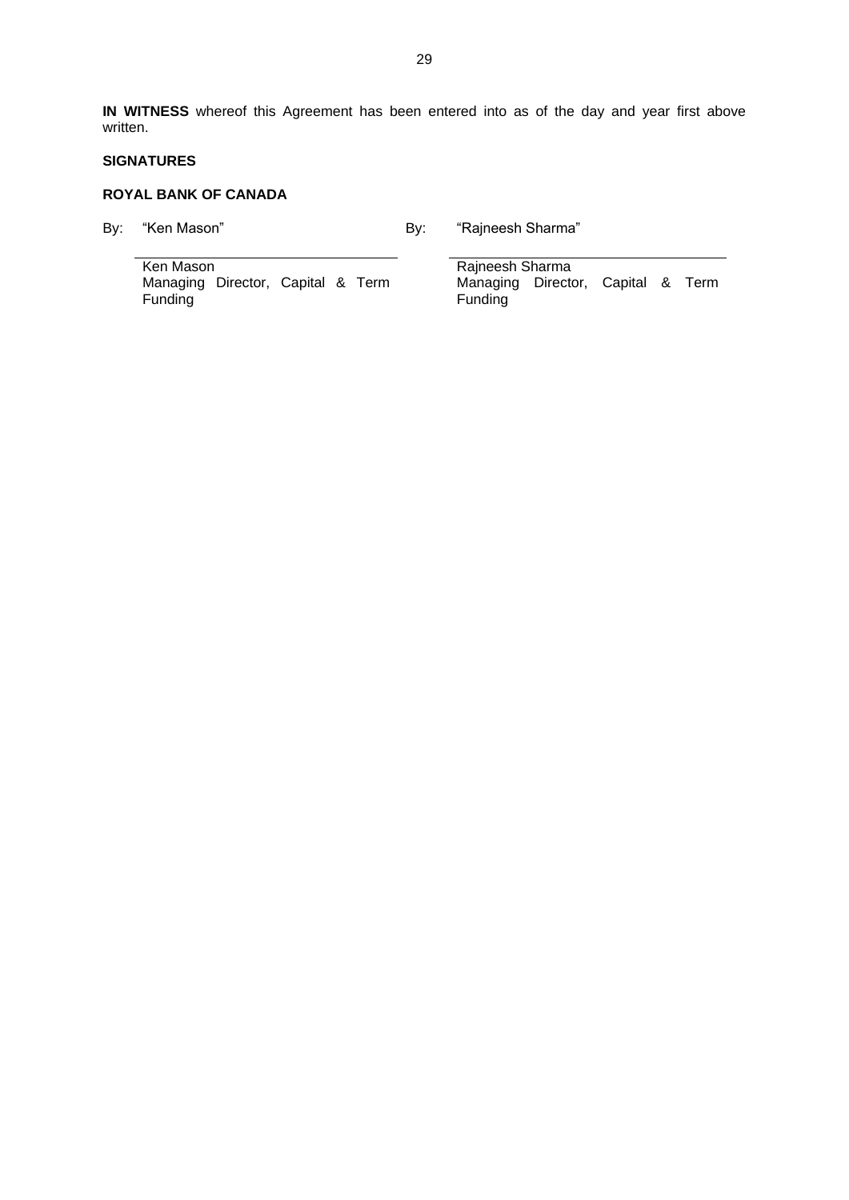**IN WITNESS** whereof this Agreement has been entered into as of the day and year first above written.

**SIGNATURES**

**ROYAL BANK OF CANADA**

| By: "Ken Mason" | By: "Rajneesh Sharma" |
|---|---|
| Ken Mason<br>Managing Director, Capital & Term Funding | Rajneesh Sharma<br>Managing Director, Capital & Term Funding |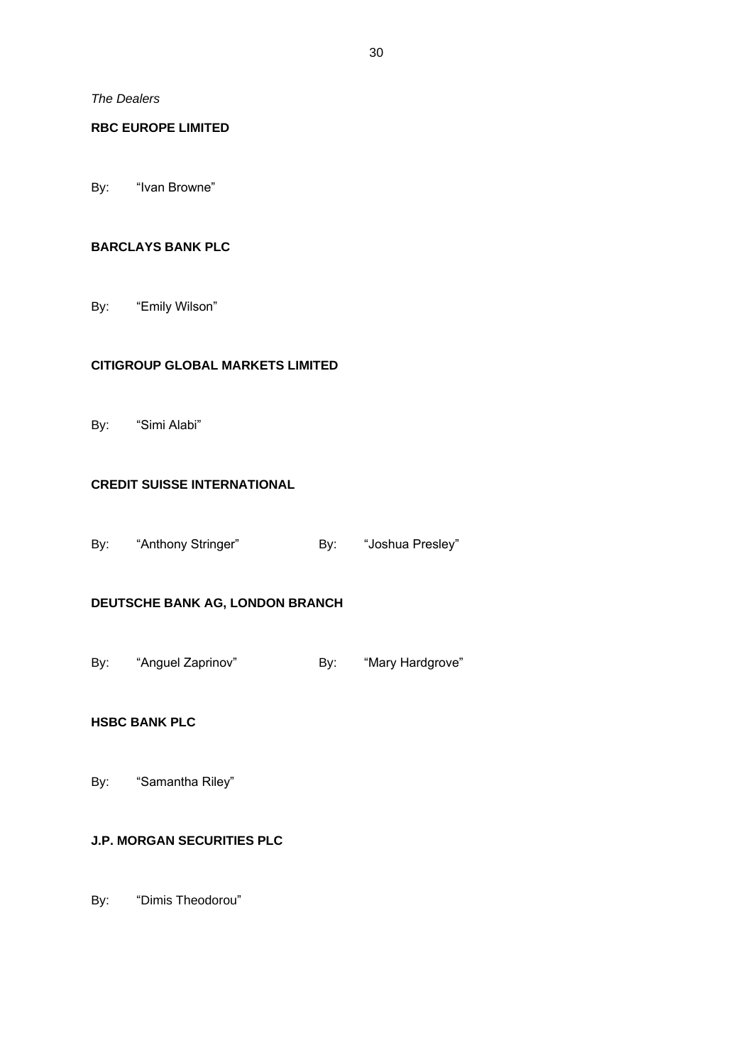*The Dealers*

**RBC EUROPE LIMITED**

By: “Ivan Browne”

**BARCLAYS BANK PLC**

By: “Emily Wilson”

**CITIGROUP GLOBAL MARKETS LIMITED**

By: “Simi Alabi”

**CREDIT SUISSE INTERNATIONAL**

By: “Anthony Stringer” By: “Joshua Presley”

**DEUTSCHE BANK AG, LONDON BRANCH**

By: “Anguel Zaprinov” By: “Mary Hardgrove”

**HSBC BANK PLC**

By: “Samantha Riley”

**J.P. MORGAN SECURITIES PLC**

By: “Dimis Theodorou”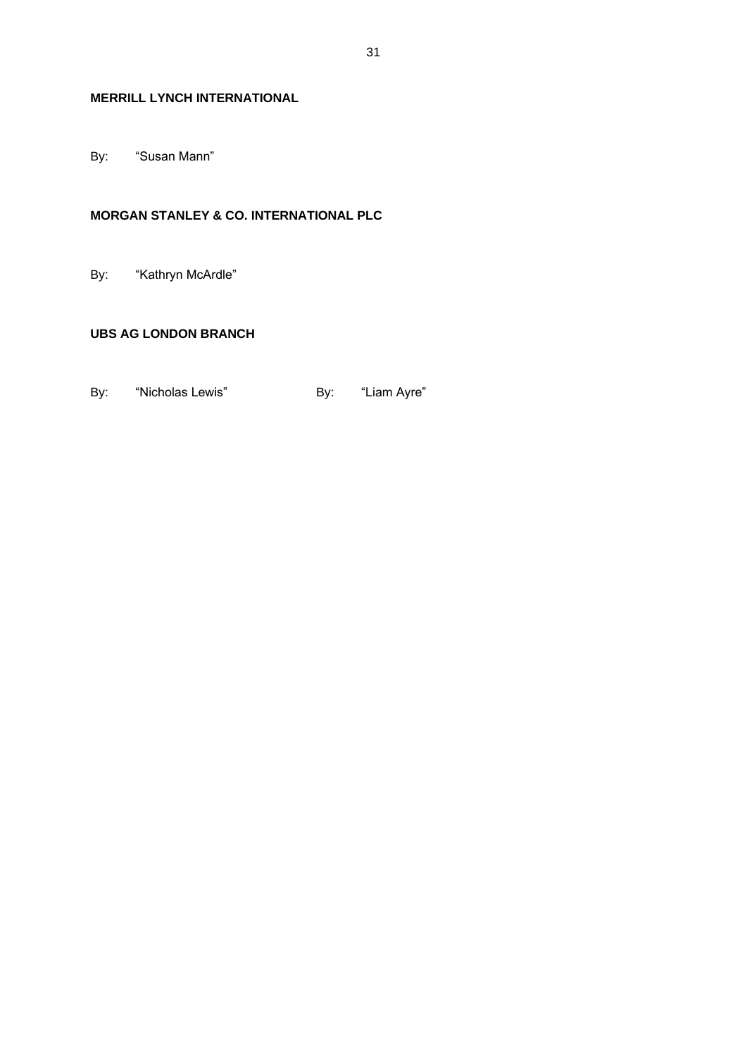**MERRILL LYNCH INTERNATIONAL**

By: “Susan Mann”

**MORGAN STANLEY & CO. INTERNATIONAL PLC**

By: “Kathryn McArdle”

**UBS AG LONDON BRANCH**

By: “Nicholas Lewis” By: “Liam Ayre”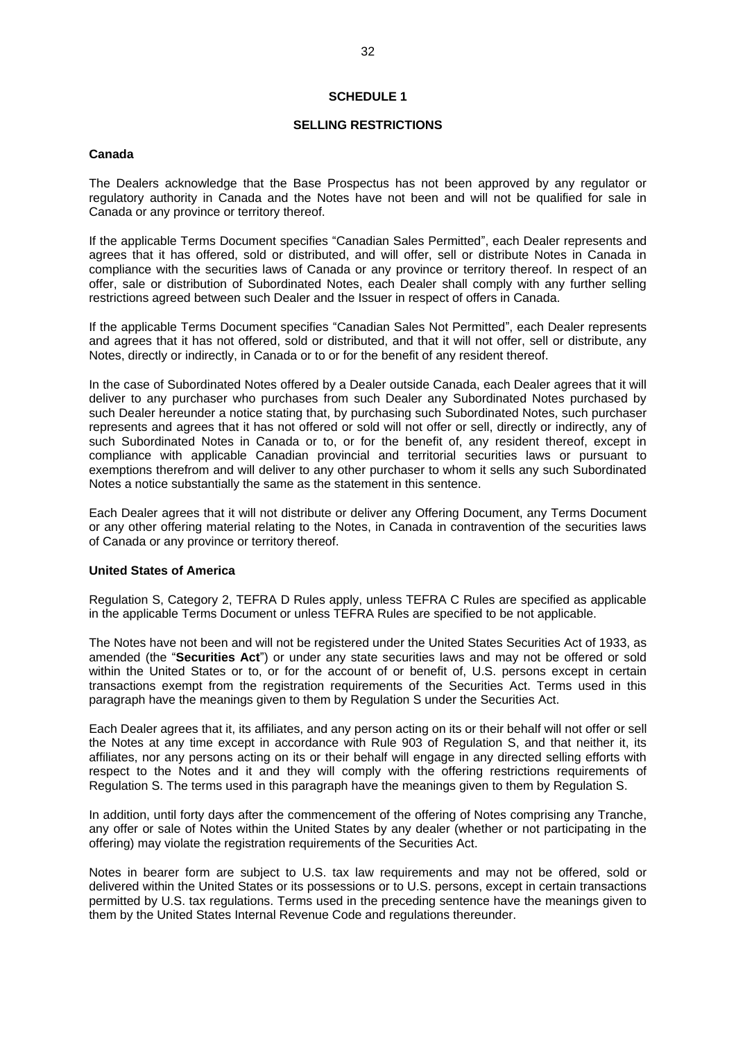# SCHEDULE 1

## SELLING RESTRICTIONS

### Canada

The Dealers acknowledge that the Base Prospectus has not been approved by any regulator or regulatory authority in Canada and the Notes have not been and will not be qualified for sale in Canada or any province or territory thereof.

If the applicable Terms Document specifies "Canadian Sales Permitted", each Dealer represents and agrees that it has offered, sold or distributed, and will offer, sell or distribute Notes in Canada in compliance with the securities laws of Canada or any province or territory thereof. In respect of an offer, sale or distribution of Subordinated Notes, each Dealer shall comply with any further selling restrictions agreed between such Dealer and the Issuer in respect of offers in Canada.

If the applicable Terms Document specifies "Canadian Sales Not Permitted", each Dealer represents and agrees that it has not offered, sold or distributed, and that it will not offer, sell or distribute, any Notes, directly or indirectly, in Canada or to or for the benefit of any resident thereof.

In the case of Subordinated Notes offered by a Dealer outside Canada, each Dealer agrees that it will deliver to any purchaser who purchases from such Dealer any Subordinated Notes purchased by such Dealer hereunder a notice stating that, by purchasing such Subordinated Notes, such purchaser represents and agrees that it has not offered or sold will not offer or sell, directly or indirectly, any of such Subordinated Notes in Canada or to, or for the benefit of, any resident thereof, except in compliance with applicable Canadian provincial and territorial securities laws or pursuant to exemptions therefrom and will deliver to any other purchaser to whom it sells any such Subordinated Notes a notice substantially the same as the statement in this sentence.

Each Dealer agrees that it will not distribute or deliver any Offering Document, any Terms Document or any other offering material relating to the Notes, in Canada in contravention of the securities laws of Canada or any province or territory thereof.

### United States of America

Regulation S, Category 2, TEFRA D Rules apply, unless TEFRA C Rules are specified as applicable in the applicable Terms Document or unless TEFRA Rules are specified to be not applicable.

The Notes have not been and will not be registered under the United States Securities Act of 1933, as amended (the "**Securities Act**") or under any state securities laws and may not be offered or sold within the United States or to, or for the account of or benefit of, U.S. persons except in certain transactions exempt from the registration requirements of the Securities Act. Terms used in this paragraph have the meanings given to them by Regulation S under the Securities Act.

Each Dealer agrees that it, its affiliates, and any person acting on its or their behalf will not offer or sell the Notes at any time except in accordance with Rule 903 of Regulation S, and that neither it, its affiliates, nor any persons acting on its or their behalf will engage in any directed selling efforts with respect to the Notes and it and they will comply with the offering restrictions requirements of Regulation S. The terms used in this paragraph have the meanings given to them by Regulation S.

In addition, until forty days after the commencement of the offering of Notes comprising any Tranche, any offer or sale of Notes within the United States by any dealer (whether or not participating in the offering) may violate the registration requirements of the Securities Act.

Notes in bearer form are subject to U.S. tax law requirements and may not be offered, sold or delivered within the United States or its possessions or to U.S. persons, except in certain transactions permitted by U.S. tax regulations. Terms used in the preceding sentence have the meanings given to them by the United States Internal Revenue Code and regulations thereunder.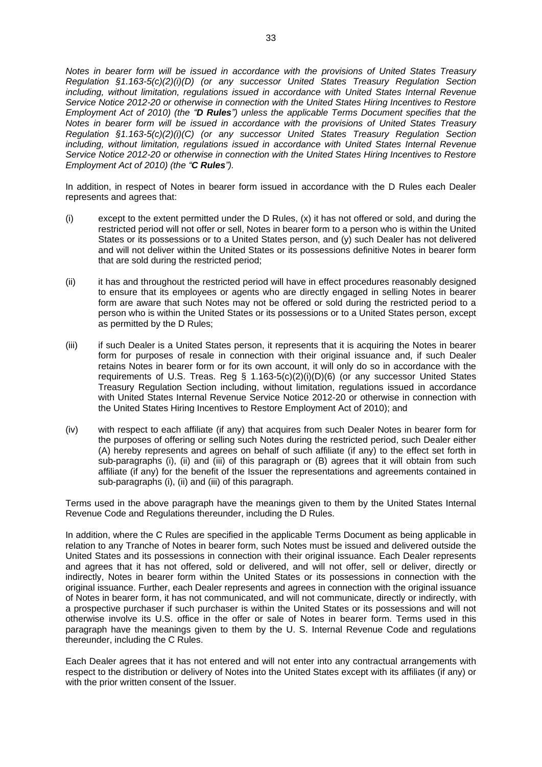*Notes in bearer form will be issued in accordance with the provisions of United States Treasury Regulation §1.163-5(c)(2)(i)(D) (or any successor United States Treasury Regulation Section including, without limitation, regulations issued in accordance with United States Internal Revenue Service Notice 2012-20 or otherwise in connection with the United States Hiring Incentives to Restore Employment Act of 2010) (the "**D Rules**") unless the applicable Terms Document specifies that the Notes in bearer form will be issued in accordance with the provisions of United States Treasury Regulation §1.163-5(c)(2)(i)(C) (or any successor United States Treasury Regulation Section including, without limitation, regulations issued in accordance with United States Internal Revenue Service Notice 2012-20 or otherwise in connection with the United States Hiring Incentives to Restore Employment Act of 2010) (the "**C Rules**").*

In addition, in respect of Notes in bearer form issued in accordance with the D Rules each Dealer represents and agrees that:

(i) except to the extent permitted under the D Rules, (x) it has not offered or sold, and during the restricted period will not offer or sell, Notes in bearer form to a person who is within the United States or its possessions or to a United States person, and (y) such Dealer has not delivered and will not deliver within the United States or its possessions definitive Notes in bearer form that are sold during the restricted period;

(ii) it has and throughout the restricted period will have in effect procedures reasonably designed to ensure that its employees or agents who are directly engaged in selling Notes in bearer form are aware that such Notes may not be offered or sold during the restricted period to a person who is within the United States or its possessions or to a United States person, except as permitted by the D Rules;

(iii) if such Dealer is a United States person, it represents that it is acquiring the Notes in bearer form for purposes of resale in connection with their original issuance and, if such Dealer retains Notes in bearer form or for its own account, it will only do so in accordance with the requirements of U.S. Treas. Reg § 1.163-5(c)(2)(i)(D)(6) (or any successor United States Treasury Regulation Section including, without limitation, regulations issued in accordance with United States Internal Revenue Service Notice 2012-20 or otherwise in connection with the United States Hiring Incentives to Restore Employment Act of 2010); and

(iv) with respect to each affiliate (if any) that acquires from such Dealer Notes in bearer form for the purposes of offering or selling such Notes during the restricted period, such Dealer either (A) hereby represents and agrees on behalf of such affiliate (if any) to the effect set forth in sub-paragraphs (i), (ii) and (iii) of this paragraph or (B) agrees that it will obtain from such affiliate (if any) for the benefit of the Issuer the representations and agreements contained in sub-paragraphs (i), (ii) and (iii) of this paragraph.

Terms used in the above paragraph have the meanings given to them by the United States Internal Revenue Code and Regulations thereunder, including the D Rules.

In addition, where the C Rules are specified in the applicable Terms Document as being applicable in relation to any Tranche of Notes in bearer form, such Notes must be issued and delivered outside the United States and its possessions in connection with their original issuance. Each Dealer represents and agrees that it has not offered, sold or delivered, and will not offer, sell or deliver, directly or indirectly, Notes in bearer form within the United States or its possessions in connection with the original issuance. Further, each Dealer represents and agrees in connection with the original issuance of Notes in bearer form, it has not communicated, and will not communicate, directly or indirectly, with a prospective purchaser if such purchaser is within the United States or its possessions and will not otherwise involve its U.S. office in the offer or sale of Notes in bearer form. Terms used in this paragraph have the meanings given to them by the U. S. Internal Revenue Code and regulations thereunder, including the C Rules.

Each Dealer agrees that it has not entered and will not enter into any contractual arrangements with respect to the distribution or delivery of Notes into the United States except with its affiliates (if any) or with the prior written consent of the Issuer.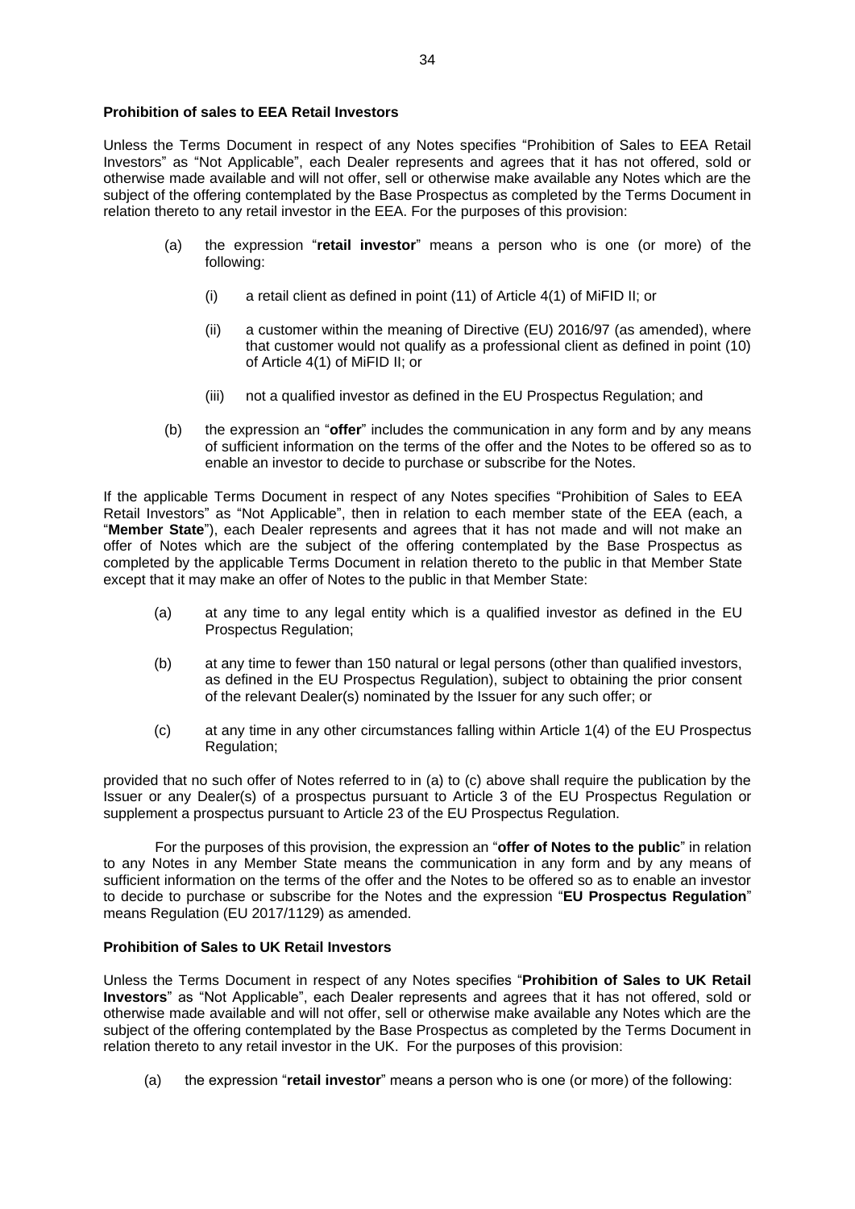**Prohibition of sales to EEA Retail Investors**

Unless the Terms Document in respect of any Notes specifies "Prohibition of Sales to EEA Retail Investors" as "Not Applicable", each Dealer represents and agrees that it has not offered, sold or otherwise made available and will not offer, sell or otherwise make available any Notes which are the subject of the offering contemplated by the Base Prospectus as completed by the Terms Document in relation thereto to any retail investor in the EEA. For the purposes of this provision:

(a) the expression "**retail investor**" means a person who is one (or more) of the following:

   (i) a retail client as defined in point (11) of Article 4(1) of MiFID II; or

   (ii) a customer within the meaning of Directive (EU) 2016/97 (as amended), where that customer would not qualify as a professional client as defined in point (10) of Article 4(1) of MiFID II; or

   (iii) not a qualified investor as defined in the EU Prospectus Regulation; and

(b) the expression an "**offer**" includes the communication in any form and by any means of sufficient information on the terms of the offer and the Notes to be offered so as to enable an investor to decide to purchase or subscribe for the Notes.

If the applicable Terms Document in respect of any Notes specifies "Prohibition of Sales to EEA Retail Investors" as "Not Applicable", then in relation to each member state of the EEA (each, a "**Member State**"), each Dealer represents and agrees that it has not made and will not make an offer of Notes which are the subject of the offering contemplated by the Base Prospectus as completed by the applicable Terms Document in relation thereto to the public in that Member State except that it may make an offer of Notes to the public in that Member State:

(a) at any time to any legal entity which is a qualified investor as defined in the EU Prospectus Regulation;

(b) at any time to fewer than 150 natural or legal persons (other than qualified investors, as defined in the EU Prospectus Regulation), subject to obtaining the prior consent of the relevant Dealer(s) nominated by the Issuer for any such offer; or

(c) at any time in any other circumstances falling within Article 1(4) of the EU Prospectus Regulation;

provided that no such offer of Notes referred to in (a) to (c) above shall require the publication by the Issuer or any Dealer(s) of a prospectus pursuant to Article 3 of the EU Prospectus Regulation or supplement a prospectus pursuant to Article 23 of the EU Prospectus Regulation.

For the purposes of this provision, the expression an "**offer of Notes to the public**" in relation to any Notes in any Member State means the communication in any form and by any means of sufficient information on the terms of the offer and the Notes to be offered so as to enable an investor to decide to purchase or subscribe for the Notes and the expression "**EU Prospectus Regulation**" means Regulation (EU 2017/1129) as amended.

**Prohibition of Sales to UK Retail Investors**

Unless the Terms Document in respect of any Notes specifies "**Prohibition of Sales to UK Retail Investors**" as "Not Applicable", each Dealer represents and agrees that it has not offered, sold or otherwise made available and will not offer, sell or otherwise make available any Notes which are the subject of the offering contemplated by the Base Prospectus as completed by the Terms Document in relation thereto to any retail investor in the UK. For the purposes of this provision:

(a) the expression "**retail investor**" means a person who is one (or more) of the following: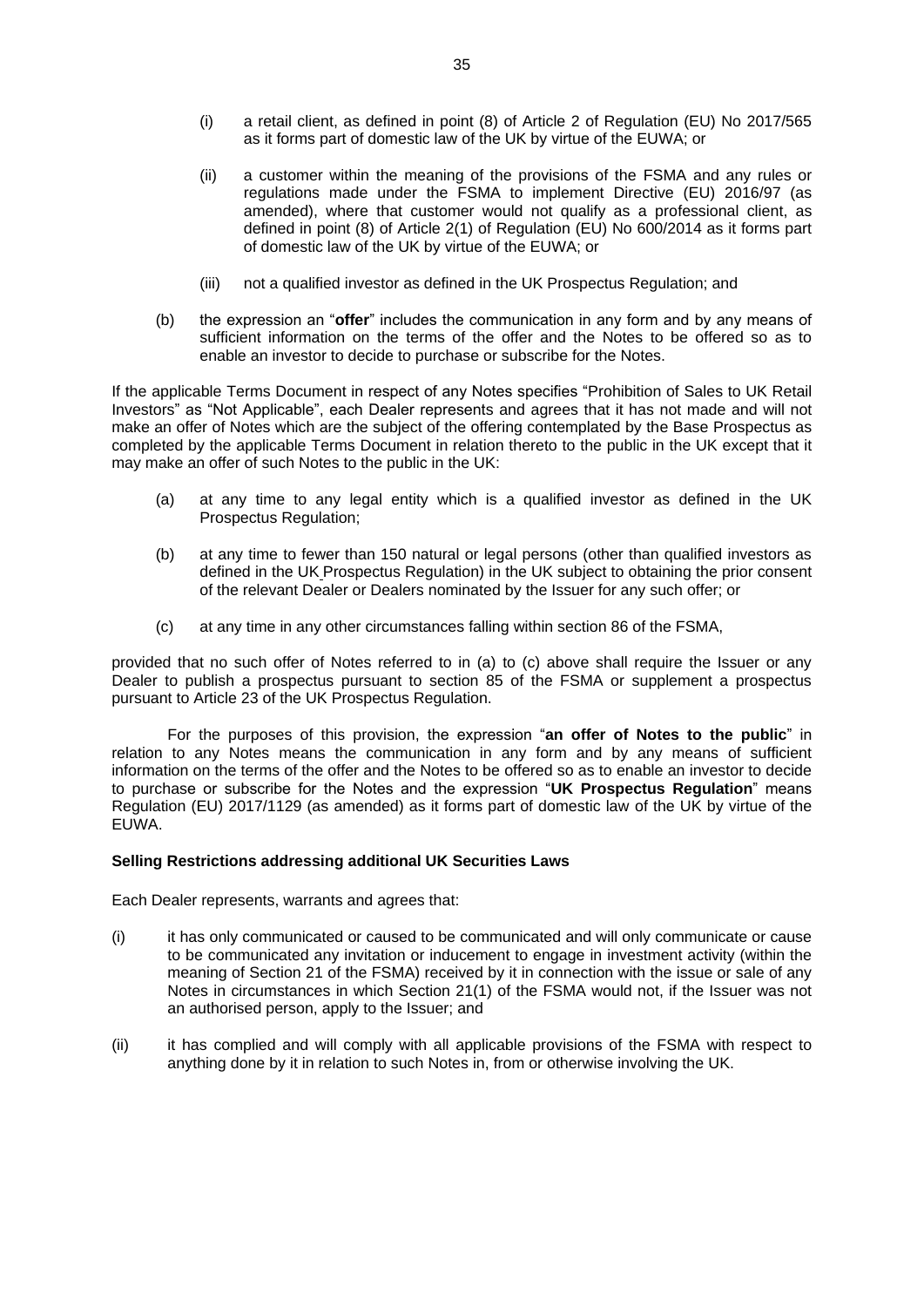(i) a retail client, as defined in point (8) of Article 2 of Regulation (EU) No 2017/565 as it forms part of domestic law of the UK by virtue of the EUWA; or

(ii) a customer within the meaning of the provisions of the FSMA and any rules or regulations made under the FSMA to implement Directive (EU) 2016/97 (as amended), where that customer would not qualify as a professional client, as defined in point (8) of Article 2(1) of Regulation (EU) No 600/2014 as it forms part of domestic law of the UK by virtue of the EUWA; or

(iii) not a qualified investor as defined in the UK Prospectus Regulation; and

(b) the expression an "**offer**" includes the communication in any form and by any means of sufficient information on the terms of the offer and the Notes to be offered so as to enable an investor to decide to purchase or subscribe for the Notes.

If the applicable Terms Document in respect of any Notes specifies "Prohibition of Sales to UK Retail Investors" as "Not Applicable", each Dealer represents and agrees that it has not made and will not make an offer of Notes which are the subject of the offering contemplated by the Base Prospectus as completed by the applicable Terms Document in relation thereto to the public in the UK except that it may make an offer of such Notes to the public in the UK:

(a) at any time to any legal entity which is a qualified investor as defined in the UK Prospectus Regulation;

(b) at any time to fewer than 150 natural or legal persons (other than qualified investors as defined in the UK Prospectus Regulation) in the UK subject to obtaining the prior consent of the relevant Dealer or Dealers nominated by the Issuer for any such offer; or

(c) at any time in any other circumstances falling within section 86 of the FSMA,

provided that no such offer of Notes referred to in (a) to (c) above shall require the Issuer or any Dealer to publish a prospectus pursuant to section 85 of the FSMA or supplement a prospectus pursuant to Article 23 of the UK Prospectus Regulation.

For the purposes of this provision, the expression "**an offer of Notes to the public**" in relation to any Notes means the communication in any form and by any means of sufficient information on the terms of the offer and the Notes to be offered so as to enable an investor to decide to purchase or subscribe for the Notes and the expression "**UK Prospectus Regulation**" means Regulation (EU) 2017/1129 (as amended) as it forms part of domestic law of the UK by virtue of the EUWA.

**Selling Restrictions addressing additional UK Securities Laws**

Each Dealer represents, warrants and agrees that:

(i) it has only communicated or caused to be communicated and will only communicate or cause to be communicated any invitation or inducement to engage in investment activity (within the meaning of Section 21 of the FSMA) received by it in connection with the issue or sale of any Notes in circumstances in which Section 21(1) of the FSMA would not, if the Issuer was not an authorised person, apply to the Issuer; and

(ii) it has complied and will comply with all applicable provisions of the FSMA with respect to anything done by it in relation to such Notes in, from or otherwise involving the UK.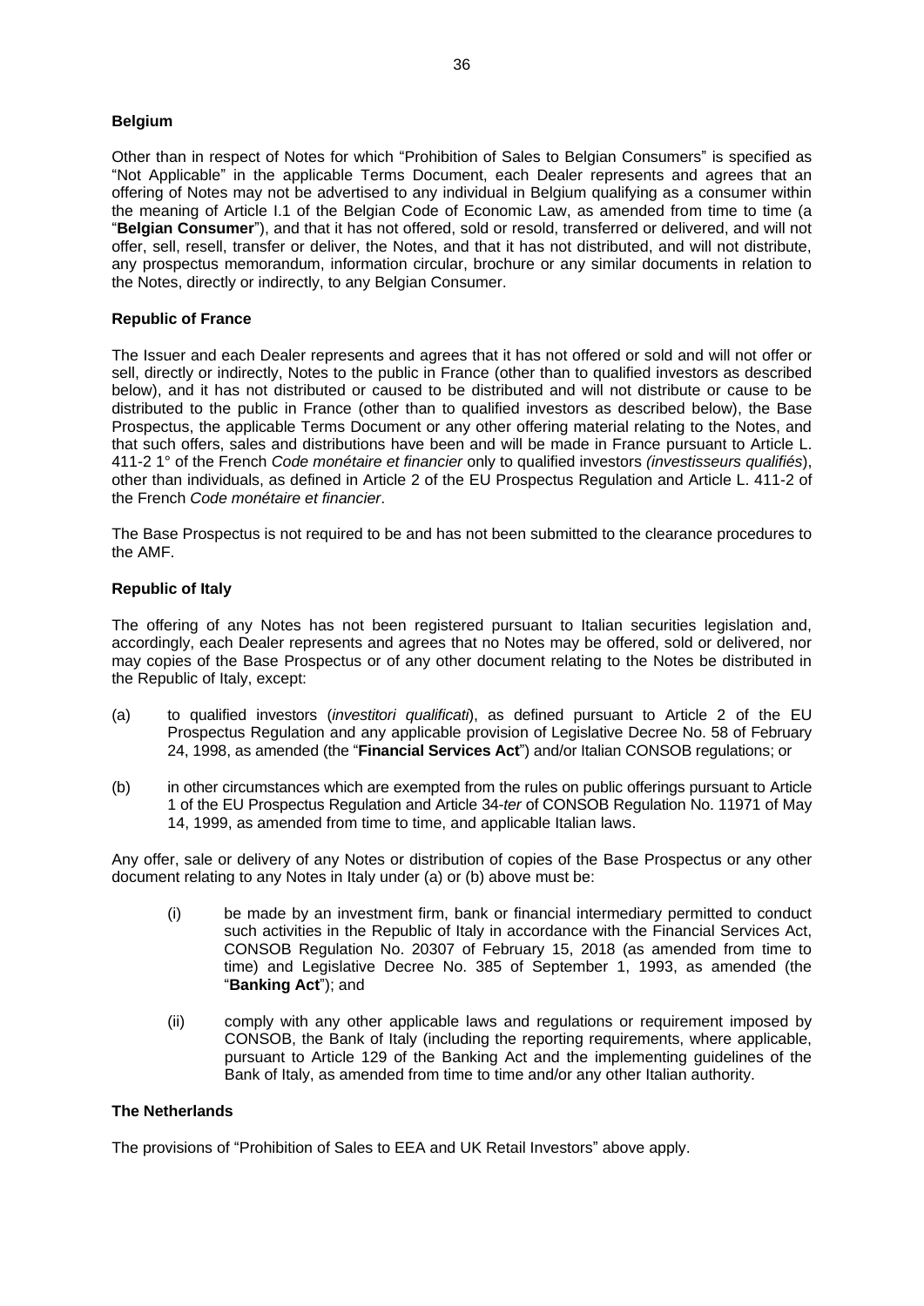**Belgium**

Other than in respect of Notes for which "Prohibition of Sales to Belgian Consumers" is specified as "Not Applicable" in the applicable Terms Document, each Dealer represents and agrees that an offering of Notes may not be advertised to any individual in Belgium qualifying as a consumer within the meaning of Article I.1 of the Belgian Code of Economic Law, as amended from time to time (a "**Belgian Consumer**"), and that it has not offered, sold or resold, transferred or delivered, and will not offer, sell, resell, transfer or deliver, the Notes, and that it has not distributed, and will not distribute, any prospectus memorandum, information circular, brochure or any similar documents in relation to the Notes, directly or indirectly, to any Belgian Consumer.

**Republic of France**

The Issuer and each Dealer represents and agrees that it has not offered or sold and will not offer or sell, directly or indirectly, Notes to the public in France (other than to qualified investors as described below), and it has not distributed or caused to be distributed and will not distribute or cause to be distributed to the public in France (other than to qualified investors as described below), the Base Prospectus, the applicable Terms Document or any other offering material relating to the Notes, and that such offers, sales and distributions have been and will be made in France pursuant to Article L. 411-2 1° of the French *Code monétaire et financier* only to qualified investors *(investisseurs qualifiés*), other than individuals, as defined in Article 2 of the EU Prospectus Regulation and Article L. 411-2 of the French *Code monétaire et financier*.

The Base Prospectus is not required to be and has not been submitted to the clearance procedures to the AMF.

**Republic of Italy**

The offering of any Notes has not been registered pursuant to Italian securities legislation and, accordingly, each Dealer represents and agrees that no Notes may be offered, sold or delivered, nor may copies of the Base Prospectus or of any other document relating to the Notes be distributed in the Republic of Italy, except:

(a) to qualified investors (*investitori qualificati*), as defined pursuant to Article 2 of the EU Prospectus Regulation and any applicable provision of Legislative Decree No. 58 of February 24, 1998, as amended (the "**Financial Services Act**") and/or Italian CONSOB regulations; or

(b) in other circumstances which are exempted from the rules on public offerings pursuant to Article 1 of the EU Prospectus Regulation and Article 34-*ter* of CONSOB Regulation No. 11971 of May 14, 1999, as amended from time to time, and applicable Italian laws.

Any offer, sale or delivery of any Notes or distribution of copies of the Base Prospectus or any other document relating to any Notes in Italy under (a) or (b) above must be:

(i) be made by an investment firm, bank or financial intermediary permitted to conduct such activities in the Republic of Italy in accordance with the Financial Services Act, CONSOB Regulation No. 20307 of February 15, 2018 (as amended from time to time) and Legislative Decree No. 385 of September 1, 1993, as amended (the "**Banking Act**"); and

(ii) comply with any other applicable laws and regulations or requirement imposed by CONSOB, the Bank of Italy (including the reporting requirements, where applicable, pursuant to Article 129 of the Banking Act and the implementing guidelines of the Bank of Italy, as amended from time to time and/or any other Italian authority.

**The Netherlands**

The provisions of "Prohibition of Sales to EEA and UK Retail Investors" above apply.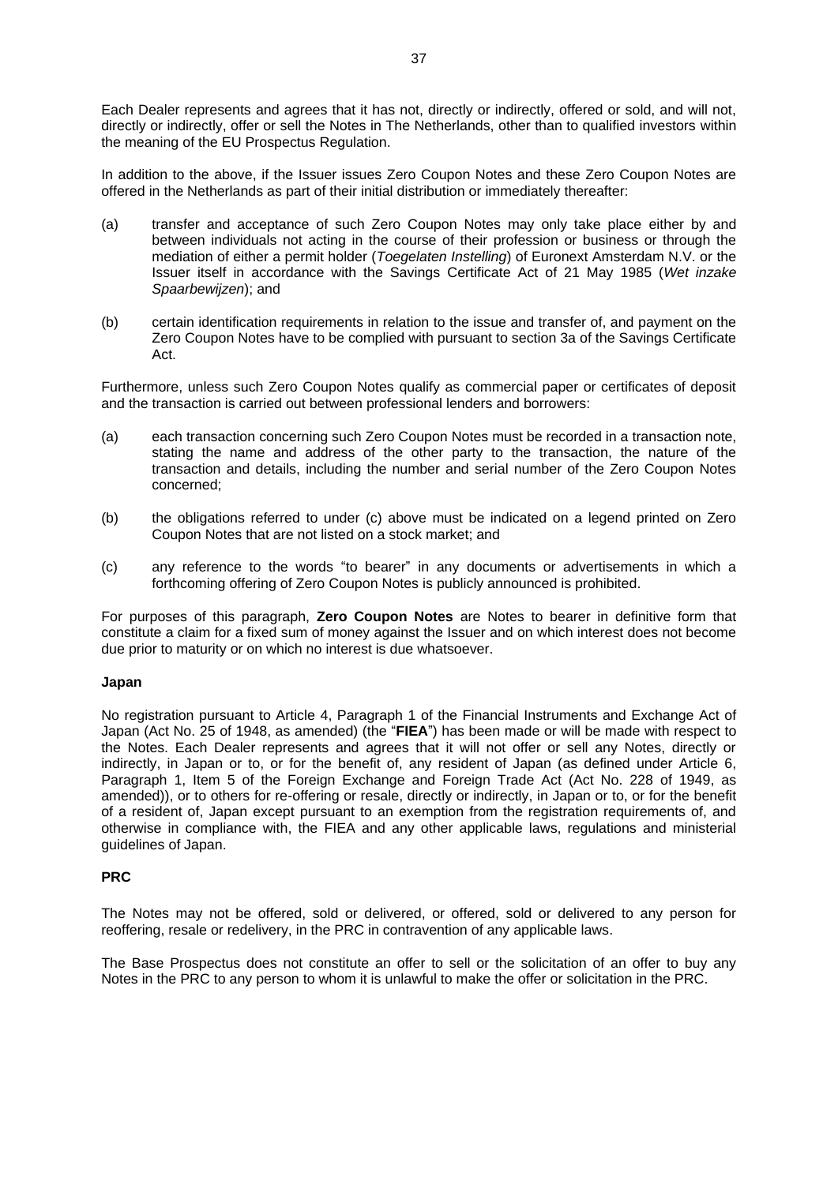Each Dealer represents and agrees that it has not, directly or indirectly, offered or sold, and will not, directly or indirectly, offer or sell the Notes in The Netherlands, other than to qualified investors within the meaning of the EU Prospectus Regulation.

In addition to the above, if the Issuer issues Zero Coupon Notes and these Zero Coupon Notes are offered in the Netherlands as part of their initial distribution or immediately thereafter:

(a) transfer and acceptance of such Zero Coupon Notes may only take place either by and between individuals not acting in the course of their profession or business or through the mediation of either a permit holder (*Toegelaten Instelling*) of Euronext Amsterdam N.V. or the Issuer itself in accordance with the Savings Certificate Act of 21 May 1985 (*Wet inzake Spaarbewijzen*); and

(b) certain identification requirements in relation to the issue and transfer of, and payment on the Zero Coupon Notes have to be complied with pursuant to section 3a of the Savings Certificate Act.

Furthermore, unless such Zero Coupon Notes qualify as commercial paper or certificates of deposit and the transaction is carried out between professional lenders and borrowers:

(a) each transaction concerning such Zero Coupon Notes must be recorded in a transaction note, stating the name and address of the other party to the transaction, the nature of the transaction and details, including the number and serial number of the Zero Coupon Notes concerned;

(b) the obligations referred to under (c) above must be indicated on a legend printed on Zero Coupon Notes that are not listed on a stock market; and

(c) any reference to the words "to bearer" in any documents or advertisements in which a forthcoming offering of Zero Coupon Notes is publicly announced is prohibited.

For purposes of this paragraph, **Zero Coupon Notes** are Notes to bearer in definitive form that constitute a claim for a fixed sum of money against the Issuer and on which interest does not become due prior to maturity or on which no interest is due whatsoever.

**Japan**

No registration pursuant to Article 4, Paragraph 1 of the Financial Instruments and Exchange Act of Japan (Act No. 25 of 1948, as amended) (the "**FIEA**") has been made or will be made with respect to the Notes. Each Dealer represents and agrees that it will not offer or sell any Notes, directly or indirectly, in Japan or to, or for the benefit of, any resident of Japan (as defined under Article 6, Paragraph 1, Item 5 of the Foreign Exchange and Foreign Trade Act (Act No. 228 of 1949, as amended)), or to others for re-offering or resale, directly or indirectly, in Japan or to, or for the benefit of a resident of, Japan except pursuant to an exemption from the registration requirements of, and otherwise in compliance with, the FIEA and any other applicable laws, regulations and ministerial guidelines of Japan.

**PRC**

The Notes may not be offered, sold or delivered, or offered, sold or delivered to any person for reoffering, resale or redelivery, in the PRC in contravention of any applicable laws.

The Base Prospectus does not constitute an offer to sell or the solicitation of an offer to buy any Notes in the PRC to any person to whom it is unlawful to make the offer or solicitation in the PRC.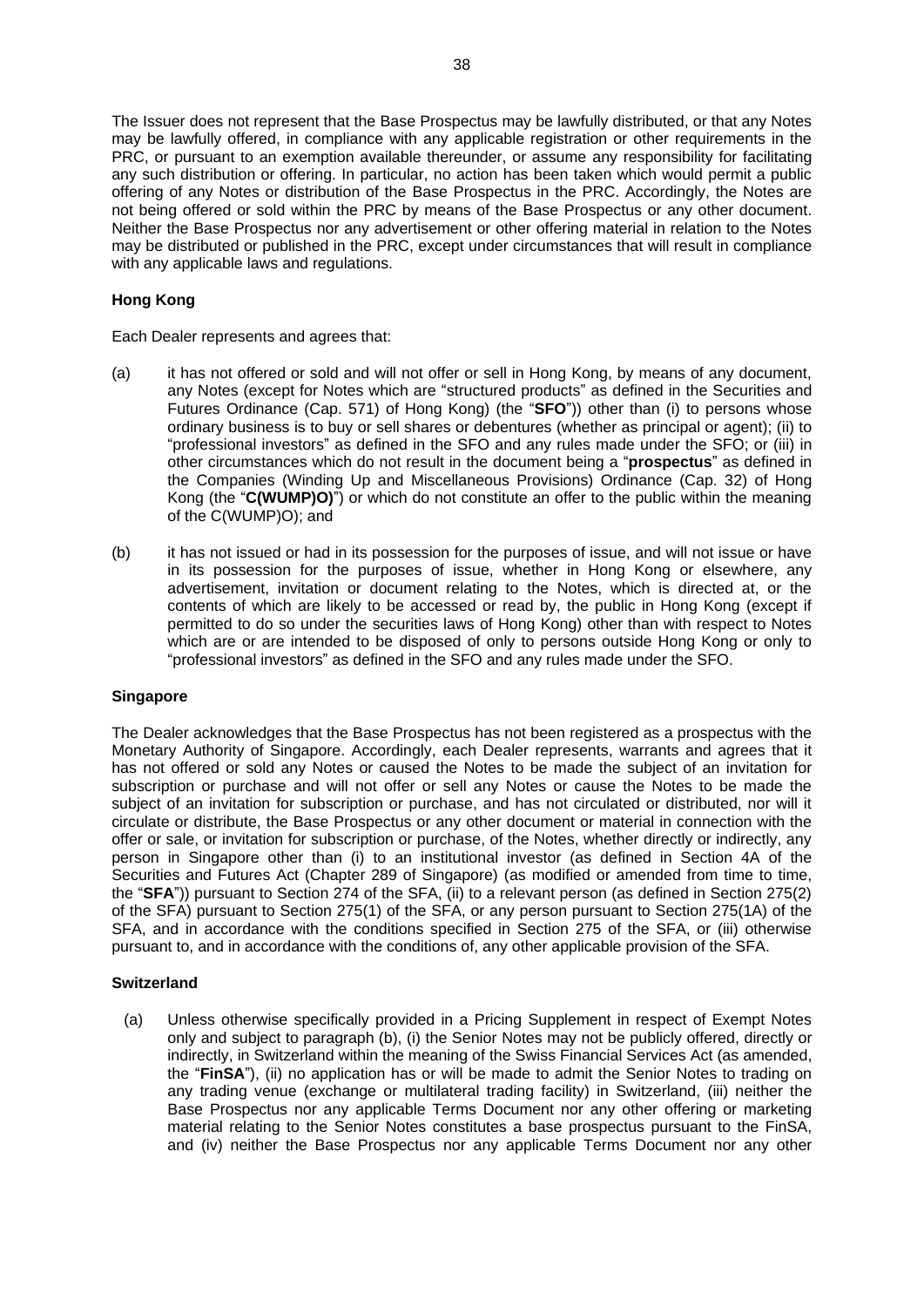The Issuer does not represent that the Base Prospectus may be lawfully distributed, or that any Notes may be lawfully offered, in compliance with any applicable registration or other requirements in the PRC, or pursuant to an exemption available thereunder, or assume any responsibility for facilitating any such distribution or offering. In particular, no action has been taken which would permit a public offering of any Notes or distribution of the Base Prospectus in the PRC. Accordingly, the Notes are not being offered or sold within the PRC by means of the Base Prospectus or any other document. Neither the Base Prospectus nor any advertisement or other offering material in relation to the Notes may be distributed or published in the PRC, except under circumstances that will result in compliance with any applicable laws and regulations.

**Hong Kong**

Each Dealer represents and agrees that:

(a) it has not offered or sold and will not offer or sell in Hong Kong, by means of any document, any Notes (except for Notes which are "structured products" as defined in the Securities and Futures Ordinance (Cap. 571) of Hong Kong) (the "**SFO**")) other than (i) to persons whose ordinary business is to buy or sell shares or debentures (whether as principal or agent); (ii) to "professional investors" as defined in the SFO and any rules made under the SFO; or (iii) in other circumstances which do not result in the document being a "**prospectus**" as defined in the Companies (Winding Up and Miscellaneous Provisions) Ordinance (Cap. 32) of Hong Kong (the "**C(WUMP)O)**") or which do not constitute an offer to the public within the meaning of the C(WUMP)O); and

(b) it has not issued or had in its possession for the purposes of issue, and will not issue or have in its possession for the purposes of issue, whether in Hong Kong or elsewhere, any advertisement, invitation or document relating to the Notes, which is directed at, or the contents of which are likely to be accessed or read by, the public in Hong Kong (except if permitted to do so under the securities laws of Hong Kong) other than with respect to Notes which are or are intended to be disposed of only to persons outside Hong Kong or only to "professional investors" as defined in the SFO and any rules made under the SFO.

**Singapore**

The Dealer acknowledges that the Base Prospectus has not been registered as a prospectus with the Monetary Authority of Singapore. Accordingly, each Dealer represents, warrants and agrees that it has not offered or sold any Notes or caused the Notes to be made the subject of an invitation for subscription or purchase and will not offer or sell any Notes or cause the Notes to be made the subject of an invitation for subscription or purchase, and has not circulated or distributed, nor will it circulate or distribute, the Base Prospectus or any other document or material in connection with the offer or sale, or invitation for subscription or purchase, of the Notes, whether directly or indirectly, any person in Singapore other than (i) to an institutional investor (as defined in Section 4A of the Securities and Futures Act (Chapter 289 of Singapore) (as modified or amended from time to time, the "**SFA**")) pursuant to Section 274 of the SFA, (ii) to a relevant person (as defined in Section 275(2) of the SFA) pursuant to Section 275(1) of the SFA, or any person pursuant to Section 275(1A) of the SFA, and in accordance with the conditions specified in Section 275 of the SFA, or (iii) otherwise pursuant to, and in accordance with the conditions of, any other applicable provision of the SFA.

**Switzerland**

(a) Unless otherwise specifically provided in a Pricing Supplement in respect of Exempt Notes only and subject to paragraph (b), (i) the Senior Notes may not be publicly offered, directly or indirectly, in Switzerland within the meaning of the Swiss Financial Services Act (as amended, the "**FinSA**"), (ii) no application has or will be made to admit the Senior Notes to trading on any trading venue (exchange or multilateral trading facility) in Switzerland, (iii) neither the Base Prospectus nor any applicable Terms Document nor any other offering or marketing material relating to the Senior Notes constitutes a base prospectus pursuant to the FinSA, and (iv) neither the Base Prospectus nor any applicable Terms Document nor any other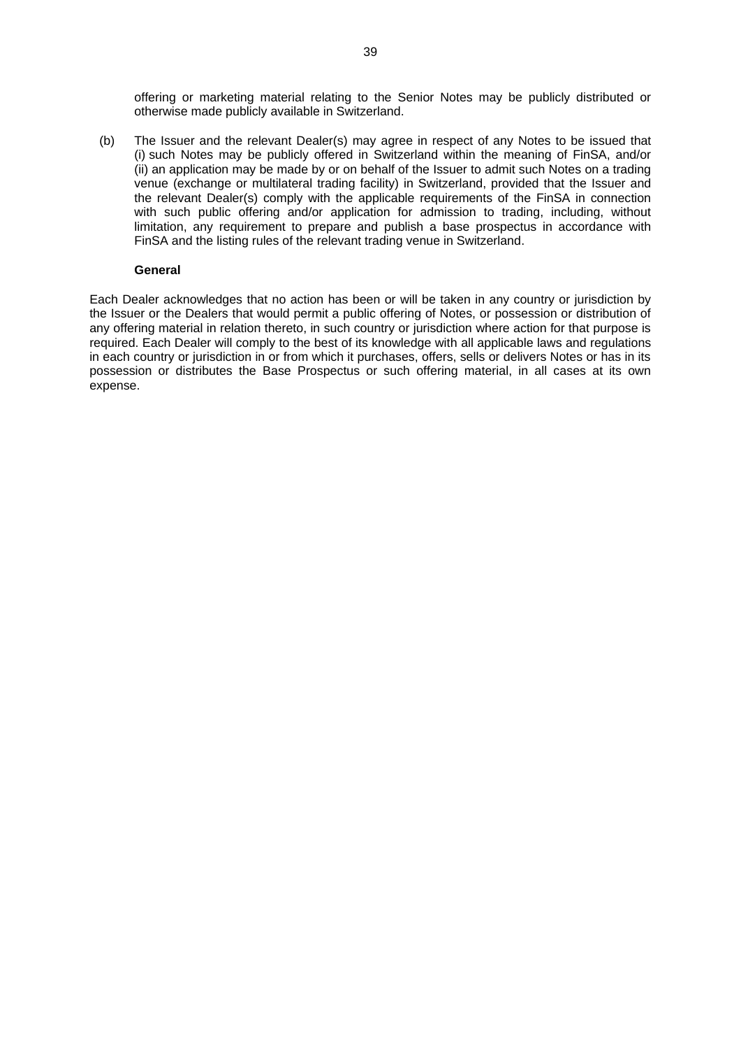offering or marketing material relating to the Senior Notes may be publicly distributed or otherwise made publicly available in Switzerland.

(b) The Issuer and the relevant Dealer(s) may agree in respect of any Notes to be issued that (i) such Notes may be publicly offered in Switzerland within the meaning of FinSA, and/or (ii) an application may be made by or on behalf of the Issuer to admit such Notes on a trading venue (exchange or multilateral trading facility) in Switzerland, provided that the Issuer and the relevant Dealer(s) comply with the applicable requirements of the FinSA in connection with such public offering and/or application for admission to trading, including, without limitation, any requirement to prepare and publish a base prospectus in accordance with FinSA and the listing rules of the relevant trading venue in Switzerland.

**General**

Each Dealer acknowledges that no action has been or will be taken in any country or jurisdiction by the Issuer or the Dealers that would permit a public offering of Notes, or possession or distribution of any offering material in relation thereto, in such country or jurisdiction where action for that purpose is required. Each Dealer will comply to the best of its knowledge with all applicable laws and regulations in each country or jurisdiction in or from which it purchases, offers, sells or delivers Notes or has in its possession or distributes the Base Prospectus or such offering material, in all cases at its own expense.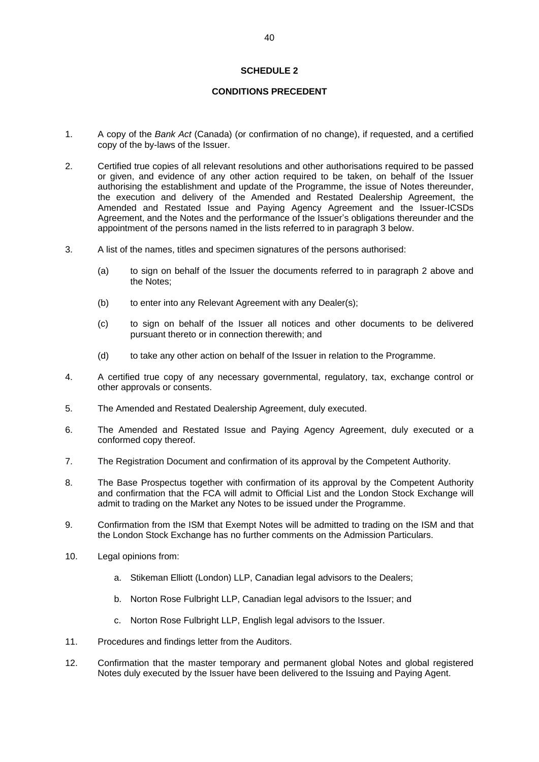# SCHEDULE 2

## CONDITIONS PRECEDENT

1. A copy of the *Bank Act* (Canada) (or confirmation of no change), if requested, and a certified copy of the by-laws of the Issuer.

2. Certified true copies of all relevant resolutions and other authorisations required to be passed or given, and evidence of any other action required to be taken, on behalf of the Issuer authorising the establishment and update of the Programme, the issue of Notes thereunder, the execution and delivery of the Amended and Restated Dealership Agreement, the Amended and Restated Issue and Paying Agency Agreement and the Issuer-ICSDs Agreement, and the Notes and the performance of the Issuer's obligations thereunder and the appointment of the persons named in the lists referred to in paragraph 3 below.

3. A list of the names, titles and specimen signatures of the persons authorised:

   (a) to sign on behalf of the Issuer the documents referred to in paragraph 2 above and the Notes;

   (b) to enter into any Relevant Agreement with any Dealer(s);

   (c) to sign on behalf of the Issuer all notices and other documents to be delivered pursuant thereto or in connection therewith; and

   (d) to take any other action on behalf of the Issuer in relation to the Programme.

4. A certified true copy of any necessary governmental, regulatory, tax, exchange control or other approvals or consents.

5. The Amended and Restated Dealership Agreement, duly executed.

6. The Amended and Restated Issue and Paying Agency Agreement, duly executed or a conformed copy thereof.

7. The Registration Document and confirmation of its approval by the Competent Authority.

8. The Base Prospectus together with confirmation of its approval by the Competent Authority and confirmation that the FCA will admit to Official List and the London Stock Exchange will admit to trading on the Market any Notes to be issued under the Programme.

9. Confirmation from the ISM that Exempt Notes will be admitted to trading on the ISM and that the London Stock Exchange has no further comments on the Admission Particulars.

10. Legal opinions from:

    a. Stikeman Elliott (London) LLP, Canadian legal advisors to the Dealers;

    b. Norton Rose Fulbright LLP, Canadian legal advisors to the Issuer; and

    c. Norton Rose Fulbright LLP, English legal advisors to the Issuer.

11. Procedures and findings letter from the Auditors.

12. Confirmation that the master temporary and permanent global Notes and global registered Notes duly executed by the Issuer have been delivered to the Issuing and Paying Agent.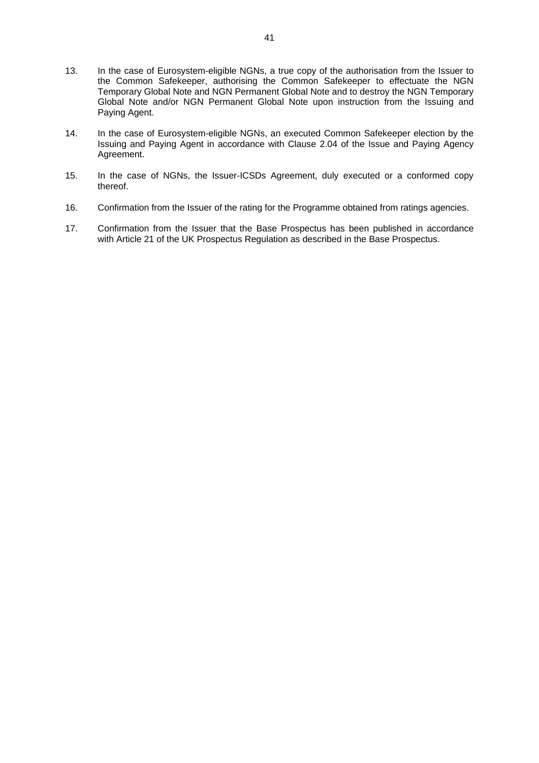13. In the case of Eurosystem-eligible NGNs, a true copy of the authorisation from the Issuer to the Common Safekeeper, authorising the Common Safekeeper to effectuate the NGN Temporary Global Note and NGN Permanent Global Note and to destroy the NGN Temporary Global Note and/or NGN Permanent Global Note upon instruction from the Issuing and Paying Agent.

14. In the case of Eurosystem-eligible NGNs, an executed Common Safekeeper election by the Issuing and Paying Agent in accordance with Clause 2.04 of the Issue and Paying Agency Agreement.

15. In the case of NGNs, the Issuer-ICSDs Agreement, duly executed or a conformed copy thereof.

16. Confirmation from the Issuer of the rating for the Programme obtained from ratings agencies.

17. Confirmation from the Issuer that the Base Prospectus has been published in accordance with Article 21 of the UK Prospectus Regulation as described in the Base Prospectus.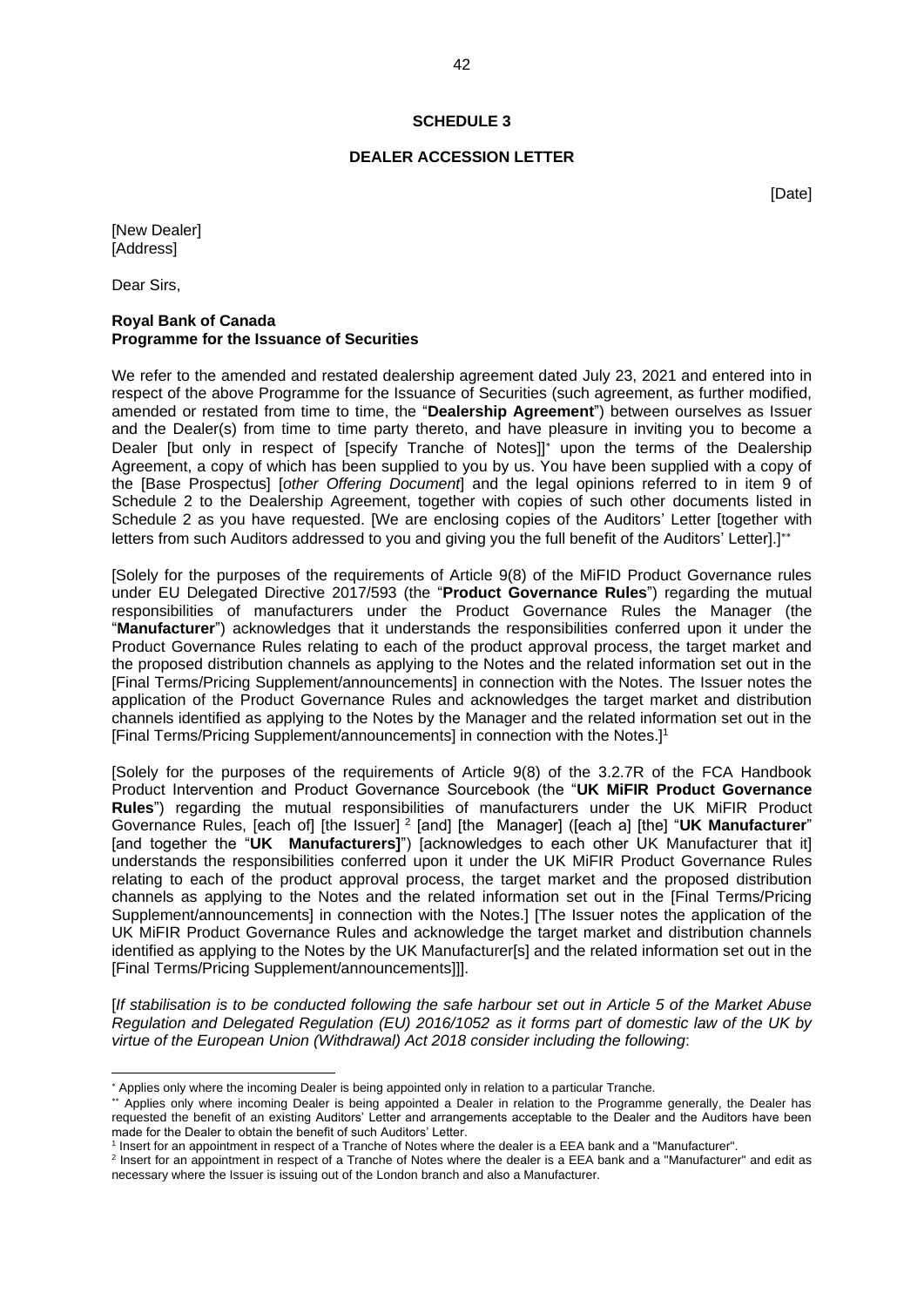**SCHEDULE 3**

**DEALER ACCESSION LETTER**

[Date]

[New Dealer]
[Address]

Dear Sirs,

**Royal Bank of Canada**
**Programme for the Issuance of Securities**

We refer to the amended and restated dealership agreement dated July 23, 2021 and entered into in respect of the above Programme for the Issuance of Securities (such agreement, as further modified, amended or restated from time to time, the "**Dealership Agreement**") between ourselves as Issuer and the Dealer(s) from time to time party thereto, and have pleasure in inviting you to become a Dealer [but only in respect of [specify Tranche of Notes]][*] upon the terms of the Dealership Agreement, a copy of which has been supplied to you by us. You have been supplied with a copy of the [Base Prospectus] [*other Offering Document*] and the legal opinions referred to in item 9 of Schedule 2 to the Dealership Agreement, together with copies of such other documents listed in Schedule 2 as you have requested. [We are enclosing copies of the Auditors' Letter [together with letters from such Auditors addressed to you and giving you the full benefit of the Auditors' Letter].][**]

[Solely for the purposes of the requirements of Article 9(8) of the MiFID Product Governance rules under EU Delegated Directive 2017/593 (the "**Product Governance Rules**") regarding the mutual responsibilities of manufacturers under the Product Governance Rules the Manager (the "**Manufacturer**") acknowledges that it understands the responsibilities conferred upon it under the Product Governance Rules relating to each of the product approval process, the target market and the proposed distribution channels as applying to the Notes and the related information set out in the [Final Terms/Pricing Supplement/announcements] in connection with the Notes. The Issuer notes the application of the Product Governance Rules and acknowledges the target market and distribution channels identified as applying to the Notes by the Manager and the related information set out in the [Final Terms/Pricing Supplement/announcements] in connection with the Notes.][1]

[Solely for the purposes of the requirements of Article 9(8) of the 3.2.7R of the FCA Handbook Product Intervention and Product Governance Sourcebook (the "**UK MiFIR Product Governance Rules**") regarding the mutual responsibilities of manufacturers under the UK MiFIR Product Governance Rules, [each of] [the Issuer] [2] [and] [the Manager] ([each a] [the] "**UK Manufacturer**" [and together the "**UK Manufacturers]**") [acknowledges to each other UK Manufacturer that it] understands the responsibilities conferred upon it under the UK MiFIR Product Governance Rules relating to each of the product approval process, the target market and the proposed distribution channels as applying to the Notes and the related information set out in the [Final Terms/Pricing Supplement/announcements] in connection with the Notes.] [The Issuer notes the application of the UK MiFIR Product Governance Rules and acknowledge the target market and distribution channels identified as applying to the Notes by the UK Manufacturer[s] and the related information set out in the [Final Terms/Pricing Supplement/announcements]]].

[*If stabilisation is to be conducted following the safe harbour set out in Article 5 of the Market Abuse Regulation and Delegated Regulation (EU) 2016/1052 as it forms part of domestic law of the UK by virtue of the European Union (Withdrawal) Act 2018 consider including the following*:

---

[*] Applies only where the incoming Dealer is being appointed only in relation to a particular Tranche.

[**] Applies only where incoming Dealer is being appointed a Dealer in relation to the Programme generally, the Dealer has requested the benefit of an existing Auditors' Letter and arrangements acceptable to the Dealer and the Auditors have been made for the Dealer to obtain the benefit of such Auditors' Letter.

[1] Insert for an appointment in respect of a Tranche of Notes where the dealer is a EEA bank and a "Manufacturer".

[2] Insert for an appointment in respect of a Tranche of Notes where the dealer is a EEA bank and a "Manufacturer" and edit as necessary where the Issuer is issuing out of the London branch and also a Manufacturer.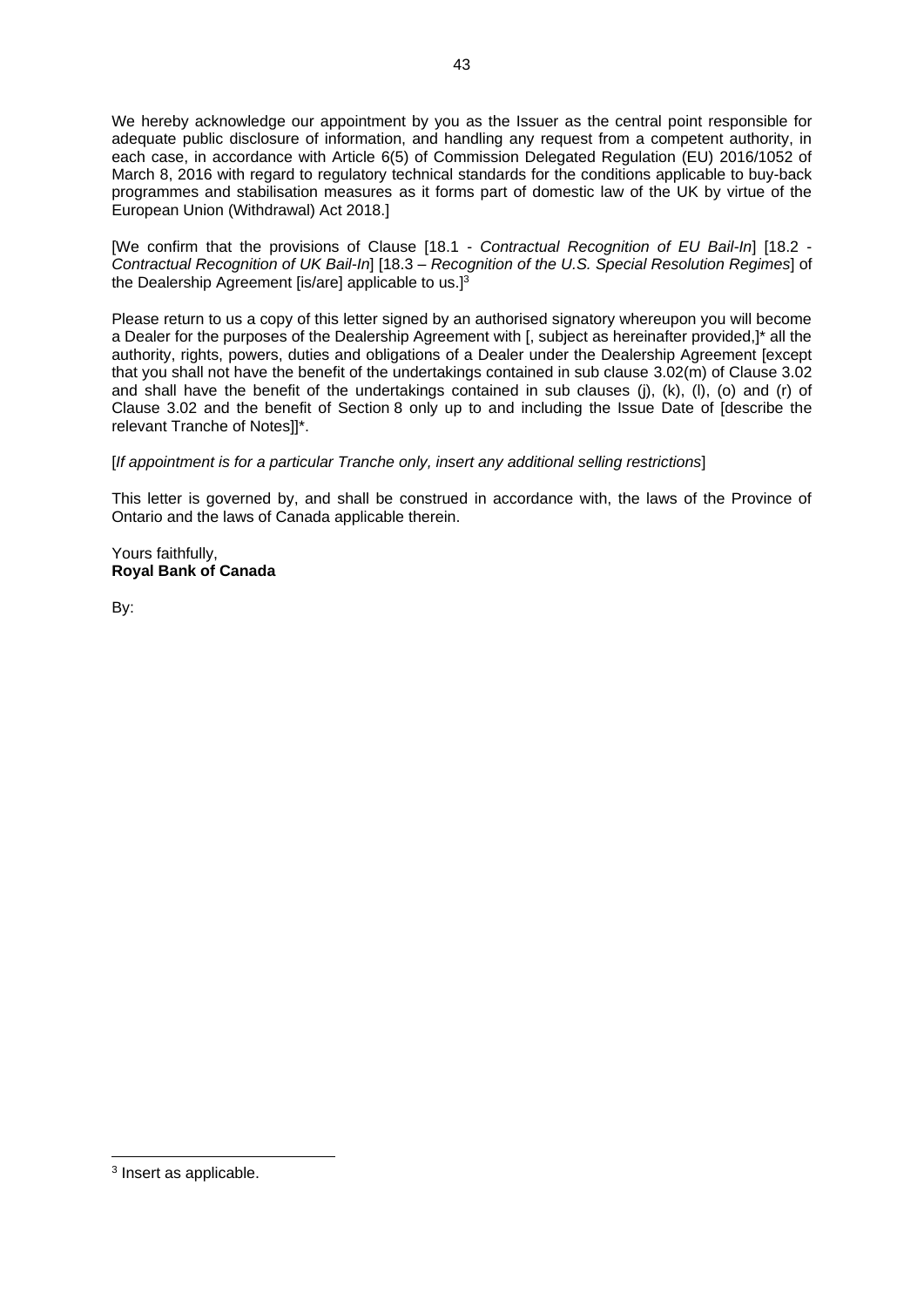We hereby acknowledge our appointment by you as the Issuer as the central point responsible for adequate public disclosure of information, and handling any request from a competent authority, in each case, in accordance with Article 6(5) of Commission Delegated Regulation (EU) 2016/1052 of March 8, 2016 with regard to regulatory technical standards for the conditions applicable to buy-back programmes and stabilisation measures as it forms part of domestic law of the UK by virtue of the European Union (Withdrawal) Act 2018.]

[We confirm that the provisions of Clause [18.1 - *Contractual Recognition of EU Bail-In*] [18.2 - *Contractual Recognition of UK Bail-In*] [18.3 – *Recognition of the U.S. Special Resolution Regimes*] of the Dealership Agreement [is/are] applicable to us.][3]

Please return to us a copy of this letter signed by an authorised signatory whereupon you will become a Dealer for the purposes of the Dealership Agreement with [, subject as hereinafter provided,]* all the authority, rights, powers, duties and obligations of a Dealer under the Dealership Agreement [except that you shall not have the benefit of the undertakings contained in sub clause 3.02(m) of Clause 3.02 and shall have the benefit of the undertakings contained in sub clauses (j), (k), (l), (o) and (r) of Clause 3.02 and the benefit of Section 8 only up to and including the Issue Date of [describe the relevant Tranche of Notes]]*.

[*If appointment is for a particular Tranche only, insert any additional selling restrictions*]

This letter is governed by, and shall be construed in accordance with, the laws of the Province of Ontario and the laws of Canada applicable therein.

Yours faithfully,
**Royal Bank of Canada**

By:

---

[3] Insert as applicable.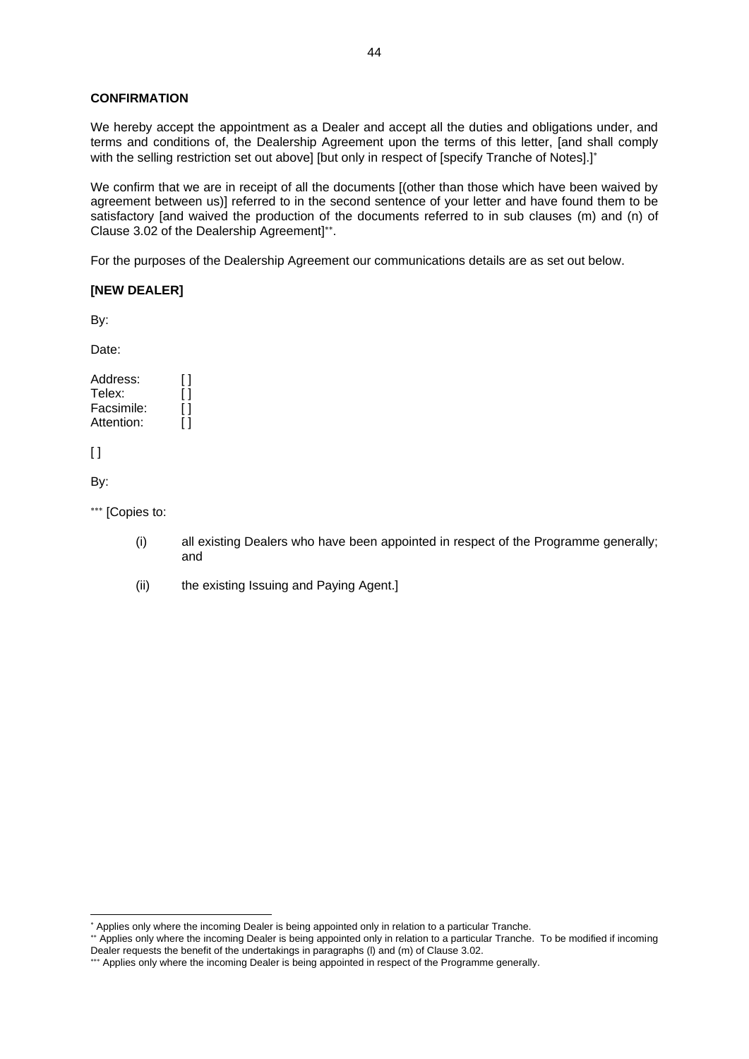**CONFIRMATION**

We hereby accept the appointment as a Dealer and accept all the duties and obligations under, and terms and conditions of, the Dealership Agreement upon the terms of this letter, [and shall comply with the selling restriction set out above] [but only in respect of [specify Tranche of Notes].][*]

We confirm that we are in receipt of all the documents [(other than those which have been waived by agreement between us)] referred to in the second sentence of your letter and have found them to be satisfactory [and waived the production of the documents referred to in sub clauses (m) and (n) of Clause 3.02 of the Dealership Agreement][**].

For the purposes of the Dealership Agreement our communications details are as set out below.

**[NEW DEALER]**

By:

Date:

Address: [ ]
Telex: [ ]
Facsimile: [ ]
Attention: [ ]

[ ]

By:

[***] [Copies to:

(i) all existing Dealers who have been appointed in respect of the Programme generally; and

(ii) the existing Issuing and Paying Agent.]

---

[*] Applies only where the incoming Dealer is being appointed only in relation to a particular Tranche.

[**] Applies only where the incoming Dealer is being appointed only in relation to a particular Tranche. To be modified if incoming Dealer requests the benefit of the undertakings in paragraphs (l) and (m) of Clause 3.02.

[***] Applies only where the incoming Dealer is being appointed in respect of the Programme generally.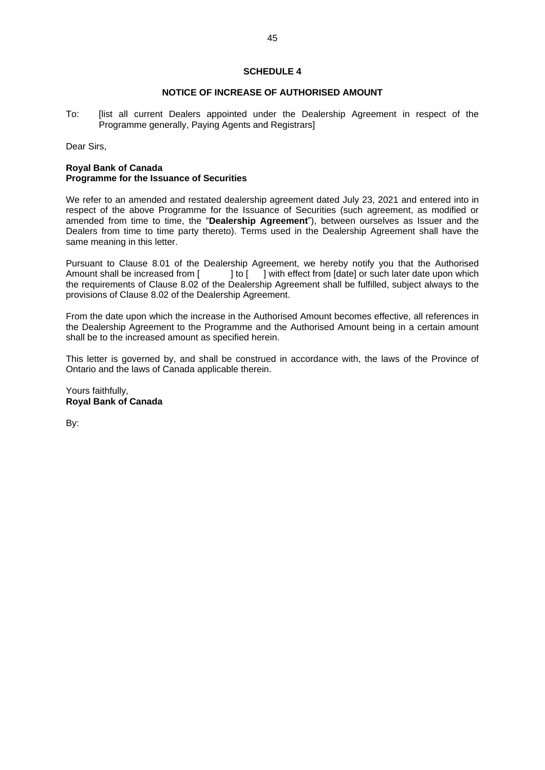# SCHEDULE 4

## NOTICE OF INCREASE OF AUTHORISED AMOUNT

To: [list all current Dealers appointed under the Dealership Agreement in respect of the Programme generally, Paying Agents and Registrars]

Dear Sirs,

**Royal Bank of Canada**
**Programme for the Issuance of Securities**

We refer to an amended and restated dealership agreement dated July 23, 2021 and entered into in respect of the above Programme for the Issuance of Securities (such agreement, as modified or amended from time to time, the "**Dealership Agreement**"), between ourselves as Issuer and the Dealers from time to time party thereto). Terms used in the Dealership Agreement shall have the same meaning in this letter.

Pursuant to Clause 8.01 of the Dealership Agreement, we hereby notify you that the Authorised Amount shall be increased from [ ] to [ ] with effect from [date] or such later date upon which the requirements of Clause 8.02 of the Dealership Agreement shall be fulfilled, subject always to the provisions of Clause 8.02 of the Dealership Agreement.

From the date upon which the increase in the Authorised Amount becomes effective, all references in the Dealership Agreement to the Programme and the Authorised Amount being in a certain amount shall be to the increased amount as specified herein.

This letter is governed by, and shall be construed in accordance with, the laws of the Province of Ontario and the laws of Canada applicable therein.

Yours faithfully,
**Royal Bank of Canada**

By: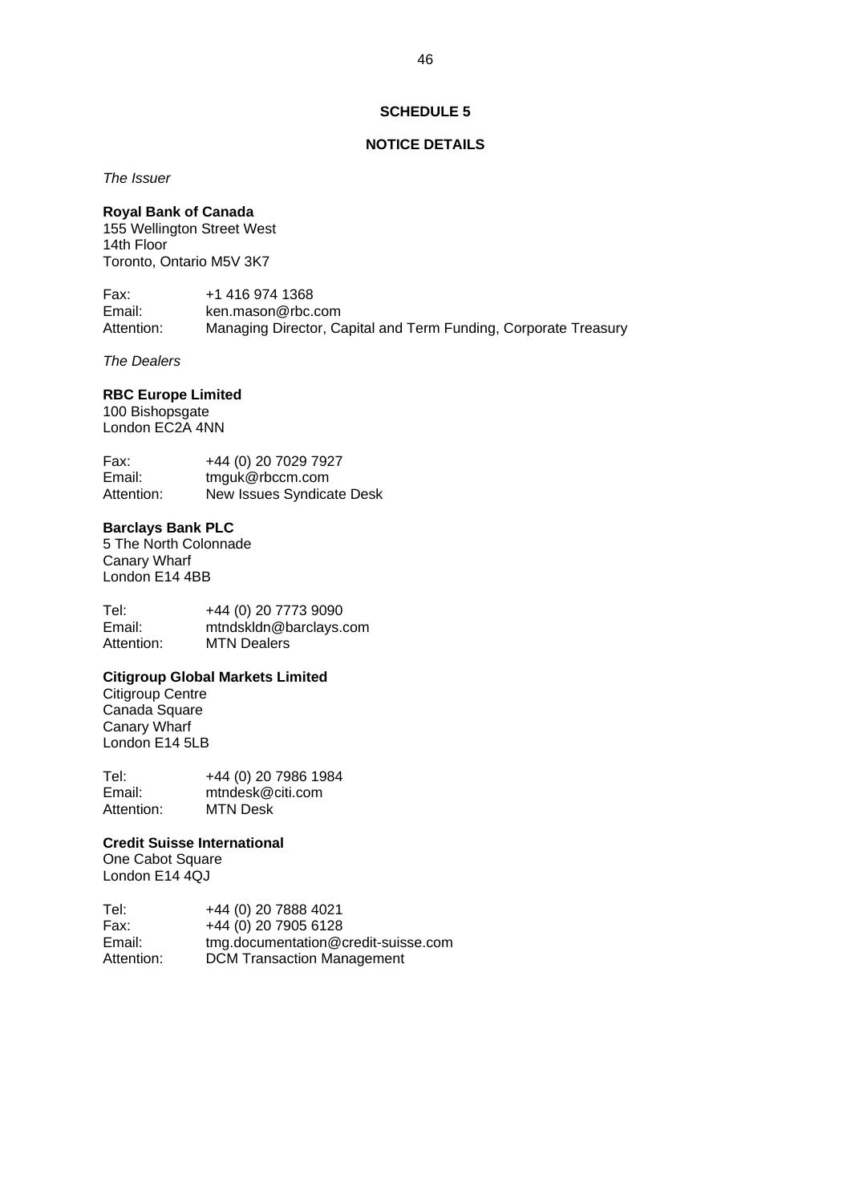## SCHEDULE 5

## NOTICE DETAILS

*The Issuer*

**Royal Bank of Canada**
155 Wellington Street West
14th Floor
Toronto, Ontario M5V 3K7

Fax: +1 416 974 1368
Email: ken.mason@rbc.com
Attention: Managing Director, Capital and Term Funding, Corporate Treasury

*The Dealers*

**RBC Europe Limited**
100 Bishopsgate
London EC2A 4NN

Fax: +44 (0) 20 7029 7927
Email: tmguk@rbccm.com
Attention: New Issues Syndicate Desk

**Barclays Bank PLC**
5 The North Colonnade
Canary Wharf
London E14 4BB

Tel: +44 (0) 20 7773 9090
Email: mtndskldn@barclays.com
Attention: MTN Dealers

**Citigroup Global Markets Limited**
Citigroup Centre
Canada Square
Canary Wharf
London E14 5LB

Tel: +44 (0) 20 7986 1984
Email: mtndesk@citi.com
Attention: MTN Desk

**Credit Suisse International**
One Cabot Square
London E14 4QJ

Tel: +44 (0) 20 7888 4021
Fax: +44 (0) 20 7905 6128
Email: tmg.documentation@credit-suisse.com
Attention: DCM Transaction Management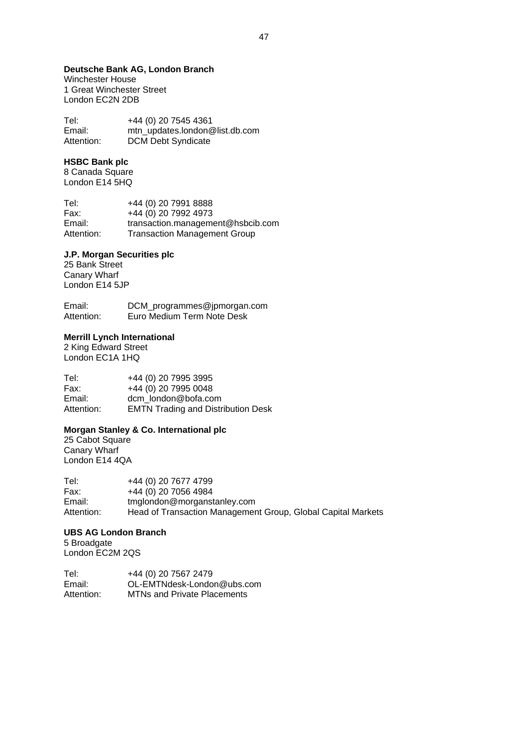**Deutsche Bank AG, London Branch**
Winchester House
1 Great Winchester Street
London EC2N 2DB

Tel: +44 (0) 20 7545 4361
Email: mtn_updates.london@list.db.com
Attention: DCM Debt Syndicate

**HSBC Bank plc**
8 Canada Square
London E14 5HQ

Tel: +44 (0) 20 7991 8888
Fax: +44 (0) 20 7992 4973
Email: transaction.management@hsbcib.com
Attention: Transaction Management Group

**J.P. Morgan Securities plc**
25 Bank Street
Canary Wharf
London E14 5JP

Email: DCM_programmes@jpmorgan.com
Attention: Euro Medium Term Note Desk

**Merrill Lynch International**
2 King Edward Street
London EC1A 1HQ

Tel: +44 (0) 20 7995 3995
Fax: +44 (0) 20 7995 0048
Email: dcm_london@bofa.com
Attention: EMTN Trading and Distribution Desk

**Morgan Stanley & Co. International plc**
25 Cabot Square
Canary Wharf
London E14 4QA

Tel: +44 (0) 20 7677 4799
Fax: +44 (0) 20 7056 4984
Email: tmglondon@morganstanley.com
Attention: Head of Transaction Management Group, Global Capital Markets

**UBS AG London Branch**
5 Broadgate
London EC2M 2QS

Tel: +44 (0) 20 7567 2479
Email: OL-EMTNdesk-London@ubs.com
Attention: MTNs and Private Placements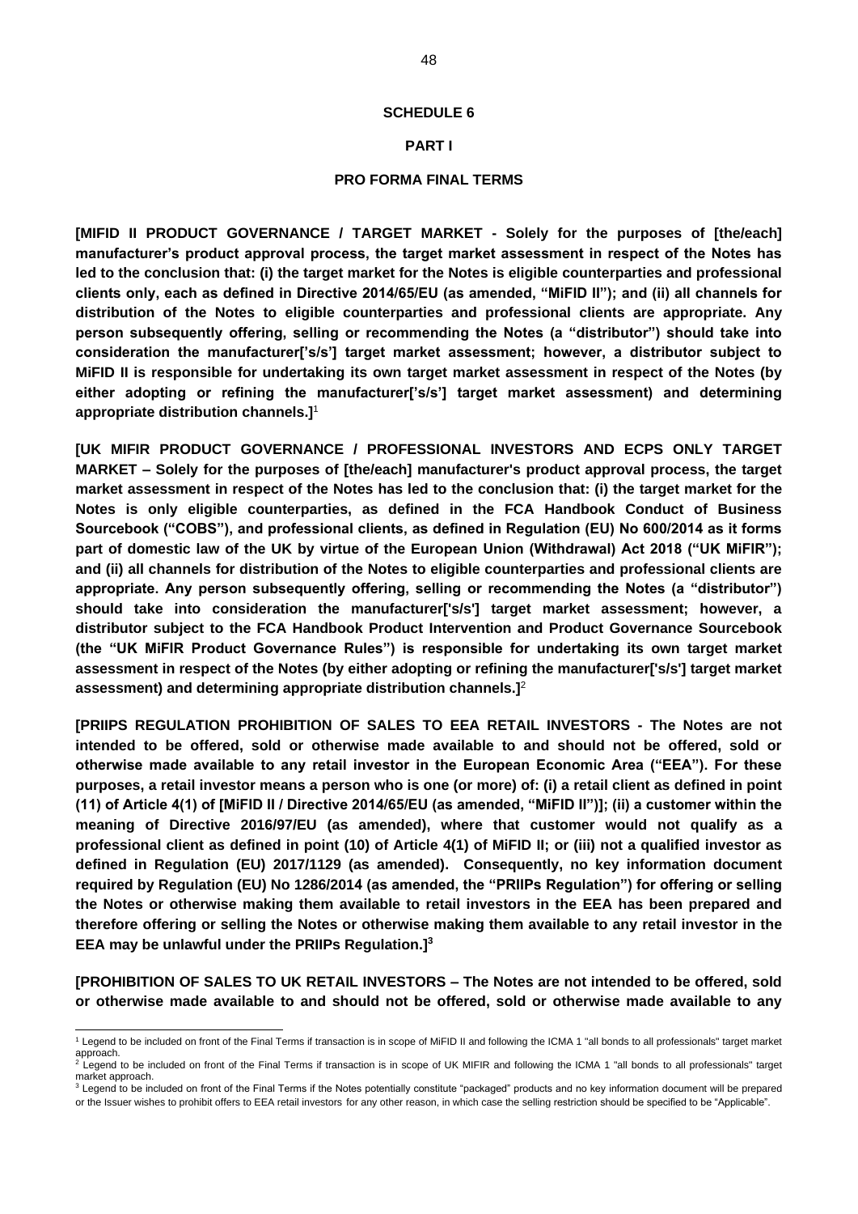**SCHEDULE 6**

**PART I**

**PRO FORMA FINAL TERMS**

**[MIFID II PRODUCT GOVERNANCE / TARGET MARKET - Solely for the purposes of [the/each] manufacturer's product approval process, the target market assessment in respect of the Notes has led to the conclusion that: (i) the target market for the Notes is eligible counterparties and professional clients only, each as defined in Directive 2014/65/EU (as amended, "MiFID II"); and (ii) all channels for distribution of the Notes to eligible counterparties and professional clients are appropriate. Any person subsequently offering, selling or recommending the Notes (a "distributor") should take into consideration the manufacturer['s/s'] target market assessment; however, a distributor subject to MiFID II is responsible for undertaking its own target market assessment in respect of the Notes (by either adopting or refining the manufacturer['s/s'] target market assessment) and determining appropriate distribution channels.]**[1]

**[UK MIFIR PRODUCT GOVERNANCE / PROFESSIONAL INVESTORS AND ECPS ONLY TARGET MARKET – Solely for the purposes of [the/each] manufacturer's product approval process, the target market assessment in respect of the Notes has led to the conclusion that: (i) the target market for the Notes is only eligible counterparties, as defined in the FCA Handbook Conduct of Business Sourcebook ("COBS"), and professional clients, as defined in Regulation (EU) No 600/2014 as it forms part of domestic law of the UK by virtue of the European Union (Withdrawal) Act 2018 ("UK MiFIR"); and (ii) all channels for distribution of the Notes to eligible counterparties and professional clients are appropriate. Any person subsequently offering, selling or recommending the Notes (a "distributor") should take into consideration the manufacturer['s/s'] target market assessment; however, a distributor subject to the FCA Handbook Product Intervention and Product Governance Sourcebook (the "UK MiFIR Product Governance Rules") is responsible for undertaking its own target market assessment in respect of the Notes (by either adopting or refining the manufacturer['s/s'] target market assessment) and determining appropriate distribution channels.]**[2]

**[PRIIPS REGULATION PROHIBITION OF SALES TO EEA RETAIL INVESTORS - The Notes are not intended to be offered, sold or otherwise made available to and should not be offered, sold or otherwise made available to any retail investor in the European Economic Area ("EEA"). For these purposes, a retail investor means a person who is one (or more) of: (i) a retail client as defined in point (11) of Article 4(1) of [MiFID II / Directive 2014/65/EU (as amended, "MiFID II")]; (ii) a customer within the meaning of Directive 2016/97/EU (as amended), where that customer would not qualify as a professional client as defined in point (10) of Article 4(1) of MiFID II; or (iii) not a qualified investor as defined in Regulation (EU) 2017/1129 (as amended). Consequently, no key information document required by Regulation (EU) No 1286/2014 (as amended, the "PRIIPs Regulation") for offering or selling the Notes or otherwise making them available to retail investors in the EEA has been prepared and therefore offering or selling the Notes or otherwise making them available to any retail investor in the EEA may be unlawful under the PRIIPs Regulation.][3]**

**[PROHIBITION OF SALES TO UK RETAIL INVESTORS – The Notes are not intended to be offered, sold or otherwise made available to and should not be offered, sold or otherwise made available to any**

---

[1] Legend to be included on front of the Final Terms if transaction is in scope of MiFID II and following the ICMA 1 "all bonds to all professionals" target market approach.

[2] Legend to be included on front of the Final Terms if transaction is in scope of UK MIFIR and following the ICMA 1 "all bonds to all professionals" target market approach.

[3] Legend to be included on front of the Final Terms if the Notes potentially constitute "packaged" products and no key information document will be prepared or the Issuer wishes to prohibit offers to EEA retail investors for any other reason, in which case the selling restriction should be specified to be "Applicable".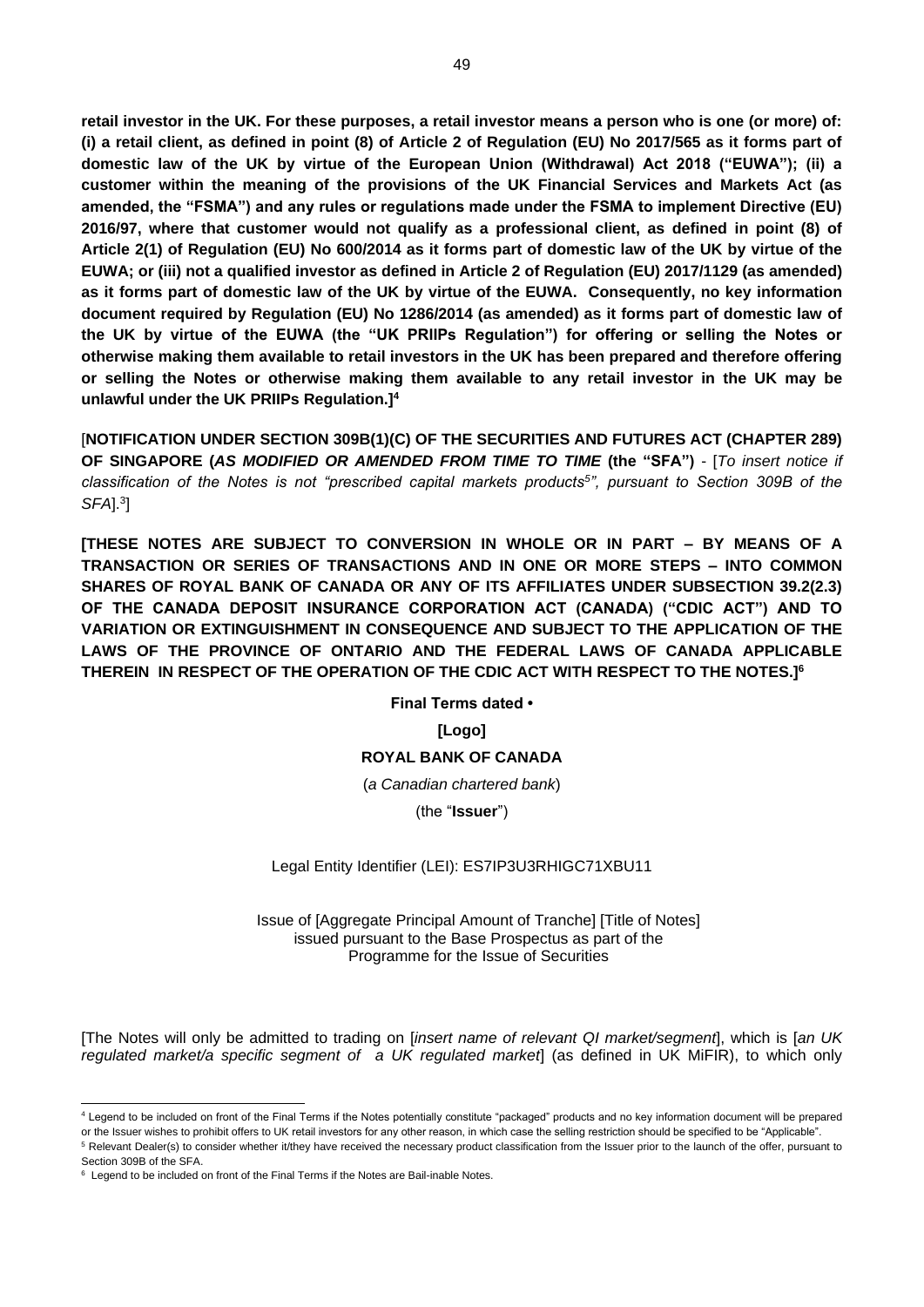**retail investor in the UK. For these purposes, a retail investor means a person who is one (or more) of: (i) a retail client, as defined in point (8) of Article 2 of Regulation (EU) No 2017/565 as it forms part of domestic law of the UK by virtue of the European Union (Withdrawal) Act 2018 ("EUWA"); (ii) a customer within the meaning of the provisions of the UK Financial Services and Markets Act (as amended, the "FSMA") and any rules or regulations made under the FSMA to implement Directive (EU) 2016/97, where that customer would not qualify as a professional client, as defined in point (8) of Article 2(1) of Regulation (EU) No 600/2014 as it forms part of domestic law of the UK by virtue of the EUWA; or (iii) not a qualified investor as defined in Article 2 of Regulation (EU) 2017/1129 (as amended) as it forms part of domestic law of the UK by virtue of the EUWA. Consequently, no key information document required by Regulation (EU) No 1286/2014 (as amended) as it forms part of domestic law of the UK by virtue of the EUWA (the "UK PRIIPs Regulation") for offering or selling the Notes or otherwise making them available to retail investors in the UK has been prepared and therefore offering or selling the Notes or otherwise making them available to any retail investor in the UK may be unlawful under the UK PRIIPs Regulation.]**[4]

[**NOTIFICATION UNDER SECTION 309B(1)(C) OF THE SECURITIES AND FUTURES ACT (CHAPTER 289) OF SINGAPORE (*AS MODIFIED OR AMENDED FROM TIME TO TIME* (the "SFA")** - [*To insert notice if classification of the Notes is not "prescribed capital markets products*[5]*", pursuant to Section 309B of the SFA*].[3]]

**[THESE NOTES ARE SUBJECT TO CONVERSION IN WHOLE OR IN PART – BY MEANS OF A TRANSACTION OR SERIES OF TRANSACTIONS AND IN ONE OR MORE STEPS – INTO COMMON SHARES OF ROYAL BANK OF CANADA OR ANY OF ITS AFFILIATES UNDER SUBSECTION 39.2(2.3) OF THE CANADA DEPOSIT INSURANCE CORPORATION ACT (CANADA) ("CDIC ACT") AND TO VARIATION OR EXTINGUISHMENT IN CONSEQUENCE AND SUBJECT TO THE APPLICATION OF THE LAWS OF THE PROVINCE OF ONTARIO AND THE FEDERAL LAWS OF CANADA APPLICABLE THEREIN IN RESPECT OF THE OPERATION OF THE CDIC ACT WITH RESPECT TO THE NOTES.]**[6]

**Final Terms dated •**

**[Logo]**

**ROYAL BANK OF CANADA**

(*a Canadian chartered bank*)

(the "**Issuer**")

Legal Entity Identifier (LEI): ES7IP3U3RHIGC71XBU11

Issue of [Aggregate Principal Amount of Tranche] [Title of Notes]
issued pursuant to the Base Prospectus as part of the
Programme for the Issue of Securities

[The Notes will only be admitted to trading on [*insert name of relevant QI market/segment*], which is [*an UK regulated market/a specific segment of a UK regulated market*] (as defined in UK MiFIR), to which only

---

[4] Legend to be included on front of the Final Terms if the Notes potentially constitute "packaged" products and no key information document will be prepared or the Issuer wishes to prohibit offers to UK retail investors for any other reason, in which case the selling restriction should be specified to be "Applicable".

[5] Relevant Dealer(s) to consider whether it/they have received the necessary product classification from the Issuer prior to the launch of the offer, pursuant to Section 309B of the SFA.

[6] Legend to be included on front of the Final Terms if the Notes are Bail-inable Notes.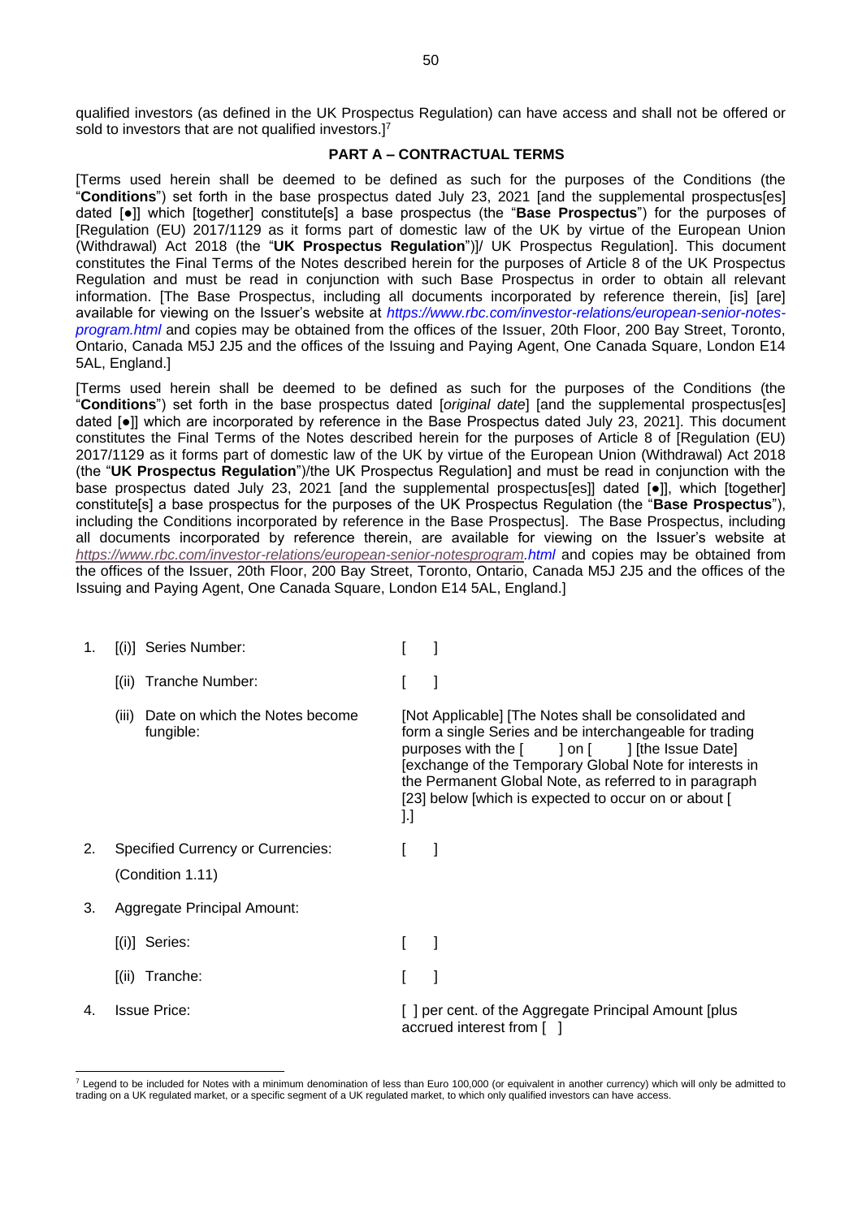qualified investors (as defined in the UK Prospectus Regulation) can have access and shall not be offered or sold to investors that are not qualified investors.][7]

### PART A – CONTRACTUAL TERMS

[Terms used herein shall be deemed to be defined as such for the purposes of the Conditions (the "**Conditions**") set forth in the base prospectus dated July 23, 2021 [and the supplemental prospectus[es] dated [●]] which [together] constitute[s] a base prospectus (the "**Base Prospectus**") for the purposes of [Regulation (EU) 2017/1129 as it forms part of domestic law of the UK by virtue of the European Union (Withdrawal) Act 2018 (the "**UK Prospectus Regulation**")]/ UK Prospectus Regulation]. This document constitutes the Final Terms of the Notes described herein for the purposes of Article 8 of the UK Prospectus Regulation and must be read in conjunction with such Base Prospectus in order to obtain all relevant information. [The Base Prospectus, including all documents incorporated by reference therein, [is] [are] available for viewing on the Issuer's website at *https://www.rbc.com/investor-relations/european-senior-notes-program.html* and copies may be obtained from the offices of the Issuer, 20th Floor, 200 Bay Street, Toronto, Ontario, Canada M5J 2J5 and the offices of the Issuing and Paying Agent, One Canada Square, London E14 5AL, England.]

[Terms used herein shall be deemed to be defined as such for the purposes of the Conditions (the "**Conditions**") set forth in the base prospectus dated [*original date*] [and the supplemental prospectus[es] dated [●]] which are incorporated by reference in the Base Prospectus dated July 23, 2021]. This document constitutes the Final Terms of the Notes described herein for the purposes of Article 8 of [Regulation (EU) 2017/1129 as it forms part of domestic law of the UK by virtue of the European Union (Withdrawal) Act 2018 (the "**UK Prospectus Regulation**")/the UK Prospectus Regulation] and must be read in conjunction with the base prospectus dated July 23, 2021 [and the supplemental prospectus[es]] dated [●]], which [together] constitute[s] a base prospectus for the purposes of the UK Prospectus Regulation (the "**Base Prospectus**"), including the Conditions incorporated by reference in the Base Prospectus]. The Base Prospectus, including all documents incorporated by reference therein, are available for viewing on the Issuer's website at *https://www.rbc.com/investor-relations/european-senior-notesprogram.html* and copies may be obtained from the offices of the Issuer, 20th Floor, 200 Bay Street, Toronto, Ontario, Canada M5J 2J5 and the offices of the Issuing and Paying Agent, One Canada Square, London E14 5AL, England.]

| | | |
|---|---|---|
| 1. | [(i)] Series Number: | [ ] |
| | [(ii) Tranche Number: | [ ] |
| | (iii) Date on which the Notes become fungible: | [Not Applicable] [The Notes shall be consolidated and form a single Series and be interchangeable for trading purposes with the [ ] on [ ] [the Issue Date] [exchange of the Temporary Global Note for interests in the Permanent Global Note, as referred to in paragraph [23] below [which is expected to occur on or about [ ].] |
| 2. | Specified Currency or Currencies: (Condition 1.11) | [ ] |
| 3. | Aggregate Principal Amount: | |
| | [(i)] Series: | [ ] |
| | [(ii) Tranche: | [ ] |
| 4. | Issue Price: | [ ] per cent. of the Aggregate Principal Amount [plus accrued interest from [ ] |

[7] Legend to be included for Notes with a minimum denomination of less than Euro 100,000 (or equivalent in another currency) which will only be admitted to trading on a UK regulated market, or a specific segment of a UK regulated market, to which only qualified investors can have access.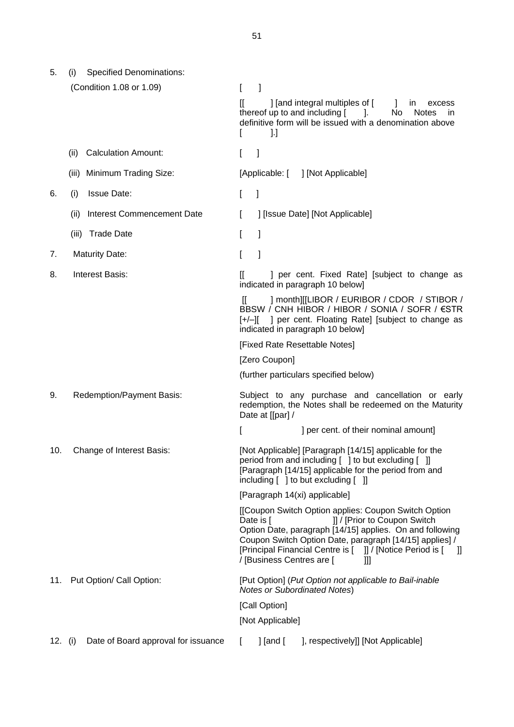| | | |
|---|---|---|
| 5. | (i) Specified Denominations: (Condition 1.08 or 1.09) | [ ] |
| | | [[ ] [and integral multiples of [ ] in excess thereof up to and including [ ]. No Notes in definitive form will be issued with a denomination above [ ].] |
| | (ii) Calculation Amount: | [ ] |
| | (iii) Minimum Trading Size: | [Applicable: [ ] [Not Applicable] |
| 6. | (i) Issue Date: | [ ] |
| | (ii) Interest Commencement Date | [ ] [Issue Date] [Not Applicable] |
| | (iii) Trade Date | [ ] |
| 7. | Maturity Date: | [ ] |
| 8. | Interest Basis: | [[ ] per cent. Fixed Rate] [subject to change as indicated in paragraph 10 below] |
| | | [[ ] month][[LIBOR / EURIBOR / CDOR / STIBOR / BBSW / CNH HIBOR / HIBOR / SONIA / SOFR / €STR [+/–][ ] per cent. Floating Rate] [subject to change as indicated in paragraph 10 below] |
| | | [Fixed Rate Resettable Notes] |
| | | [Zero Coupon] |
| | | (further particulars specified below) |
| 9. | Redemption/Payment Basis: | Subject to any purchase and cancellation or early redemption, the Notes shall be redeemed on the Maturity Date at [[par] / |
| | | [ ] per cent. of their nominal amount] |
| 10. | Change of Interest Basis: | [Not Applicable] [Paragraph [14/15] applicable for the period from and including [ ] to but excluding [ ]] [Paragraph [14/15] applicable for the period from and including [ ] to but excluding [ ]] |
| | | [Paragraph 14(xi) applicable] |
| | | [[Coupon Switch Option applies: Coupon Switch Option Date is [ ]] / [Prior to Coupon Switch Option Date, paragraph [14/15] applies. On and following Coupon Switch Option Date, paragraph [14/15] applies] / [Principal Financial Centre is [ ]] / [Notice Period is [ ]] / [Business Centres are [ ]]] |
| 11. | Put Option/ Call Option: | [Put Option] (*Put Option not applicable to Bail-inable Notes or Subordinated Notes*) |
| | | [Call Option] |
| | | [Not Applicable] |
| 12. | (i) Date of Board approval for issuance | [ ] [and [ ], respectively]] [Not Applicable] |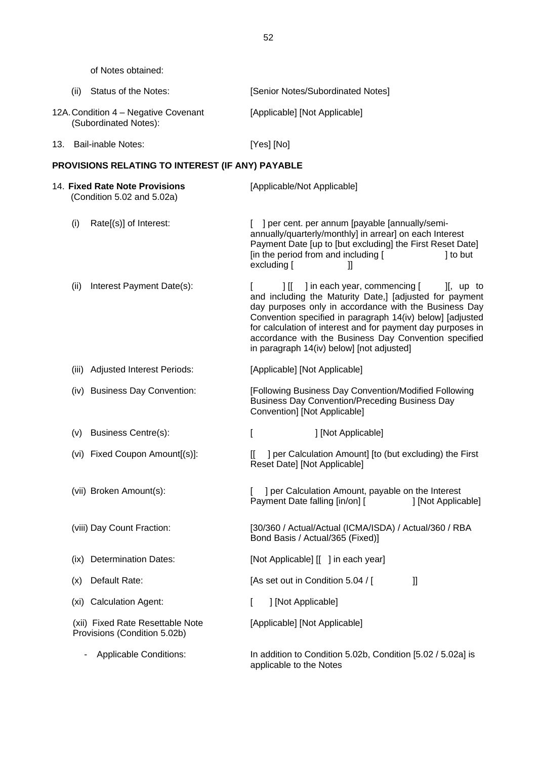| | |
|---|---|
| of Notes obtained: | |
| (ii) Status of the Notes: | [Senior Notes/Subordinated Notes] |
| 12A. Condition 4 – Negative Covenant (Subordinated Notes): | [Applicable] [Not Applicable] |
| 13. Bail-inable Notes: | [Yes] [No] |

**PROVISIONS RELATING TO INTEREST (IF ANY) PAYABLE**

| | |
|---|---|
| 14. **Fixed Rate Note Provisions** (Condition 5.02 and 5.02a) | [Applicable/Not Applicable] |
| (i) Rate[(s)] of Interest: | [ ] per cent. per annum [payable [annually/semi-annually/quarterly/monthly] in arrear] on each Interest Payment Date [up to [but excluding] the First Reset Date] [in the period from and including [ ] to but excluding [ ]] |
| (ii) Interest Payment Date(s): | [ ] [[ ] in each year, commencing [ ][, up to and including the Maturity Date,] [adjusted for payment day purposes only in accordance with the Business Day Convention specified in paragraph 14(iv) below] [adjusted for calculation of interest and for payment day purposes in accordance with the Business Day Convention specified in paragraph 14(iv) below] [not adjusted] |
| (iii) Adjusted Interest Periods: | [Applicable] [Not Applicable] |
| (iv) Business Day Convention: | [Following Business Day Convention/Modified Following Business Day Convention/Preceding Business Day Convention] [Not Applicable] |
| (v) Business Centre(s): | [ ] [Not Applicable] |
| (vi) Fixed Coupon Amount[(s)]: | [[ ] per Calculation Amount] [to (but excluding) the First Reset Date] [Not Applicable] |
| (vii) Broken Amount(s): | [ ] per Calculation Amount, payable on the Interest Payment Date falling [in/on] [ ] [Not Applicable] |
| (viii) Day Count Fraction: | [30/360 / Actual/Actual (ICMA/ISDA) / Actual/360 / RBA Bond Basis / Actual/365 (Fixed)] |
| (ix) Determination Dates: | [Not Applicable] [[ ] in each year] |
| (x) Default Rate: | [As set out in Condition 5.04 / [ ]] |
| (xi) Calculation Agent: | [ ] [Not Applicable] |
| (xii) Fixed Rate Resettable Note Provisions (Condition 5.02b) | [Applicable] [Not Applicable] |
| - Applicable Conditions: | In addition to Condition 5.02b, Condition [5.02 / 5.02a] is applicable to the Notes |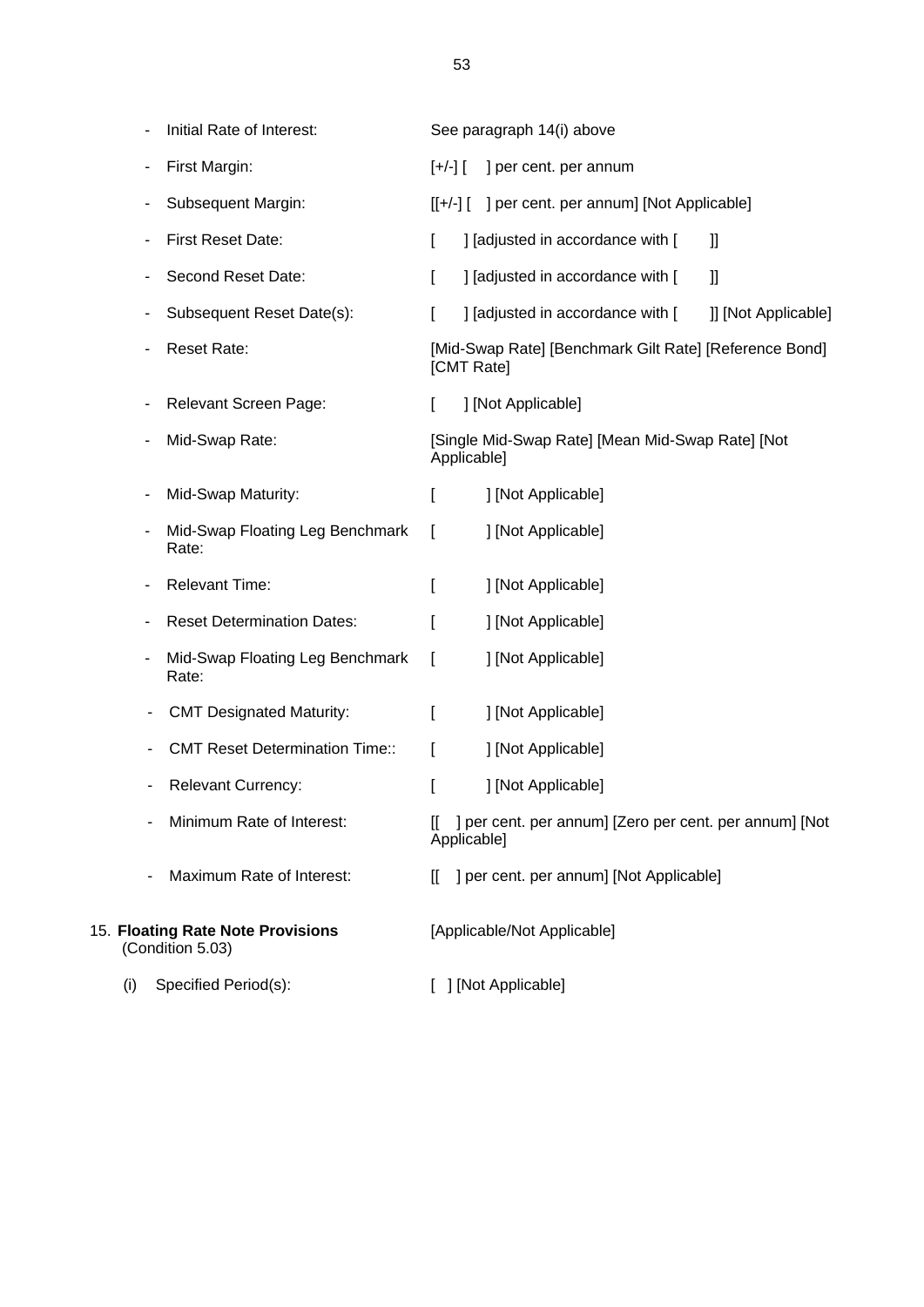- Initial Rate of Interest: See paragraph 14(i) above

- First Margin: [+/-] [ ] per cent. per annum

- Subsequent Margin: [[+/-] [ ] per cent. per annum] [Not Applicable]

- First Reset Date: [ ] [adjusted in accordance with [ ]]

- Second Reset Date: [ ] [adjusted in accordance with [ ]]

- Subsequent Reset Date(s): [ ] [adjusted in accordance with [ ]] [Not Applicable]

- Reset Rate: [Mid-Swap Rate] [Benchmark Gilt Rate] [Reference Bond] [CMT Rate]

- Relevant Screen Page: [ ] [Not Applicable]

- Mid-Swap Rate: [Single Mid-Swap Rate] [Mean Mid-Swap Rate] [Not Applicable]

- Mid-Swap Maturity: [ ] [Not Applicable]

- Mid-Swap Floating Leg Benchmark Rate: [ ] [Not Applicable]

- Relevant Time: [ ] [Not Applicable]

- Reset Determination Dates: [ ] [Not Applicable]

- Mid-Swap Floating Leg Benchmark Rate: [ ] [Not Applicable]

- CMT Designated Maturity: [ ] [Not Applicable]

- CMT Reset Determination Time:: [ ] [Not Applicable]

- Relevant Currency: [ ] [Not Applicable]

- Minimum Rate of Interest: [[ ] per cent. per annum] [Zero per cent. per annum] [Not Applicable]

- Maximum Rate of Interest: [[ ] per cent. per annum] [Not Applicable]

15. **Floating Rate Note Provisions** (Condition 5.03) [Applicable/Not Applicable]

    (i) Specified Period(s): [ ] [Not Applicable]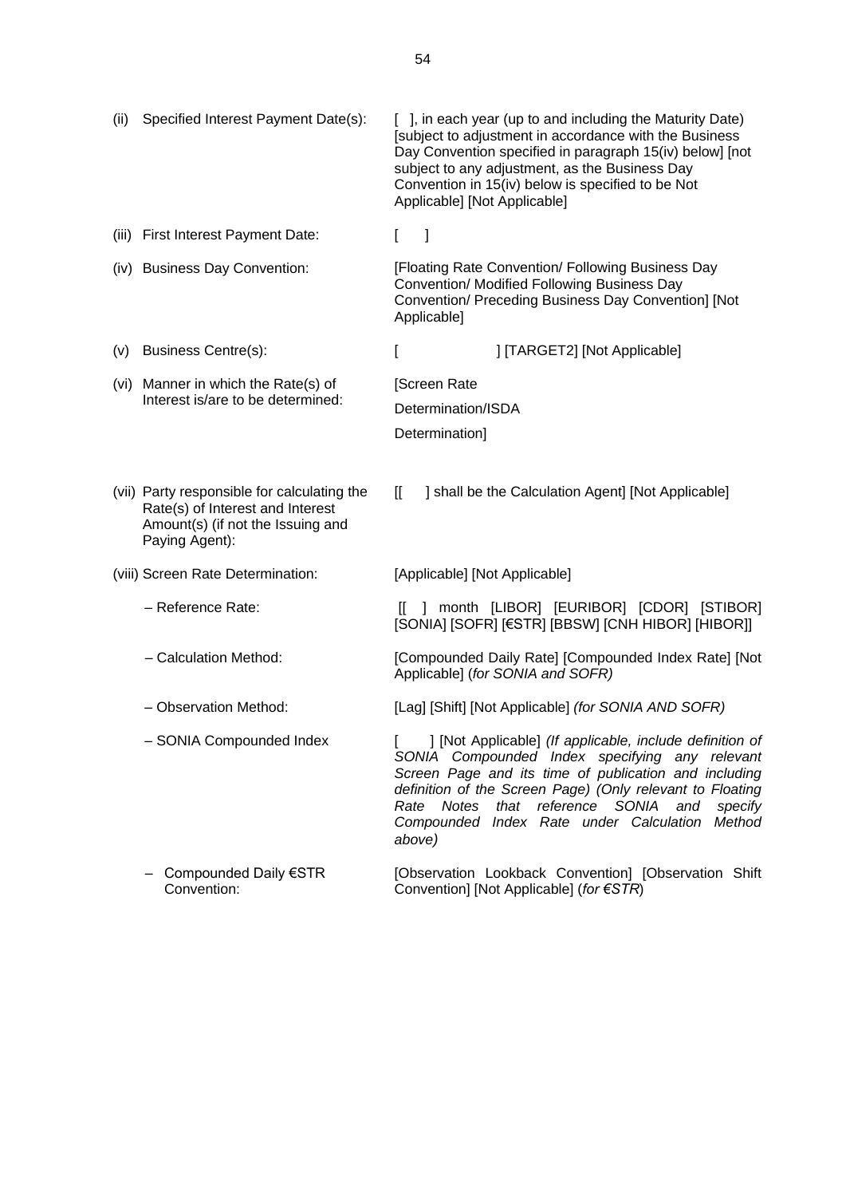| | |
|---|---|
| (ii) Specified Interest Payment Date(s): | [ ], in each year (up to and including the Maturity Date) [subject to adjustment in accordance with the Business Day Convention specified in paragraph 15(iv) below] [not subject to any adjustment, as the Business Day Convention in 15(iv) below is specified to be Not Applicable] [Not Applicable] |
| (iii) First Interest Payment Date: | [ ] |
| (iv) Business Day Convention: | [Floating Rate Convention/ Following Business Day Convention/ Modified Following Business Day Convention/ Preceding Business Day Convention] [Not Applicable] |
| (v) Business Centre(s): | [ ] [TARGET2] [Not Applicable] |
| (vi) Manner in which the Rate(s) of Interest is/are to be determined: | [Screen Rate Determination/ISDA Determination] |
| (vii) Party responsible for calculating the Rate(s) of Interest and Interest Amount(s) (if not the Issuing and Paying Agent): | [[ ] shall be the Calculation Agent] [Not Applicable] |
| (viii) Screen Rate Determination: | [Applicable] [Not Applicable] |
| – Reference Rate: | [[ ] month [LIBOR] [EURIBOR] [CDOR] [STIBOR] [SONIA] [SOFR] [€STR] [BBSW] [CNH HIBOR] [HIBOR]] |
| – Calculation Method: | [Compounded Daily Rate] [Compounded Index Rate] [Not Applicable] (*for SONIA and SOFR)* |
| – Observation Method: | [Lag] [Shift] [Not Applicable] *(for SONIA AND SOFR)* |
| – SONIA Compounded Index | [ ] [Not Applicable] *(If applicable, include definition of SONIA Compounded Index specifying any relevant Screen Page and its time of publication and including definition of the Screen Page) (Only relevant to Floating Rate Notes that reference SONIA and specify Compounded Index Rate under Calculation Method above)* |
| – Compounded Daily €STR Convention: | [Observation Lookback Convention] [Observation Shift Convention] [Not Applicable] (*for €STR*) |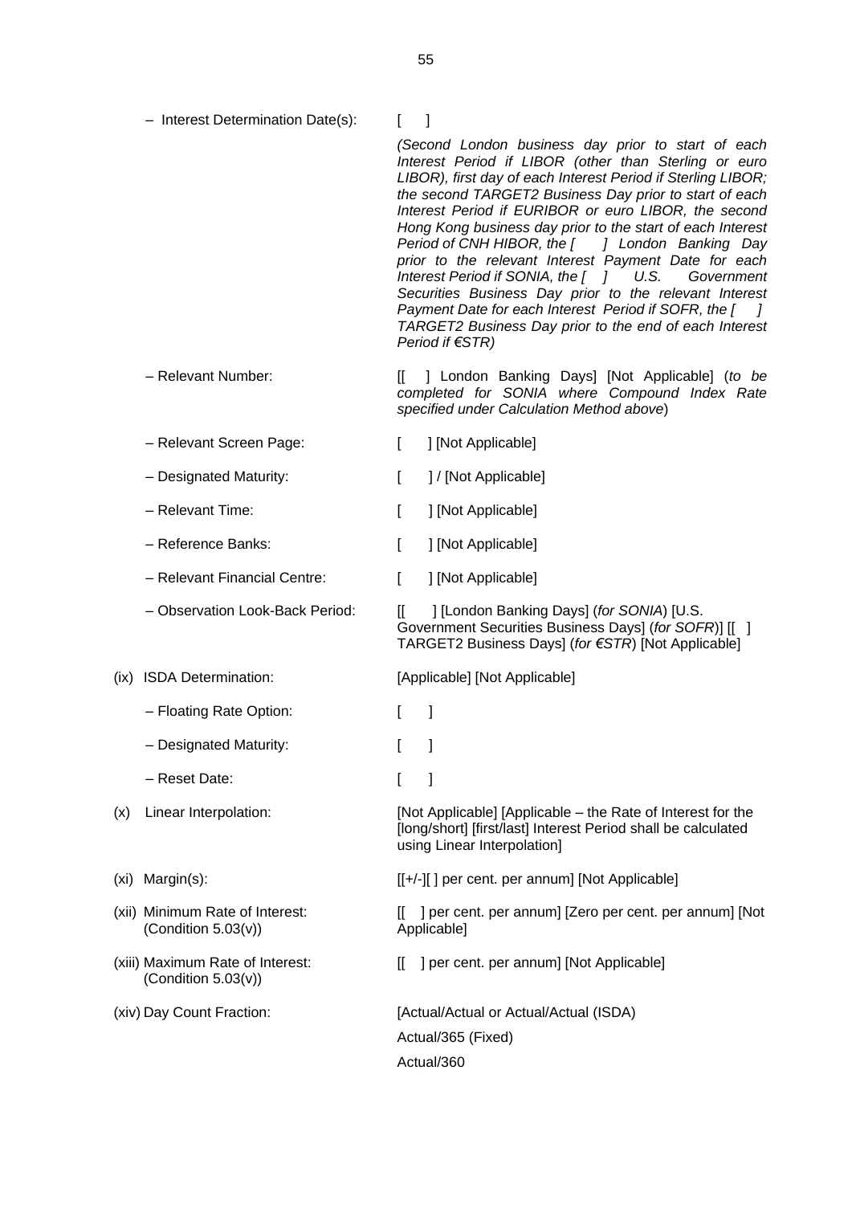| | |
|---|---|
| – Interest Determination Date(s): | [ ]<br>*(Second London business day prior to start of each Interest Period if LIBOR (other than Sterling or euro LIBOR), first day of each Interest Period if Sterling LIBOR; the second TARGET2 Business Day prior to start of each Interest Period if EURIBOR or euro LIBOR, the second Hong Kong business day prior to the start of each Interest Period of CNH HIBOR, the [ ] London Banking Day prior to the relevant Interest Payment Date for each Interest Period if SONIA, the [ ] U.S. Government Securities Business Day prior to the relevant Interest Payment Date for each Interest Period if SOFR, the [ ] TARGET2 Business Day prior to the end of each Interest Period if €STR)* |
| – Relevant Number: | [[ ] London Banking Days] [Not Applicable] (*to be completed for SONIA where Compound Index Rate specified under Calculation Method above*) |
| – Relevant Screen Page: | [ ] [Not Applicable] |
| – Designated Maturity: | [ ] / [Not Applicable] |
| – Relevant Time: | [ ] [Not Applicable] |
| – Reference Banks: | [ ] [Not Applicable] |
| – Relevant Financial Centre: | [ ] [Not Applicable] |
| – Observation Look-Back Period: | [[ ] [London Banking Days] (*for SONIA*) [U.S. Government Securities Business Days] (*for SOFR*)] [[ ] TARGET2 Business Days] (*for €STR*) [Not Applicable] |
| (ix) ISDA Determination: | [Applicable] [Not Applicable] |
| – Floating Rate Option: | [ ] |
| – Designated Maturity: | [ ] |
| – Reset Date: | [ ] |
| (x) Linear Interpolation: | [Not Applicable] [Applicable – the Rate of Interest for the [long/short] [first/last] Interest Period shall be calculated using Linear Interpolation] |
| (xi) Margin(s): | [[+/-][ ] per cent. per annum] [Not Applicable] |
| (xii) Minimum Rate of Interest: (Condition 5.03(v)) | [[ ] per cent. per annum] [Zero per cent. per annum] [Not Applicable] |
| (xiii) Maximum Rate of Interest: (Condition 5.03(v)) | [[ ] per cent. per annum] [Not Applicable] |
| (xiv) Day Count Fraction: | [Actual/Actual or Actual/Actual (ISDA)<br>Actual/365 (Fixed)<br>Actual/360 |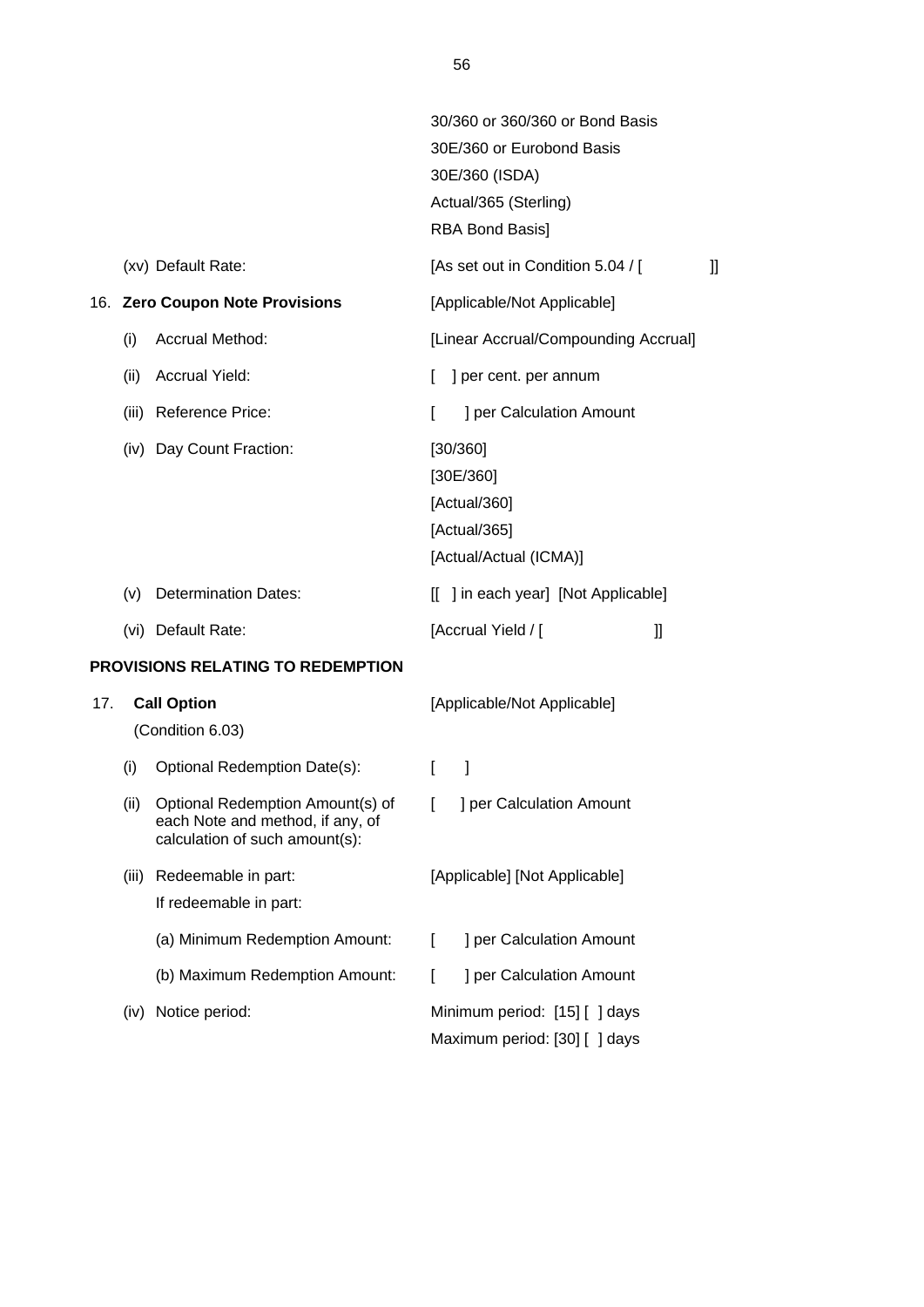| | |
|---|---|
| | 30/360 or 360/360 or Bond Basis<br>30E/360 or Eurobond Basis<br>30E/360 (ISDA)<br>Actual/365 (Sterling)<br>RBA Bond Basis] |
| (xv) Default Rate: | [As set out in Condition 5.04 / [ ]] |
| 16. **Zero Coupon Note Provisions** | [Applicable/Not Applicable] |
| (i) Accrual Method: | [Linear Accrual/Compounding Accrual] |
| (ii) Accrual Yield: | [ ] per cent. per annum |
| (iii) Reference Price: | [ ] per Calculation Amount |
| (iv) Day Count Fraction: | [30/360]<br>[30E/360]<br>[Actual/360]<br>[Actual/365]<br>[Actual/Actual (ICMA)] |
| (v) Determination Dates: | [[ ] in each year] [Not Applicable] |
| (vi) Default Rate: | [Accrual Yield / [ ]] |

**PROVISIONS RELATING TO REDEMPTION**

| | |
|---|---|
| 17. **Call Option**<br>(Condition 6.03) | [Applicable/Not Applicable] |
| (i) Optional Redemption Date(s): | [ ] |
| (ii) Optional Redemption Amount(s) of each Note and method, if any, of calculation of such amount(s): | [ ] per Calculation Amount |
| (iii) Redeemable in part:<br>If redeemable in part: | [Applicable] [Not Applicable] |
| (a) Minimum Redemption Amount: | [ ] per Calculation Amount |
| (b) Maximum Redemption Amount: | [ ] per Calculation Amount |
| (iv) Notice period: | Minimum period: [15] [ ] days<br>Maximum period: [30] [ ] days |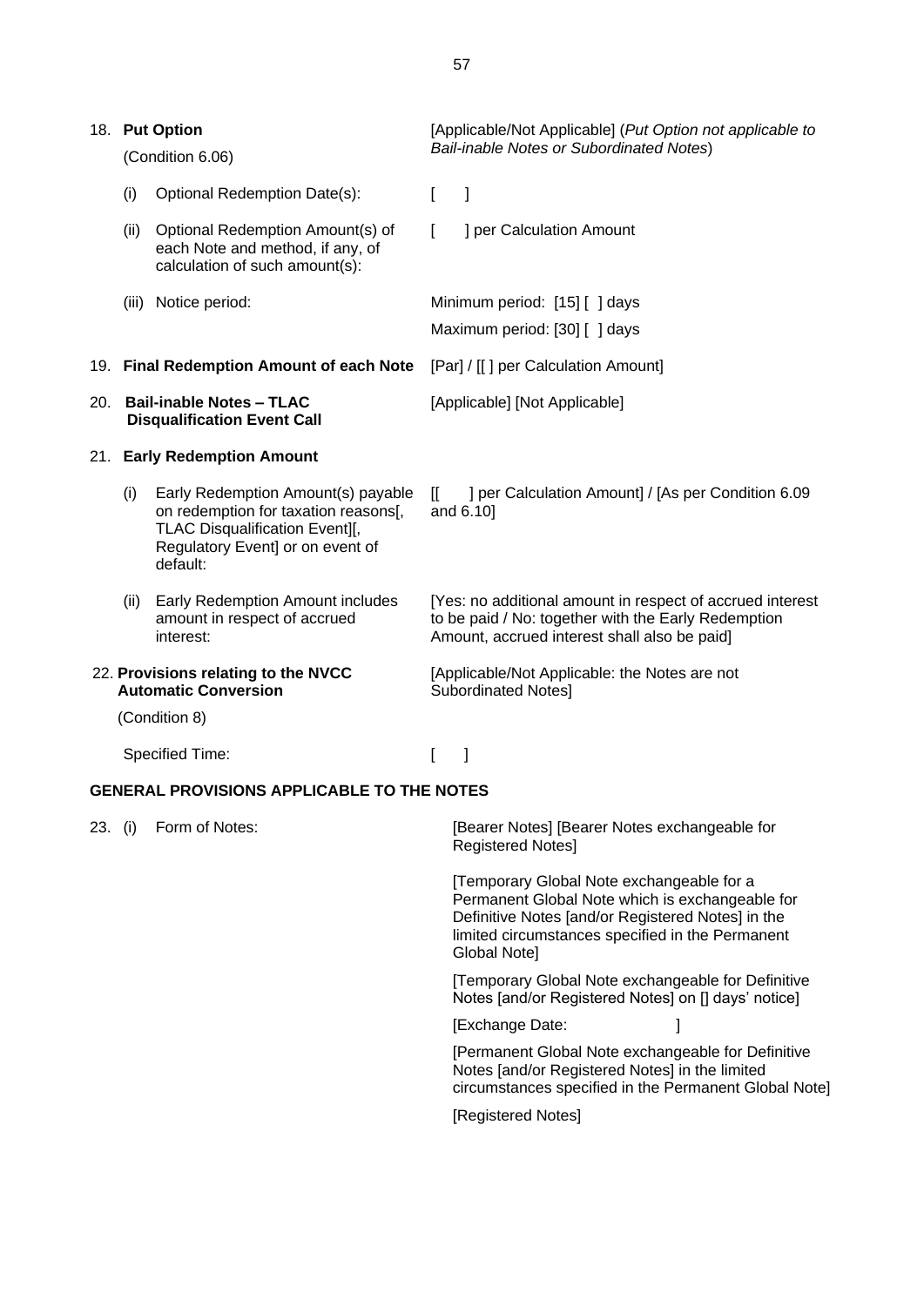| | | |
|---|---|---|
| 18. | **Put Option** (Condition 6.06) | [Applicable/Not Applicable] (*Put Option not applicable to Bail-inable Notes or Subordinated Notes*) |
| | (i) Optional Redemption Date(s): | [ ] |
| | (ii) Optional Redemption Amount(s) of each Note and method, if any, of calculation of such amount(s): | [ ] per Calculation Amount |
| | (iii) Notice period: | Minimum period: [15] [ ] days<br>Maximum period: [30] [ ] days |
| 19. | **Final Redemption Amount of each Note** | [Par] / [[ ] per Calculation Amount] |
| 20. | **Bail-inable Notes – TLAC Disqualification Event Call** | [Applicable] [Not Applicable] |
| 21. | **Early Redemption Amount** | |
| | (i) Early Redemption Amount(s) payable on redemption for taxation reasons[, TLAC Disqualification Event][, Regulatory Event] or on event of default: | [[ ] per Calculation Amount] / [As per Condition 6.09 and 6.10] |
| | (ii) Early Redemption Amount includes amount in respect of accrued interest: | [Yes: no additional amount in respect of accrued interest to be paid / No: together with the Early Redemption Amount, accrued interest shall also be paid] |
| 22. | **Provisions relating to the NVCC Automatic Conversion** (Condition 8) | [Applicable/Not Applicable: the Notes are not Subordinated Notes] |
| | Specified Time: | [ ] |

**GENERAL PROVISIONS APPLICABLE TO THE NOTES**

| | | |
|---|---|---|
| 23. | (i) Form of Notes: | [Bearer Notes] [Bearer Notes exchangeable for Registered Notes]<br><br>[Temporary Global Note exchangeable for a Permanent Global Note which is exchangeable for Definitive Notes [and/or Registered Notes] in the limited circumstances specified in the Permanent Global Note]<br><br>[Temporary Global Note exchangeable for Definitive Notes [and/or Registered Notes] on [] days' notice]<br><br>[Exchange Date: ]<br><br>[Permanent Global Note exchangeable for Definitive Notes [and/or Registered Notes] in the limited circumstances specified in the Permanent Global Note]<br><br>[Registered Notes] |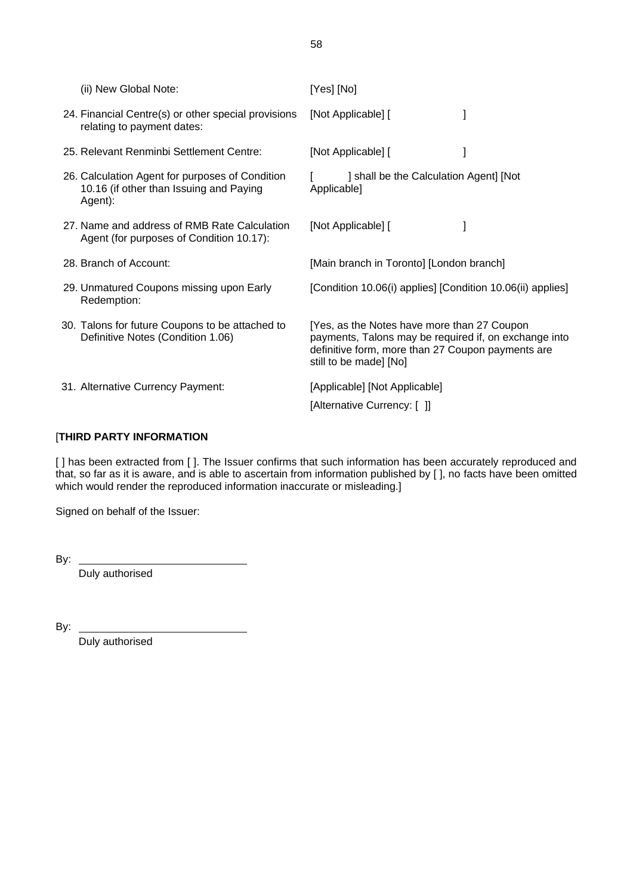| | |
|---|---|
| (ii) New Global Note: | [Yes] [No] |
| 24. Financial Centre(s) or other special provisions relating to payment dates: | [Not Applicable] [ ] |
| 25. Relevant Renminbi Settlement Centre: | [Not Applicable] [ ] |
| 26. Calculation Agent for purposes of Condition 10.16 (if other than Issuing and Paying Agent): | [ ] shall be the Calculation Agent] [Not Applicable] |
| 27. Name and address of RMB Rate Calculation Agent (for purposes of Condition 10.17): | [Not Applicable] [ ] |
| 28. Branch of Account: | [Main branch in Toronto] [London branch] |
| 29. Unmatured Coupons missing upon Early Redemption: | [Condition 10.06(i) applies] [Condition 10.06(ii) applies] |
| 30. Talons for future Coupons to be attached to Definitive Notes (Condition 1.06) | [Yes, as the Notes have more than 27 Coupon payments, Talons may be required if, on exchange into definitive form, more than 27 Coupon payments are still to be made] [No] |
| 31. Alternative Currency Payment: | [Applicable] [Not Applicable]<br>[Alternative Currency: [ ]] |

[**THIRD PARTY INFORMATION**

[ ] has been extracted from [ ]. The Issuer confirms that such information has been accurately reproduced and that, so far as it is aware, and is able to ascertain from information published by [ ], no facts have been omitted which would render the reproduced information inaccurate or misleading.]

Signed on behalf of the Issuer:

By: ____________________________
Duly authorised

By: ____________________________
Duly authorised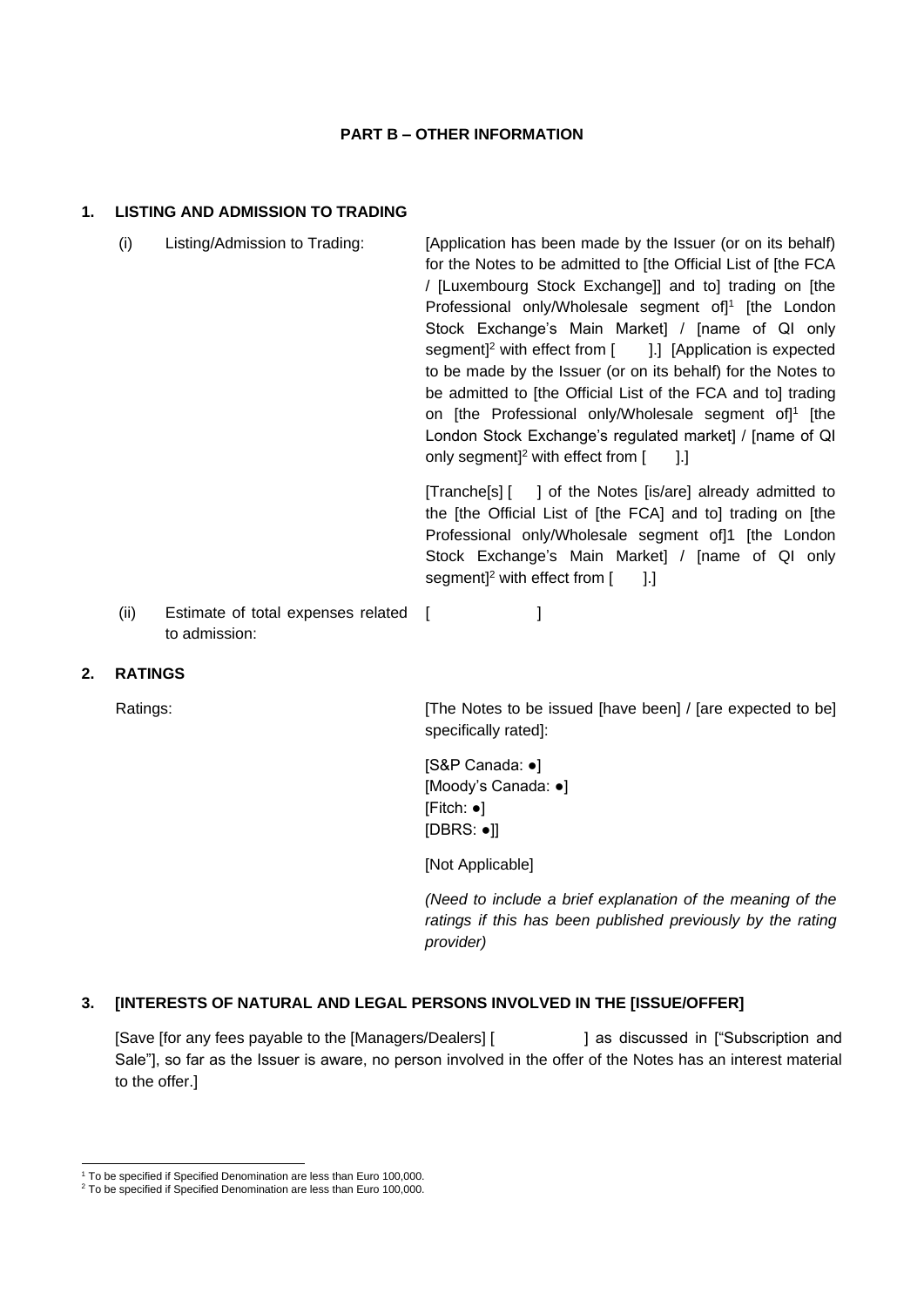**PART B – OTHER INFORMATION**

**1. LISTING AND ADMISSION TO TRADING**

| | | |
|---|---|---|
| (i) | Listing/Admission to Trading: | [Application has been made by the Issuer (or on its behalf) for the Notes to be admitted to [the Official List of [the FCA / [Luxembourg Stock Exchange]] and to] trading on [the Professional only/Wholesale segment of][1] [the London Stock Exchange's Main Market] / [name of QI only segment][2] with effect from [ ].] [Application is expected to be made by the Issuer (or on its behalf) for the Notes to be admitted to [the Official List of the FCA and to] trading on [the Professional only/Wholesale segment of][1] [the London Stock Exchange's regulated market] / [name of QI only segment][2] with effect from [ ].]<br><br>[Tranche[s] [ ] of the Notes [is/are] already admitted to the [the Official List of [the FCA] and to] trading on [the Professional only/Wholesale segment of]1 [the London Stock Exchange's Main Market] / [name of QI only segment][2] with effect from [ ].] |
| (ii) | Estimate of total expenses related to admission: | [ ] |

**2. RATINGS**

Ratings: [The Notes to be issued [have been] / [are expected to be] specifically rated]:

[S&P Canada: ●]
[Moody's Canada: ●]
[Fitch: ●]
[DBRS: ●]]

[Not Applicable]

*(Need to include a brief explanation of the meaning of the ratings if this has been published previously by the rating provider)*

**3. [INTERESTS OF NATURAL AND LEGAL PERSONS INVOLVED IN THE [ISSUE/OFFER]**

[Save [for any fees payable to the [Managers/Dealers] [ ] as discussed in ["Subscription and Sale"], so far as the Issuer is aware, no person involved in the offer of the Notes has an interest material to the offer.]

---

[1] To be specified if Specified Denomination are less than Euro 100,000.

[2] To be specified if Specified Denomination are less than Euro 100,000.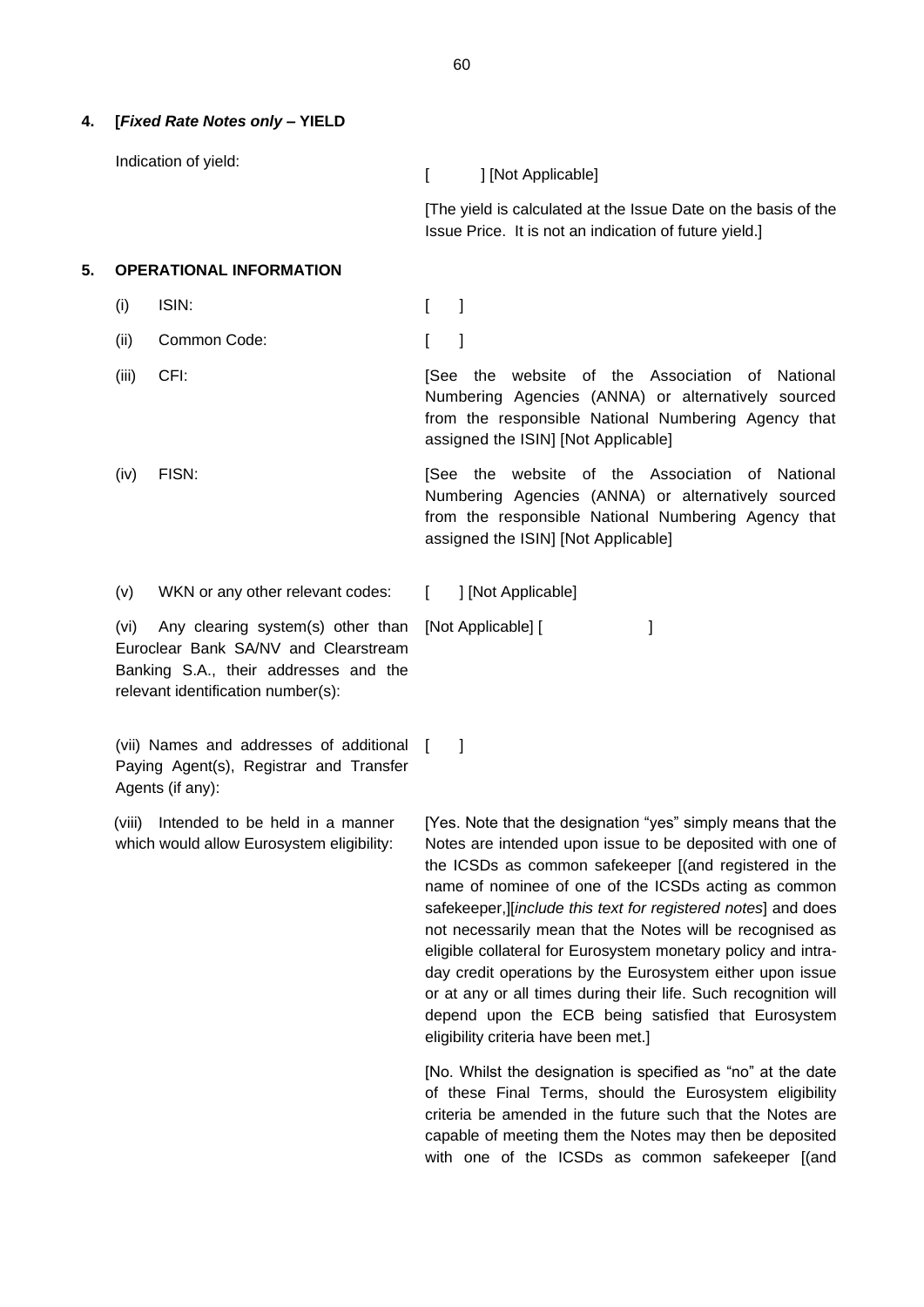## 4. [*Fixed Rate Notes only* – YIELD

| | |
|---|---|
| Indication of yield: | [ ] [Not Applicable] |
| | [The yield is calculated at the Issue Date on the basis of the Issue Price. It is not an indication of future yield.] |

## 5. OPERATIONAL INFORMATION

| | |
|---|---|
| (i) ISIN: | [ ] |
| (ii) Common Code: | [ ] |
| (iii) CFI: | [See the website of the Association of National Numbering Agencies (ANNA) or alternatively sourced from the responsible National Numbering Agency that assigned the ISIN] [Not Applicable] |
| (iv) FISN: | [See the website of the Association of National Numbering Agencies (ANNA) or alternatively sourced from the responsible National Numbering Agency that assigned the ISIN] [Not Applicable] |
| (v) WKN or any other relevant codes: | [ ] [Not Applicable] |
| (vi) Any clearing system(s) other than Euroclear Bank SA/NV and Clearstream Banking S.A., their addresses and the relevant identification number(s): | [Not Applicable] [ ] |
| (vii) Names and addresses of additional Paying Agent(s), Registrar and Transfer Agents (if any): | [ ] |
| (viii) Intended to be held in a manner which would allow Eurosystem eligibility: | [Yes. Note that the designation "yes" simply means that the Notes are intended upon issue to be deposited with one of the ICSDs as common safekeeper [(and registered in the name of nominee of one of the ICSDs acting as common safekeeper,][*include this text for registered notes*] and does not necessarily mean that the Notes will be recognised as eligible collateral for Eurosystem monetary policy and intra-day credit operations by the Eurosystem either upon issue or at any or all times during their life. Such recognition will depend upon the ECB being satisfied that Eurosystem eligibility criteria have been met.] |
| | [No. Whilst the designation is specified as "no" at the date of these Final Terms, should the Eurosystem eligibility criteria be amended in the future such that the Notes are capable of meeting them the Notes may then be deposited with one of the ICSDs as common safekeeper [(and |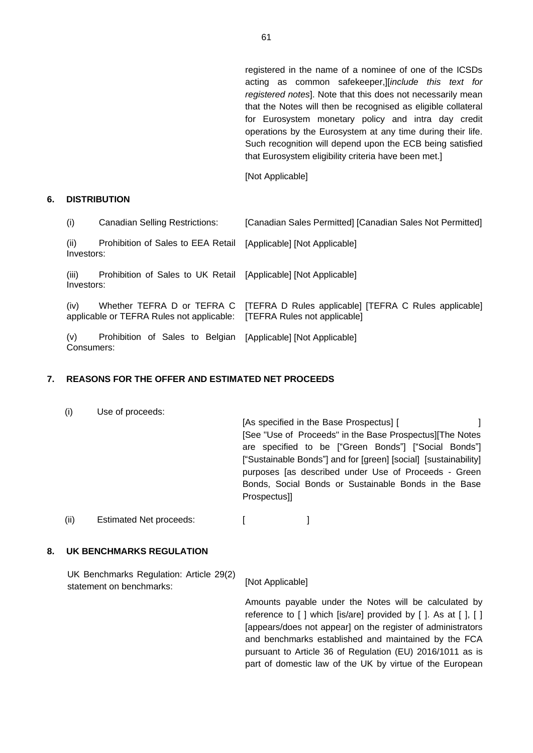registered in the name of a nominee of one of the ICSDs acting as common safekeeper,][*include this text for registered notes*]. Note that this does not necessarily mean that the Notes will then be recognised as eligible collateral for Eurosystem monetary policy and intra day credit operations by the Eurosystem at any time during their life. Such recognition will depend upon the ECB being satisfied that Eurosystem eligibility criteria have been met.]

[Not Applicable]

## 6. DISTRIBUTION

| | |
|---|---|
| (i) Canadian Selling Restrictions: | [Canadian Sales Permitted] [Canadian Sales Not Permitted] |
| (ii) Prohibition of Sales to EEA Retail Investors: | [Applicable] [Not Applicable] |
| (iii) Prohibition of Sales to UK Retail Investors: | [Applicable] [Not Applicable] |
| (iv) Whether TEFRA D or TEFRA C applicable or TEFRA Rules not applicable: | [TEFRA D Rules applicable] [TEFRA C Rules applicable] [TEFRA Rules not applicable] |
| (v) Prohibition of Sales to Belgian Consumers: | [Applicable] [Not Applicable] |

## 7. REASONS FOR THE OFFER AND ESTIMATED NET PROCEEDS

| | |
|---|---|
| (i) Use of proceeds: | [As specified in the Base Prospectus] [ ] [See "Use of Proceeds" in the Base Prospectus][The Notes are specified to be ["Green Bonds"] ["Social Bonds"] ["Sustainable Bonds"] and for [green] [social] [sustainability] purposes [as described under Use of Proceeds - Green Bonds, Social Bonds or Sustainable Bonds in the Base Prospectus]] |
| (ii) Estimated Net proceeds: | [ ] |

## 8. UK BENCHMARKS REGULATION

| | |
|---|---|
| UK Benchmarks Regulation: Article 29(2) statement on benchmarks: | [Not Applicable] |
| | Amounts payable under the Notes will be calculated by reference to [ ] which [is/are] provided by [ ]. As at [ ], [ ] [appears/does not appear] on the register of administrators and benchmarks established and maintained by the FCA pursuant to Article 36 of Regulation (EU) 2016/1011 as is part of domestic law of the UK by virtue of the European |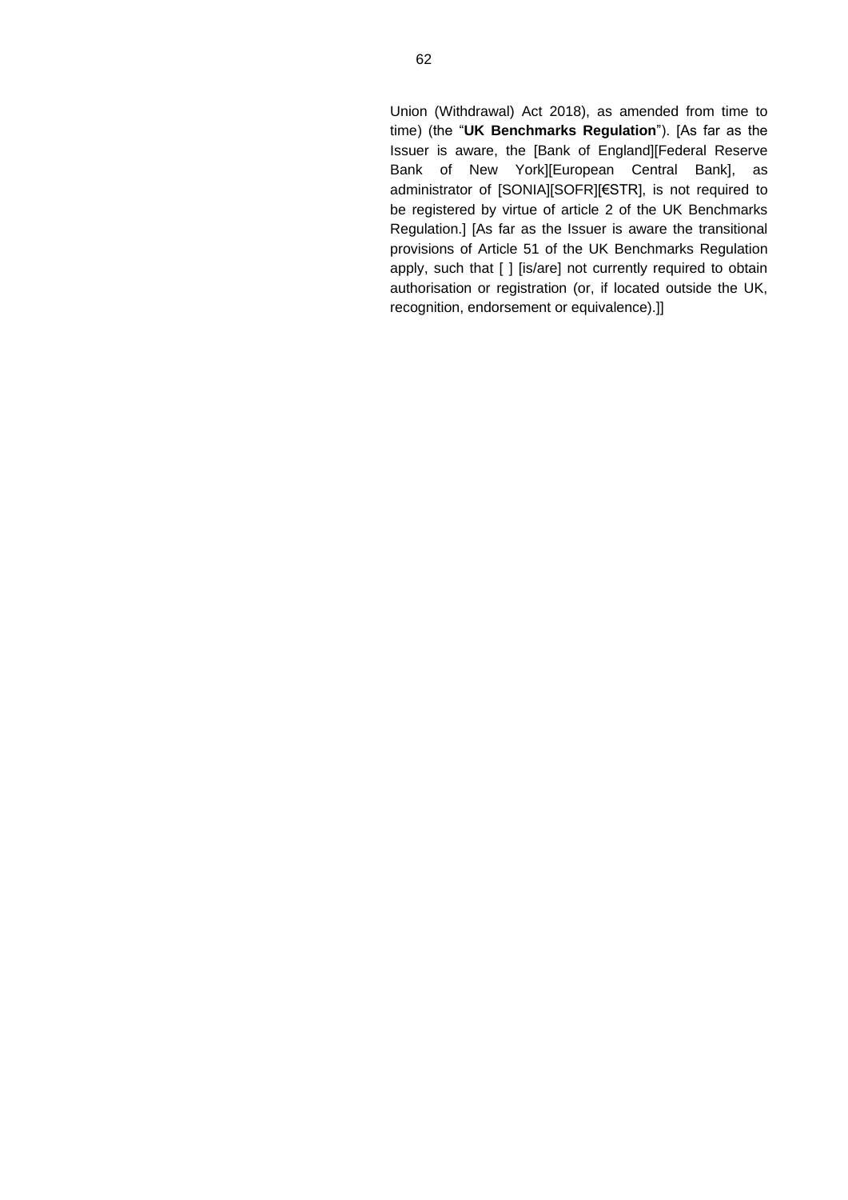Union (Withdrawal) Act 2018), as amended from time to time) (the "**UK Benchmarks Regulation**"). [As far as the Issuer is aware, the [Bank of England][Federal Reserve Bank of New York][European Central Bank], as administrator of [SONIA][SOFR][€STR], is not required to be registered by virtue of article 2 of the UK Benchmarks Regulation.] [As far as the Issuer is aware the transitional provisions of Article 51 of the UK Benchmarks Regulation apply, such that [ ] [is/are] not currently required to obtain authorisation or registration (or, if located outside the UK, recognition, endorsement or equivalence).]]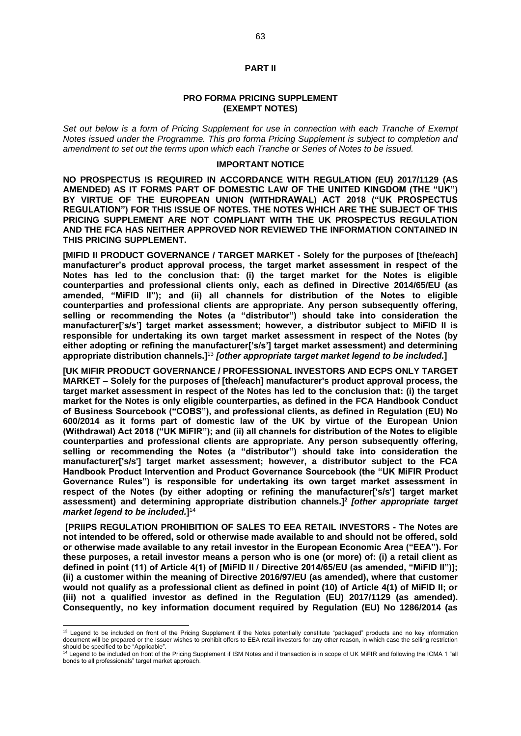## PART II

### PRO FORMA PRICING SUPPLEMENT (EXEMPT NOTES)

*Set out below is a form of Pricing Supplement for use in connection with each Tranche of Exempt Notes issued under the Programme. This pro forma Pricing Supplement is subject to completion and amendment to set out the terms upon which each Tranche or Series of Notes to be issued.*

#### IMPORTANT NOTICE

**NO PROSPECTUS IS REQUIRED IN ACCORDANCE WITH REGULATION (EU) 2017/1129 (AS AMENDED) AS IT FORMS PART OF DOMESTIC LAW OF THE UNITED KINGDOM (THE "UK") BY VIRTUE OF THE EUROPEAN UNION (WITHDRAWAL) ACT 2018 ("UK PROSPECTUS REGULATION") FOR THIS ISSUE OF NOTES. THE NOTES WHICH ARE THE SUBJECT OF THIS PRICING SUPPLEMENT ARE NOT COMPLIANT WITH THE UK PROSPECTUS REGULATION AND THE FCA HAS NEITHER APPROVED NOR REVIEWED THE INFORMATION CONTAINED IN THIS PRICING SUPPLEMENT.**

**[MIFID II PRODUCT GOVERNANCE / TARGET MARKET - Solely for the purposes of [the/each] manufacturer's product approval process, the target market assessment in respect of the Notes has led to the conclusion that: (i) the target market for the Notes is eligible counterparties and professional clients only, each as defined in Directive 2014/65/EU (as amended, "MiFID II"); and (ii) all channels for distribution of the Notes to eligible counterparties and professional clients are appropriate. Any person subsequently offering, selling or recommending the Notes (a "distributor") should take into consideration the manufacturer['s/s'] target market assessment; however, a distributor subject to MiFID II is responsible for undertaking its own target market assessment in respect of the Notes (by either adopting or refining the manufacturer['s/s'] target market assessment) and determining appropriate distribution channels.]**[13] ***[other appropriate target market legend to be included.]***

**[UK MIFIR PRODUCT GOVERNANCE / PROFESSIONAL INVESTORS AND ECPS ONLY TARGET MARKET – Solely for the purposes of [the/each] manufacturer's product approval process, the target market assessment in respect of the Notes has led to the conclusion that: (i) the target market for the Notes is only eligible counterparties, as defined in the FCA Handbook Conduct of Business Sourcebook ("COBS"), and professional clients, as defined in Regulation (EU) No 600/2014 as it forms part of domestic law of the UK by virtue of the European Union (Withdrawal) Act 2018 ("UK MiFIR"); and (ii) all channels for distribution of the Notes to eligible counterparties and professional clients are appropriate. Any person subsequently offering, selling or recommending the Notes (a "distributor") should take into consideration the manufacturer['s/s'] target market assessment; however, a distributor subject to the FCA Handbook Product Intervention and Product Governance Sourcebook (the "UK MiFIR Product Governance Rules") is responsible for undertaking its own target market assessment in respect of the Notes (by either adopting or refining the manufacturer['s/s'] target market assessment) and determining appropriate distribution channels.]**[2] ***[other appropriate target market legend to be included.]***[14]

**[PRIIPS REGULATION PROHIBITION OF SALES TO EEA RETAIL INVESTORS - The Notes are not intended to be offered, sold or otherwise made available to and should not be offered, sold or otherwise made available to any retail investor in the European Economic Area ("EEA"). For these purposes, a retail investor means a person who is one (or more) of: (i) a retail client as defined in point (11) of Article 4(1) of [MiFID II / Directive 2014/65/EU (as amended, "MiFID II")]; (ii) a customer within the meaning of Directive 2016/97/EU (as amended), where that customer would not qualify as a professional client as defined in point (10) of Article 4(1) of MiFID II; or (iii) not a qualified investor as defined in the Regulation (EU) 2017/1129 (as amended). Consequently, no key information document required by Regulation (EU) No 1286/2014 (as**

---

[13] Legend to be included on front of the Pricing Supplement if the Notes potentially constitute "packaged" products and no key information document will be prepared or the Issuer wishes to prohibit offers to EEA retail investors for any other reason, in which case the selling restriction should be specified to be "Applicable".

[14] Legend to be included on front of the Pricing Supplement if ISM Notes and if transaction is in scope of UK MiFIR and following the ICMA 1 "all bonds to all professionals" target market approach.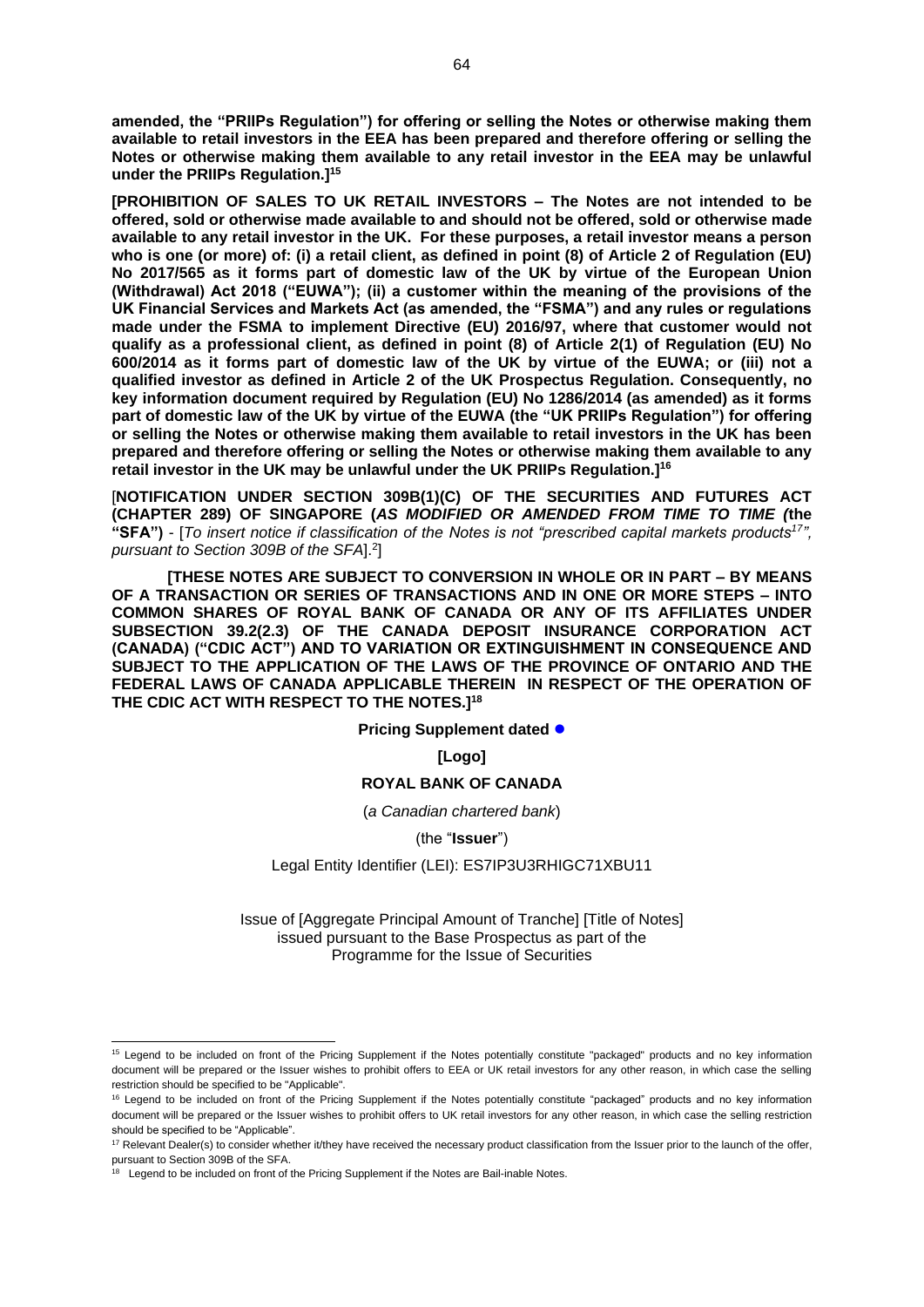**amended, the "PRIIPs Regulation") for offering or selling the Notes or otherwise making them available to retail investors in the EEA has been prepared and therefore offering or selling the Notes or otherwise making them available to any retail investor in the EEA may be unlawful under the PRIIPs Regulation.]**[15]

**[PROHIBITION OF SALES TO UK RETAIL INVESTORS – The Notes are not intended to be offered, sold or otherwise made available to and should not be offered, sold or otherwise made available to any retail investor in the UK. For these purposes, a retail investor means a person who is one (or more) of: (i) a retail client, as defined in point (8) of Article 2 of Regulation (EU) No 2017/565 as it forms part of domestic law of the UK by virtue of the European Union (Withdrawal) Act 2018 ("EUWA"); (ii) a customer within the meaning of the provisions of the UK Financial Services and Markets Act (as amended, the "FSMA") and any rules or regulations made under the FSMA to implement Directive (EU) 2016/97, where that customer would not qualify as a professional client, as defined in point (8) of Article 2(1) of Regulation (EU) No 600/2014 as it forms part of domestic law of the UK by virtue of the EUWA; or (iii) not a qualified investor as defined in Article 2 of the UK Prospectus Regulation. Consequently, no key information document required by Regulation (EU) No 1286/2014 (as amended) as it forms part of domestic law of the UK by virtue of the EUWA (the "UK PRIIPs Regulation") for offering or selling the Notes or otherwise making them available to retail investors in the UK has been prepared and therefore offering or selling the Notes or otherwise making them available to any retail investor in the UK may be unlawful under the UK PRIIPs Regulation.]**[16]

[**NOTIFICATION UNDER SECTION 309B(1)(C) OF THE SECURITIES AND FUTURES ACT (CHAPTER 289) OF SINGAPORE (*AS MODIFIED OR AMENDED FROM TIME TO TIME (*the "SFA")** - [*To insert notice if classification of the Notes is not "prescribed capital markets products*[17]*", pursuant to Section 309B of the SFA*].[2]]

**[THESE NOTES ARE SUBJECT TO CONVERSION IN WHOLE OR IN PART – BY MEANS OF A TRANSACTION OR SERIES OF TRANSACTIONS AND IN ONE OR MORE STEPS – INTO COMMON SHARES OF ROYAL BANK OF CANADA OR ANY OF ITS AFFILIATES UNDER SUBSECTION 39.2(2.3) OF THE CANADA DEPOSIT INSURANCE CORPORATION ACT (CANADA) ("CDIC ACT") AND TO VARIATION OR EXTINGUISHMENT IN CONSEQUENCE AND SUBJECT TO THE APPLICATION OF THE LAWS OF THE PROVINCE OF ONTARIO AND THE FEDERAL LAWS OF CANADA APPLICABLE THEREIN IN RESPECT OF THE OPERATION OF THE CDIC ACT WITH RESPECT TO THE NOTES.]**[18]

**Pricing Supplement dated ●**

**[Logo]**

**ROYAL BANK OF CANADA**

(*a Canadian chartered bank*)

(the "**Issuer**")

Legal Entity Identifier (LEI): ES7IP3U3RHIGC71XBU11

Issue of [Aggregate Principal Amount of Tranche] [Title of Notes]
issued pursuant to the Base Prospectus as part of the
Programme for the Issue of Securities

---

[15] Legend to be included on front of the Pricing Supplement if the Notes potentially constitute "packaged" products and no key information document will be prepared or the Issuer wishes to prohibit offers to EEA or UK retail investors for any other reason, in which case the selling restriction should be specified to be "Applicable".

[16] Legend to be included on front of the Pricing Supplement if the Notes potentially constitute "packaged" products and no key information document will be prepared or the Issuer wishes to prohibit offers to UK retail investors for any other reason, in which case the selling restriction should be specified to be "Applicable".

[17] Relevant Dealer(s) to consider whether it/they have received the necessary product classification from the Issuer prior to the launch of the offer, pursuant to Section 309B of the SFA.

[18] Legend to be included on front of the Pricing Supplement if the Notes are Bail-inable Notes.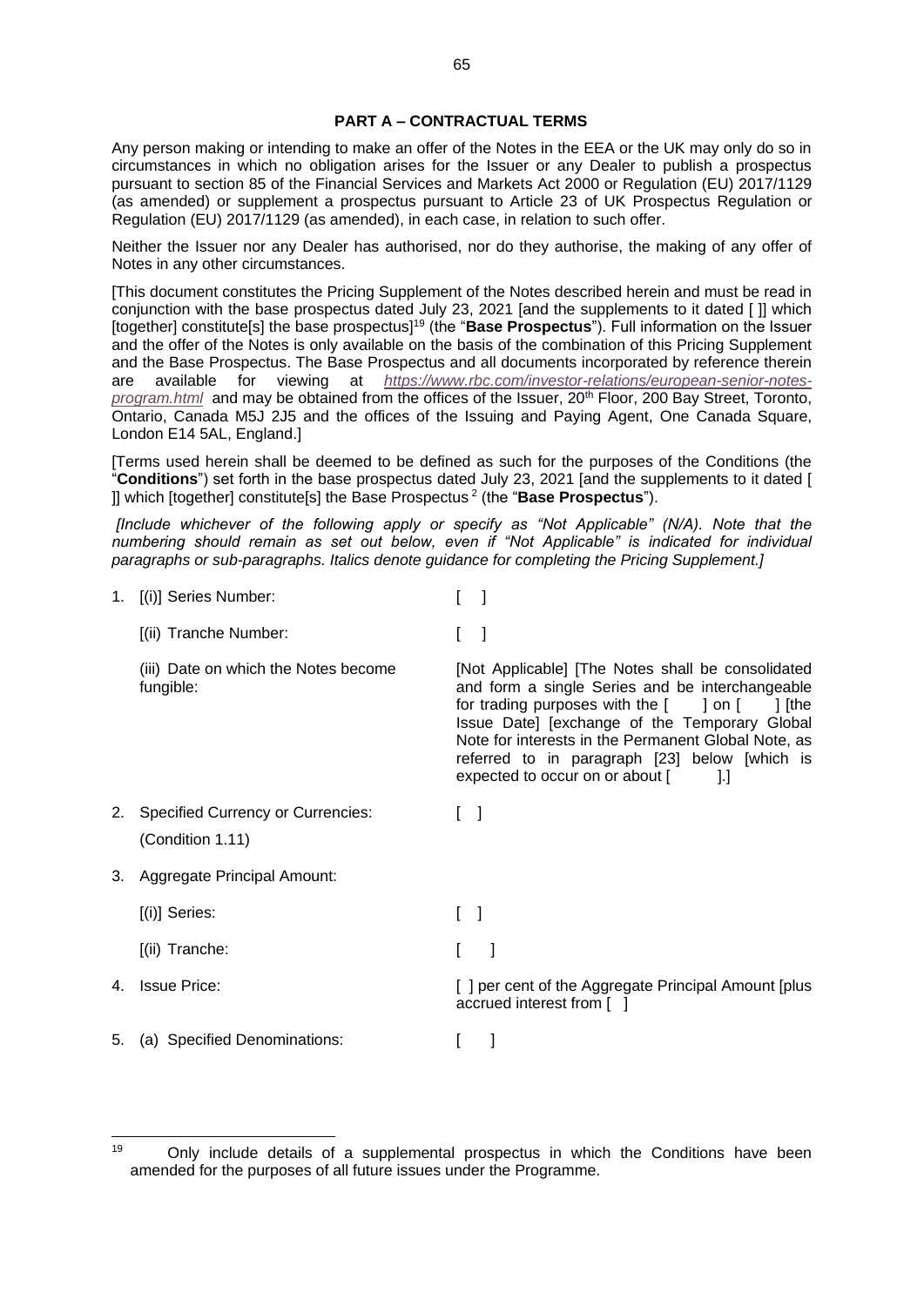**PART A – CONTRACTUAL TERMS**

Any person making or intending to make an offer of the Notes in the EEA or the UK may only do so in circumstances in which no obligation arises for the Issuer or any Dealer to publish a prospectus pursuant to section 85 of the Financial Services and Markets Act 2000 or Regulation (EU) 2017/1129 (as amended) or supplement a prospectus pursuant to Article 23 of UK Prospectus Regulation or Regulation (EU) 2017/1129 (as amended), in each case, in relation to such offer.

Neither the Issuer nor any Dealer has authorised, nor do they authorise, the making of any offer of Notes in any other circumstances.

[This document constitutes the Pricing Supplement of the Notes described herein and must be read in conjunction with the base prospectus dated July 23, 2021 [and the supplements to it dated [ ]] which [together] constitute[s] the base prospectus][19] (the "**Base Prospectus**"). Full information on the Issuer and the offer of the Notes is only available on the basis of the combination of this Pricing Supplement and the Base Prospectus. The Base Prospectus and all documents incorporated by reference therein are available for viewing at *https://www.rbc.com/investor-relations/european-senior-notes-program.html* and may be obtained from the offices of the Issuer, 20th Floor, 200 Bay Street, Toronto, Ontario, Canada M5J 2J5 and the offices of the Issuing and Paying Agent, One Canada Square, London E14 5AL, England.]

[Terms used herein shall be deemed to be defined as such for the purposes of the Conditions (the "**Conditions**") set forth in the base prospectus dated July 23, 2021 [and the supplements to it dated [ ]] which [together] constitute[s] the Base Prospectus [2] (the "**Base Prospectus**").

*[Include whichever of the following apply or specify as "Not Applicable" (N/A). Note that the numbering should remain as set out below, even if "Not Applicable" is indicated for individual paragraphs or sub-paragraphs. Italics denote guidance for completing the Pricing Supplement.]*

| | | |
|---|---|---|
| 1. | [(i)] Series Number: | [ ] |
| | [(ii) Tranche Number: | [ ] |
| | (iii) Date on which the Notes become fungible: | [Not Applicable] [The Notes shall be consolidated and form a single Series and be interchangeable for trading purposes with the [ ] on [ ] [the Issue Date] [exchange of the Temporary Global Note for interests in the Permanent Global Note, as referred to in paragraph [23] below [which is expected to occur on or about [ ].] |
| 2. | Specified Currency or Currencies: (Condition 1.11) | [ ] |
| 3. | Aggregate Principal Amount: | |
| | [(i)] Series: | [ ] |
| | [(ii) Tranche: | [ ] |
| 4. | Issue Price: | [ ] per cent of the Aggregate Principal Amount [plus accrued interest from [ ] |
| 5. | (a) Specified Denominations: | [ ] |

---

[19] Only include details of a supplemental prospectus in which the Conditions have been amended for the purposes of all future issues under the Programme.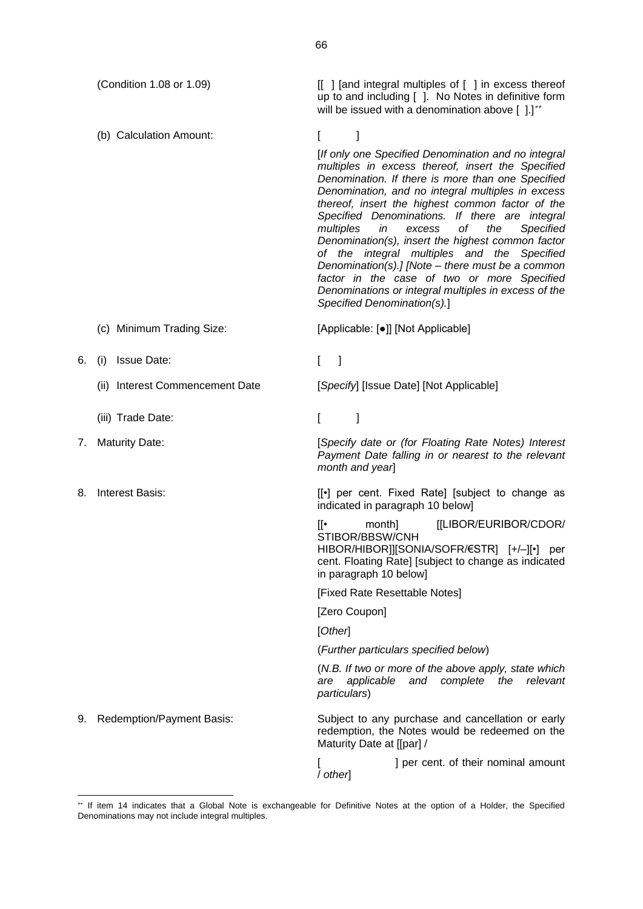| | |
|---|---|
| (Condition 1.08 or 1.09) | [[ ] [and integral multiples of [ ] in excess thereof up to and including [ ]. No Notes in definitive form will be issued with a denomination above [ ].][\*\*] |
| (b) Calculation Amount: | [ ]<br><br>[*If only one Specified Denomination and no integral multiples in excess thereof, insert the Specified Denomination. If there is more than one Specified Denomination, and no integral multiples in excess thereof, insert the highest common factor of the Specified Denominations. If there are integral multiples in excess of the Specified Denomination(s), insert the highest common factor of the integral multiples and the Specified Denomination(s).] [Note – there must be a common factor in the case of two or more Specified Denominations or integral multiples in excess of the Specified Denomination(s).*] |
| (c) Minimum Trading Size: | [Applicable: [●]] [Not Applicable] |
| 6. (i) Issue Date: | [ ] |
| (ii) Interest Commencement Date | [*Specify*] [Issue Date] [Not Applicable] |
| (iii) Trade Date: | [ ] |
| 7. Maturity Date: | [*Specify date or (for Floating Rate Notes) Interest Payment Date falling in or nearest to the relevant month and year*] |
| 8. Interest Basis: | [[•] per cent. Fixed Rate] [subject to change as indicated in paragraph 10 below]<br><br>[[• month] [[LIBOR/EURIBOR/CDOR/ STIBOR/BBSW/CNH HIBOR/HIBOR]][SONIA/SOFR/€STR] [+/–][•] per cent. Floating Rate] [subject to change as indicated in paragraph 10 below]<br><br>[Fixed Rate Resettable Notes]<br><br>[Zero Coupon]<br><br>[*Other*]<br><br>(*Further particulars specified below*)<br><br>(*N.B. If two or more of the above apply, state which are applicable and complete the relevant particulars*) |
| 9. Redemption/Payment Basis: | Subject to any purchase and cancellation or early redemption, the Notes would be redeemed on the Maturity Date at [[par] /<br><br>[ ] per cent. of their nominal amount / *other*] |

[\*\*] If item 14 indicates that a Global Note is exchangeable for Definitive Notes at the option of a Holder, the Specified Denominations may not include integral multiples.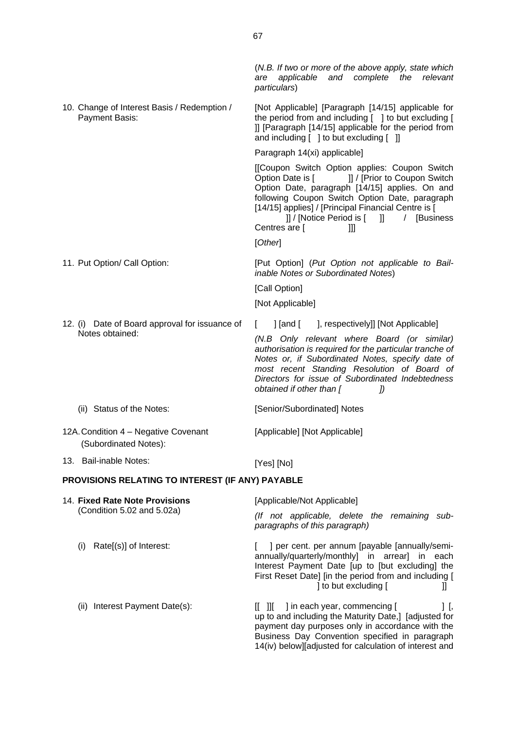| | |
|---|---|
| | (*N.B. If two or more of the above apply, state which are applicable and complete the relevant particulars*) |
| 10. Change of Interest Basis / Redemption / Payment Basis: | [Not Applicable] [Paragraph [14/15] applicable for the period from and including [ ] to but excluding [ ]] [Paragraph [14/15] applicable for the period from and including [ ] to but excluding [ ]]<br><br>Paragraph 14(xi) applicable]<br><br>[[Coupon Switch Option applies: Coupon Switch Option Date is [ ]] / [Prior to Coupon Switch Option Date, paragraph [14/15] applies. On and following Coupon Switch Option Date, paragraph [14/15] applies] / [Principal Financial Centre is [ ]] / [Notice Period is [ ]] / [Business Centres are [ ]]]<br><br>[*Other*] |
| 11. Put Option/ Call Option: | [Put Option] (*Put Option not applicable to Bail-inable Notes or Subordinated Notes*)<br><br>[Call Option]<br><br>[Not Applicable] |
| 12. (i) Date of Board approval for issuance of Notes obtained: | [ ] [and [ ], respectively]] [Not Applicable]<br><br>*(N.B Only relevant where Board (or similar) authorisation is required for the particular tranche of Notes or, if Subordinated Notes, specify date of most recent Standing Resolution of Board of Directors for issue of Subordinated Indebtedness obtained if other than [ ])* |
| (ii) Status of the Notes: | [Senior/Subordinated] Notes |
| 12A. Condition 4 – Negative Covenant (Subordinated Notes): | [Applicable] [Not Applicable] |
| 13. Bail-inable Notes: | [Yes] [No] |

**PROVISIONS RELATING TO INTEREST (IF ANY) PAYABLE**

| | |
|---|---|
| 14. **Fixed Rate Note Provisions** (Condition 5.02 and 5.02a) | [Applicable/Not Applicable]<br><br>*(If not applicable, delete the remaining sub-paragraphs of this paragraph)* |
| (i) Rate[(s)] of Interest: | [ ] per cent. per annum [payable [annually/semi-annually/quarterly/monthly] in arrear] in each Interest Payment Date [up to [but excluding] the First Reset Date] [in the period from and including [ ] to but excluding [ ]] |
| (ii) Interest Payment Date(s): | [[ ]][ ] in each year, commencing [ ] [, up to and including the Maturity Date,] [adjusted for payment day purposes only in accordance with the Business Day Convention specified in paragraph 14(iv) below][adjusted for calculation of interest and |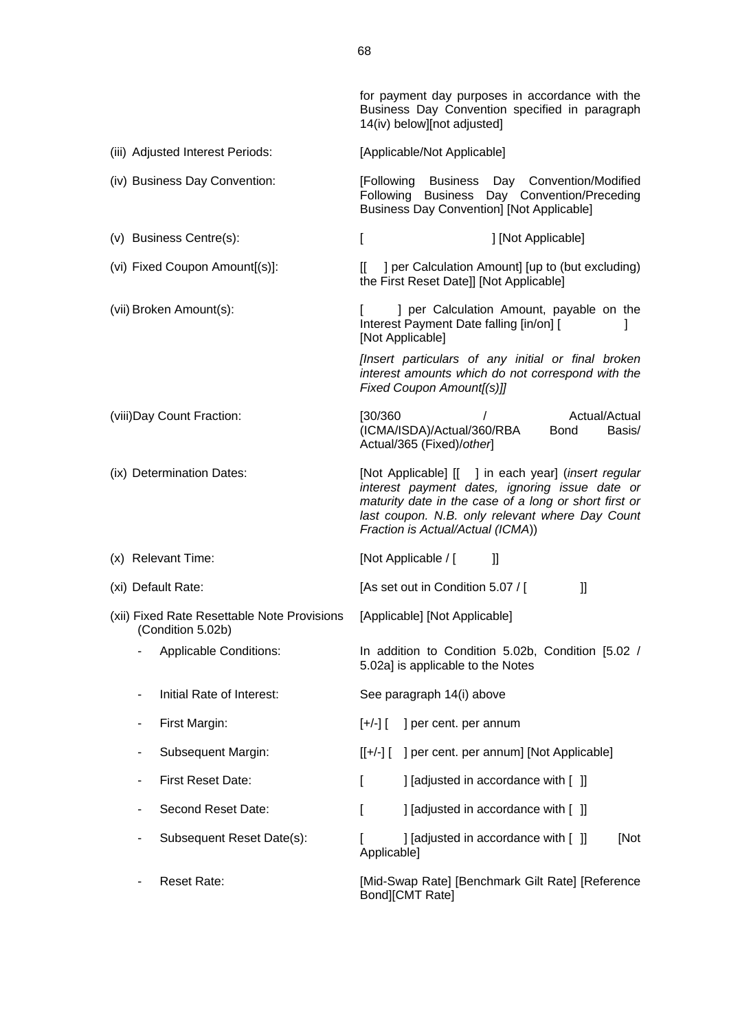| | |
|---|---|
| | for payment day purposes in accordance with the Business Day Convention specified in paragraph 14(iv) below][not adjusted] |
| (iii) Adjusted Interest Periods: | [Applicable/Not Applicable] |
| (iv) Business Day Convention: | [Following Business Day Convention/Modified Following Business Day Convention/Preceding Business Day Convention] [Not Applicable] |
| (v) Business Centre(s): | [ ] [Not Applicable] |
| (vi) Fixed Coupon Amount[(s)]: | [[ ] per Calculation Amount] [up to (but excluding) the First Reset Date]] [Not Applicable] |
| (vii) Broken Amount(s): | [ ] per Calculation Amount, payable on the Interest Payment Date falling [in/on] [ ] [Not Applicable] |
| | *[Insert particulars of any initial or final broken interest amounts which do not correspond with the Fixed Coupon Amount[(s)]]* |
| (viii) Day Count Fraction: | [30/360 / Actual/Actual (ICMA/ISDA)/Actual/360/RBA Bond Basis/ Actual/365 (Fixed)/*other*] |
| (ix) Determination Dates: | [Not Applicable] [[ ] in each year] (*insert regular interest payment dates, ignoring issue date or maturity date in the case of a long or short first or last coupon. N.B. only relevant where Day Count Fraction is Actual/Actual (ICMA)*) |
| (x) Relevant Time: | [Not Applicable / [ ]] |
| (xi) Default Rate: | [As set out in Condition 5.07 / [ ]] |
| (xii) Fixed Rate Resettable Note Provisions (Condition 5.02b) | [Applicable] [Not Applicable] |
| - Applicable Conditions: | In addition to Condition 5.02b, Condition [5.02 / 5.02a] is applicable to the Notes |
| - Initial Rate of Interest: | See paragraph 14(i) above |
| - First Margin: | [+/-] [ ] per cent. per annum |
| - Subsequent Margin: | [[+/-] [ ] per cent. per annum] [Not Applicable] |
| - First Reset Date: | [ ] [adjusted in accordance with [ ]] |
| - Second Reset Date: | [ ] [adjusted in accordance with [ ]] |
| - Subsequent Reset Date(s): | [ ] [adjusted in accordance with [ ]] [Not Applicable] |
| - Reset Rate: | [Mid-Swap Rate] [Benchmark Gilt Rate] [Reference Bond][CMT Rate] |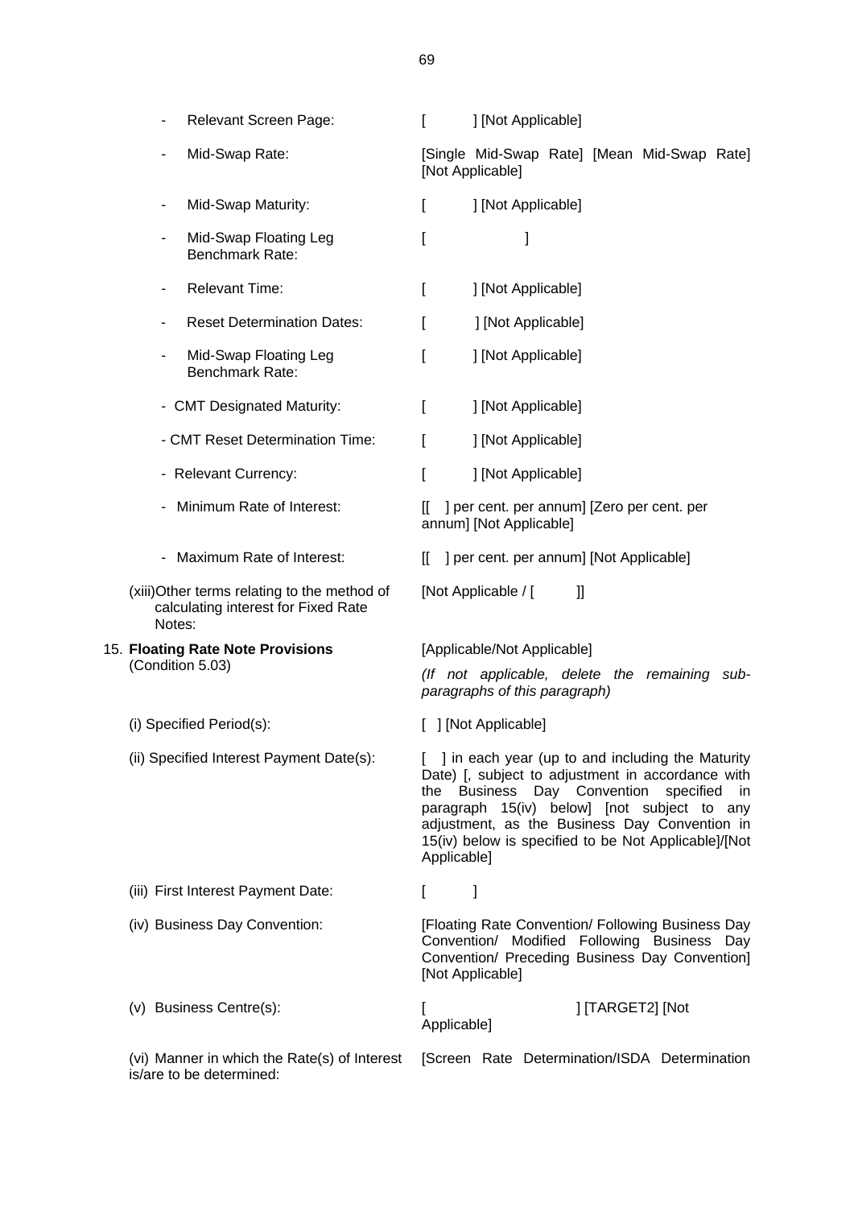| | |
|---|---|
| - Relevant Screen Page: | [ ] [Not Applicable] |
| - Mid-Swap Rate: | [Single Mid-Swap Rate] [Mean Mid-Swap Rate] [Not Applicable] |
| - Mid-Swap Maturity: | [ ] [Not Applicable] |
| - Mid-Swap Floating Leg Benchmark Rate: | [ ] |
| - Relevant Time: | [ ] [Not Applicable] |
| - Reset Determination Dates: | [ ] [Not Applicable] |
| - Mid-Swap Floating Leg Benchmark Rate: | [ ] [Not Applicable] |
| - CMT Designated Maturity: | [ ] [Not Applicable] |
| - CMT Reset Determination Time: | [ ] [Not Applicable] |
| - Relevant Currency: | [ ] [Not Applicable] |
| - Minimum Rate of Interest: | [[ ] per cent. per annum] [Zero per cent. per annum] [Not Applicable] |
| - Maximum Rate of Interest: | [[ ] per cent. per annum] [Not Applicable] |
| (xiii) Other terms relating to the method of calculating interest for Fixed Rate Notes: | [Not Applicable / [ ]] |
| 15. **Floating Rate Note Provisions** (Condition 5.03) | [Applicable/Not Applicable] *(If not applicable, delete the remaining sub-paragraphs of this paragraph)* |
| (i) Specified Period(s): | [ ] [Not Applicable] |
| (ii) Specified Interest Payment Date(s): | [ ] in each year (up to and including the Maturity Date) [, subject to adjustment in accordance with the Business Day Convention specified in paragraph 15(iv) below] [not subject to any adjustment, as the Business Day Convention in 15(iv) below is specified to be Not Applicable]/[Not Applicable] |
| (iii) First Interest Payment Date: | [ ] |
| (iv) Business Day Convention: | [Floating Rate Convention/ Following Business Day Convention/ Modified Following Business Day Convention/ Preceding Business Day Convention] [Not Applicable] |
| (v) Business Centre(s): | [ ] [TARGET2] [Not Applicable] |
| (vi) Manner in which the Rate(s) of Interest is/are to be determined: | [Screen Rate Determination/ISDA Determination |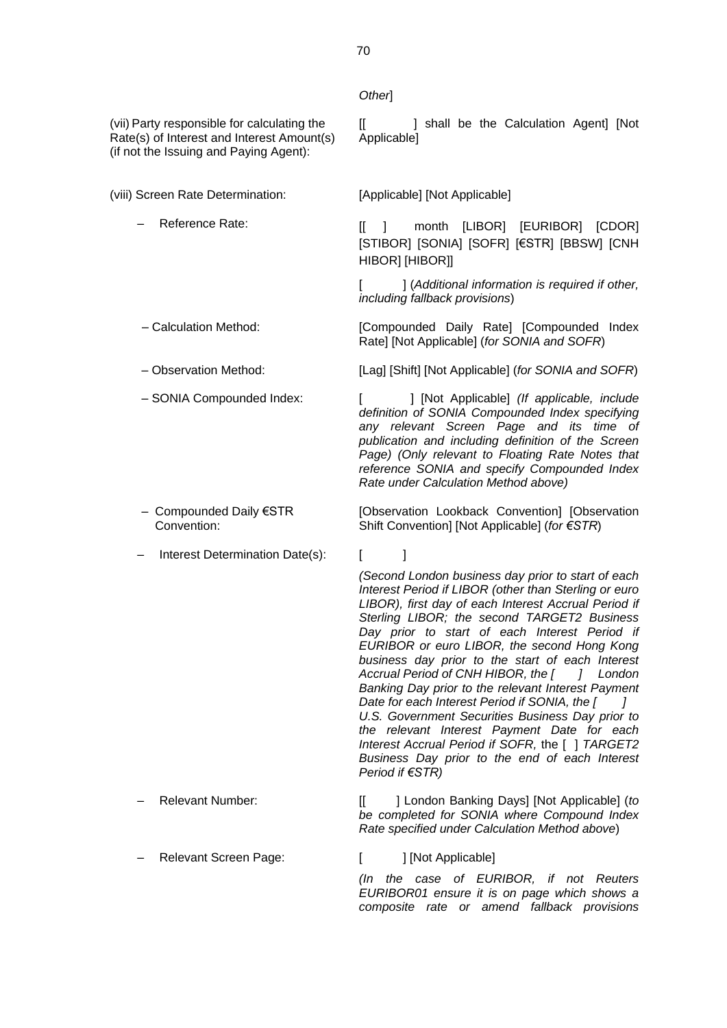*Other*]

| | |
|---|---|
| (vii) Party responsible for calculating the Rate(s) of Interest and Interest Amount(s) (if not the Issuing and Paying Agent): | [[ ] shall be the Calculation Agent] [Not Applicable] |
| (viii) Screen Rate Determination: | [Applicable] [Not Applicable] |
| – Reference Rate: | [[ ] month [LIBOR] [EURIBOR] [CDOR] [STIBOR] [SONIA] [SOFR] [€STR] [BBSW] [CNH HIBOR] [HIBOR]]<br><br>[ ] (*Additional information is required if other, including fallback provisions*) |
| – Calculation Method: | [Compounded Daily Rate] [Compounded Index Rate] [Not Applicable] (*for SONIA and SOFR*) |
| – Observation Method: | [Lag] [Shift] [Not Applicable] (*for SONIA and SOFR*) |
| – SONIA Compounded Index: | [ ] [Not Applicable] *(If applicable, include definition of SONIA Compounded Index specifying any relevant Screen Page and its time of publication and including definition of the Screen Page) (Only relevant to Floating Rate Notes that reference SONIA and specify Compounded Index Rate under Calculation Method above)* |
| – Compounded Daily €STR Convention: | [Observation Lookback Convention] [Observation Shift Convention] [Not Applicable] (*for €STR*) |
| – Interest Determination Date(s): | [ ]<br><br>*(Second London business day prior to start of each Interest Period if LIBOR (other than Sterling or euro LIBOR), first day of each Interest Accrual Period if Sterling LIBOR; the second TARGET2 Business Day prior to start of each Interest Period if EURIBOR or euro LIBOR, the second Hong Kong business day prior to the start of each Interest Accrual Period of CNH HIBOR, the [ ] London Banking Day prior to the relevant Interest Payment Date for each Interest Period if SONIA, the [ ] U.S. Government Securities Business Day prior to the relevant Interest Payment Date for each Interest Accrual Period if SOFR,* the [ ] *TARGET2 Business Day prior to the end of each Interest Period if €STR)* |
| – Relevant Number: | [[ ] London Banking Days] [Not Applicable] (*to be completed for SONIA where Compound Index Rate specified under Calculation Method above*) |
| – Relevant Screen Page: | [ ] [Not Applicable]<br><br>*(In the case of EURIBOR, if not Reuters EURIBOR01 ensure it is on page which shows a composite rate or amend fallback provisions* |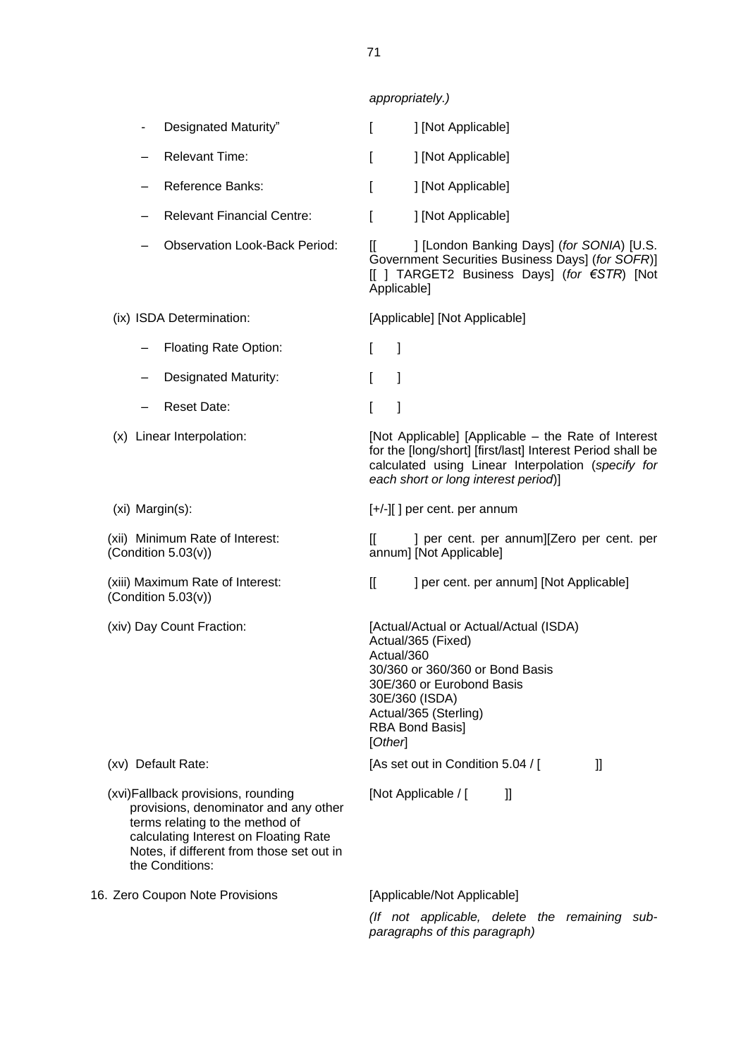*appropriately.)*

| | |
|---|---|
| - Designated Maturity" | [ ] [Not Applicable] |
| – Relevant Time: | [ ] [Not Applicable] |
| – Reference Banks: | [ ] [Not Applicable] |
| – Relevant Financial Centre: | [ ] [Not Applicable] |
| – Observation Look-Back Period: | [[ ] [London Banking Days] (*for SONIA*) [U.S. Government Securities Business Days] (*for SOFR*)] [[ ] TARGET2 Business Days] (*for €STR*) [Not Applicable] |
| (ix) ISDA Determination: | [Applicable] [Not Applicable] |
| – Floating Rate Option: | [ ] |
| – Designated Maturity: | [ ] |
| – Reset Date: | [ ] |
| (x) Linear Interpolation: | [Not Applicable] [Applicable – the Rate of Interest for the [long/short] [first/last] Interest Period shall be calculated using Linear Interpolation (*specify for each short or long interest period*)] |
| (xi) Margin(s): | [+/-][ ] per cent. per annum |
| (xii) Minimum Rate of Interest: (Condition 5.03(v)) | [[ ] per cent. per annum][Zero per cent. per annum] [Not Applicable] |
| (xiii) Maximum Rate of Interest: (Condition 5.03(v)) | [[ ] per cent. per annum] [Not Applicable] |
| (xiv) Day Count Fraction: | [Actual/Actual or Actual/Actual (ISDA)<br>Actual/365 (Fixed)<br>Actual/360<br>30/360 or 360/360 or Bond Basis<br>30E/360 or Eurobond Basis<br>30E/360 (ISDA)<br>Actual/365 (Sterling)<br>RBA Bond Basis]<br>[*Other*] |
| (xv) Default Rate: | [As set out in Condition 5.04 / [ ]] |
| (xvi) Fallback provisions, rounding provisions, denominator and any other terms relating to the method of calculating Interest on Floating Rate Notes, if different from those set out in the Conditions: | [Not Applicable / [ ]] |
| 16. Zero Coupon Note Provisions | [Applicable/Not Applicable]<br>*(If not applicable, delete the remaining sub-paragraphs of this paragraph)* |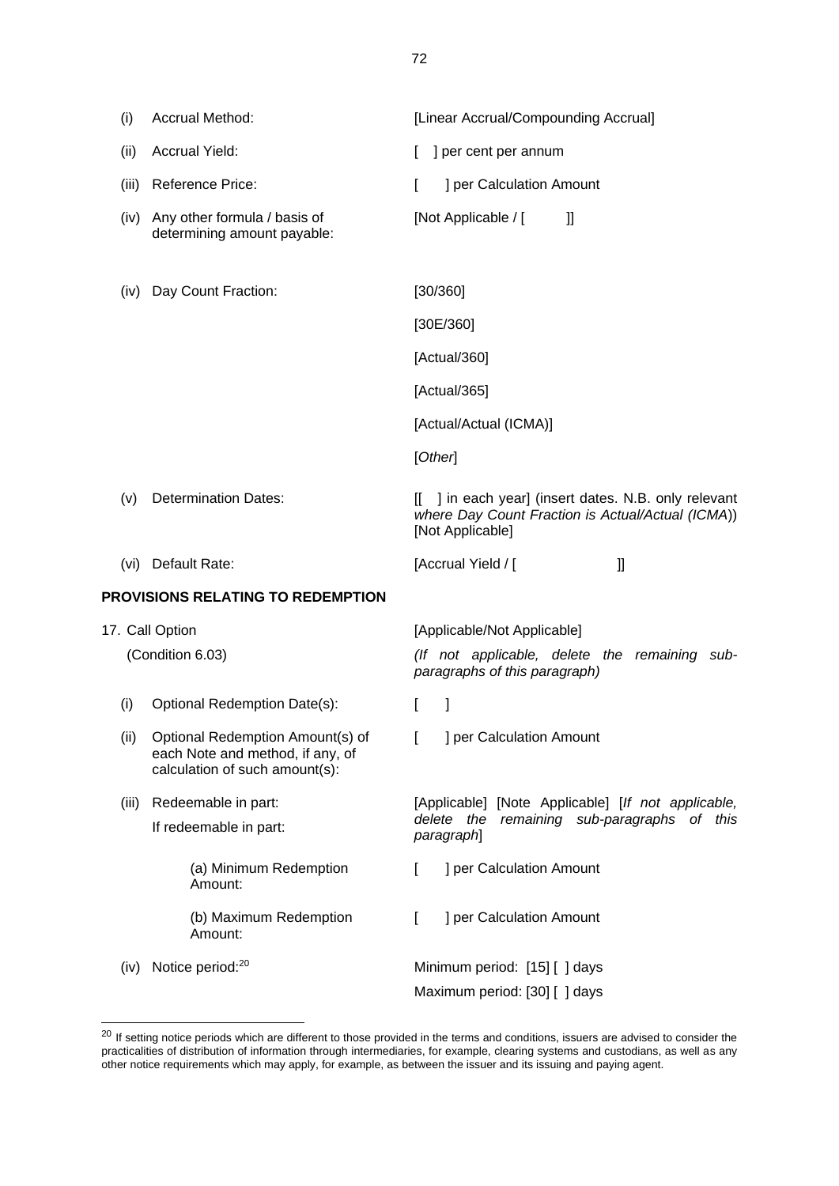| | | |
|---|---|---|
| (i) | Accrual Method: | [Linear Accrual/Compounding Accrual] |
| (ii) | Accrual Yield: | [ ] per cent per annum |
| (iii) | Reference Price: | [ ] per Calculation Amount |
| (iv) | Any other formula / basis of determining amount payable: | [Not Applicable / [ ]] |
| (iv) | Day Count Fraction: | [30/360]<br>[30E/360]<br>[Actual/360]<br>[Actual/365]<br>[Actual/Actual (ICMA)]<br>[*Other*] |
| (v) | Determination Dates: | [[ ] in each year] (insert dates. N.B. only relevant *where Day Count Fraction is Actual/Actual (ICMA)*) [Not Applicable] |
| (vi) | Default Rate: | [Accrual Yield / [ ]] |

**PROVISIONS RELATING TO REDEMPTION**

| | | |
|---|---|---|
| 17. | Call Option<br>(Condition 6.03) | [Applicable/Not Applicable]<br>*(If not applicable, delete the remaining sub-paragraphs of this paragraph)* |
| (i) | Optional Redemption Date(s): | [ ] |
| (ii) | Optional Redemption Amount(s) of each Note and method, if any, of calculation of such amount(s): | [ ] per Calculation Amount |
| (iii) | Redeemable in part:<br>If redeemable in part: | [Applicable] [Note Applicable] [*If not applicable, delete the remaining sub-paragraphs of this paragraph*] |
| | (a) Minimum Redemption Amount: | [ ] per Calculation Amount |
| | (b) Maximum Redemption Amount: | [ ] per Calculation Amount |
| (iv) | Notice period:[20] | Minimum period: [15] [ ] days<br>Maximum period: [30] [ ] days |

[20] If setting notice periods which are different to those provided in the terms and conditions, issuers are advised to consider the practicalities of distribution of information through intermediaries, for example, clearing systems and custodians, as well as any other notice requirements which may apply, for example, as between the issuer and its issuing and paying agent.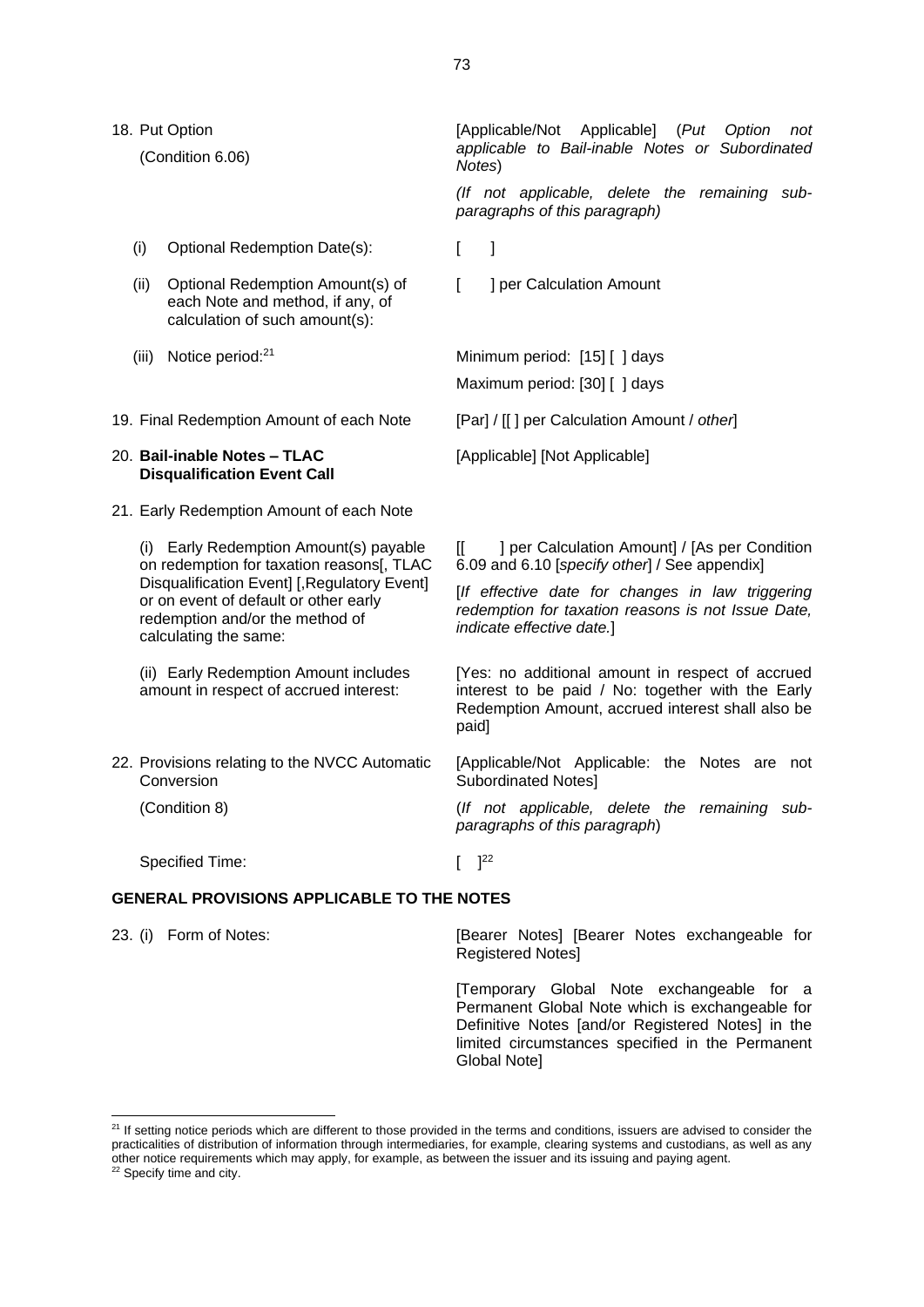| | |
|---|---|
| 18. Put Option (Condition 6.06) | [Applicable/Not Applicable] (*Put Option not applicable to Bail-inable Notes or Subordinated Notes*) *(If not applicable, delete the remaining sub-paragraphs of this paragraph)* |
| (i) Optional Redemption Date(s): | [ ] |
| (ii) Optional Redemption Amount(s) of each Note and method, if any, of calculation of such amount(s): | [ ] per Calculation Amount |
| (iii) Notice period:[21] | Minimum period: [15] [ ] days Maximum period: [30] [ ] days |
| 19. Final Redemption Amount of each Note | [Par] / [[ ] per Calculation Amount / *other*] |
| 20. **Bail-inable Notes – TLAC Disqualification Event Call** | [Applicable] [Not Applicable] |
| 21. Early Redemption Amount of each Note | |
| (i) Early Redemption Amount(s) payable on redemption for taxation reasons[, TLAC Disqualification Event] [,Regulatory Event] or on event of default or other early redemption and/or the method of calculating the same: | [[ ] per Calculation Amount] / [As per Condition 6.09 and 6.10 [*specify other*] / See appendix] [*If effective date for changes in law triggering redemption for taxation reasons is not Issue Date, indicate effective date.*] |
| (ii) Early Redemption Amount includes amount in respect of accrued interest: | [Yes: no additional amount in respect of accrued interest to be paid / No: together with the Early Redemption Amount, accrued interest shall also be paid] |
| 22. Provisions relating to the NVCC Automatic Conversion (Condition 8) | [Applicable/Not Applicable: the Notes are not Subordinated Notes] (*If not applicable, delete the remaining sub-paragraphs of this paragraph*) |
| Specified Time: | [ ][22] |

**GENERAL PROVISIONS APPLICABLE TO THE NOTES**

| | |
|---|---|
| 23. (i) Form of Notes: | [Bearer Notes] [Bearer Notes exchangeable for Registered Notes] [Temporary Global Note exchangeable for a Permanent Global Note which is exchangeable for Definitive Notes [and/or Registered Notes] in the limited circumstances specified in the Permanent Global Note] |

[21] If setting notice periods which are different to those provided in the terms and conditions, issuers are advised to consider the practicalities of distribution of information through intermediaries, for example, clearing systems and custodians, as well as any other notice requirements which may apply, for example, as between the issuer and its issuing and paying agent.

[22] Specify time and city.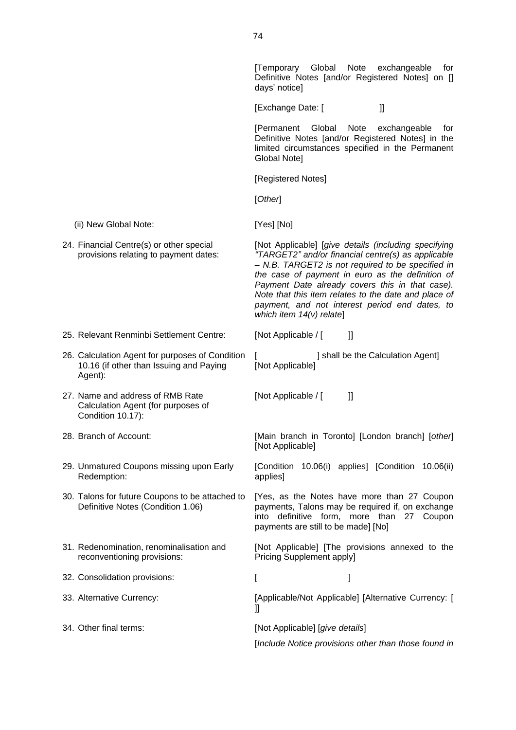| | |
|---|---|
| | [Temporary Global Note exchangeable for Definitive Notes [and/or Registered Notes] on [] days' notice] |
| | [Exchange Date: [ ]] |
| | [Permanent Global Note exchangeable for Definitive Notes [and/or Registered Notes] in the limited circumstances specified in the Permanent Global Note] |
| | [Registered Notes] |
| | [*Other*] |
| (ii) New Global Note: | [Yes] [No] |
| 24. Financial Centre(s) or other special provisions relating to payment dates: | [Not Applicable] [*give details (including specifying "TARGET2" and/or financial centre(s) as applicable – N.B. TARGET2 is not required to be specified in the case of payment in euro as the definition of Payment Date already covers this in that case). Note that this item relates to the date and place of payment, and not interest period end dates, to which item 14(v) relate*] |
| 25. Relevant Renminbi Settlement Centre: | [Not Applicable / [ ]] |
| 26. Calculation Agent for purposes of Condition 10.16 (if other than Issuing and Paying Agent): | [ ] shall be the Calculation Agent] [Not Applicable] |
| 27. Name and address of RMB Rate Calculation Agent (for purposes of Condition 10.17): | [Not Applicable / [ ]] |
| 28. Branch of Account: | [Main branch in Toronto] [London branch] [*other*] [Not Applicable] |
| 29. Unmatured Coupons missing upon Early Redemption: | [Condition 10.06(i) applies] [Condition 10.06(ii) applies] |
| 30. Talons for future Coupons to be attached to Definitive Notes (Condition 1.06) | [Yes, as the Notes have more than 27 Coupon payments, Talons may be required if, on exchange into definitive form, more than 27 Coupon payments are still to be made] [No] |
| 31. Redenomination, renominalisation and reconventioning provisions: | [Not Applicable] [The provisions annexed to the Pricing Supplement apply] |
| 32. Consolidation provisions: | [ ] |
| 33. Alternative Currency: | [Applicable/Not Applicable] [Alternative Currency: [ ]] |
| 34. Other final terms: | [Not Applicable] [*give details*] |
| | [*Include Notice provisions other than those found in* |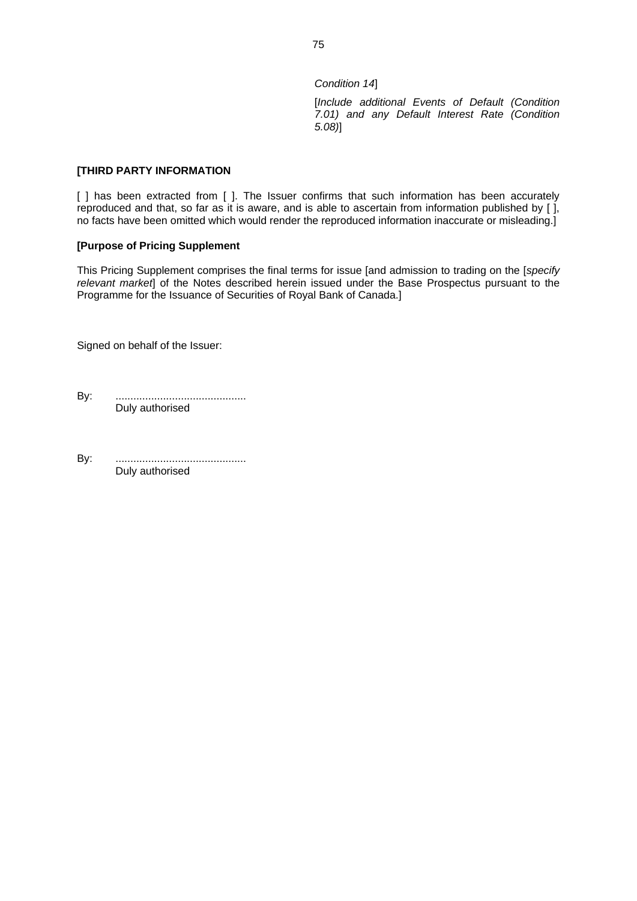*Condition 14*]

[*Include additional Events of Default (Condition 7.01) and any Default Interest Rate (Condition 5.08)*]

**[THIRD PARTY INFORMATION**

[ ] has been extracted from [ ]. The Issuer confirms that such information has been accurately reproduced and that, so far as it is aware, and is able to ascertain from information published by [ ], no facts have been omitted which would render the reproduced information inaccurate or misleading.]

**[Purpose of Pricing Supplement**

This Pricing Supplement comprises the final terms for issue [and admission to trading on the [*specify relevant market*] of the Notes described herein issued under the Base Prospectus pursuant to the Programme for the Issuance of Securities of Royal Bank of Canada.]

Signed on behalf of the Issuer:

By: ............................................
Duly authorised

By: ............................................
Duly authorised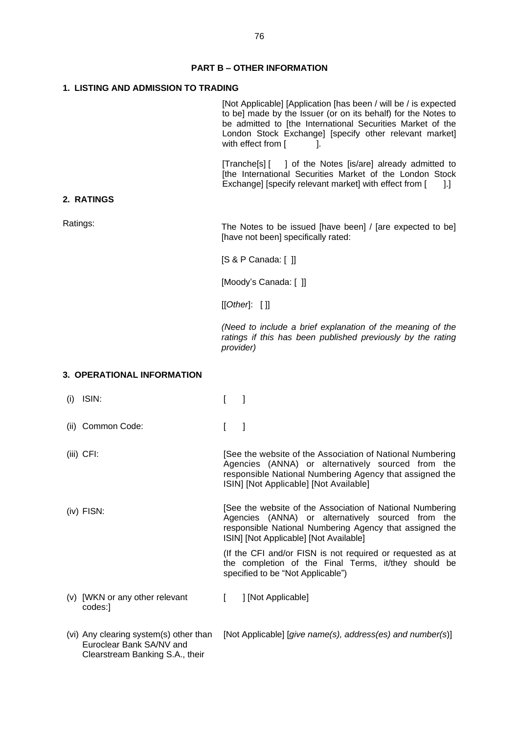## PART B – OTHER INFORMATION

### 1. LISTING AND ADMISSION TO TRADING

[Not Applicable] [Application [has been / will be / is expected to be] made by the Issuer (or on its behalf) for the Notes to be admitted to [the International Securities Market of the London Stock Exchange] [specify other relevant market] with effect from [ ].

[Tranche[s] [ ] of the Notes [is/are] already admitted to [the International Securities Market of the London Stock Exchange] [specify relevant market] with effect from [ ].]

### 2. RATINGS

| | |
|---|---|
| Ratings: | The Notes to be issued [have been] / [are expected to be] [have not been] specifically rated: |
| | [S & P Canada: [ ]] |
| | [Moody's Canada: [ ]] |
| | [[*Other*]: [ ]] |
| | *(Need to include a brief explanation of the meaning of the ratings if this has been published previously by the rating provider)* |

### 3. OPERATIONAL INFORMATION

| | |
|---|---|
| (i) ISIN: | [ ] |
| (ii) Common Code: | [ ] |
| (iii) CFI: | [See the website of the Association of National Numbering Agencies (ANNA) or alternatively sourced from the responsible National Numbering Agency that assigned the ISIN] [Not Applicable] [Not Available] |
| (iv) FISN: | [See the website of the Association of National Numbering Agencies (ANNA) or alternatively sourced from the responsible National Numbering Agency that assigned the ISIN] [Not Applicable] [Not Available] |
| | (If the CFI and/or FISN is not required or requested as at the completion of the Final Terms, it/they should be specified to be "Not Applicable") |
| (v) [WKN or any other relevant codes:] | [ ] [Not Applicable] |
| (vi) Any clearing system(s) other than Euroclear Bank SA/NV and Clearstream Banking S.A., their | [Not Applicable] [*give name(s), address(es) and number(s)*] |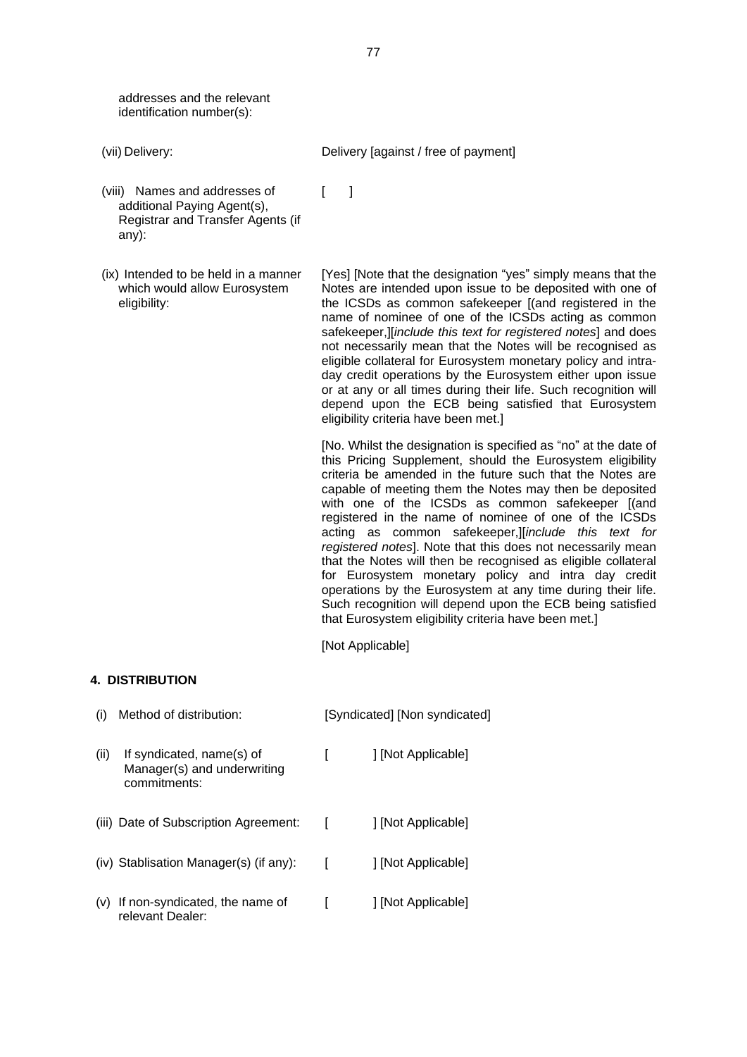addresses and the relevant identification number(s):

| | |
|---|---|
| (vii) Delivery: | Delivery [against / free of payment] |
| (viii) Names and addresses of additional Paying Agent(s), Registrar and Transfer Agents (if any): | [ ] |
| (ix) Intended to be held in a manner which would allow Eurosystem eligibility: | [Yes] [Note that the designation "yes" simply means that the Notes are intended upon issue to be deposited with one of the ICSDs as common safekeeper [(and registered in the name of nominee of one of the ICSDs acting as common safekeeper,][*include this text for registered notes*] and does not necessarily mean that the Notes will be recognised as eligible collateral for Eurosystem monetary policy and intra-day credit operations by the Eurosystem either upon issue or at any or all times during their life. Such recognition will depend upon the ECB being satisfied that Eurosystem eligibility criteria have been met.]<br><br>[No. Whilst the designation is specified as "no" at the date of this Pricing Supplement, should the Eurosystem eligibility criteria be amended in the future such that the Notes are capable of meeting them the Notes may then be deposited with one of the ICSDs as common safekeeper [(and registered in the name of nominee of one of the ICSDs acting as common safekeeper,][*include this text for registered notes*]. Note that this does not necessarily mean that the Notes will then be recognised as eligible collateral for Eurosystem monetary policy and intra day credit operations by the Eurosystem at any time during their life. Such recognition will depend upon the ECB being satisfied that Eurosystem eligibility criteria have been met.]<br><br>[Not Applicable] |

## 4. DISTRIBUTION

| | |
|---|---|
| (i) Method of distribution: | [Syndicated] [Non syndicated] |
| (ii) If syndicated, name(s) of Manager(s) and underwriting commitments: | [ ] [Not Applicable] |
| (iii) Date of Subscription Agreement: | [ ] [Not Applicable] |
| (iv) Stablisation Manager(s) (if any): | [ ] [Not Applicable] |
| (v) If non-syndicated, the name of relevant Dealer: | [ ] [Not Applicable] |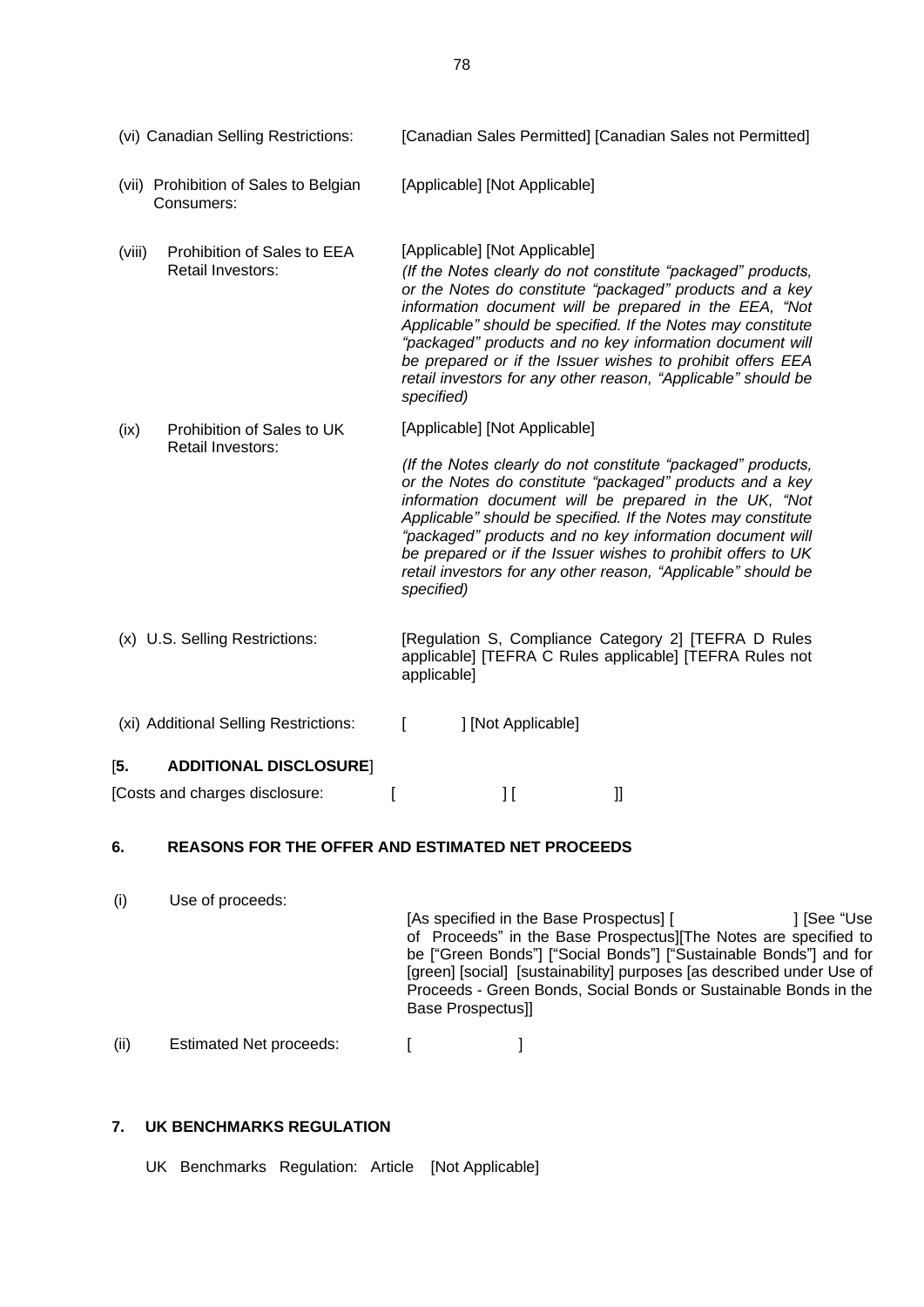| | |
|---|---|
| (vi) Canadian Selling Restrictions: | [Canadian Sales Permitted] [Canadian Sales not Permitted] |
| (vii) Prohibition of Sales to Belgian Consumers: | [Applicable] [Not Applicable] |
| (viii) Prohibition of Sales to EEA Retail Investors: | [Applicable] [Not Applicable] *(If the Notes clearly do not constitute "packaged" products, or the Notes do constitute "packaged" products and a key information document will be prepared in the EEA, "Not Applicable" should be specified. If the Notes may constitute "packaged" products and no key information document will be prepared or if the Issuer wishes to prohibit offers EEA retail investors for any other reason, "Applicable" should be specified)* |
| (ix) Prohibition of Sales to UK Retail Investors: | [Applicable] [Not Applicable] *(If the Notes clearly do not constitute "packaged" products, or the Notes do constitute "packaged" products and a key information document will be prepared in the UK, "Not Applicable" should be specified. If the Notes may constitute "packaged" products and no key information document will be prepared or if the Issuer wishes to prohibit offers to UK retail investors for any other reason, "Applicable" should be specified)* |
| (x) U.S. Selling Restrictions: | [Regulation S, Compliance Category 2] [TEFRA D Rules applicable] [TEFRA C Rules applicable] [TEFRA Rules not applicable] |
| (xi) Additional Selling Restrictions: | [ ] [Not Applicable] |

## [**5. ADDITIONAL DISCLOSURE**]

[Costs and charges disclosure: [ ] [ ]]

## 6. REASONS FOR THE OFFER AND ESTIMATED NET PROCEEDS

| | |
|---|---|
| (i) Use of proceeds: | [As specified in the Base Prospectus] [ ] [See "Use of Proceeds" in the Base Prospectus][The Notes are specified to be ["Green Bonds"] ["Social Bonds"] ["Sustainable Bonds"] and for [green] [social] [sustainability] purposes [as described under Use of Proceeds - Green Bonds, Social Bonds or Sustainable Bonds in the Base Prospectus]] |
| (ii) Estimated Net proceeds: | [ ] |

## 7. UK BENCHMARKS REGULATION

UK Benchmarks Regulation: Article [Not Applicable]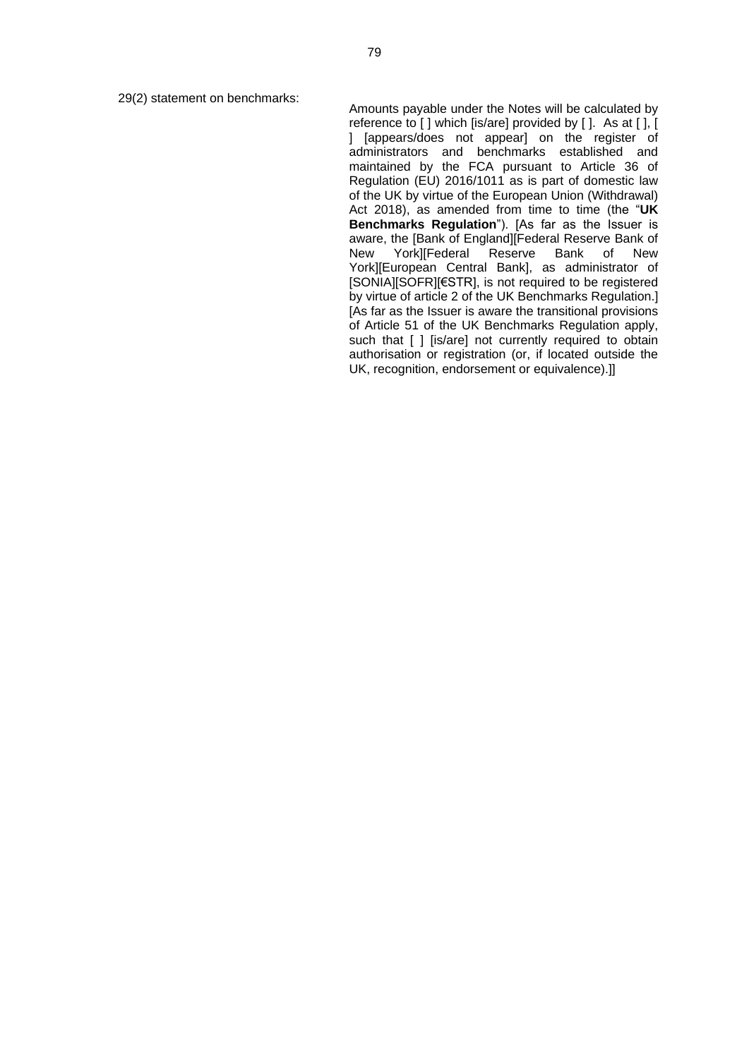29(2) statement on benchmarks:

Amounts payable under the Notes will be calculated by reference to [ ] which [is/are] provided by [ ]. As at [ ], [ ] [appears/does not appear] on the register of administrators and benchmarks established and maintained by the FCA pursuant to Article 36 of Regulation (EU) 2016/1011 as is part of domestic law of the UK by virtue of the European Union (Withdrawal) Act 2018), as amended from time to time (the "**UK Benchmarks Regulation**"). [As far as the Issuer is aware, the [Bank of England][Federal Reserve Bank of New York][Federal Reserve Bank of New York][European Central Bank], as administrator of [SONIA][SOFR][€STR], is not required to be registered by virtue of article 2 of the UK Benchmarks Regulation.] [As far as the Issuer is aware the transitional provisions of Article 51 of the UK Benchmarks Regulation apply, such that [ ] [is/are] not currently required to obtain authorisation or registration (or, if located outside the UK, recognition, endorsement or equivalence).]]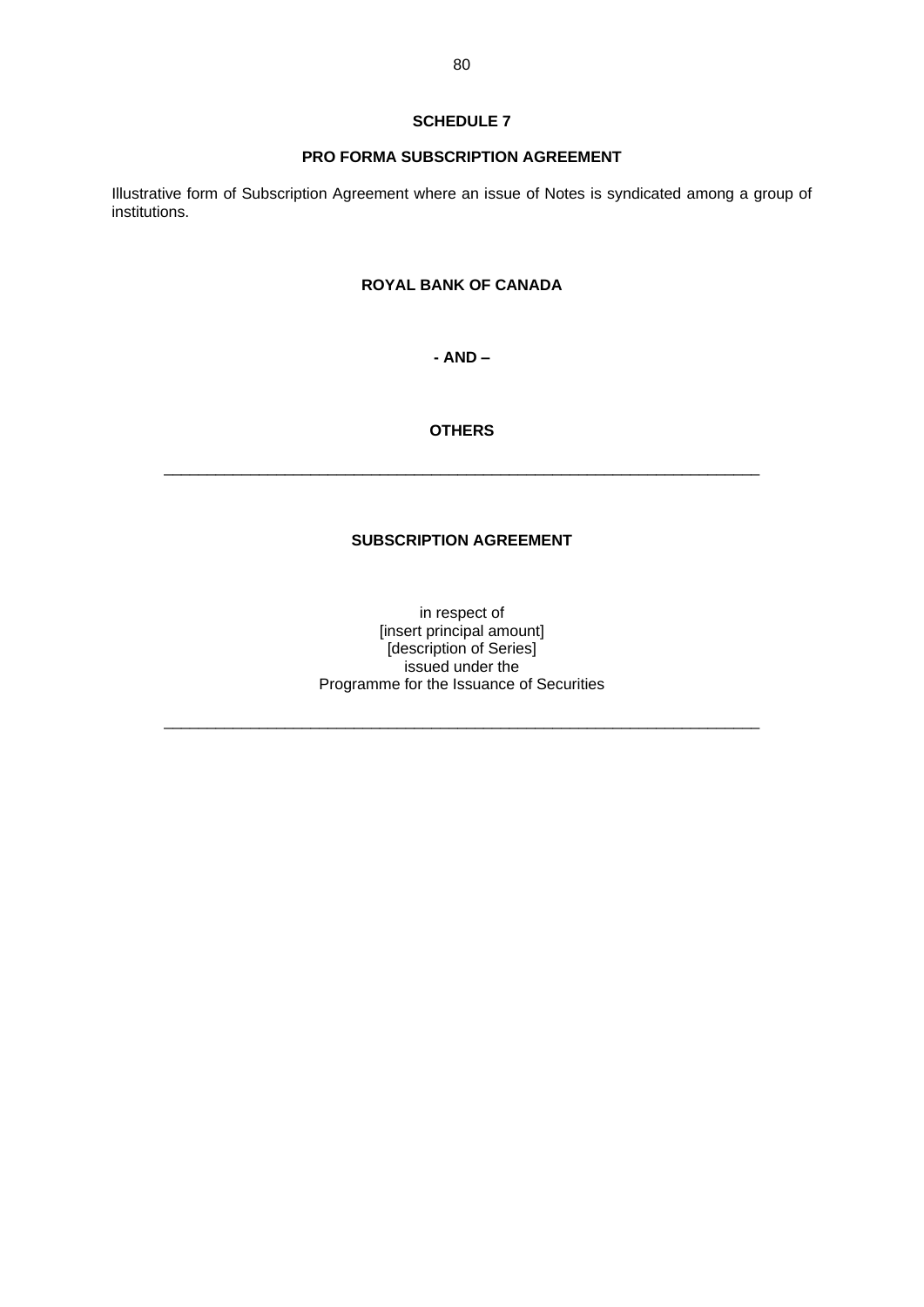# SCHEDULE 7

## PRO FORMA SUBSCRIPTION AGREEMENT

Illustrative form of Subscription Agreement where an issue of Notes is syndicated among a group of institutions.

**ROYAL BANK OF CANADA**

**- AND –**

**OTHERS**

---

**SUBSCRIPTION AGREEMENT**

in respect of
[insert principal amount]
[description of Series]
issued under the
Programme for the Issuance of Securities

---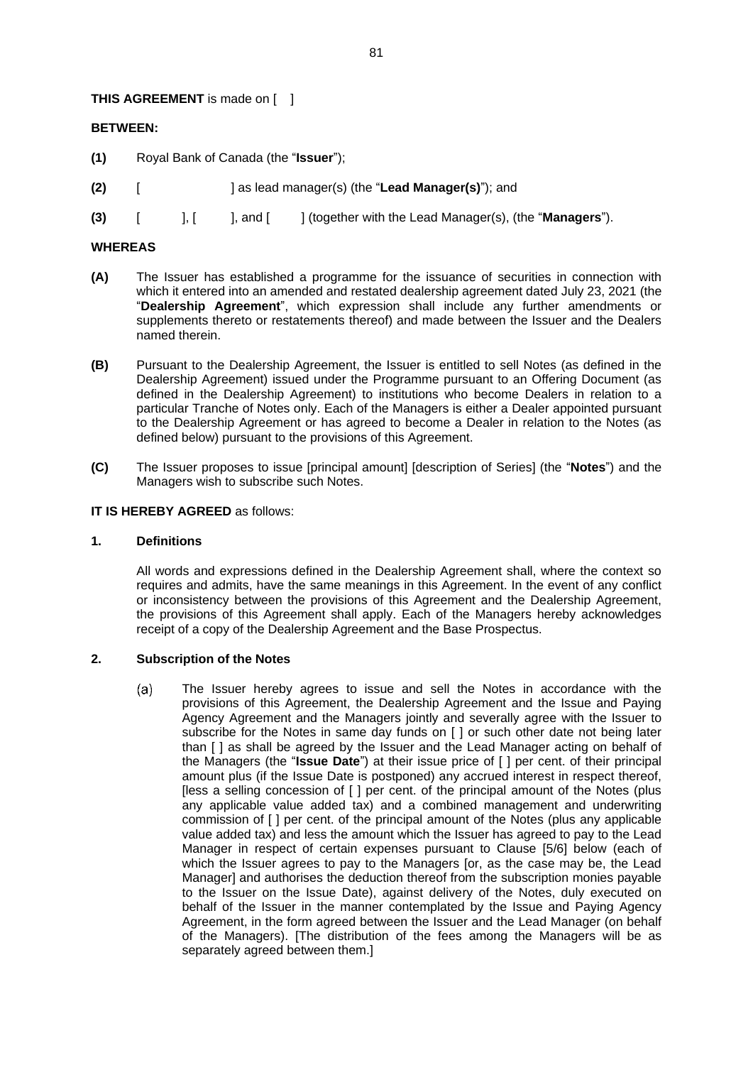**THIS AGREEMENT** is made on [ ]

**BETWEEN:**

**(1)** Royal Bank of Canada (the "**Issuer**");

**(2)** [ ] as lead manager(s) (the "**Lead Manager(s)**"); and

**(3)** [ ], [ ], and [ ] (together with the Lead Manager(s), (the "**Managers**").

**WHEREAS**

**(A)** The Issuer has established a programme for the issuance of securities in connection with which it entered into an amended and restated dealership agreement dated July 23, 2021 (the "**Dealership Agreement**", which expression shall include any further amendments or supplements thereto or restatements thereof) and made between the Issuer and the Dealers named therein.

**(B)** Pursuant to the Dealership Agreement, the Issuer is entitled to sell Notes (as defined in the Dealership Agreement) issued under the Programme pursuant to an Offering Document (as defined in the Dealership Agreement) to institutions who become Dealers in relation to a particular Tranche of Notes only. Each of the Managers is either a Dealer appointed pursuant to the Dealership Agreement or has agreed to become a Dealer in relation to the Notes (as defined below) pursuant to the provisions of this Agreement.

**(C)** The Issuer proposes to issue [principal amount] [description of Series] (the "**Notes**") and the Managers wish to subscribe such Notes.

**IT IS HEREBY AGREED** as follows:

**1. Definitions**

All words and expressions defined in the Dealership Agreement shall, where the context so requires and admits, have the same meanings in this Agreement. In the event of any conflict or inconsistency between the provisions of this Agreement and the Dealership Agreement, the provisions of this Agreement shall apply. Each of the Managers hereby acknowledges receipt of a copy of the Dealership Agreement and the Base Prospectus.

**2. Subscription of the Notes**

(a) The Issuer hereby agrees to issue and sell the Notes in accordance with the provisions of this Agreement, the Dealership Agreement and the Issue and Paying Agency Agreement and the Managers jointly and severally agree with the Issuer to subscribe for the Notes in same day funds on [ ] or such other date not being later than [ ] as shall be agreed by the Issuer and the Lead Manager acting on behalf of the Managers (the "**Issue Date**") at their issue price of [ ] per cent. of their principal amount plus (if the Issue Date is postponed) any accrued interest in respect thereof, [less a selling concession of [ ] per cent. of the principal amount of the Notes (plus any applicable value added tax) and a combined management and underwriting commission of [ ] per cent. of the principal amount of the Notes (plus any applicable value added tax) and less the amount which the Issuer has agreed to pay to the Lead Manager in respect of certain expenses pursuant to Clause [5/6] below (each of which the Issuer agrees to pay to the Managers [or, as the case may be, the Lead Manager] and authorises the deduction thereof from the subscription monies payable to the Issuer on the Issue Date), against delivery of the Notes, duly executed on behalf of the Issuer in the manner contemplated by the Issue and Paying Agency Agreement, in the form agreed between the Issuer and the Lead Manager (on behalf of the Managers). [The distribution of the fees among the Managers will be as separately agreed between them.]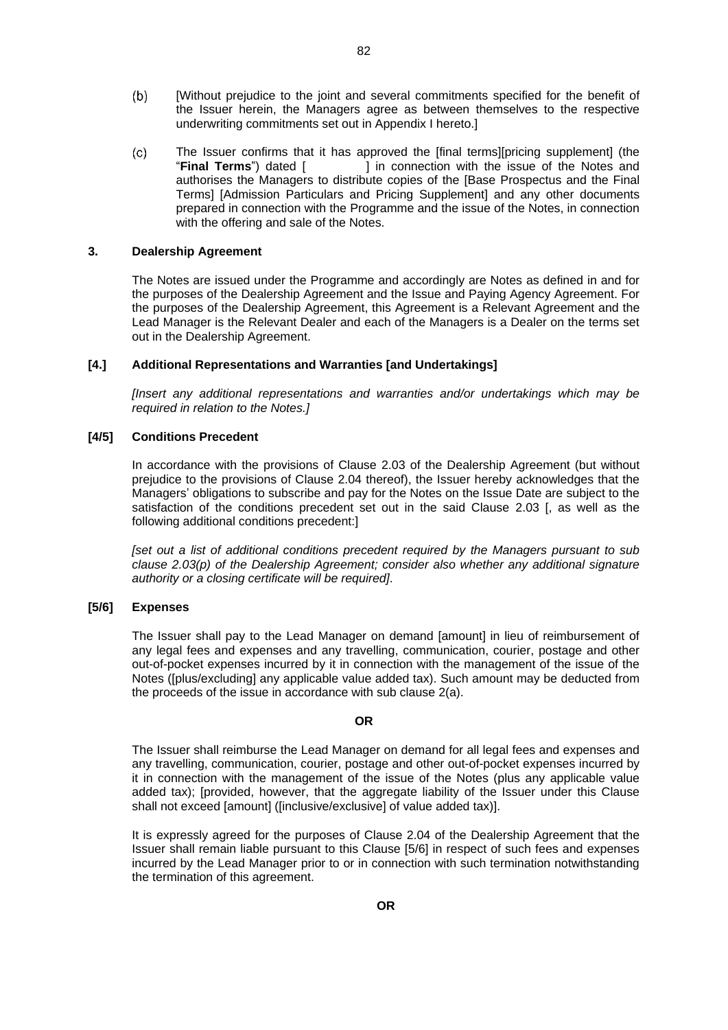(b) [Without prejudice to the joint and several commitments specified for the benefit of the Issuer herein, the Managers agree as between themselves to the respective underwriting commitments set out in Appendix I hereto.]

(c) The Issuer confirms that it has approved the [final terms][pricing supplement] (the "**Final Terms**") dated [ ] in connection with the issue of the Notes and authorises the Managers to distribute copies of the [Base Prospectus and the Final Terms] [Admission Particulars and Pricing Supplement] and any other documents prepared in connection with the Programme and the issue of the Notes, in connection with the offering and sale of the Notes.

### 3. Dealership Agreement

The Notes are issued under the Programme and accordingly are Notes as defined in and for the purposes of the Dealership Agreement and the Issue and Paying Agency Agreement. For the purposes of the Dealership Agreement, this Agreement is a Relevant Agreement and the Lead Manager is the Relevant Dealer and each of the Managers is a Dealer on the terms set out in the Dealership Agreement.

### [4.] Additional Representations and Warranties [and Undertakings]

*[Insert any additional representations and warranties and/or undertakings which may be required in relation to the Notes.]*

### [4/5] Conditions Precedent

In accordance with the provisions of Clause 2.03 of the Dealership Agreement (but without prejudice to the provisions of Clause 2.04 thereof), the Issuer hereby acknowledges that the Managers' obligations to subscribe and pay for the Notes on the Issue Date are subject to the satisfaction of the conditions precedent set out in the said Clause 2.03 [, as well as the following additional conditions precedent:]

*[set out a list of additional conditions precedent required by the Managers pursuant to sub clause 2.03(p) of the Dealership Agreement; consider also whether any additional signature authority or a closing certificate will be required]*.

### [5/6] Expenses

The Issuer shall pay to the Lead Manager on demand [amount] in lieu of reimbursement of any legal fees and expenses and any travelling, communication, courier, postage and other out-of-pocket expenses incurred by it in connection with the management of the issue of the Notes ([plus/excluding] any applicable value added tax). Such amount may be deducted from the proceeds of the issue in accordance with sub clause 2(a).

**OR**

The Issuer shall reimburse the Lead Manager on demand for all legal fees and expenses and any travelling, communication, courier, postage and other out-of-pocket expenses incurred by it in connection with the management of the issue of the Notes (plus any applicable value added tax); [provided, however, that the aggregate liability of the Issuer under this Clause shall not exceed [amount] ([inclusive/exclusive] of value added tax)].

It is expressly agreed for the purposes of Clause 2.04 of the Dealership Agreement that the Issuer shall remain liable pursuant to this Clause [5/6] in respect of such fees and expenses incurred by the Lead Manager prior to or in connection with such termination notwithstanding the termination of this agreement.

**OR**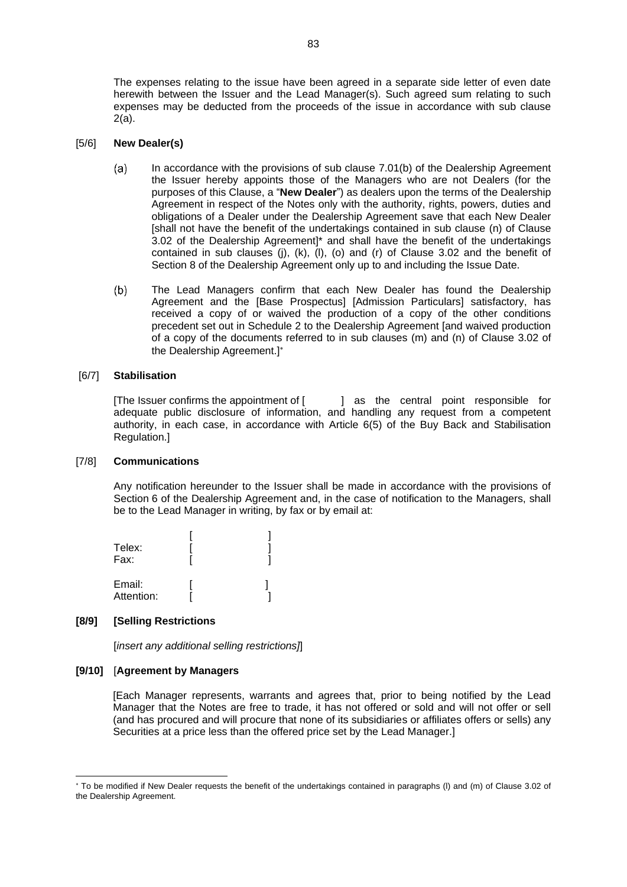The expenses relating to the issue have been agreed in a separate side letter of even date herewith between the Issuer and the Lead Manager(s). Such agreed sum relating to such expenses may be deducted from the proceeds of the issue in accordance with sub clause 2(a).

[5/6] **New Dealer(s)**

(a) In accordance with the provisions of sub clause 7.01(b) of the Dealership Agreement the Issuer hereby appoints those of the Managers who are not Dealers (for the purposes of this Clause, a "**New Dealer**") as dealers upon the terms of the Dealership Agreement in respect of the Notes only with the authority, rights, powers, duties and obligations of a Dealer under the Dealership Agreement save that each New Dealer [shall not have the benefit of the undertakings contained in sub clause (n) of Clause 3.02 of the Dealership Agreement]* and shall have the benefit of the undertakings contained in sub clauses (j), (k), (l), (o) and (r) of Clause 3.02 and the benefit of Section 8 of the Dealership Agreement only up to and including the Issue Date.

(b) The Lead Managers confirm that each New Dealer has found the Dealership Agreement and the [Base Prospectus] [Admission Particulars] satisfactory, has received a copy of or waived the production of a copy of the other conditions precedent set out in Schedule 2 to the Dealership Agreement [and waived production of a copy of the documents referred to in sub clauses (m) and (n) of Clause 3.02 of the Dealership Agreement.]*

[6/7] **Stabilisation**

[The Issuer confirms the appointment of [ ] as the central point responsible for adequate public disclosure of information, and handling any request from a competent authority, in each case, in accordance with Article 6(5) of the Buy Back and Stabilisation Regulation.]

[7/8] **Communications**

Any notification hereunder to the Issuer shall be made in accordance with the provisions of Section 6 of the Dealership Agreement and, in the case of notification to the Managers, shall be to the Lead Manager in writing, by fax or by email at:

[ ]
Telex: [ ]
Fax: [ ]

Email: [ ]
Attention: [ ]

**[8/9] [Selling Restrictions**

[*insert any additional selling restrictions]*]

**[9/10]** [**Agreement by Managers**

[Each Manager represents, warrants and agrees that, prior to being notified by the Lead Manager that the Notes are free to trade, it has not offered or sold and will not offer or sell (and has procured and will procure that none of its subsidiaries or affiliates offers or sells) any Securities at a price less than the offered price set by the Lead Manager.]

---

* To be modified if New Dealer requests the benefit of the undertakings contained in paragraphs (l) and (m) of Clause 3.02 of the Dealership Agreement.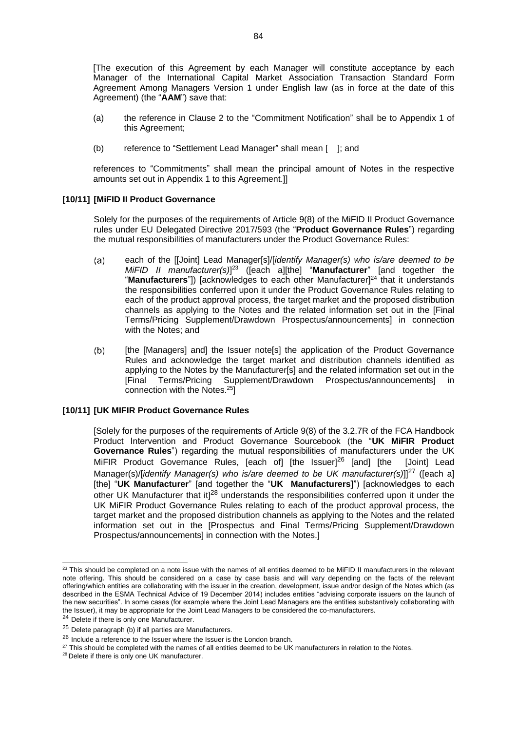[The execution of this Agreement by each Manager will constitute acceptance by each Manager of the International Capital Market Association Transaction Standard Form Agreement Among Managers Version 1 under English law (as in force at the date of this Agreement) (the "**AAM**") save that:

(a) the reference in Clause 2 to the "Commitment Notification" shall be to Appendix 1 of this Agreement;

(b) reference to "Settlement Lead Manager" shall mean [ ]; and

references to "Commitments" shall mean the principal amount of Notes in the respective amounts set out in Appendix 1 to this Agreement.]]

**[10/11] [MiFID II Product Governance**

Solely for the purposes of the requirements of Article 9(8) of the MiFID II Product Governance rules under EU Delegated Directive 2017/593 (the "**Product Governance Rules**") regarding the mutual responsibilities of manufacturers under the Product Governance Rules:

(a) each of the [[Joint] Lead Manager[s]/[*identify Manager(s) who is/are deemed to be MiFID II manufacturer(s)*]][23] ([each a][the] "**Manufacturer**" [and together the "**Manufacturers**"]) [acknowledges to each other Manufacturer][24] that it understands the responsibilities conferred upon it under the Product Governance Rules relating to each of the product approval process, the target market and the proposed distribution channels as applying to the Notes and the related information set out in the [Final Terms/Pricing Supplement/Drawdown Prospectus/announcements] in connection with the Notes; and

(b) [the [Managers] and] the Issuer note[s] the application of the Product Governance Rules and acknowledge the target market and distribution channels identified as applying to the Notes by the Manufacturer[s] and the related information set out in the [Final Terms/Pricing Supplement/Drawdown Prospectus/announcements] in connection with the Notes.[25]]

**[10/11] [UK MIFIR Product Governance Rules**

[Solely for the purposes of the requirements of Article 9(8) of the 3.2.7R of the FCA Handbook Product Intervention and Product Governance Sourcebook (the "**UK MiFIR Product Governance Rules**") regarding the mutual responsibilities of manufacturers under the UK MiFIR Product Governance Rules, [each of] [the Issuer][26] [and] [the [Joint] Lead Manager(s)/[*identify Manager(s) who is/are deemed to be UK manufacturer(s)*]][27] ([each a] [the] "**UK Manufacturer**" [and together the "**UK Manufacturers]**") [acknowledges to each other UK Manufacturer that it][28] understands the responsibilities conferred upon it under the UK MiFIR Product Governance Rules relating to each of the product approval process, the target market and the proposed distribution channels as applying to the Notes and the related information set out in the [Prospectus and Final Terms/Pricing Supplement/Drawdown Prospectus/announcements] in connection with the Notes.]

---

[23] This should be completed on a note issue with the names of all entities deemed to be MiFID II manufacturers in the relevant note offering. This should be considered on a case by case basis and will vary depending on the facts of the relevant offering/which entities are collaborating with the issuer in the creation, development, issue and/or design of the Notes which (as described in the ESMA Technical Advice of 19 December 2014) includes entities "advising corporate issuers on the launch of the new securities". In some cases (for example where the Joint Lead Managers are the entities substantively collaborating with the Issuer), it may be appropriate for the Joint Lead Managers to be considered the co-manufacturers.

[24] Delete if there is only one Manufacturer.

[25] Delete paragraph (b) if all parties are Manufacturers.

[26] Include a reference to the Issuer where the Issuer is the London branch.

[27] This should be completed with the names of all entities deemed to be UK manufacturers in relation to the Notes.

[28] Delete if there is only one UK manufacturer.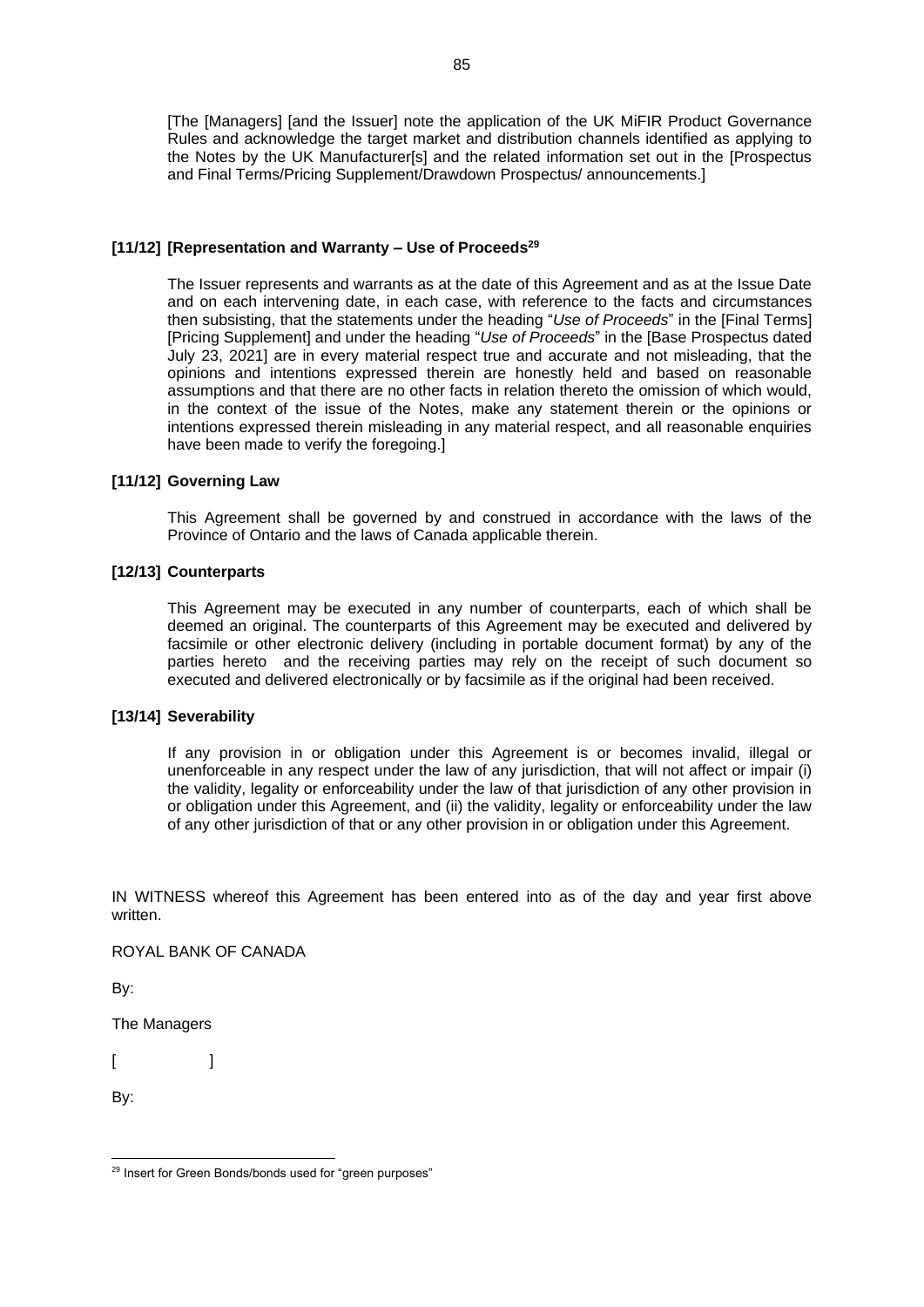[The [Managers] [and the Issuer] note the application of the UK MiFIR Product Governance Rules and acknowledge the target market and distribution channels identified as applying to the Notes by the UK Manufacturer[s] and the related information set out in the [Prospectus and Final Terms/Pricing Supplement/Drawdown Prospectus/ announcements.]

**[11/12] [Representation and Warranty – Use of Proceeds[29]**

The Issuer represents and warrants as at the date of this Agreement and as at the Issue Date and on each intervening date, in each case, with reference to the facts and circumstances then subsisting, that the statements under the heading "*Use of Proceeds*" in the [Final Terms] [Pricing Supplement] and under the heading "*Use of Proceeds*" in the [Base Prospectus dated July 23, 2021] are in every material respect true and accurate and not misleading, that the opinions and intentions expressed therein are honestly held and based on reasonable assumptions and that there are no other facts in relation thereto the omission of which would, in the context of the issue of the Notes, make any statement therein or the opinions or intentions expressed therein misleading in any material respect, and all reasonable enquiries have been made to verify the foregoing.]

**[11/12] Governing Law**

This Agreement shall be governed by and construed in accordance with the laws of the Province of Ontario and the laws of Canada applicable therein.

**[12/13] Counterparts**

This Agreement may be executed in any number of counterparts, each of which shall be deemed an original. The counterparts of this Agreement may be executed and delivered by facsimile or other electronic delivery (including in portable document format) by any of the parties hereto and the receiving parties may rely on the receipt of such document so executed and delivered electronically or by facsimile as if the original had been received.

**[13/14] Severability**

If any provision in or obligation under this Agreement is or becomes invalid, illegal or unenforceable in any respect under the law of any jurisdiction, that will not affect or impair (i) the validity, legality or enforceability under the law of that jurisdiction of any other provision in or obligation under this Agreement, and (ii) the validity, legality or enforceability under the law of any other jurisdiction of that or any other provision in or obligation under this Agreement.

IN WITNESS whereof this Agreement has been entered into as of the day and year first above written.

ROYAL BANK OF CANADA

By:

The Managers

[ ]

By:

---

[29] Insert for Green Bonds/bonds used for "green purposes"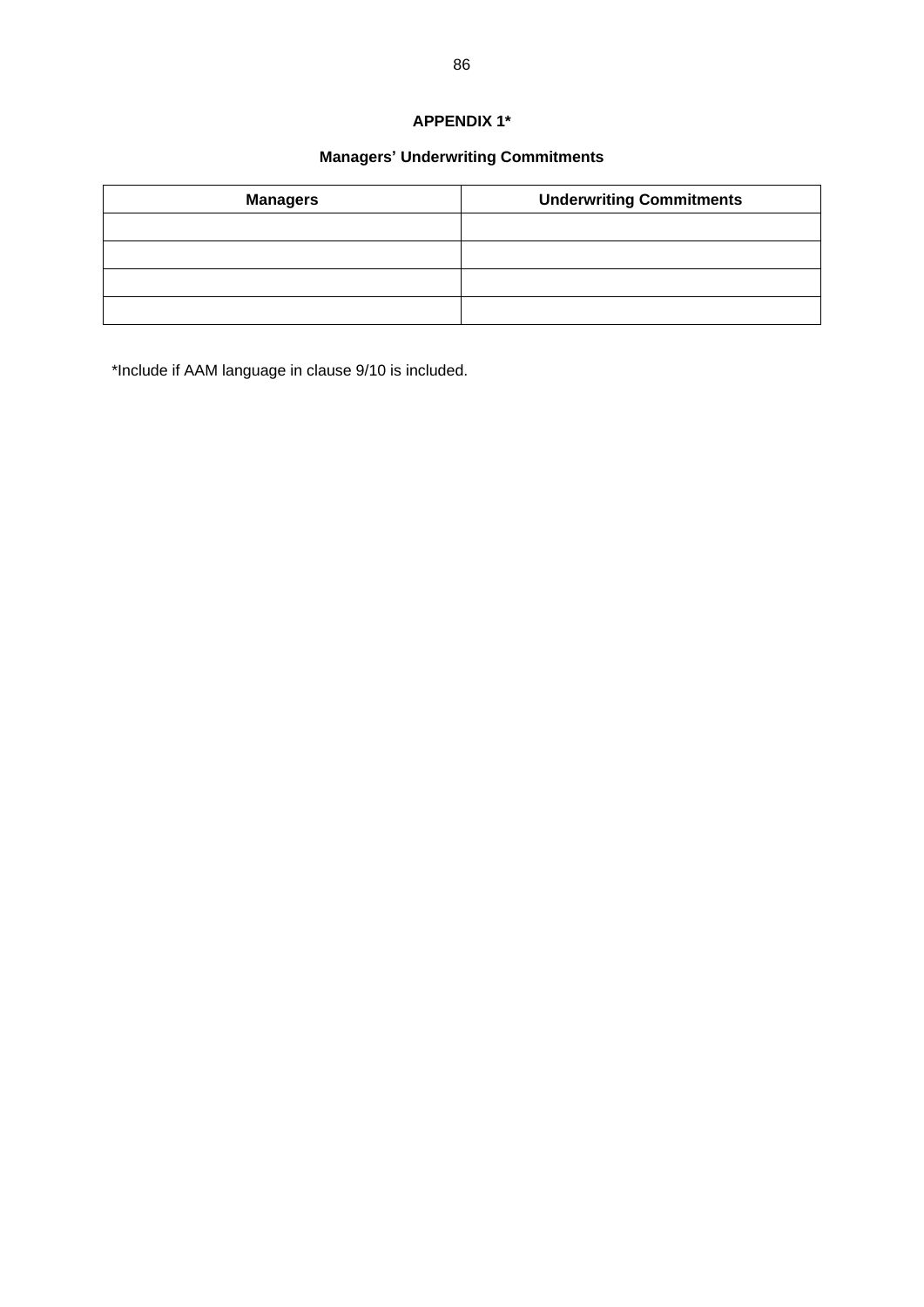**APPENDIX 1***

**Managers' Underwriting Commitments**

| Managers | Underwriting Commitments |
| --- | --- |
| | |
| | |
| | |
| | |

*Include if AAM language in clause 9/10 is included.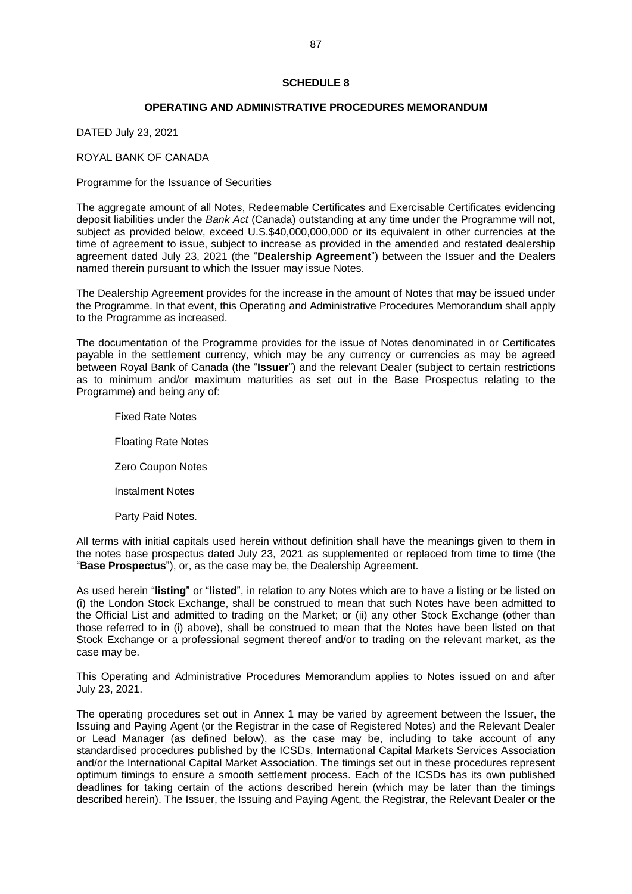# SCHEDULE 8

## OPERATING AND ADMINISTRATIVE PROCEDURES MEMORANDUM

DATED July 23, 2021

ROYAL BANK OF CANADA

Programme for the Issuance of Securities

The aggregate amount of all Notes, Redeemable Certificates and Exercisable Certificates evidencing deposit liabilities under the *Bank Act* (Canada) outstanding at any time under the Programme will not, subject as provided below, exceed U.S.$40,000,000,000 or its equivalent in other currencies at the time of agreement to issue, subject to increase as provided in the amended and restated dealership agreement dated July 23, 2021 (the "**Dealership Agreement**") between the Issuer and the Dealers named therein pursuant to which the Issuer may issue Notes.

The Dealership Agreement provides for the increase in the amount of Notes that may be issued under the Programme. In that event, this Operating and Administrative Procedures Memorandum shall apply to the Programme as increased.

The documentation of the Programme provides for the issue of Notes denominated in or Certificates payable in the settlement currency, which may be any currency or currencies as may be agreed between Royal Bank of Canada (the "**Issuer**") and the relevant Dealer (subject to certain restrictions as to minimum and/or maximum maturities as set out in the Base Prospectus relating to the Programme) and being any of:

Fixed Rate Notes

Floating Rate Notes

Zero Coupon Notes

Instalment Notes

Party Paid Notes.

All terms with initial capitals used herein without definition shall have the meanings given to them in the notes base prospectus dated July 23, 2021 as supplemented or replaced from time to time (the "**Base Prospectus**"), or, as the case may be, the Dealership Agreement.

As used herein "**listing**" or "**listed**", in relation to any Notes which are to have a listing or be listed on (i) the London Stock Exchange, shall be construed to mean that such Notes have been admitted to the Official List and admitted to trading on the Market; or (ii) any other Stock Exchange (other than those referred to in (i) above), shall be construed to mean that the Notes have been listed on that Stock Exchange or a professional segment thereof and/or to trading on the relevant market, as the case may be.

This Operating and Administrative Procedures Memorandum applies to Notes issued on and after July 23, 2021.

The operating procedures set out in Annex 1 may be varied by agreement between the Issuer, the Issuing and Paying Agent (or the Registrar in the case of Registered Notes) and the Relevant Dealer or Lead Manager (as defined below), as the case may be, including to take account of any standardised procedures published by the ICSDs, International Capital Markets Services Association and/or the International Capital Market Association. The timings set out in these procedures represent optimum timings to ensure a smooth settlement process. Each of the ICSDs has its own published deadlines for taking certain of the actions described herein (which may be later than the timings described herein). The Issuer, the Issuing and Paying Agent, the Registrar, the Relevant Dealer or the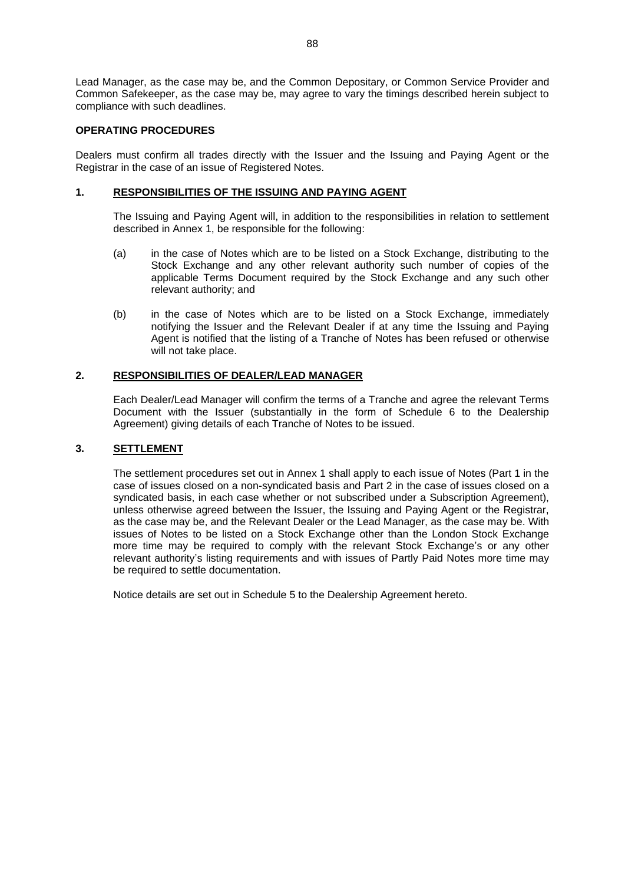Lead Manager, as the case may be, and the Common Depositary, or Common Service Provider and Common Safekeeper, as the case may be, may agree to vary the timings described herein subject to compliance with such deadlines.

**OPERATING PROCEDURES**

Dealers must confirm all trades directly with the Issuer and the Issuing and Paying Agent or the Registrar in the case of an issue of Registered Notes.

**1. RESPONSIBILITIES OF THE ISSUING AND PAYING AGENT**

The Issuing and Paying Agent will, in addition to the responsibilities in relation to settlement described in Annex 1, be responsible for the following:

(a) in the case of Notes which are to be listed on a Stock Exchange, distributing to the Stock Exchange and any other relevant authority such number of copies of the applicable Terms Document required by the Stock Exchange and any such other relevant authority; and

(b) in the case of Notes which are to be listed on a Stock Exchange, immediately notifying the Issuer and the Relevant Dealer if at any time the Issuing and Paying Agent is notified that the listing of a Tranche of Notes has been refused or otherwise will not take place.

**2. RESPONSIBILITIES OF DEALER/LEAD MANAGER**

Each Dealer/Lead Manager will confirm the terms of a Tranche and agree the relevant Terms Document with the Issuer (substantially in the form of Schedule 6 to the Dealership Agreement) giving details of each Tranche of Notes to be issued.

**3. SETTLEMENT**

The settlement procedures set out in Annex 1 shall apply to each issue of Notes (Part 1 in the case of issues closed on a non-syndicated basis and Part 2 in the case of issues closed on a syndicated basis, in each case whether or not subscribed under a Subscription Agreement), unless otherwise agreed between the Issuer, the Issuing and Paying Agent or the Registrar, as the case may be, and the Relevant Dealer or the Lead Manager, as the case may be. With issues of Notes to be listed on a Stock Exchange other than the London Stock Exchange more time may be required to comply with the relevant Stock Exchange's or any other relevant authority's listing requirements and with issues of Partly Paid Notes more time may be required to settle documentation.

Notice details are set out in Schedule 5 to the Dealership Agreement hereto.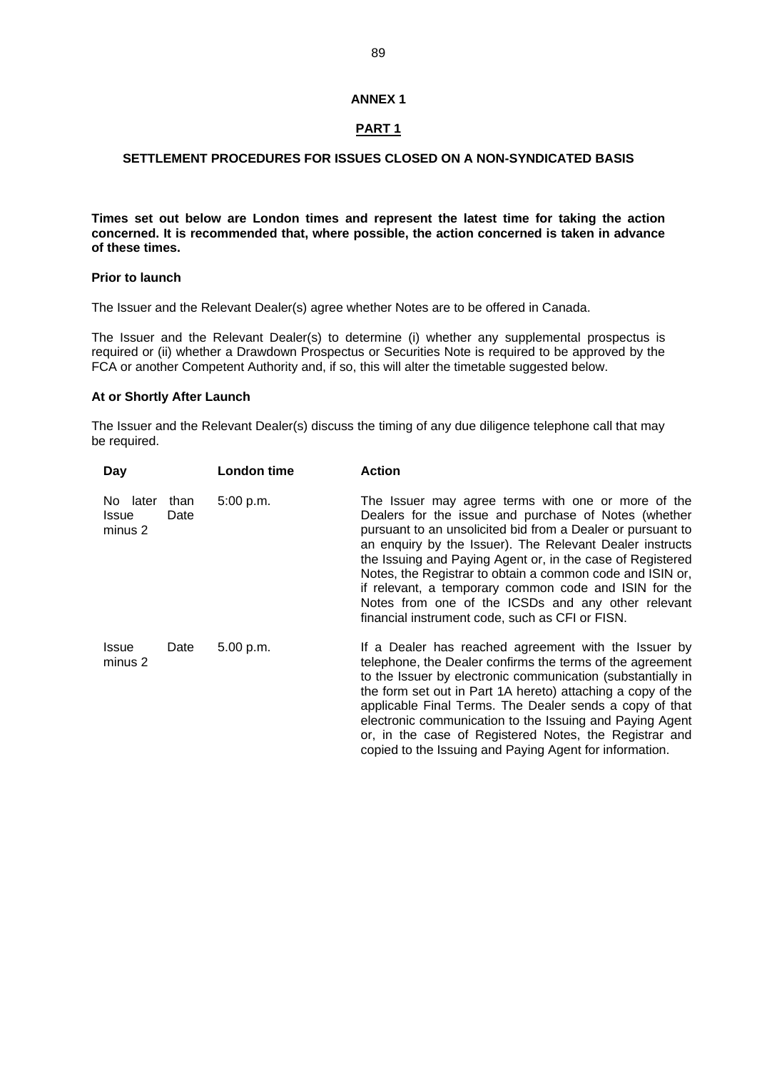## ANNEX 1

## PART 1

### SETTLEMENT PROCEDURES FOR ISSUES CLOSED ON A NON-SYNDICATED BASIS

**Times set out below are London times and represent the latest time for taking the action concerned. It is recommended that, where possible, the action concerned is taken in advance of these times.**

**Prior to launch**

The Issuer and the Relevant Dealer(s) agree whether Notes are to be offered in Canada.

The Issuer and the Relevant Dealer(s) to determine (i) whether any supplemental prospectus is required or (ii) whether a Drawdown Prospectus or Securities Note is required to be approved by the FCA or another Competent Authority and, if so, this will alter the timetable suggested below.

**At or Shortly After Launch**

The Issuer and the Relevant Dealer(s) discuss the timing of any due diligence telephone call that may be required.

| Day | London time | Action |
|---|---|---|
| No later than Issue Date minus 2 | 5:00 p.m. | The Issuer may agree terms with one or more of the Dealers for the issue and purchase of Notes (whether pursuant to an unsolicited bid from a Dealer or pursuant to an enquiry by the Issuer). The Relevant Dealer instructs the Issuing and Paying Agent or, in the case of Registered Notes, the Registrar to obtain a common code and ISIN or, if relevant, a temporary common code and ISIN for the Notes from one of the ICSDs and any other relevant financial instrument code, such as CFI or FISN. |
| Issue Date minus 2 | 5.00 p.m. | If a Dealer has reached agreement with the Issuer by telephone, the Dealer confirms the terms of the agreement to the Issuer by electronic communication (substantially in the form set out in Part 1A hereto) attaching a copy of the applicable Final Terms. The Dealer sends a copy of that electronic communication to the Issuing and Paying Agent or, in the case of Registered Notes, the Registrar and copied to the Issuing and Paying Agent for information. |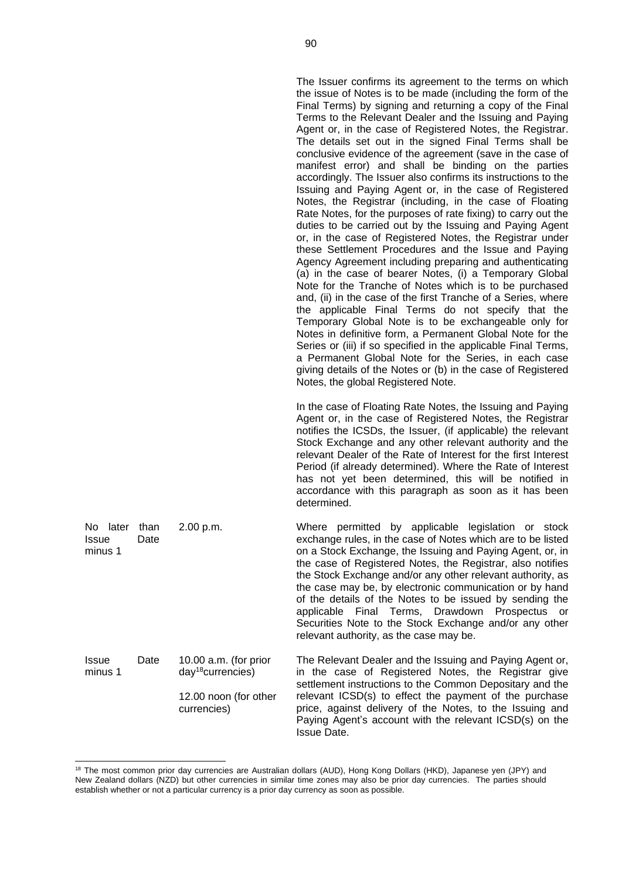The Issuer confirms its agreement to the terms on which the issue of Notes is to be made (including the form of the Final Terms) by signing and returning a copy of the Final Terms to the Relevant Dealer and the Issuing and Paying Agent or, in the case of Registered Notes, the Registrar. The details set out in the signed Final Terms shall be conclusive evidence of the agreement (save in the case of manifest error) and shall be binding on the parties accordingly. The Issuer also confirms its instructions to the Issuing and Paying Agent or, in the case of Registered Notes, the Registrar (including, in the case of Floating Rate Notes, for the purposes of rate fixing) to carry out the duties to be carried out by the Issuing and Paying Agent or, in the case of Registered Notes, the Registrar under these Settlement Procedures and the Issue and Paying Agency Agreement including preparing and authenticating (a) in the case of bearer Notes, (i) a Temporary Global Note for the Tranche of Notes which is to be purchased and, (ii) in the case of the first Tranche of a Series, where the applicable Final Terms do not specify that the Temporary Global Note is to be exchangeable only for Notes in definitive form, a Permanent Global Note for the Series or (iii) if so specified in the applicable Final Terms, a Permanent Global Note for the Series, in each case giving details of the Notes or (b) in the case of Registered Notes, the global Registered Note.

In the case of Floating Rate Notes, the Issuing and Paying Agent or, in the case of Registered Notes, the Registrar notifies the ICSDs, the Issuer, (if applicable) the relevant Stock Exchange and any other relevant authority and the relevant Dealer of the Rate of Interest for the first Interest Period (if already determined). Where the Rate of Interest has not yet been determined, this will be notified in accordance with this paragraph as soon as it has been determined.

| | | |
|---|---|---|
| No later than Issue Date minus 1 | 2.00 p.m. | Where permitted by applicable legislation or stock exchange rules, in the case of Notes which are to be listed on a Stock Exchange, the Issuing and Paying Agent, or, in the case of Registered Notes, the Registrar, also notifies the Stock Exchange and/or any other relevant authority, as the case may be, by electronic communication or by hand of the details of the Notes to be issued by sending the applicable Final Terms, Drawdown Prospectus or Securities Note to the Stock Exchange and/or any other relevant authority, as the case may be. |
| Issue Date minus 1 | 10.00 a.m. (for prior day[18]currencies)<br><br>12.00 noon (for other currencies) | The Relevant Dealer and the Issuing and Paying Agent or, in the case of Registered Notes, the Registrar give settlement instructions to the Common Depositary and the relevant ICSD(s) to effect the payment of the purchase price, against delivery of the Notes, to the Issuing and Paying Agent's account with the relevant ICSD(s) on the Issue Date. |

[18] The most common prior day currencies are Australian dollars (AUD), Hong Kong Dollars (HKD), Japanese yen (JPY) and New Zealand dollars (NZD) but other currencies in similar time zones may also be prior day currencies. The parties should establish whether or not a particular currency is a prior day currency as soon as possible.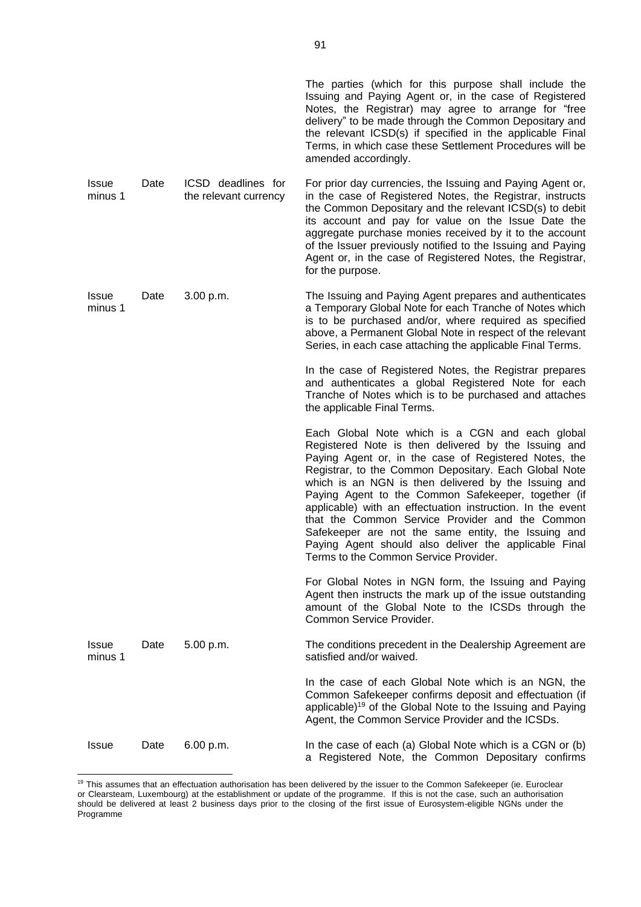| | | |
|---|---|---|
| | | The parties (which for this purpose shall include the Issuing and Paying Agent or, in the case of Registered Notes, the Registrar) may agree to arrange for "free delivery" to be made through the Common Depositary and the relevant ICSD(s) if specified in the applicable Final Terms, in which case these Settlement Procedures will be amended accordingly. |
| Issue Date minus 1 | ICSD deadlines for the relevant currency | For prior day currencies, the Issuing and Paying Agent or, in the case of Registered Notes, the Registrar, instructs the Common Depositary and the relevant ICSD(s) to debit its account and pay for value on the Issue Date the aggregate purchase monies received by it to the account of the Issuer previously notified to the Issuing and Paying Agent or, in the case of Registered Notes, the Registrar, for the purpose. |
| Issue Date minus 1 | 3.00 p.m. | The Issuing and Paying Agent prepares and authenticates a Temporary Global Note for each Tranche of Notes which is to be purchased and/or, where required as specified above, a Permanent Global Note in respect of the relevant Series, in each case attaching the applicable Final Terms.<br><br>In the case of Registered Notes, the Registrar prepares and authenticates a global Registered Note for each Tranche of Notes which is to be purchased and attaches the applicable Final Terms.<br><br>Each Global Note which is a CGN and each global Registered Note is then delivered by the Issuing and Paying Agent or, in the case of Registered Notes, the Registrar, to the Common Depositary. Each Global Note which is an NGN is then delivered by the Issuing and Paying Agent to the Common Safekeeper, together (if applicable) with an effectuation instruction. In the event that the Common Service Provider and the Common Safekeeper are not the same entity, the Issuing and Paying Agent should also deliver the applicable Final Terms to the Common Service Provider.<br><br>For Global Notes in NGN form, the Issuing and Paying Agent then instructs the mark up of the issue outstanding amount of the Global Note to the ICSDs through the Common Service Provider. |
| Issue Date minus 1 | 5.00 p.m. | The conditions precedent in the Dealership Agreement are satisfied and/or waived.<br><br>In the case of each Global Note which is an NGN, the Common Safekeeper confirms deposit and effectuation (if applicable)[19] of the Global Note to the Issuing and Paying Agent, the Common Service Provider and the ICSDs. |
| Issue Date | 6.00 p.m. | In the case of each (a) Global Note which is a CGN or (b) a Registered Note, the Common Depositary confirms |

[19] This assumes that an effectuation authorisation has been delivered by the issuer to the Common Safekeeper (ie. Euroclear or Clearsteam, Luxembourg) at the establishment or update of the programme. If this is not the case, such an authorisation should be delivered at least 2 business days prior to the closing of the first issue of Eurosystem-eligible NGNs under the Programme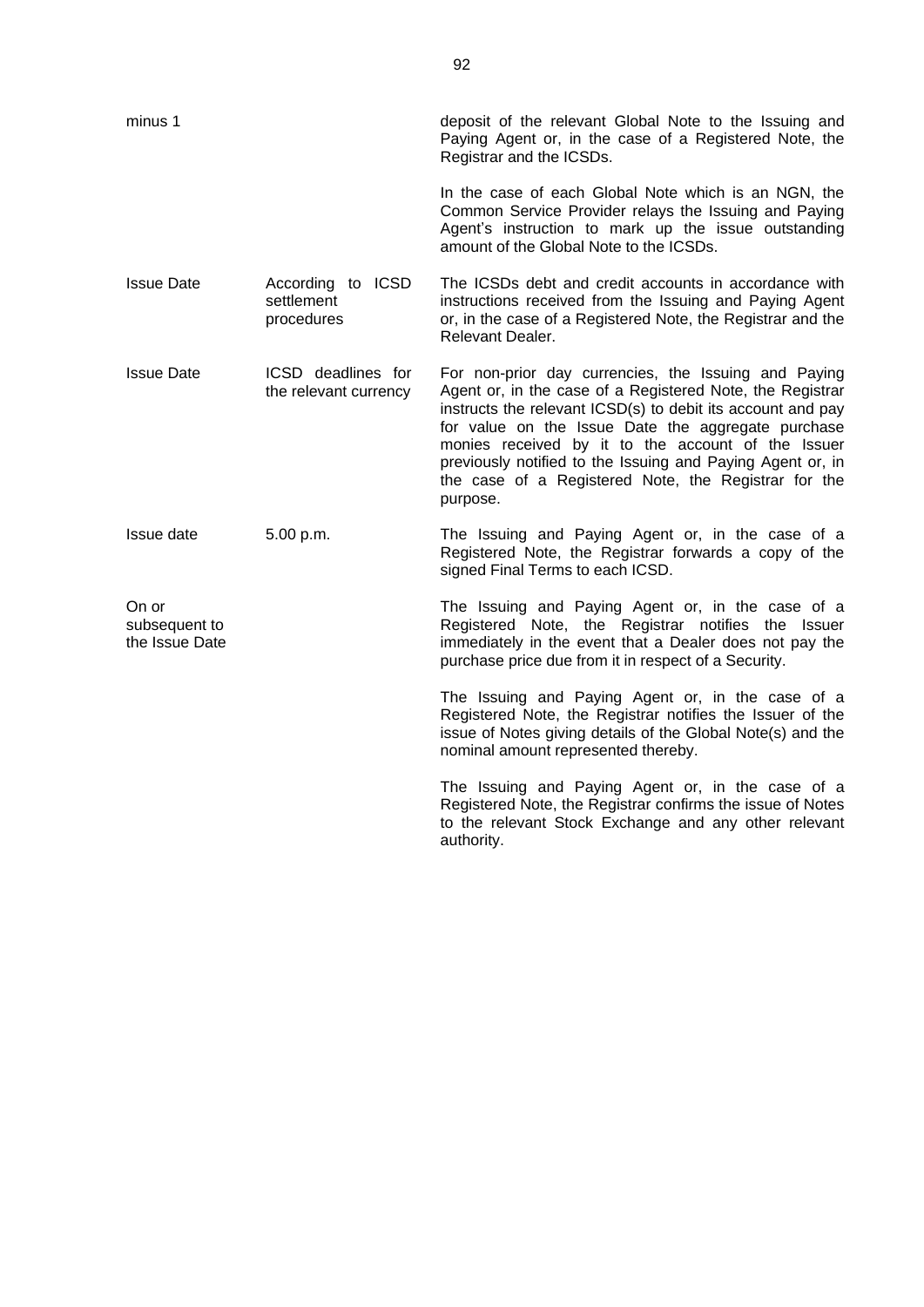| | | |
|---|---|---|
| minus 1 | | deposit of the relevant Global Note to the Issuing and Paying Agent or, in the case of a Registered Note, the Registrar and the ICSDs. |
| | | In the case of each Global Note which is an NGN, the Common Service Provider relays the Issuing and Paying Agent's instruction to mark up the issue outstanding amount of the Global Note to the ICSDs. |
| Issue Date | According to ICSD settlement procedures | The ICSDs debt and credit accounts in accordance with instructions received from the Issuing and Paying Agent or, in the case of a Registered Note, the Registrar and the Relevant Dealer. |
| Issue Date | ICSD deadlines for the relevant currency | For non-prior day currencies, the Issuing and Paying Agent or, in the case of a Registered Note, the Registrar instructs the relevant ICSD(s) to debit its account and pay for value on the Issue Date the aggregate purchase monies received by it to the account of the Issuer previously notified to the Issuing and Paying Agent or, in the case of a Registered Note, the Registrar for the purpose. |
| Issue date | 5.00 p.m. | The Issuing and Paying Agent or, in the case of a Registered Note, the Registrar forwards a copy of the signed Final Terms to each ICSD. |
| On or subsequent to the Issue Date | | The Issuing and Paying Agent or, in the case of a Registered Note, the Registrar notifies the Issuer immediately in the event that a Dealer does not pay the purchase price due from it in respect of a Security. |
| | | The Issuing and Paying Agent or, in the case of a Registered Note, the Registrar notifies the Issuer of the issue of Notes giving details of the Global Note(s) and the nominal amount represented thereby. |
| | | The Issuing and Paying Agent or, in the case of a Registered Note, the Registrar confirms the issue of Notes to the relevant Stock Exchange and any other relevant authority. |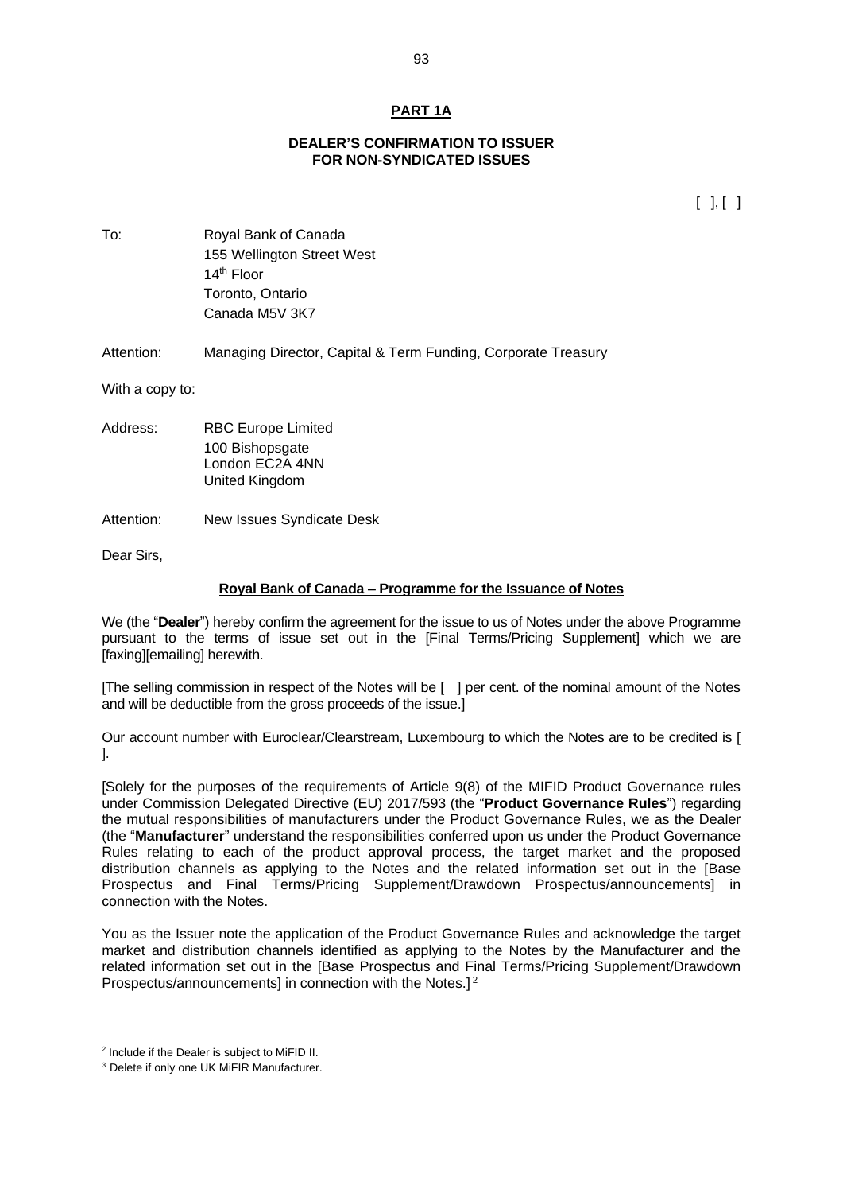## PART 1A

### DEALER'S CONFIRMATION TO ISSUER FOR NON-SYNDICATED ISSUES

[ ], [ ]

To: Royal Bank of Canada
155 Wellington Street West
14th Floor
Toronto, Ontario
Canada M5V 3K7

Attention: Managing Director, Capital & Term Funding, Corporate Treasury

With a copy to:

Address: RBC Europe Limited
100 Bishopsgate
London EC2A 4NN
United Kingdom

Attention: New Issues Syndicate Desk

Dear Sirs,

**Royal Bank of Canada – Programme for the Issuance of Notes**

We (the "**Dealer**") hereby confirm the agreement for the issue to us of Notes under the above Programme pursuant to the terms of issue set out in the [Final Terms/Pricing Supplement] which we are [faxing][emailing] herewith.

[The selling commission in respect of the Notes will be [ ] per cent. of the nominal amount of the Notes and will be deductible from the gross proceeds of the issue.]

Our account number with Euroclear/Clearstream, Luxembourg to which the Notes are to be credited is [ ].

[Solely for the purposes of the requirements of Article 9(8) of the MIFID Product Governance rules under Commission Delegated Directive (EU) 2017/593 (the "**Product Governance Rules**") regarding the mutual responsibilities of manufacturers under the Product Governance Rules, we as the Dealer (the "**Manufacturer**" understand the responsibilities conferred upon us under the Product Governance Rules relating to each of the product approval process, the target market and the proposed distribution channels as applying to the Notes and the related information set out in the [Base Prospectus and Final Terms/Pricing Supplement/Drawdown Prospectus/announcements] in connection with the Notes.

You as the Issuer note the application of the Product Governance Rules and acknowledge the target market and distribution channels identified as applying to the Notes by the Manufacturer and the related information set out in the [Base Prospectus and Final Terms/Pricing Supplement/Drawdown Prospectus/announcements] in connection with the Notes.] [2]

---

[2] Include if the Dealer is subject to MiFID II.

[3] Delete if only one UK MiFIR Manufacturer.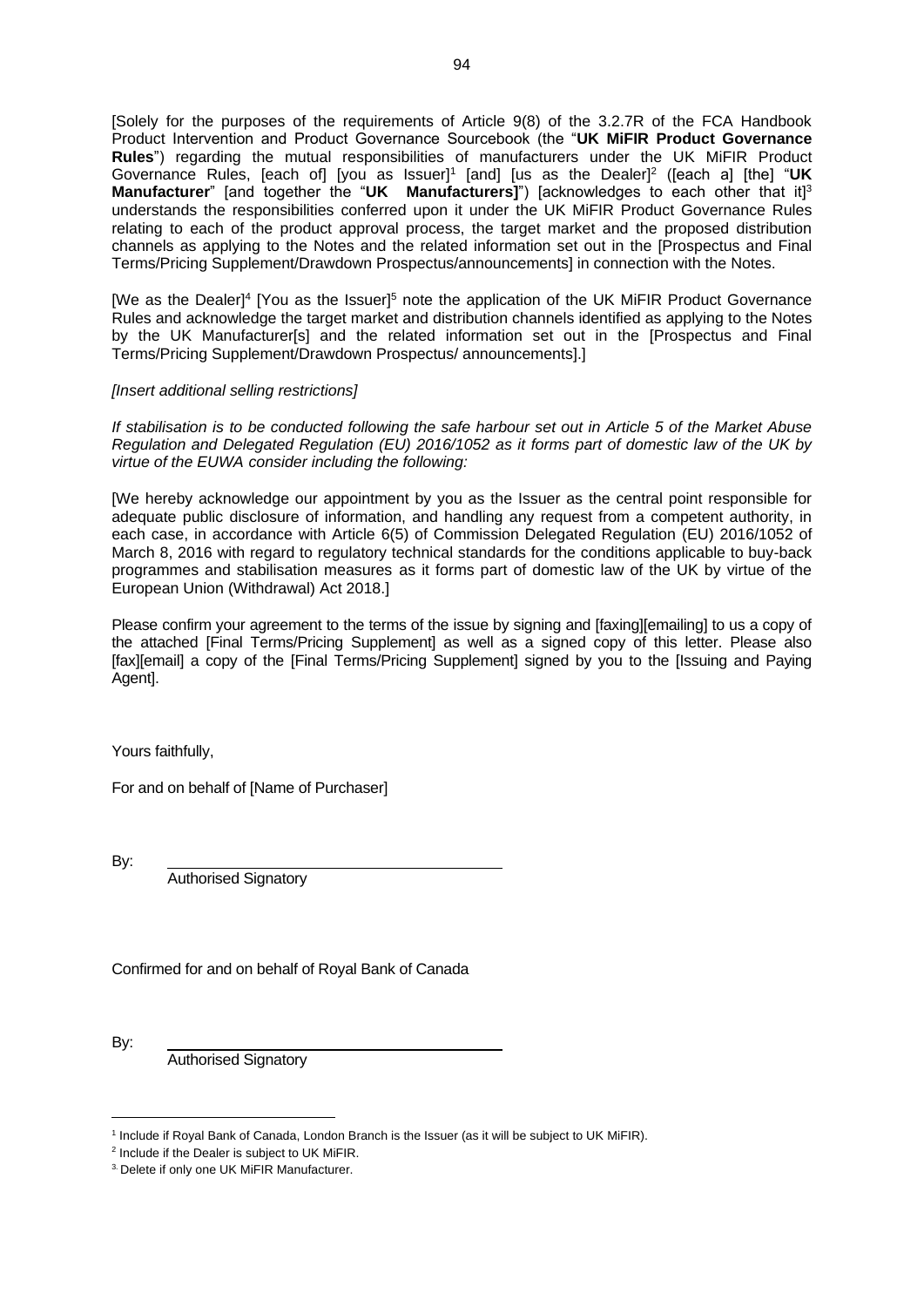[Solely for the purposes of the requirements of Article 9(8) of the 3.2.7R of the FCA Handbook Product Intervention and Product Governance Sourcebook (the "**UK MiFIR Product Governance Rules**") regarding the mutual responsibilities of manufacturers under the UK MiFIR Product Governance Rules, [each of] [you as Issuer][1] [and] [us as the Dealer][2] ([each a] [the] "**UK Manufacturer**" [and together the "**UK Manufacturers]**") [acknowledges to each other that it][3] understands the responsibilities conferred upon it under the UK MiFIR Product Governance Rules relating to each of the product approval process, the target market and the proposed distribution channels as applying to the Notes and the related information set out in the [Prospectus and Final Terms/Pricing Supplement/Drawdown Prospectus/announcements] in connection with the Notes.

[We as the Dealer][4] [You as the Issuer][5] note the application of the UK MiFIR Product Governance Rules and acknowledge the target market and distribution channels identified as applying to the Notes by the UK Manufacturer[s] and the related information set out in the [Prospectus and Final Terms/Pricing Supplement/Drawdown Prospectus/ announcements].]

*[Insert additional selling restrictions]*

*If stabilisation is to be conducted following the safe harbour set out in Article 5 of the Market Abuse Regulation and Delegated Regulation (EU) 2016/1052 as it forms part of domestic law of the UK by virtue of the EUWA consider including the following:*

[We hereby acknowledge our appointment by you as the Issuer as the central point responsible for adequate public disclosure of information, and handling any request from a competent authority, in each case, in accordance with Article 6(5) of Commission Delegated Regulation (EU) 2016/1052 of March 8, 2016 with regard to regulatory technical standards for the conditions applicable to buy-back programmes and stabilisation measures as it forms part of domestic law of the UK by virtue of the European Union (Withdrawal) Act 2018.]

Please confirm your agreement to the terms of the issue by signing and [faxing][emailing] to us a copy of the attached [Final Terms/Pricing Supplement] as well as a signed copy of this letter. Please also [fax][email] a copy of the [Final Terms/Pricing Supplement] signed by you to the [Issuing and Paying Agent].

Yours faithfully,

For and on behalf of [Name of Purchaser]

By: ________________________________________
Authorised Signatory

Confirmed for and on behalf of Royal Bank of Canada

By: ________________________________________
Authorised Signatory

---

[1] Include if Royal Bank of Canada, London Branch is the Issuer (as it will be subject to UK MiFIR).

[2] Include if the Dealer is subject to UK MiFIR.

[3] Delete if only one UK MiFIR Manufacturer.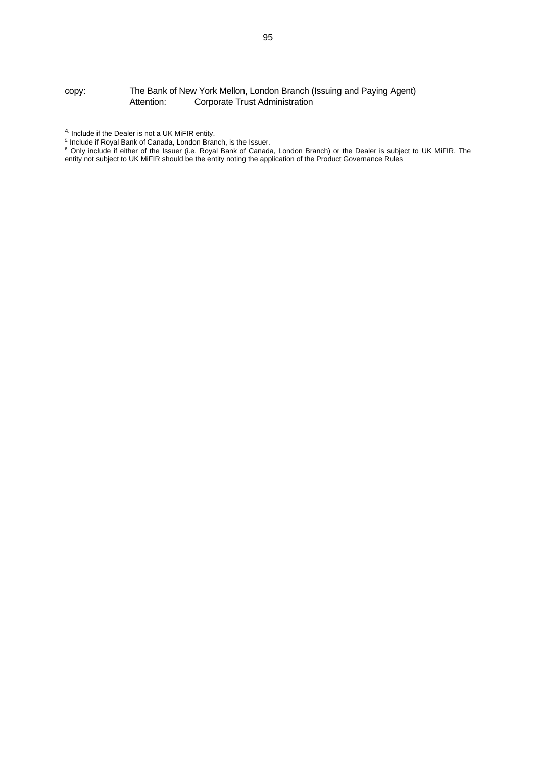copy: The Bank of New York Mellon, London Branch (Issuing and Paying Agent)
Attention: Corporate Trust Administration

[4.] Include if the Dealer is not a UK MiFIR entity.

[5.] Include if Royal Bank of Canada, London Branch, is the Issuer.

[6.] Only include if either of the Issuer (i.e. Royal Bank of Canada, London Branch) or the Dealer is subject to UK MiFIR. The entity not subject to UK MiFIR should be the entity noting the application of the Product Governance Rules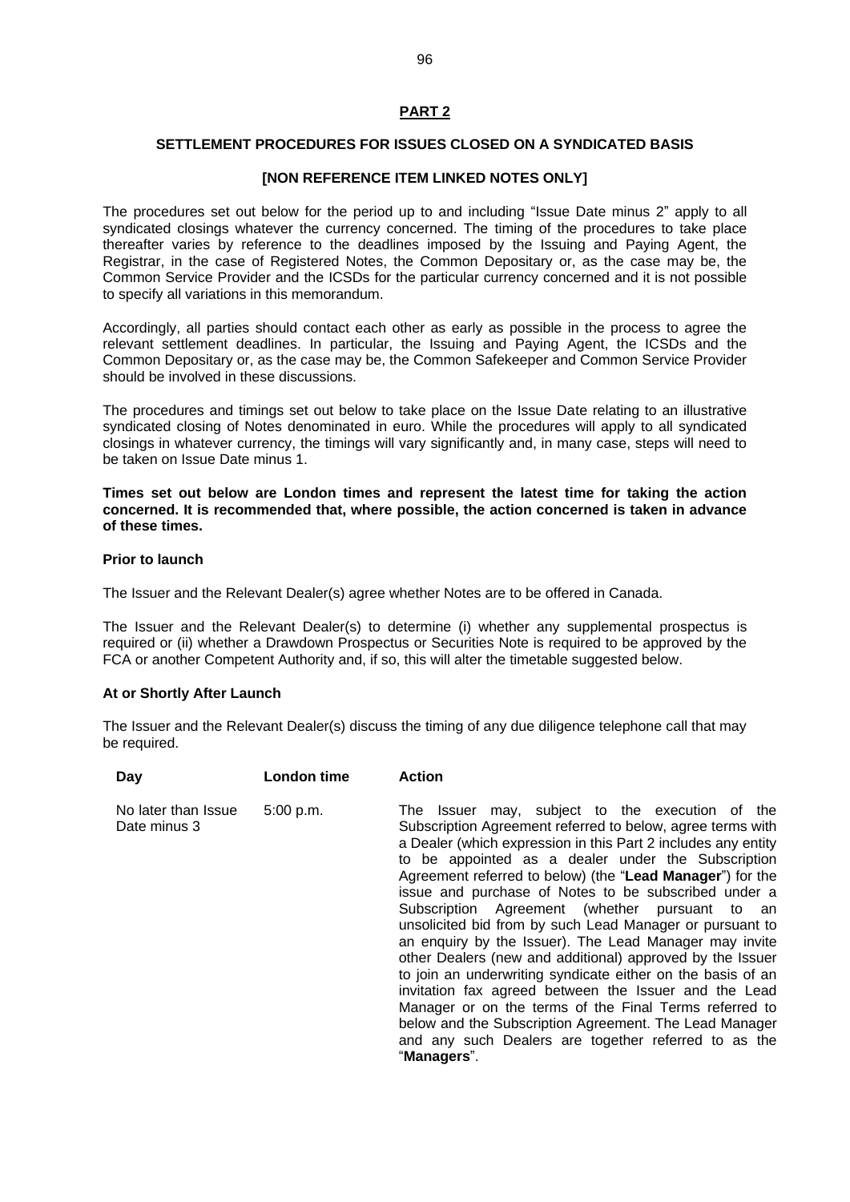## PART 2

### SETTLEMENT PROCEDURES FOR ISSUES CLOSED ON A SYNDICATED BASIS

### [NON REFERENCE ITEM LINKED NOTES ONLY]

The procedures set out below for the period up to and including "Issue Date minus 2" apply to all syndicated closings whatever the currency concerned. The timing of the procedures to take place thereafter varies by reference to the deadlines imposed by the Issuing and Paying Agent, the Registrar, in the case of Registered Notes, the Common Depositary or, as the case may be, the Common Service Provider and the ICSDs for the particular currency concerned and it is not possible to specify all variations in this memorandum.

Accordingly, all parties should contact each other as early as possible in the process to agree the relevant settlement deadlines. In particular, the Issuing and Paying Agent, the ICSDs and the Common Depositary or, as the case may be, the Common Safekeeper and Common Service Provider should be involved in these discussions.

The procedures and timings set out below to take place on the Issue Date relating to an illustrative syndicated closing of Notes denominated in euro. While the procedures will apply to all syndicated closings in whatever currency, the timings will vary significantly and, in many case, steps will need to be taken on Issue Date minus 1.

**Times set out below are London times and represent the latest time for taking the action concerned. It is recommended that, where possible, the action concerned is taken in advance of these times.**

**Prior to launch**

The Issuer and the Relevant Dealer(s) agree whether Notes are to be offered in Canada.

The Issuer and the Relevant Dealer(s) to determine (i) whether any supplemental prospectus is required or (ii) whether a Drawdown Prospectus or Securities Note is required to be approved by the FCA or another Competent Authority and, if so, this will alter the timetable suggested below.

**At or Shortly After Launch**

The Issuer and the Relevant Dealer(s) discuss the timing of any due diligence telephone call that may be required.

| Day | London time | Action |
|---|---|---|
| No later than Issue Date minus 3 | 5:00 p.m. | The Issuer may, subject to the execution of the Subscription Agreement referred to below, agree terms with a Dealer (which expression in this Part 2 includes any entity to be appointed as a dealer under the Subscription Agreement referred to below) (the "**Lead Manager**") for the issue and purchase of Notes to be subscribed under a Subscription Agreement (whether pursuant to an unsolicited bid from by such Lead Manager or pursuant to an enquiry by the Issuer). The Lead Manager may invite other Dealers (new and additional) approved by the Issuer to join an underwriting syndicate either on the basis of an invitation fax agreed between the Issuer and the Lead Manager or on the terms of the Final Terms referred to below and the Subscription Agreement. The Lead Manager and any such Dealers are together referred to as the "**Managers**". |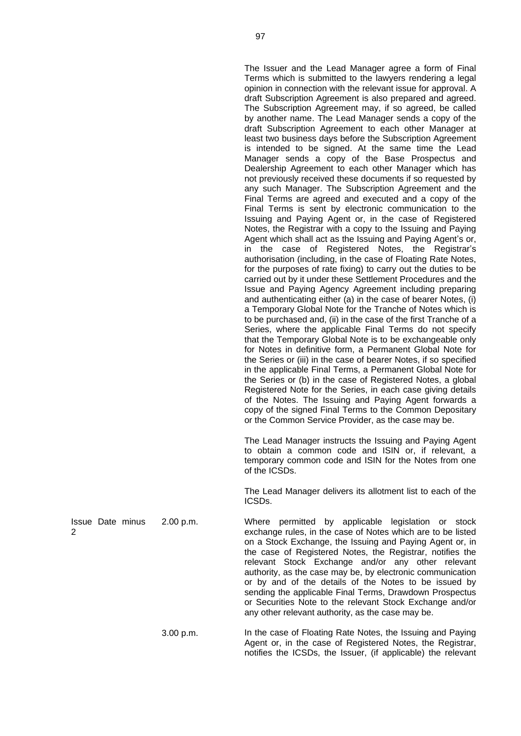The Issuer and the Lead Manager agree a form of Final Terms which is submitted to the lawyers rendering a legal opinion in connection with the relevant issue for approval. A draft Subscription Agreement is also prepared and agreed. The Subscription Agreement may, if so agreed, be called by another name. The Lead Manager sends a copy of the draft Subscription Agreement to each other Manager at least two business days before the Subscription Agreement is intended to be signed. At the same time the Lead Manager sends a copy of the Base Prospectus and Dealership Agreement to each other Manager which has not previously received these documents if so requested by any such Manager. The Subscription Agreement and the Final Terms are agreed and executed and a copy of the Final Terms is sent by electronic communication to the Issuing and Paying Agent or, in the case of Registered Notes, the Registrar with a copy to the Issuing and Paying Agent which shall act as the Issuing and Paying Agent's or, in the case of Registered Notes, the Registrar's authorisation (including, in the case of Floating Rate Notes, for the purposes of rate fixing) to carry out the duties to be carried out by it under these Settlement Procedures and the Issue and Paying Agency Agreement including preparing and authenticating either (a) in the case of bearer Notes, (i) a Temporary Global Note for the Tranche of Notes which is to be purchased and, (ii) in the case of the first Tranche of a Series, where the applicable Final Terms do not specify that the Temporary Global Note is to be exchangeable only for Notes in definitive form, a Permanent Global Note for the Series or (iii) in the case of bearer Notes, if so specified in the applicable Final Terms, a Permanent Global Note for the Series or (b) in the case of Registered Notes, a global Registered Note for the Series, in each case giving details of the Notes. The Issuing and Paying Agent forwards a copy of the signed Final Terms to the Common Depositary or the Common Service Provider, as the case may be.

The Lead Manager instructs the Issuing and Paying Agent to obtain a common code and ISIN or, if relevant, a temporary common code and ISIN for the Notes from one of the ICSDs.

The Lead Manager delivers its allotment list to each of the ICSDs.

| | | |
|---|---|---|
| Issue Date minus 2 | 2.00 p.m. | Where permitted by applicable legislation or stock exchange rules, in the case of Notes which are to be listed on a Stock Exchange, the Issuing and Paying Agent or, in the case of Registered Notes, the Registrar, notifies the relevant Stock Exchange and/or any other relevant authority, as the case may be, by electronic communication or by and of the details of the Notes to be issued by sending the applicable Final Terms, Drawdown Prospectus or Securities Note to the relevant Stock Exchange and/or any other relevant authority, as the case may be. |
| | 3.00 p.m. | In the case of Floating Rate Notes, the Issuing and Paying Agent or, in the case of Registered Notes, the Registrar, notifies the ICSDs, the Issuer, (if applicable) the relevant |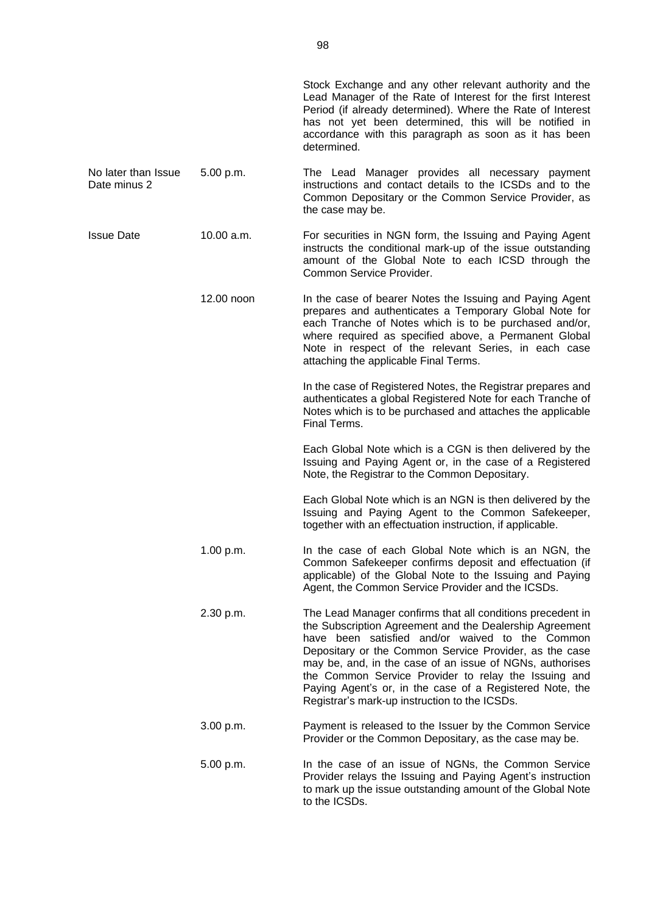| | | |
|---|---|---|
| | | Stock Exchange and any other relevant authority and the Lead Manager of the Rate of Interest for the first Interest Period (if already determined). Where the Rate of Interest has not yet been determined, this will be notified in accordance with this paragraph as soon as it has been determined. |
| No later than Issue Date minus 2 | 5.00 p.m. | The Lead Manager provides all necessary payment instructions and contact details to the ICSDs and to the Common Depositary or the Common Service Provider, as the case may be. |
| Issue Date | 10.00 a.m. | For securities in NGN form, the Issuing and Paying Agent instructs the conditional mark-up of the issue outstanding amount of the Global Note to each ICSD through the Common Service Provider. |
| | 12.00 noon | In the case of bearer Notes the Issuing and Paying Agent prepares and authenticates a Temporary Global Note for each Tranche of Notes which is to be purchased and/or, where required as specified above, a Permanent Global Note in respect of the relevant Series, in each case attaching the applicable Final Terms.<br><br>In the case of Registered Notes, the Registrar prepares and authenticates a global Registered Note for each Tranche of Notes which is to be purchased and attaches the applicable Final Terms.<br><br>Each Global Note which is a CGN is then delivered by the Issuing and Paying Agent or, in the case of a Registered Note, the Registrar to the Common Depositary.<br><br>Each Global Note which is an NGN is then delivered by the Issuing and Paying Agent to the Common Safekeeper, together with an effectuation instruction, if applicable. |
| | 1.00 p.m. | In the case of each Global Note which is an NGN, the Common Safekeeper confirms deposit and effectuation (if applicable) of the Global Note to the Issuing and Paying Agent, the Common Service Provider and the ICSDs. |
| | 2.30 p.m. | The Lead Manager confirms that all conditions precedent in the Subscription Agreement and the Dealership Agreement have been satisfied and/or waived to the Common Depositary or the Common Service Provider, as the case may be, and, in the case of an issue of NGNs, authorises the Common Service Provider to relay the Issuing and Paying Agent's or, in the case of a Registered Note, the Registrar's mark-up instruction to the ICSDs. |
| | 3.00 p.m. | Payment is released to the Issuer by the Common Service Provider or the Common Depositary, as the case may be. |
| | 5.00 p.m. | In the case of an issue of NGNs, the Common Service Provider relays the Issuing and Paying Agent's instruction to mark up the issue outstanding amount of the Global Note to the ICSDs. |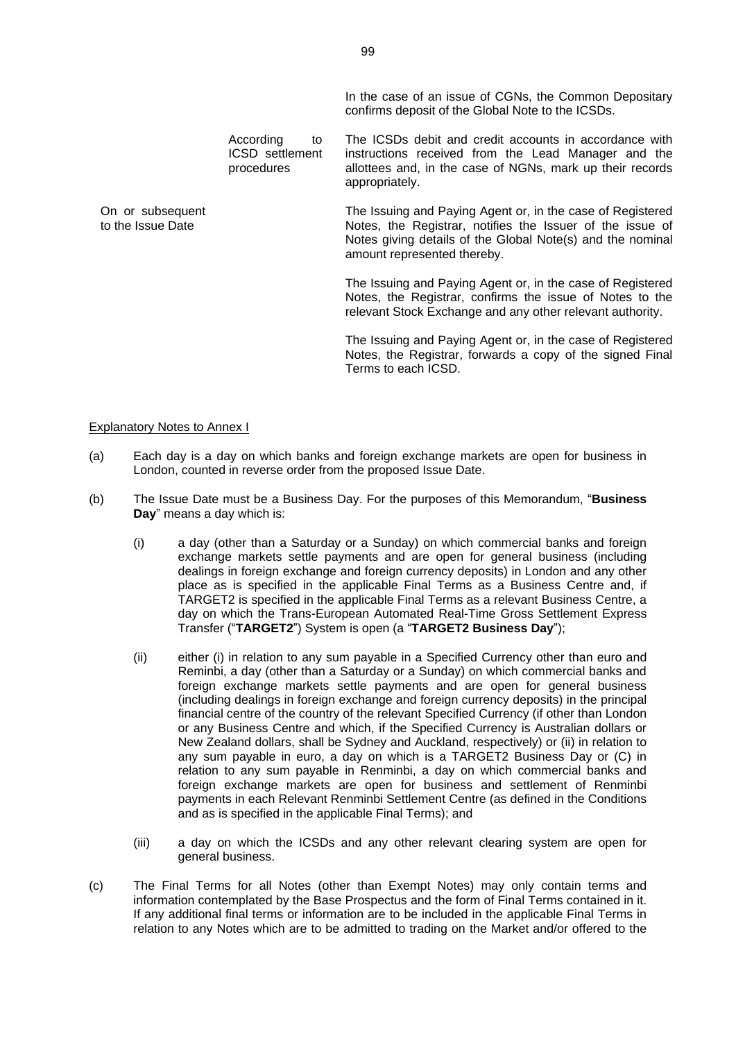| | | |
|---|---|---|
| | | In the case of an issue of CGNs, the Common Depositary confirms deposit of the Global Note to the ICSDs. |
| | According to ICSD settlement procedures | The ICSDs debit and credit accounts in accordance with instructions received from the Lead Manager and the allottees and, in the case of NGNs, mark up their records appropriately. |
| On or subsequent to the Issue Date | | The Issuing and Paying Agent or, in the case of Registered Notes, the Registrar, notifies the Issuer of the issue of Notes giving details of the Global Note(s) and the nominal amount represented thereby. |
| | | The Issuing and Paying Agent or, in the case of Registered Notes, the Registrar, confirms the issue of Notes to the relevant Stock Exchange and any other relevant authority. |
| | | The Issuing and Paying Agent or, in the case of Registered Notes, the Registrar, forwards a copy of the signed Final Terms to each ICSD. |

Explanatory Notes to Annex I

(a) Each day is a day on which banks and foreign exchange markets are open for business in London, counted in reverse order from the proposed Issue Date.

(b) The Issue Date must be a Business Day. For the purposes of this Memorandum, "**Business Day**" means a day which is:

(i) a day (other than a Saturday or a Sunday) on which commercial banks and foreign exchange markets settle payments and are open for general business (including dealings in foreign exchange and foreign currency deposits) in London and any other place as is specified in the applicable Final Terms as a Business Centre and, if TARGET2 is specified in the applicable Final Terms as a relevant Business Centre, a day on which the Trans-European Automated Real-Time Gross Settlement Express Transfer ("**TARGET2**") System is open (a "**TARGET2 Business Day**");

(ii) either (i) in relation to any sum payable in a Specified Currency other than euro and Reminbi, a day (other than a Saturday or a Sunday) on which commercial banks and foreign exchange markets settle payments and are open for general business (including dealings in foreign exchange and foreign currency deposits) in the principal financial centre of the country of the relevant Specified Currency (if other than London or any Business Centre and which, if the Specified Currency is Australian dollars or New Zealand dollars, shall be Sydney and Auckland, respectively) or (ii) in relation to any sum payable in euro, a day on which is a TARGET2 Business Day or (C) in relation to any sum payable in Renminbi, a day on which commercial banks and foreign exchange markets are open for business and settlement of Renminbi payments in each Relevant Renminbi Settlement Centre (as defined in the Conditions and as is specified in the applicable Final Terms); and

(iii) a day on which the ICSDs and any other relevant clearing system are open for general business.

(c) The Final Terms for all Notes (other than Exempt Notes) may only contain terms and information contemplated by the Base Prospectus and the form of Final Terms contained in it. If any additional final terms or information are to be included in the applicable Final Terms in relation to any Notes which are to be admitted to trading on the Market and/or offered to the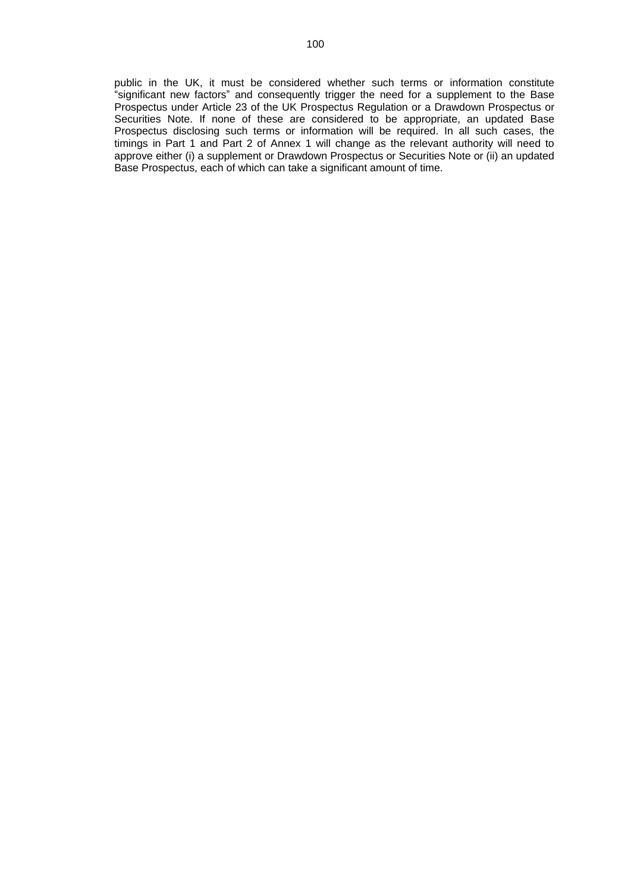public in the UK, it must be considered whether such terms or information constitute "significant new factors" and consequently trigger the need for a supplement to the Base Prospectus under Article 23 of the UK Prospectus Regulation or a Drawdown Prospectus or Securities Note. If none of these are considered to be appropriate, an updated Base Prospectus disclosing such terms or information will be required. In all such cases, the timings in Part 1 and Part 2 of Annex 1 will change as the relevant authority will need to approve either (i) a supplement or Drawdown Prospectus or Securities Note or (ii) an updated Base Prospectus, each of which can take a significant amount of time.